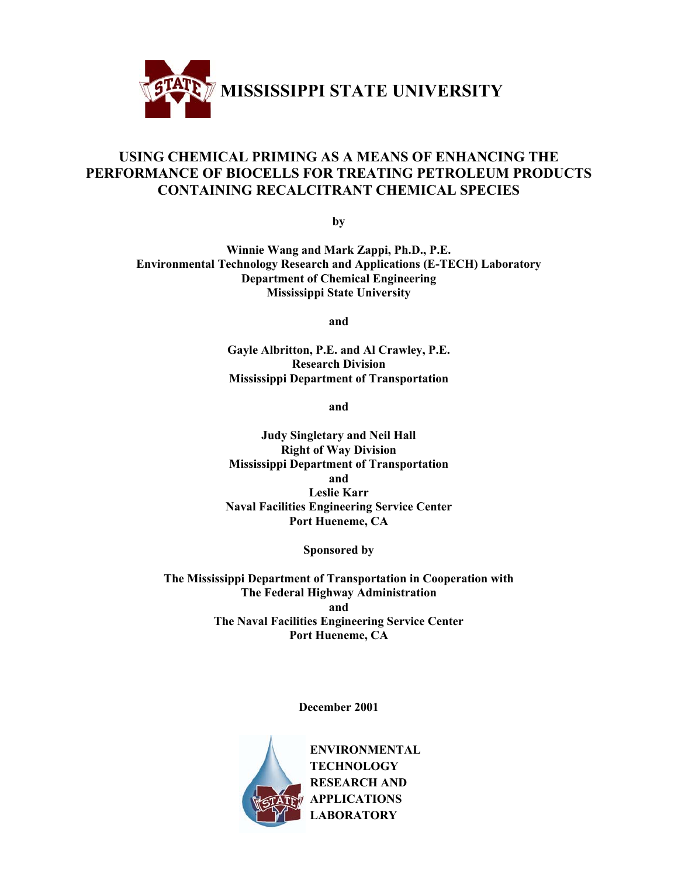# MISSISSIPPI STATE UNIVERSITY

## USING CHEMICAL PRIMING AS A MEANS OF ENHANCING THE PERFORMANCE OF BIOCELLS FOR TREATING PETROLEUM PRODUCTS CONTAINING RECALCITRANT CHEMICAL SPECIES

**by**

**Winnie Wang and Mark Zappi, Ph.D., P.E.**
**Environmental Technology Research and Applications (E-TECH) Laboratory**
**Department of Chemical Engineering**
**Mississippi State University**

**and**

**Gayle Albritton, P.E. and Al Crawley, P.E.**
**Research Division**
**Mississippi Department of Transportation**

**and**

**Judy Singletary and Neil Hall**
**Right of Way Division**
**Mississippi Department of Transportation**
**and**
**Leslie Karr**
**Naval Facilities Engineering Service Center**
**Port Hueneme, CA**

**Sponsored by**

**The Mississippi Department of Transportation in Cooperation with**
**The Federal Highway Administration**
**and**
**The Naval Facilities Engineering Service Center**
**Port Hueneme, CA**

**December 2001**

**ENVIRONMENTAL TECHNOLOGY RESEARCH AND APPLICATIONS LABORATORY**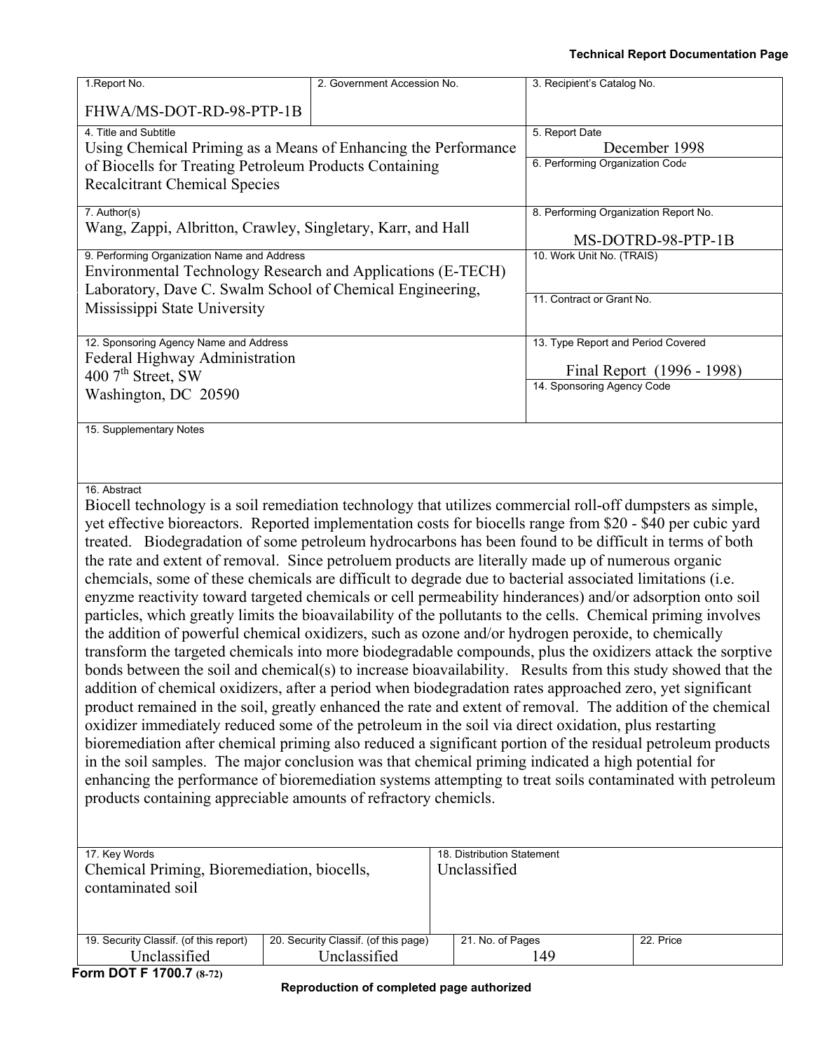**Technical Report Documentation Page**

| 1. Report No. | 2. Government Accession No. | 3. Recipient's Catalog No. |
|---|---|---|
| FHWA/MS-DOT-RD-98-PTP-1B | | |

| 4. Title and Subtitle | 5. Report Date |
|---|---|
| Using Chemical Priming as a Means of Enhancing the Performance of Biocells for Treating Petroleum Products Containing Recalcitrant Chemical Species | December 1998 |
| | 6. Performing Organization Code |
| **7. Author(s)** | **8. Performing Organization Report No.** |
| Wang, Zappi, Albritton, Crawley, Singletary, Karr, and Hall | MS-DOTRD-98-PTP-1B |
| **9. Performing Organization Name and Address** | **10. Work Unit No. (TRAIS)** |
| Environmental Technology Research and Applications (E-TECH) Laboratory, Dave C. Swalm School of Chemical Engineering, Mississippi State University | |
| | **11. Contract or Grant No.** |
| **12. Sponsoring Agency Name and Address** | **13. Type Report and Period Covered** |
| Federal Highway Administration<br>400 7th Street, SW<br>Washington, DC 20590 | Final Report (1996 - 1998) |
| | **14. Sponsoring Agency Code** |

15. Supplementary Notes

16. Abstract

Biocell technology is a soil remediation technology that utilizes commercial roll-off dumpsters as simple, yet effective bioreactors. Reported implementation costs for biocells range from \$20 - \$40 per cubic yard treated. Biodegradation of some petroleum hydrocarbons has been found to be difficult in terms of both the rate and extent of removal. Since petroluem products are literally made up of numerous organic chemcials, some of these chemicals are difficult to degrade due to bacterial associated limitations (i.e. enyzme reactivity toward targeted chemicals or cell permeability hinderances) and/or adsorption onto soil particles, which greatly limits the bioavailability of the pollutants to the cells. Chemical priming involves the addition of powerful chemical oxidizers, such as ozone and/or hydrogen peroxide, to chemically transform the targeted chemicals into more biodegradable compounds, plus the oxidizers attack the sorptive bonds between the soil and chemical(s) to increase bioavailability. Results from this study showed that the addition of chemical oxidizers, after a period when biodegradation rates approached zero, yet significant product remained in the soil, greatly enhanced the rate and extent of removal. The addition of the chemical oxidizer immediately reduced some of the petroleum in the soil via direct oxidation, plus restarting bioremediation after chemical priming also reduced a significant portion of the residual petroleum products in the soil samples. The major conclusion was that chemical priming indicated a high potential for enhancing the performance of bioremediation systems attempting to treat soils contaminated with petroleum products containing appreciable amounts of refractory chemicls.

| 17. Key Words | 18. Distribution Statement |
|---|---|
| Chemical Priming, Bioremediation, biocells, contaminated soil | Unclassified |

| 19. Security Classif. (of this report) | 20. Security Classif. (of this page) | 21. No. of Pages | 22. Price |
|---|---|---|---|
| Unclassified | Unclassified | 149 | |

**Form DOT F 1700.7 (8-72)**

**Reproduction of completed page authorized**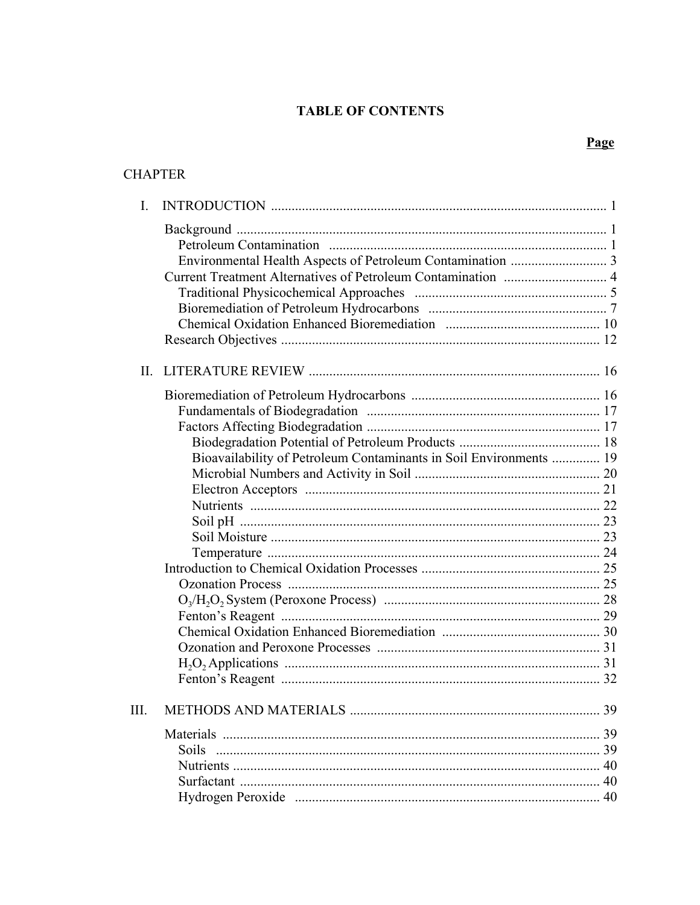# TABLE OF CONTENTS

**Page**

CHAPTER

I. INTRODUCTION ................................................................................................ 1

- Background ........................................................................................................ 1
  - Petroleum Contamination ................................................................................ 1
  - Environmental Health Aspects of Petroleum Contamination ............................ 3
- Current Treatment Alternatives of Petroleum Contamination .............................. 4
  - Traditional Physicochemical Approaches ........................................................ 5
  - Bioremediation of Petroleum Hydrocarbons .................................................... 7
  - Chemical Oxidation Enhanced Bioremediation ............................................. 10
- Research Objectives ......................................................................................... 12

II. LITERATURE REVIEW .................................................................................... 16

- Bioremediation of Petroleum Hydrocarbons ...................................................... 16
  - Fundamentals of Biodegradation .................................................................... 17
  - Factors Affecting Biodegradation .................................................................... 17
    - Biodegradation Potential of Petroleum Products .......................................... 18
    - Bioavailability of Petroleum Contaminants in Soil Environments .............. 19
    - Microbial Numbers and Activity in Soil ...................................................... 20
    - Electron Acceptors ...................................................................................... 21
    - Nutrients ...................................................................................................... 22
    - Soil pH ........................................................................................................ 23
    - Soil Moisture ................................................................................................ 23
    - Temperature ................................................................................................. 24
- Introduction to Chemical Oxidation Processes .................................................... 25
  - Ozonation Process .......................................................................................... 25
  - $O_3$/$H_2O_2$ System (Peroxone Process) ............................................... 28
  - Fenton's Reagent ............................................................................................ 29
  - Chemical Oxidation Enhanced Bioremediation .............................................. 30
  - Ozonation and Peroxone Processes ................................................................. 31
  - $H_2O_2$ Applications ................................................................................... 31
  - Fenton's Reagent ............................................................................................ 32

III. METHODS AND MATERIALS ......................................................................... 39

- Materials ............................................................................................................. 39
  - Soils ................................................................................................................ 39
  - Nutrients ......................................................................................................... 40
  - Surfactant ........................................................................................................ 40
  - Hydrogen Peroxide ......................................................................................... 40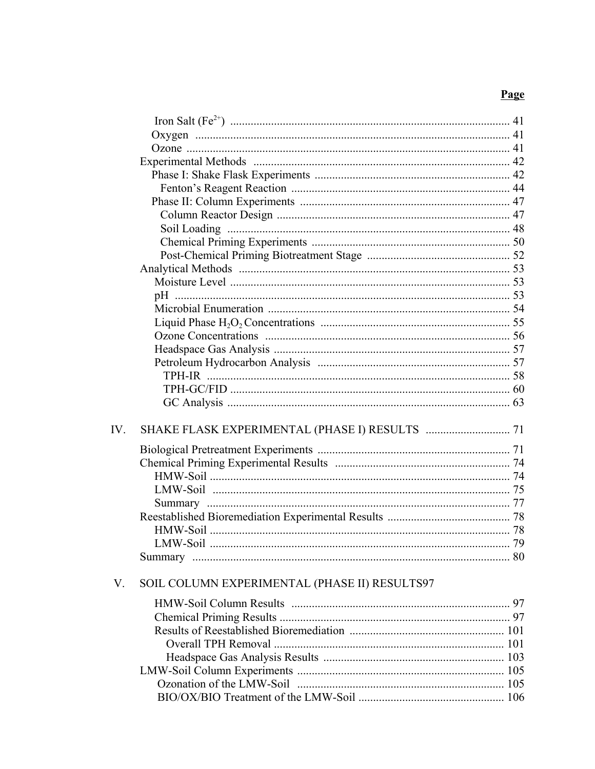**Page**

Iron Salt ($Fe^{2+}$) ........ 41
Oxygen ........ 41
Ozone ........ 41
Experimental Methods ........ 42
Phase I: Shake Flask Experiments ........ 42
Fenton's Reagent Reaction ........ 44
Phase II: Column Experiments ........ 47
Column Reactor Design ........ 47
Soil Loading ........ 48
Chemical Priming Experiments ........ 50
Post-Chemical Priming Biotreatment Stage ........ 52
Analytical Methods ........ 53
Moisture Level ........ 53
pH ........ 53
Microbial Enumeration ........ 54
Liquid Phase $H_2O_2$ Concentrations ........ 55
Ozone Concentrations ........ 56
Headspace Gas Analysis ........ 57
Petroleum Hydrocarbon Analysis ........ 57
TPH-IR ........ 58
TPH-GC/FID ........ 60
GC Analysis ........ 63

IV. SHAKE FLASK EXPERIMENTAL (PHASE I) RESULTS ........ 71

Biological Pretreatment Experiments ........ 71
Chemical Priming Experimental Results ........ 74
HMW-Soil ........ 74
LMW-Soil ........ 75
Summary ........ 77
Reestablished Bioremediation Experimental Results ........ 78
HMW-Soil ........ 78
LMW-Soil ........ 79
Summary ........ 80

V. SOIL COLUMN EXPERIMENTAL (PHASE II) RESULTS97

HMW-Soil Column Results ........ 97
Chemical Priming Results ........ 97
Results of Reestablished Bioremediation ........ 101
Overall TPH Removal ........ 101
Headspace Gas Analysis Results ........ 103
LMW-Soil Column Experiments ........ 105
Ozonation of the LMW-Soil ........ 105
BIO/OX/BIO Treatment of the LMW-Soil ........ 106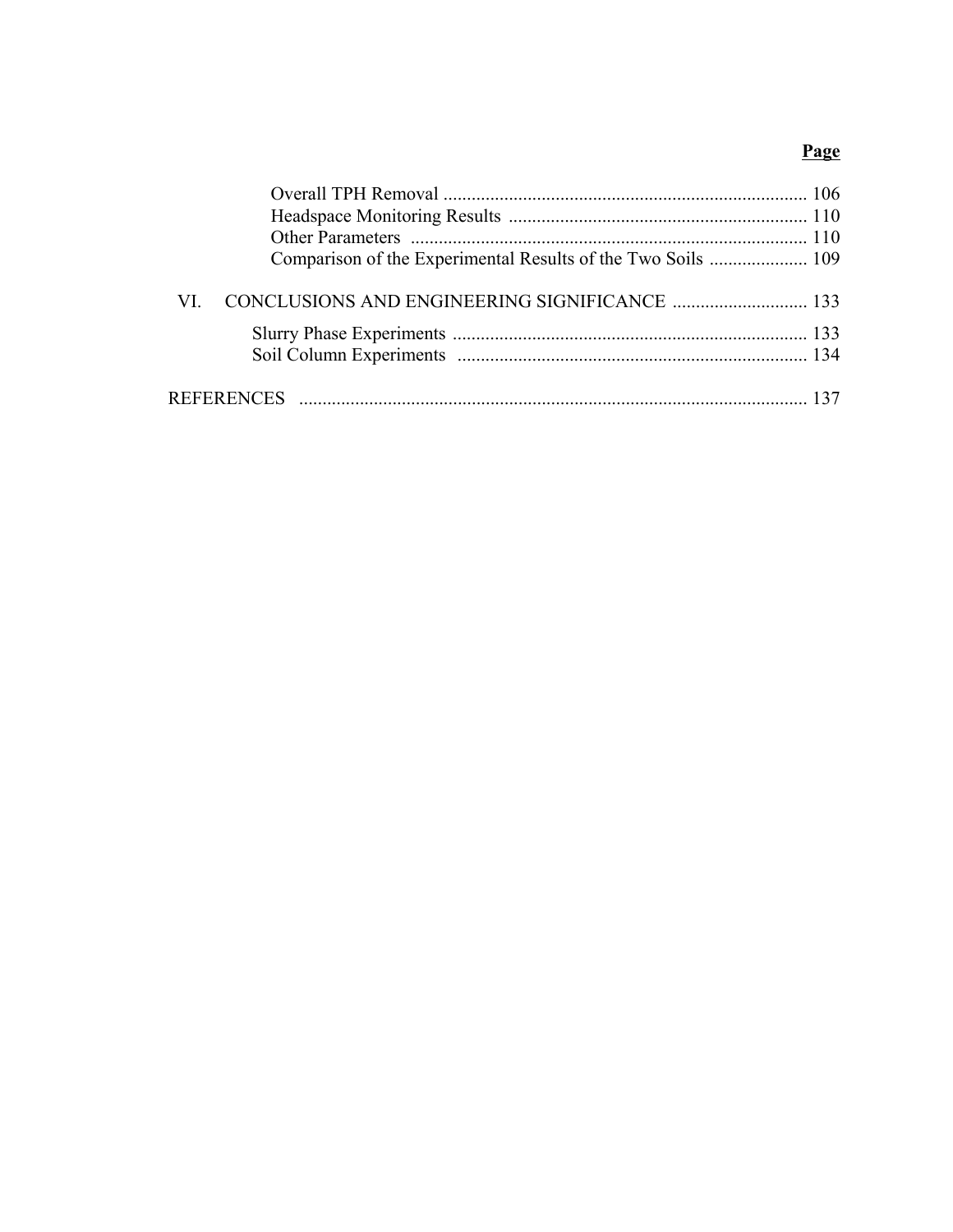**Page**

Overall TPH Removal ............................................................................. 106
Headspace Monitoring Results ................................................................ 110
Other Parameters ..................................................................................... 110
Comparison of the Experimental Results of the Two Soils ..................... 109

VI. CONCLUSIONS AND ENGINEERING SIGNIFICANCE ............................ 133

Slurry Phase Experiments ............................................................................ 133
Soil Column Experiments ........................................................................... 134

REFERENCES ............................................................................................................ 137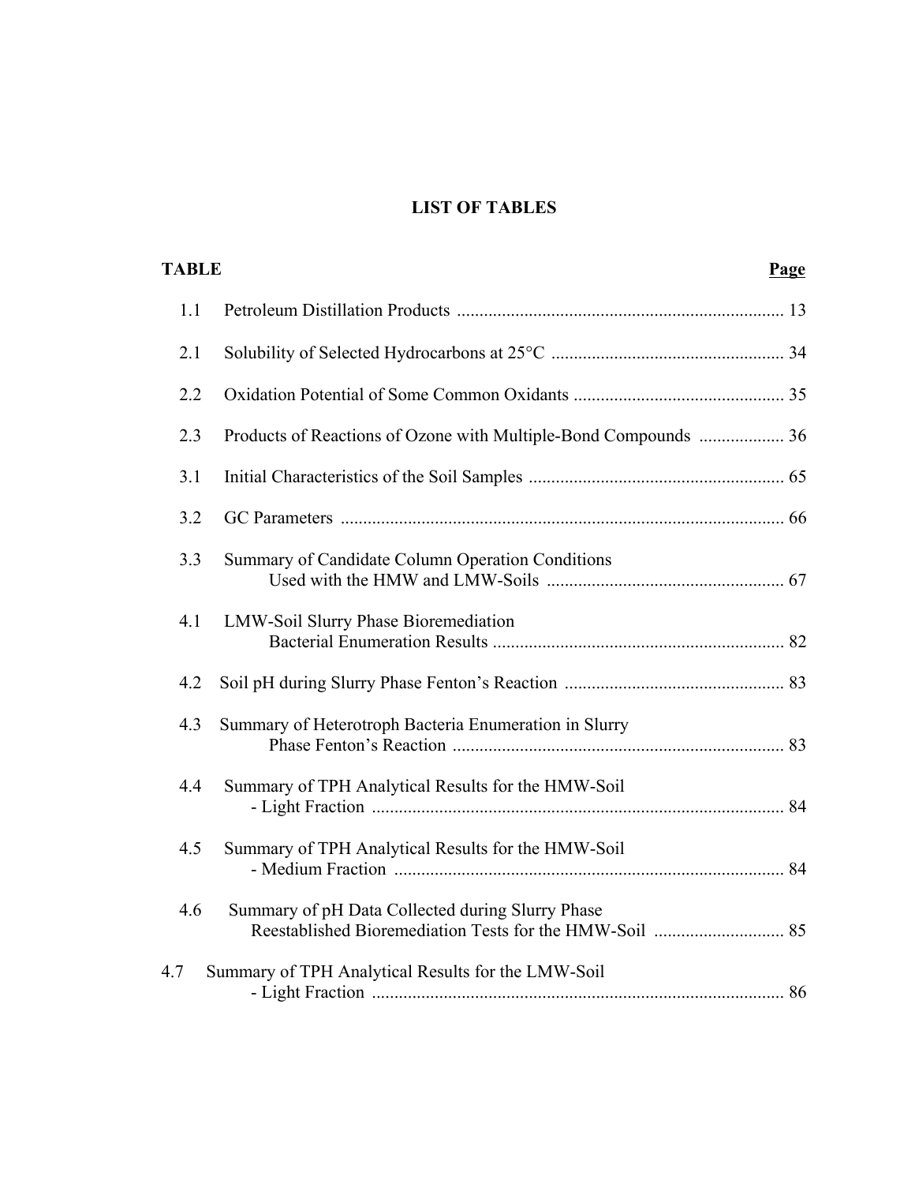# LIST OF TABLES

| TABLE | | Page |
|---|---|---|
| 1.1 | Petroleum Distillation Products | 13 |
| 2.1 | Solubility of Selected Hydrocarbons at 25°C | 34 |
| 2.2 | Oxidation Potential of Some Common Oxidants | 35 |
| 2.3 | Products of Reactions of Ozone with Multiple-Bond Compounds | 36 |
| 3.1 | Initial Characteristics of the Soil Samples | 65 |
| 3.2 | GC Parameters | 66 |
| 3.3 | Summary of Candidate Column Operation Conditions Used with the HMW and LMW-Soils | 67 |
| 4.1 | LMW-Soil Slurry Phase Bioremediation Bacterial Enumeration Results | 82 |
| 4.2 | Soil pH during Slurry Phase Fenton's Reaction | 83 |
| 4.3 | Summary of Heterotroph Bacteria Enumeration in Slurry Phase Fenton's Reaction | 83 |
| 4.4 | Summary of TPH Analytical Results for the HMW-Soil - Light Fraction | 84 |
| 4.5 | Summary of TPH Analytical Results for the HMW-Soil - Medium Fraction | 84 |
| 4.6 | Summary of pH Data Collected during Slurry Phase Reestablished Bioremediation Tests for the HMW-Soil | 85 |
| 4.7 | Summary of TPH Analytical Results for the LMW-Soil - Light Fraction | 86 |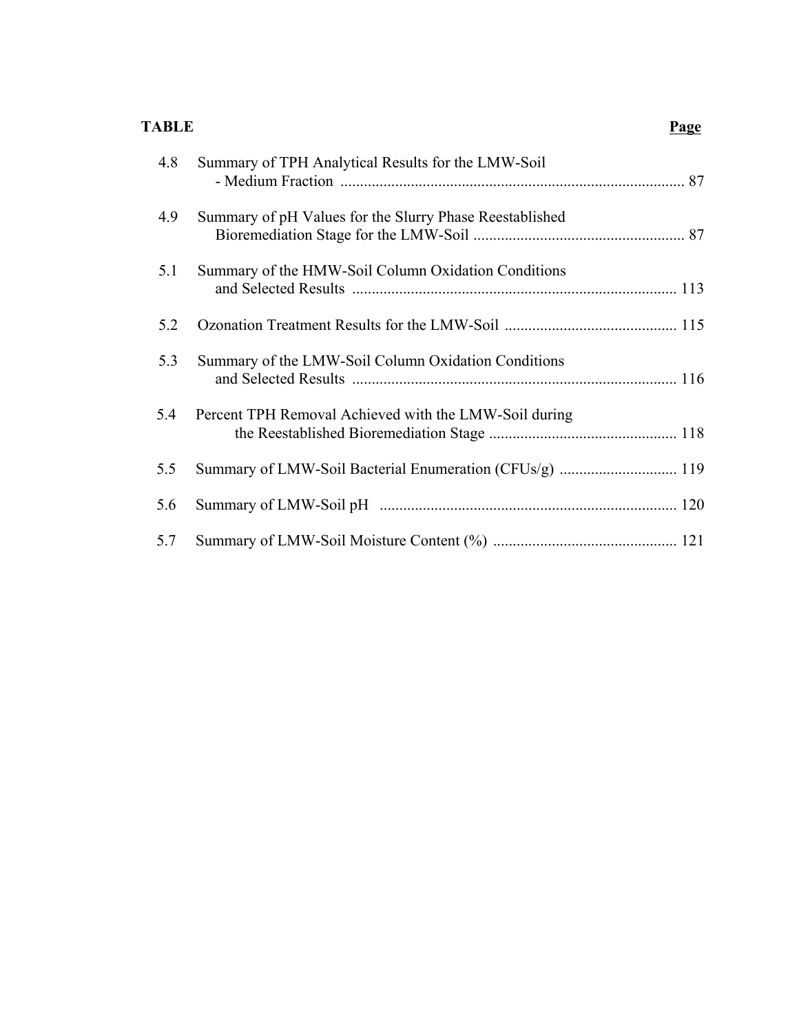| TABLE | | Page |
|---|---|---|
| 4.8 | Summary of TPH Analytical Results for the LMW-Soil - Medium Fraction | 87 |
| 4.9 | Summary of pH Values for the Slurry Phase Reestablished Bioremediation Stage for the LMW-Soil | 87 |
| 5.1 | Summary of the HMW-Soil Column Oxidation Conditions and Selected Results | 113 |
| 5.2 | Ozonation Treatment Results for the LMW-Soil | 115 |
| 5.3 | Summary of the LMW-Soil Column Oxidation Conditions and Selected Results | 116 |
| 5.4 | Percent TPH Removal Achieved with the LMW-Soil during the Reestablished Bioremediation Stage | 118 |
| 5.5 | Summary of LMW-Soil Bacterial Enumeration (CFUs/g) | 119 |
| 5.6 | Summary of LMW-Soil pH | 120 |
| 5.7 | Summary of LMW-Soil Moisture Content (%) | 121 |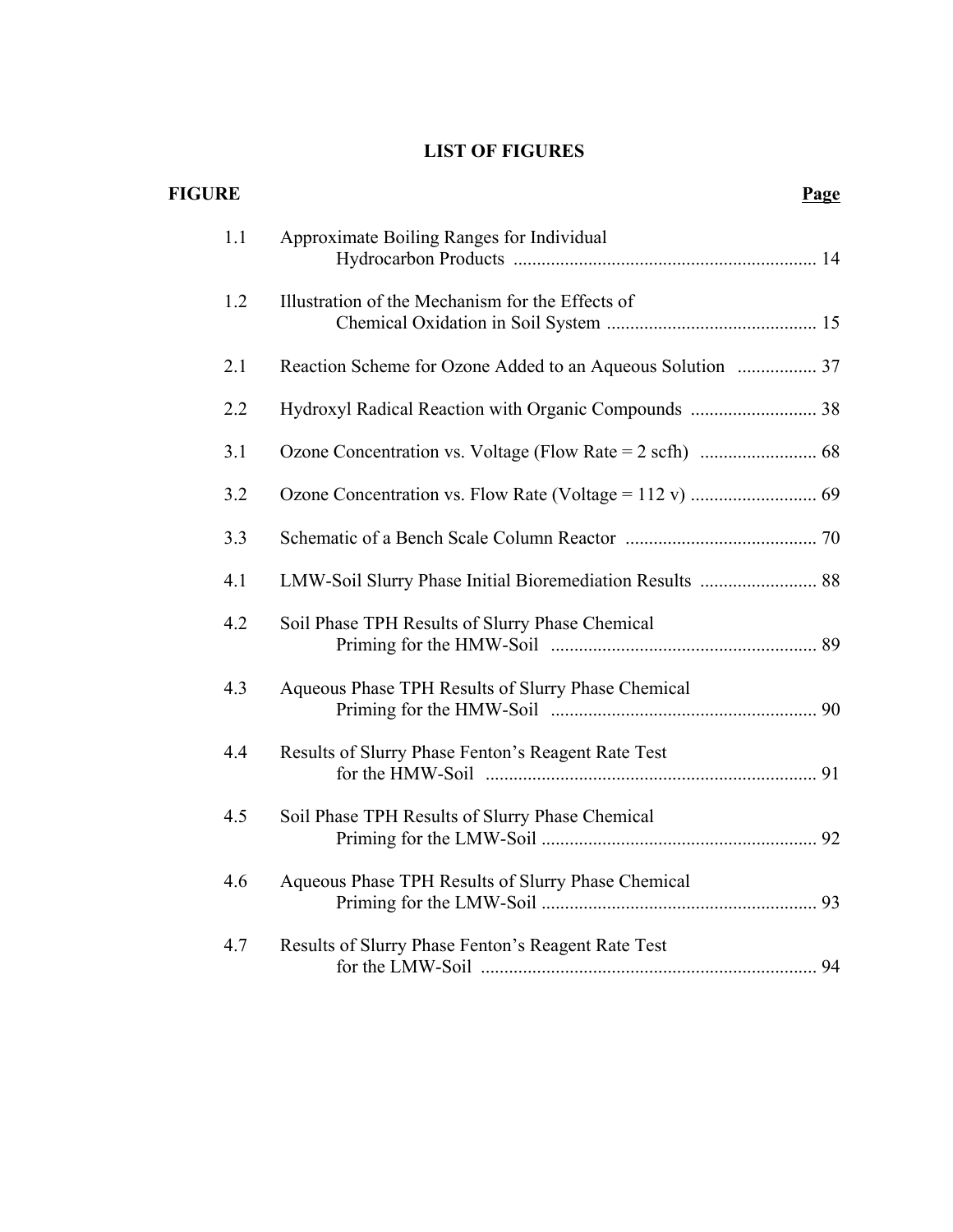# LIST OF FIGURES

| FIGURE | | Page |
|---|---|---|
| 1.1 | Approximate Boiling Ranges for Individual Hydrocarbon Products | 14 |
| 1.2 | Illustration of the Mechanism for the Effects of Chemical Oxidation in Soil System | 15 |
| 2.1 | Reaction Scheme for Ozone Added to an Aqueous Solution | 37 |
| 2.2 | Hydroxyl Radical Reaction with Organic Compounds | 38 |
| 3.1 | Ozone Concentration vs. Voltage (Flow Rate = 2 scfh) | 68 |
| 3.2 | Ozone Concentration vs. Flow Rate (Voltage = 112 v) | 69 |
| 3.3 | Schematic of a Bench Scale Column Reactor | 70 |
| 4.1 | LMW-Soil Slurry Phase Initial Bioremediation Results | 88 |
| 4.2 | Soil Phase TPH Results of Slurry Phase Chemical Priming for the HMW-Soil | 89 |
| 4.3 | Aqueous Phase TPH Results of Slurry Phase Chemical Priming for the HMW-Soil | 90 |
| 4.4 | Results of Slurry Phase Fenton's Reagent Rate Test for the HMW-Soil | 91 |
| 4.5 | Soil Phase TPH Results of Slurry Phase Chemical Priming for the LMW-Soil | 92 |
| 4.6 | Aqueous Phase TPH Results of Slurry Phase Chemical Priming for the LMW-Soil | 93 |
| 4.7 | Results of Slurry Phase Fenton's Reagent Rate Test for the LMW-Soil | 94 |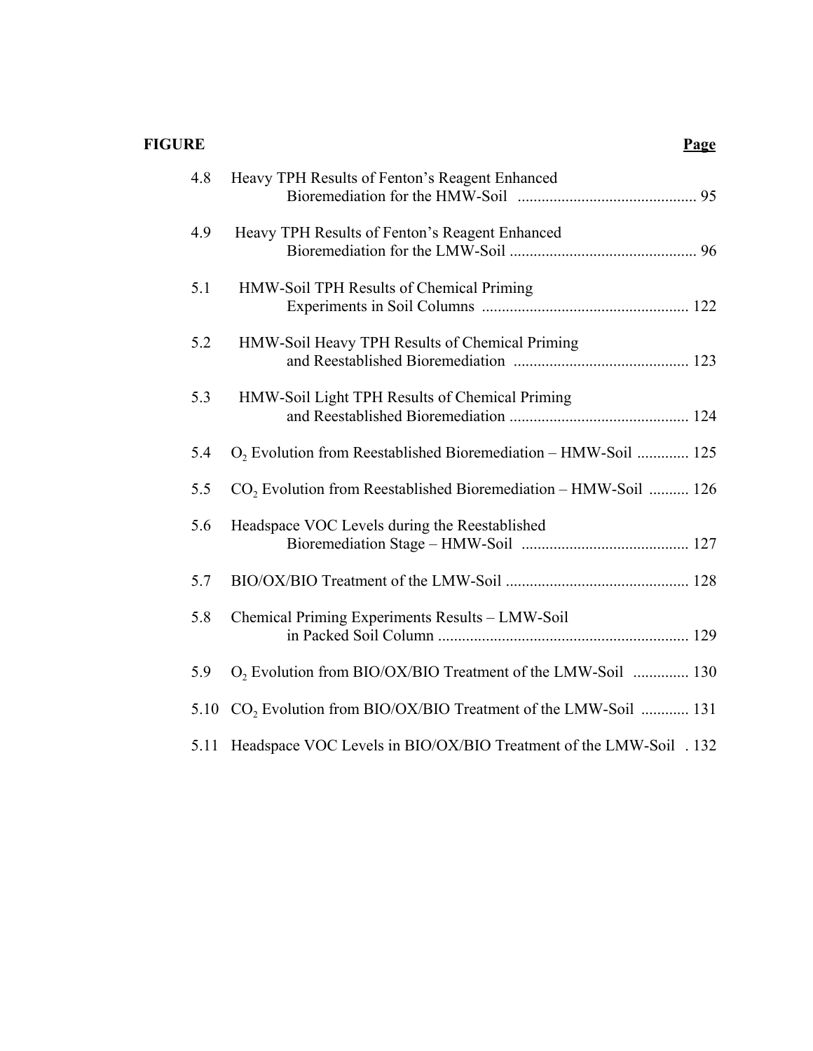| FIGURE | | Page |
| --- | --- | --- |
| 4.8 | Heavy TPH Results of Fenton's Reagent Enhanced Bioremediation for the HMW-Soil | 95 |
| 4.9 | Heavy TPH Results of Fenton's Reagent Enhanced Bioremediation for the LMW-Soil | 96 |
| 5.1 | HMW-Soil TPH Results of Chemical Priming Experiments in Soil Columns | 122 |
| 5.2 | HMW-Soil Heavy TPH Results of Chemical Priming and Reestablished Bioremediation | 123 |
| 5.3 | HMW-Soil Light TPH Results of Chemical Priming and Reestablished Bioremediation | 124 |
| 5.4 | $O_2$ Evolution from Reestablished Bioremediation – HMW-Soil | 125 |
| 5.5 | $CO_2$ Evolution from Reestablished Bioremediation – HMW-Soil | 126 |
| 5.6 | Headspace VOC Levels during the Reestablished Bioremediation Stage – HMW-Soil | 127 |
| 5.7 | BIO/OX/BIO Treatment of the LMW-Soil | 128 |
| 5.8 | Chemical Priming Experiments Results – LMW-Soil in Packed Soil Column | 129 |
| 5.9 | $O_2$ Evolution from BIO/OX/BIO Treatment of the LMW-Soil | 130 |
| 5.10 | $CO_2$ Evolution from BIO/OX/BIO Treatment of the LMW-Soil | 131 |
| 5.11 | Headspace VOC Levels in BIO/OX/BIO Treatment of the LMW-Soil | 132 |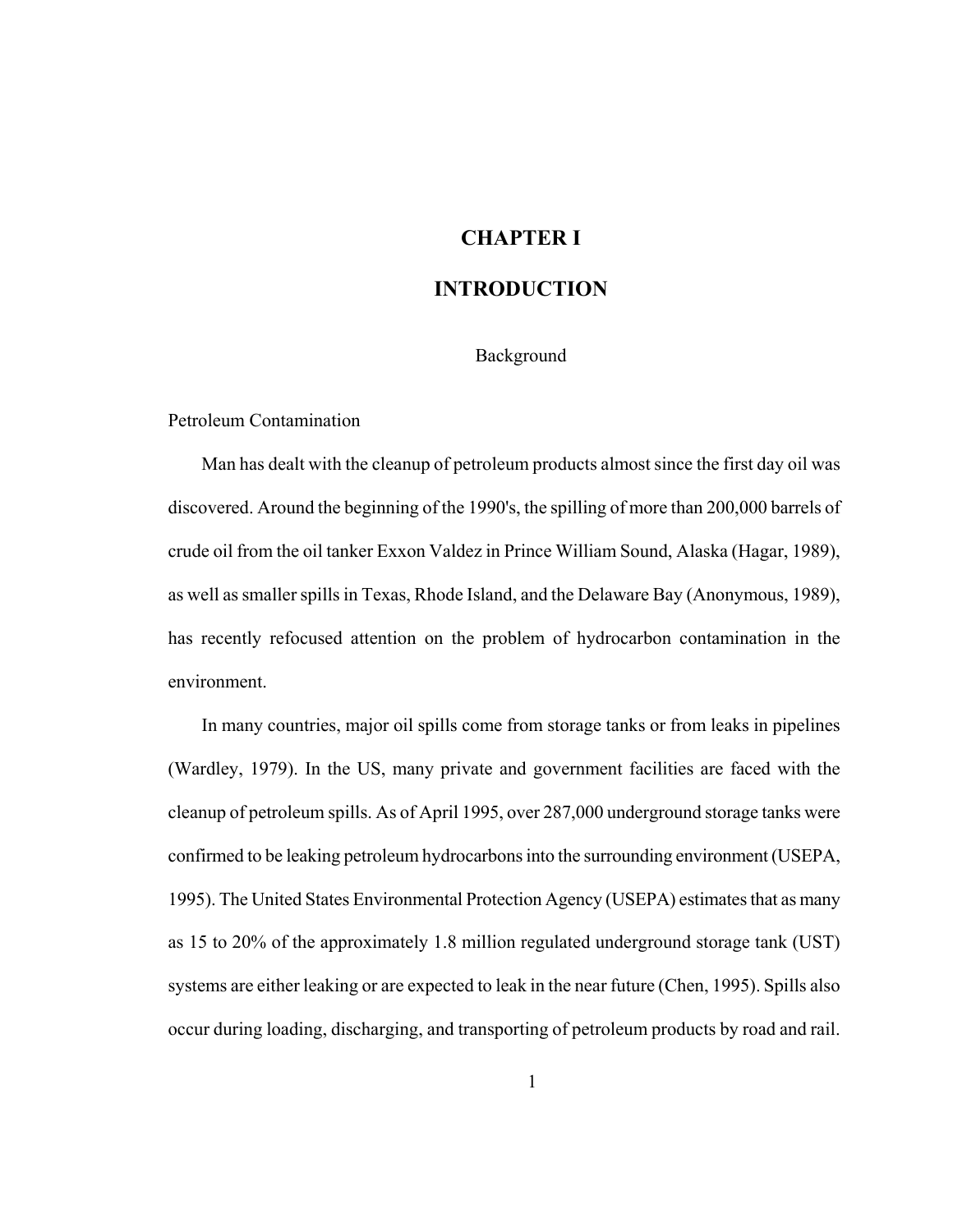# CHAPTER I

# INTRODUCTION

## Background

### Petroleum Contamination

Man has dealt with the cleanup of petroleum products almost since the first day oil was discovered. Around the beginning of the 1990's, the spilling of more than 200,000 barrels of crude oil from the oil tanker Exxon Valdez in Prince William Sound, Alaska (Hagar, 1989), as well as smaller spills in Texas, Rhode Island, and the Delaware Bay (Anonymous, 1989), has recently refocused attention on the problem of hydrocarbon contamination in the environment.

In many countries, major oil spills come from storage tanks or from leaks in pipelines (Wardley, 1979). In the US, many private and government facilities are faced with the cleanup of petroleum spills. As of April 1995, over 287,000 underground storage tanks were confirmed to be leaking petroleum hydrocarbons into the surrounding environment (USEPA, 1995). The United States Environmental Protection Agency (USEPA) estimates that as many as 15 to 20% of the approximately 1.8 million regulated underground storage tank (UST) systems are either leaking or are expected to leak in the near future (Chen, 1995). Spills also occur during loading, discharging, and transporting of petroleum products by road and rail.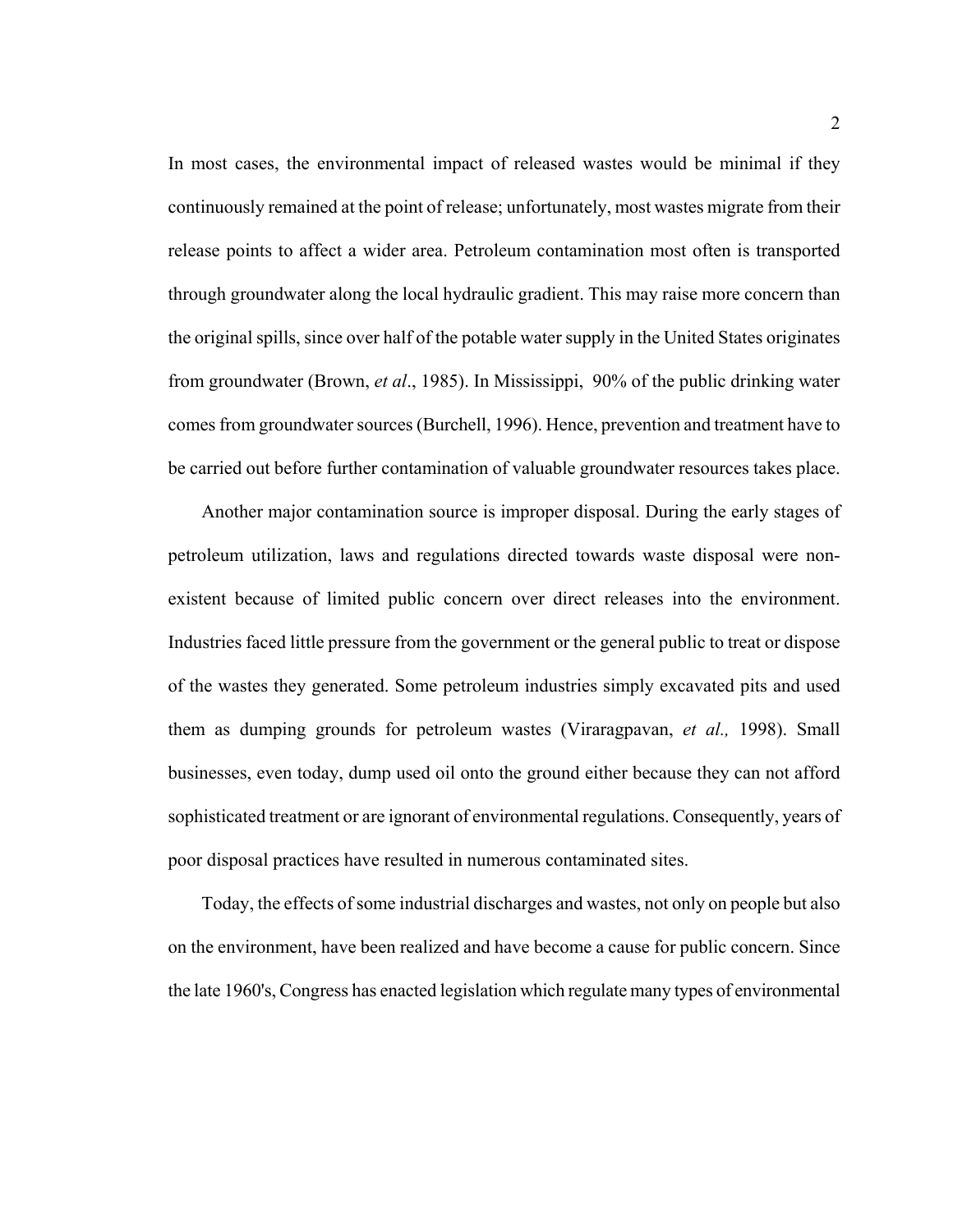In most cases, the environmental impact of released wastes would be minimal if they continuously remained at the point of release; unfortunately, most wastes migrate from their release points to affect a wider area. Petroleum contamination most often is transported through groundwater along the local hydraulic gradient. This may raise more concern than the original spills, since over half of the potable water supply in the United States originates from groundwater (Brown, *et al*., 1985). In Mississippi, 90% of the public drinking water comes from groundwater sources (Burchell, 1996). Hence, prevention and treatment have to be carried out before further contamination of valuable groundwater resources takes place.

Another major contamination source is improper disposal. During the early stages of petroleum utilization, laws and regulations directed towards waste disposal were non-existent because of limited public concern over direct releases into the environment. Industries faced little pressure from the government or the general public to treat or dispose of the wastes they generated. Some petroleum industries simply excavated pits and used them as dumping grounds for petroleum wastes (Viraragpavan, *et al.,* 1998). Small businesses, even today, dump used oil onto the ground either because they can not afford sophisticated treatment or are ignorant of environmental regulations. Consequently, years of poor disposal practices have resulted in numerous contaminated sites.

Today, the effects of some industrial discharges and wastes, not only on people but also on the environment, have been realized and have become a cause for public concern. Since the late 1960's, Congress has enacted legislation which regulate many types of environmental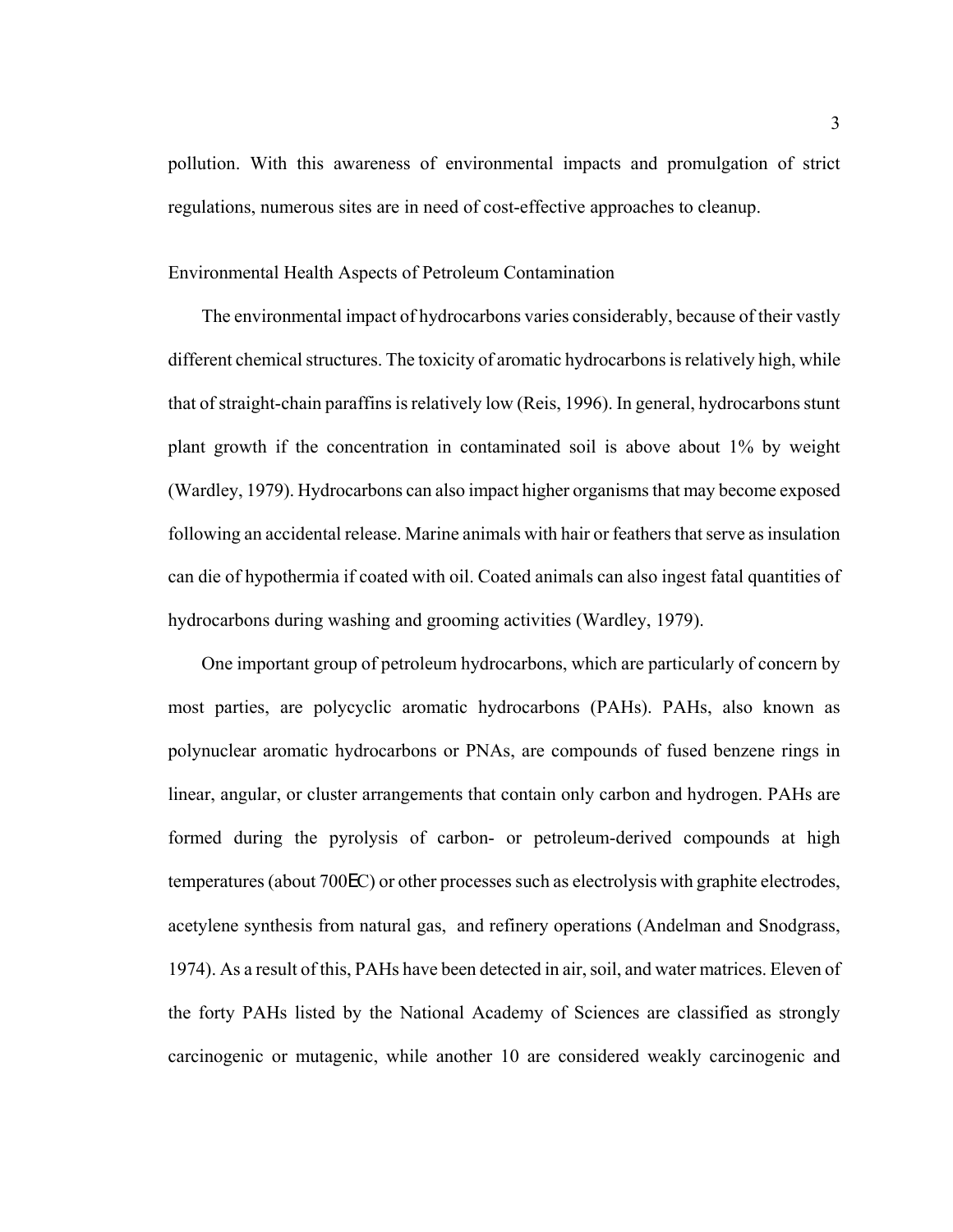pollution. With this awareness of environmental impacts and promulgation of strict regulations, numerous sites are in need of cost-effective approaches to cleanup.

## Environmental Health Aspects of Petroleum Contamination

The environmental impact of hydrocarbons varies considerably, because of their vastly different chemical structures. The toxicity of aromatic hydrocarbons is relatively high, while that of straight-chain paraffins is relatively low (Reis, 1996). In general, hydrocarbons stunt plant growth if the concentration in contaminated soil is above about 1% by weight (Wardley, 1979). Hydrocarbons can also impact higher organisms that may become exposed following an accidental release. Marine animals with hair or feathers that serve as insulation can die of hypothermia if coated with oil. Coated animals can also ingest fatal quantities of hydrocarbons during washing and grooming activities (Wardley, 1979).

One important group of petroleum hydrocarbons, which are particularly of concern by most parties, are polycyclic aromatic hydrocarbons (PAHs). PAHs, also known as polynuclear aromatic hydrocarbons or PNAs, are compounds of fused benzene rings in linear, angular, or cluster arrangements that contain only carbon and hydrogen. PAHs are formed during the pyrolysis of carbon- or petroleum-derived compounds at high temperatures (about 700EC) or other processes such as electrolysis with graphite electrodes, acetylene synthesis from natural gas, and refinery operations (Andelman and Snodgrass, 1974). As a result of this, PAHs have been detected in air, soil, and water matrices. Eleven of the forty PAHs listed by the National Academy of Sciences are classified as strongly carcinogenic or mutagenic, while another 10 are considered weakly carcinogenic and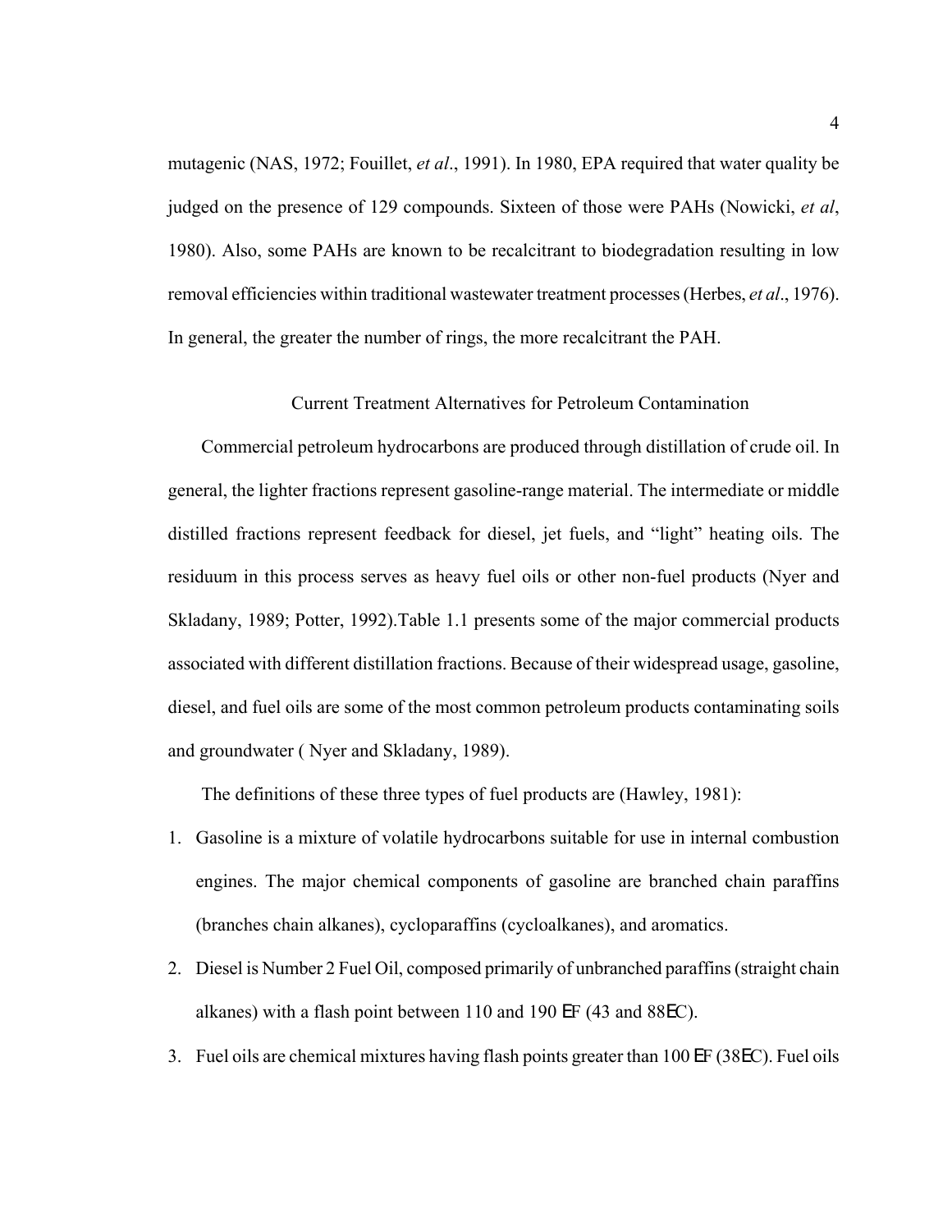mutagenic (NAS, 1972; Fouillet, *et al*., 1991). In 1980, EPA required that water quality be judged on the presence of 129 compounds. Sixteen of those were PAHs (Nowicki, *et al*, 1980). Also, some PAHs are known to be recalcitrant to biodegradation resulting in low removal efficiencies within traditional wastewater treatment processes (Herbes, *et al*., 1976). In general, the greater the number of rings, the more recalcitrant the PAH.

## Current Treatment Alternatives for Petroleum Contamination

Commercial petroleum hydrocarbons are produced through distillation of crude oil. In general, the lighter fractions represent gasoline-range material. The intermediate or middle distilled fractions represent feedback for diesel, jet fuels, and "light" heating oils. The residuum in this process serves as heavy fuel oils or other non-fuel products (Nyer and Skladany, 1989; Potter, 1992).Table 1.1 presents some of the major commercial products associated with different distillation fractions. Because of their widespread usage, gasoline, diesel, and fuel oils are some of the most common petroleum products contaminating soils and groundwater ( Nyer and Skladany, 1989).

The definitions of these three types of fuel products are (Hawley, 1981):

1. Gasoline is a mixture of volatile hydrocarbons suitable for use in internal combustion engines. The major chemical components of gasoline are branched chain paraffins (branches chain alkanes), cycloparaffins (cycloalkanes), and aromatics.
2. Diesel is Number 2 Fuel Oil, composed primarily of unbranched paraffins (straight chain alkanes) with a flash point between 110 and 190 °F (43 and 88°C).
3. Fuel oils are chemical mixtures having flash points greater than 100 °F (38°C). Fuel oils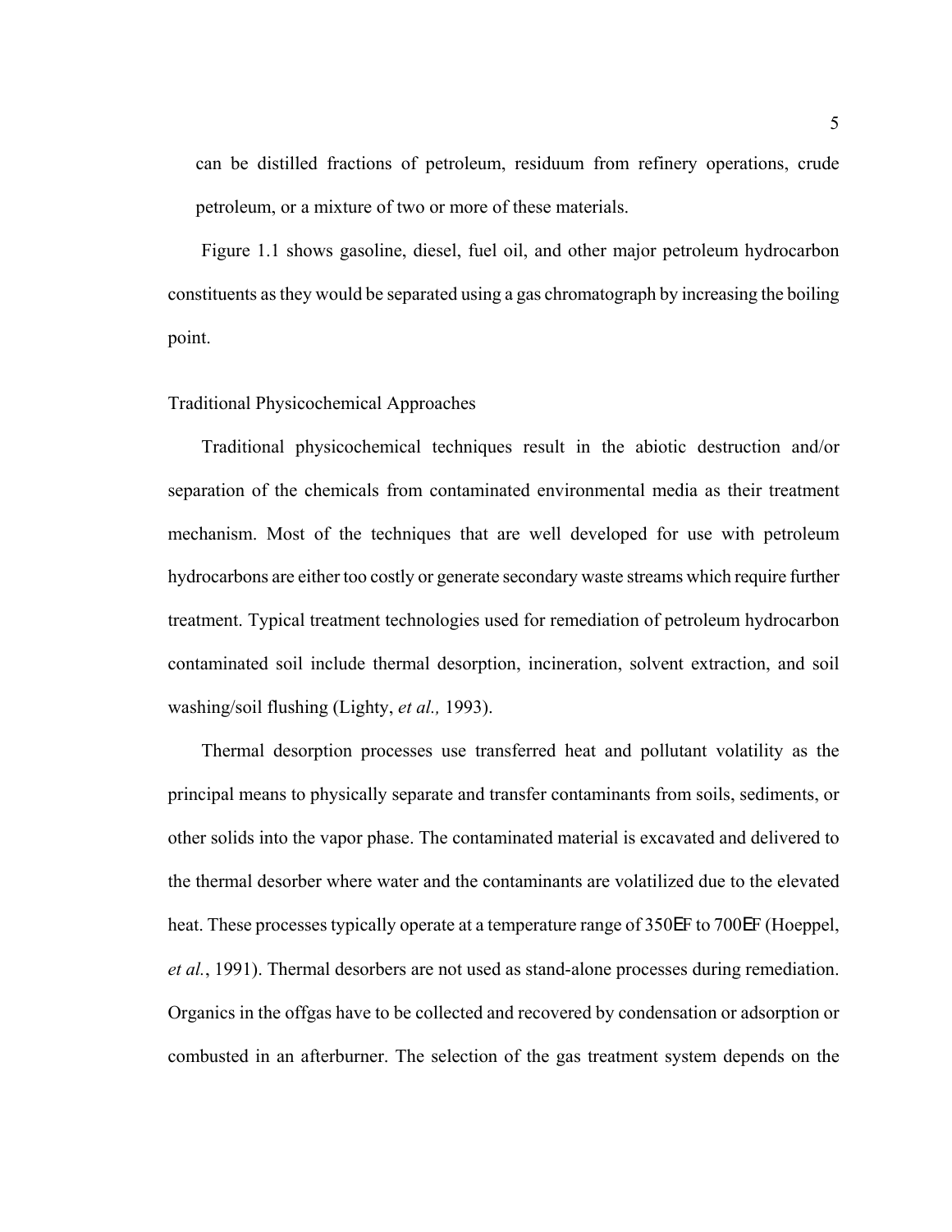can be distilled fractions of petroleum, residuum from refinery operations, crude petroleum, or a mixture of two or more of these materials.

Figure 1.1 shows gasoline, diesel, fuel oil, and other major petroleum hydrocarbon constituents as they would be separated using a gas chromatograph by increasing the boiling point.

## Traditional Physicochemical Approaches

Traditional physicochemical techniques result in the abiotic destruction and/or separation of the chemicals from contaminated environmental media as their treatment mechanism. Most of the techniques that are well developed for use with petroleum hydrocarbons are either too costly or generate secondary waste streams which require further treatment. Typical treatment technologies used for remediation of petroleum hydrocarbon contaminated soil include thermal desorption, incineration, solvent extraction, and soil washing/soil flushing (Lighty, *et al.,* 1993).

Thermal desorption processes use transferred heat and pollutant volatility as the principal means to physically separate and transfer contaminants from soils, sediments, or other solids into the vapor phase. The contaminated material is excavated and delivered to the thermal desorber where water and the contaminants are volatilized due to the elevated heat. These processes typically operate at a temperature range of 350°F to 700°F (Hoeppel, *et al.*, 1991). Thermal desorbers are not used as stand-alone processes during remediation. Organics in the offgas have to be collected and recovered by condensation or adsorption or combusted in an afterburner. The selection of the gas treatment system depends on the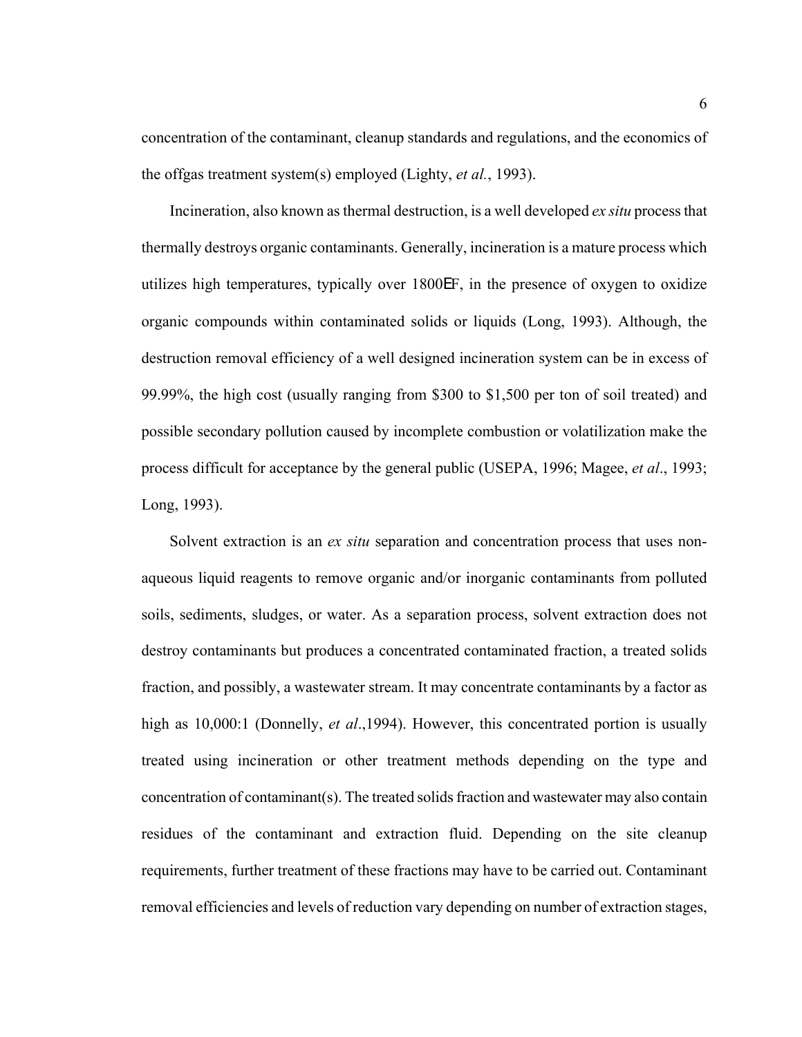concentration of the contaminant, cleanup standards and regulations, and the economics of the offgas treatment system(s) employed (Lighty, *et al.*, 1993).

Incineration, also known as thermal destruction, is a well developed *ex situ* process that thermally destroys organic contaminants. Generally, incineration is a mature process which utilizes high temperatures, typically over 1800°F, in the presence of oxygen to oxidize organic compounds within contaminated solids or liquids (Long, 1993). Although, the destruction removal efficiency of a well designed incineration system can be in excess of 99.99%, the high cost (usually ranging from $300 to $1,500 per ton of soil treated) and possible secondary pollution caused by incomplete combustion or volatilization make the process difficult for acceptance by the general public (USEPA, 1996; Magee, *et al*., 1993; Long, 1993).

Solvent extraction is an *ex situ* separation and concentration process that uses non-aqueous liquid reagents to remove organic and/or inorganic contaminants from polluted soils, sediments, sludges, or water. As a separation process, solvent extraction does not destroy contaminants but produces a concentrated contaminated fraction, a treated solids fraction, and possibly, a wastewater stream. It may concentrate contaminants by a factor as high as 10,000:1 (Donnelly, *et al*.,1994). However, this concentrated portion is usually treated using incineration or other treatment methods depending on the type and concentration of contaminant(s). The treated solids fraction and wastewater may also contain residues of the contaminant and extraction fluid. Depending on the site cleanup requirements, further treatment of these fractions may have to be carried out. Contaminant removal efficiencies and levels of reduction vary depending on number of extraction stages,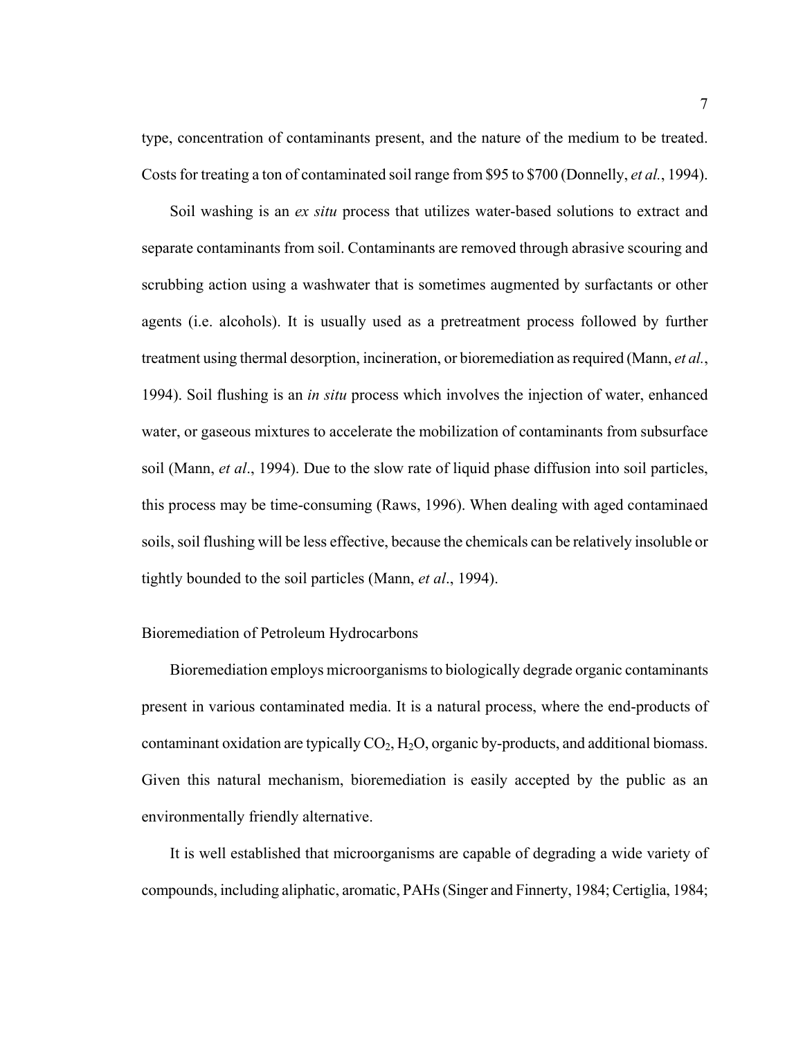type, concentration of contaminants present, and the nature of the medium to be treated. Costs for treating a ton of contaminated soil range from \$95 to \$700 (Donnelly, *et al.*, 1994).

Soil washing is an *ex situ* process that utilizes water-based solutions to extract and separate contaminants from soil. Contaminants are removed through abrasive scouring and scrubbing action using a washwater that is sometimes augmented by surfactants or other agents (i.e. alcohols). It is usually used as a pretreatment process followed by further treatment using thermal desorption, incineration, or bioremediation as required (Mann, *et al.*, 1994). Soil flushing is an *in situ* process which involves the injection of water, enhanced water, or gaseous mixtures to accelerate the mobilization of contaminants from subsurface soil (Mann, *et al*., 1994). Due to the slow rate of liquid phase diffusion into soil particles, this process may be time-consuming (Raws, 1996). When dealing with aged contaminaed soils, soil flushing will be less effective, because the chemicals can be relatively insoluble or tightly bounded to the soil particles (Mann, *et al*., 1994).

## Bioremediation of Petroleum Hydrocarbons

Bioremediation employs microorganisms to biologically degrade organic contaminants present in various contaminated media. It is a natural process, where the end-products of contaminant oxidation are typically $CO_2$, $H_2O$, organic by-products, and additional biomass. Given this natural mechanism, bioremediation is easily accepted by the public as an environmentally friendly alternative.

It is well established that microorganisms are capable of degrading a wide variety of compounds, including aliphatic, aromatic, PAHs (Singer and Finnerty, 1984; Certiglia, 1984;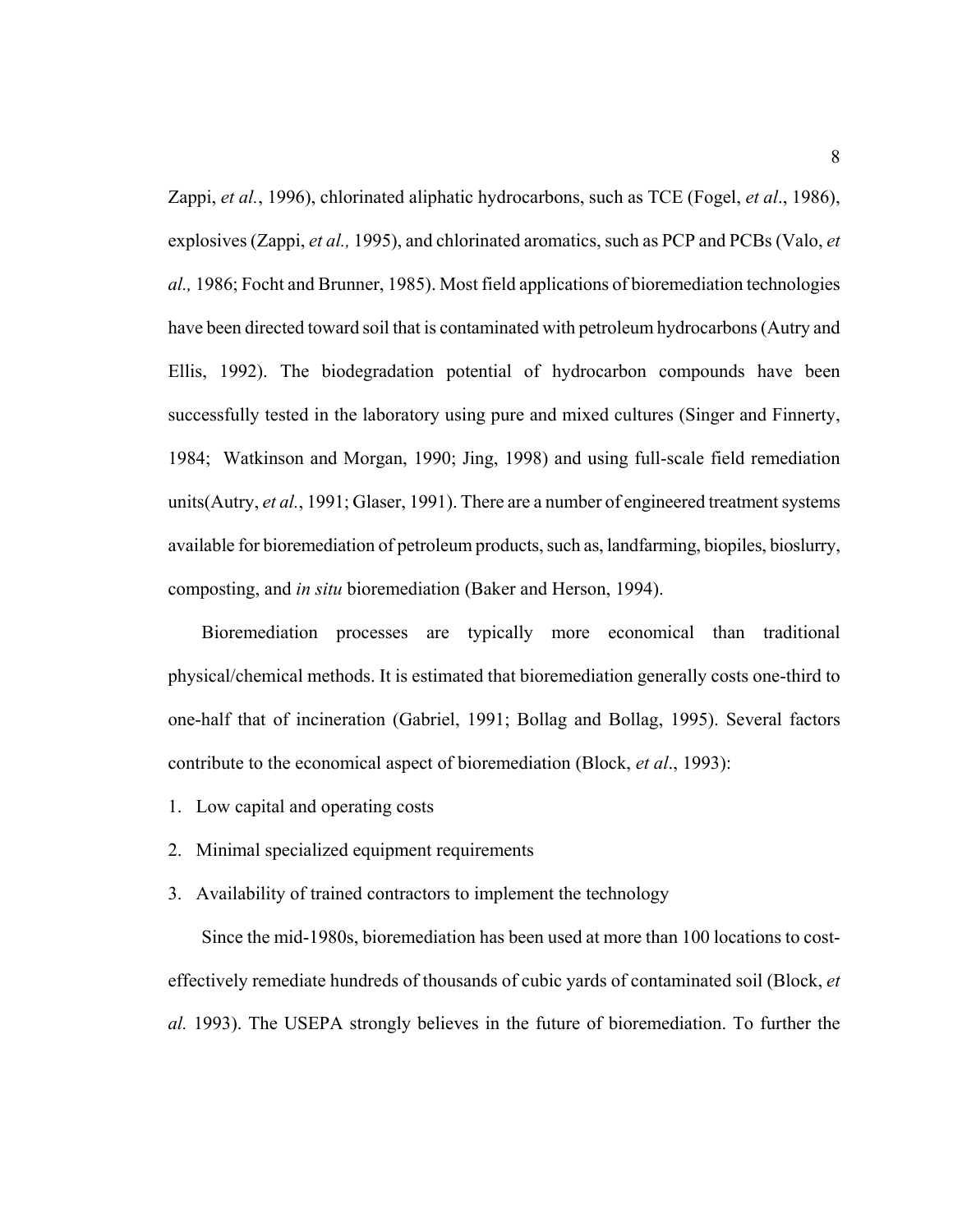Zappi, *et al.*, 1996), chlorinated aliphatic hydrocarbons, such as TCE (Fogel, *et al*., 1986), explosives (Zappi, *et al.,* 1995), and chlorinated aromatics, such as PCP and PCBs (Valo, *et al.,* 1986; Focht and Brunner, 1985). Most field applications of bioremediation technologies have been directed toward soil that is contaminated with petroleum hydrocarbons (Autry and Ellis, 1992). The biodegradation potential of hydrocarbon compounds have been successfully tested in the laboratory using pure and mixed cultures (Singer and Finnerty, 1984; Watkinson and Morgan, 1990; Jing, 1998) and using full-scale field remediation units(Autry, *et al.*, 1991; Glaser, 1991). There are a number of engineered treatment systems available for bioremediation of petroleum products, such as, landfarming, biopiles, bioslurry, composting, and *in situ* bioremediation (Baker and Herson, 1994).

Bioremediation processes are typically more economical than traditional physical/chemical methods. It is estimated that bioremediation generally costs one-third to one-half that of incineration (Gabriel, 1991; Bollag and Bollag, 1995). Several factors contribute to the economical aspect of bioremediation (Block, *et al*., 1993):

1. Low capital and operating costs
2. Minimal specialized equipment requirements
3. Availability of trained contractors to implement the technology

Since the mid-1980s, bioremediation has been used at more than 100 locations to cost-effectively remediate hundreds of thousands of cubic yards of contaminated soil (Block, *et al.* 1993). The USEPA strongly believes in the future of bioremediation. To further the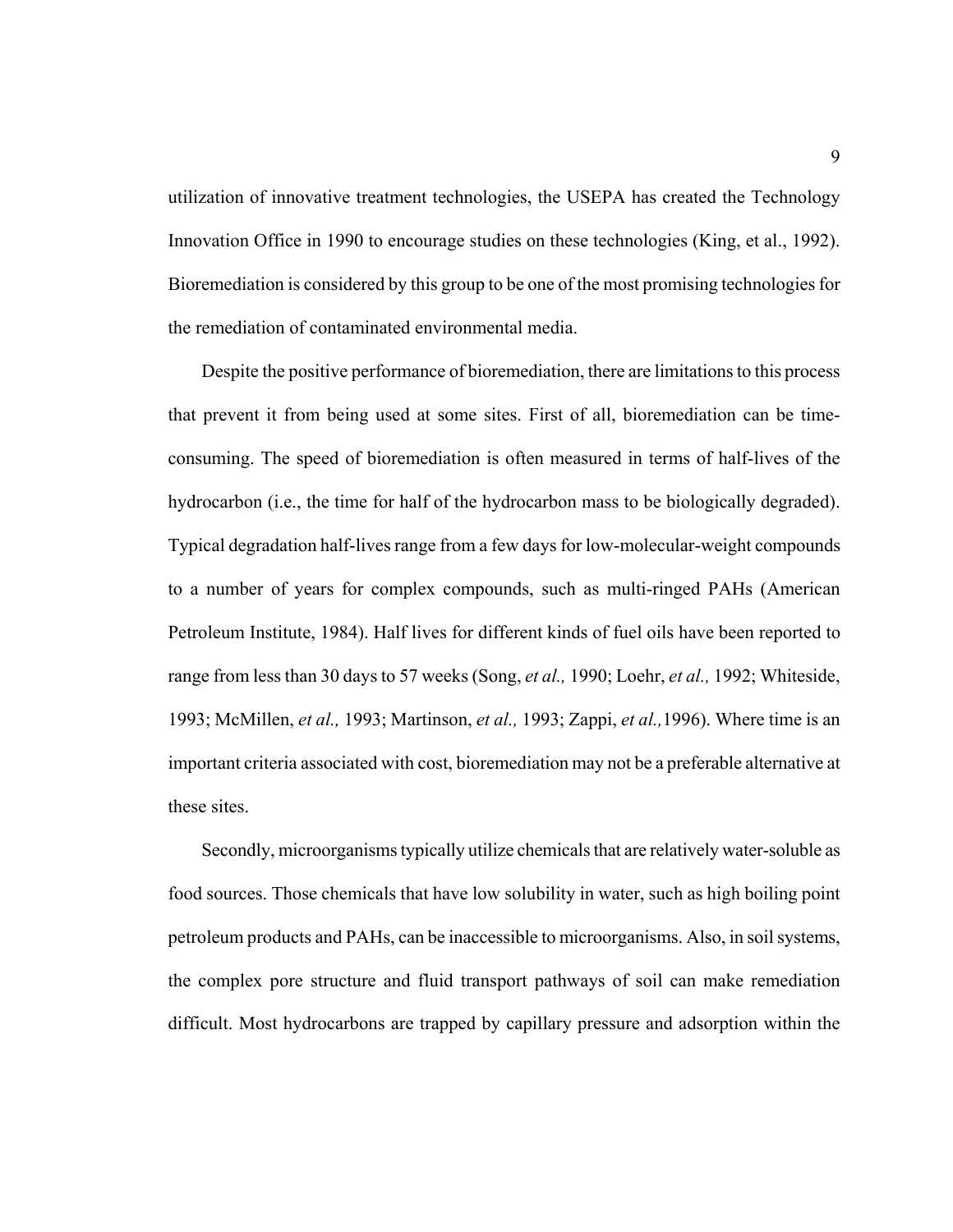utilization of innovative treatment technologies, the USEPA has created the Technology Innovation Office in 1990 to encourage studies on these technologies (King, et al., 1992). Bioremediation is considered by this group to be one of the most promising technologies for the remediation of contaminated environmental media.

Despite the positive performance of bioremediation, there are limitations to this process that prevent it from being used at some sites. First of all, bioremediation can be time-consuming. The speed of bioremediation is often measured in terms of half-lives of the hydrocarbon (i.e., the time for half of the hydrocarbon mass to be biologically degraded). Typical degradation half-lives range from a few days for low-molecular-weight compounds to a number of years for complex compounds, such as multi-ringed PAHs (American Petroleum Institute, 1984). Half lives for different kinds of fuel oils have been reported to range from less than 30 days to 57 weeks (Song, *et al.,* 1990; Loehr, *et al.,* 1992; Whiteside, 1993; McMillen, *et al.,* 1993; Martinson, *et al.,* 1993; Zappi, *et al.,*1996). Where time is an important criteria associated with cost, bioremediation may not be a preferable alternative at these sites.

Secondly, microorganisms typically utilize chemicals that are relatively water-soluble as food sources. Those chemicals that have low solubility in water, such as high boiling point petroleum products and PAHs, can be inaccessible to microorganisms. Also, in soil systems, the complex pore structure and fluid transport pathways of soil can make remediation difficult. Most hydrocarbons are trapped by capillary pressure and adsorption within the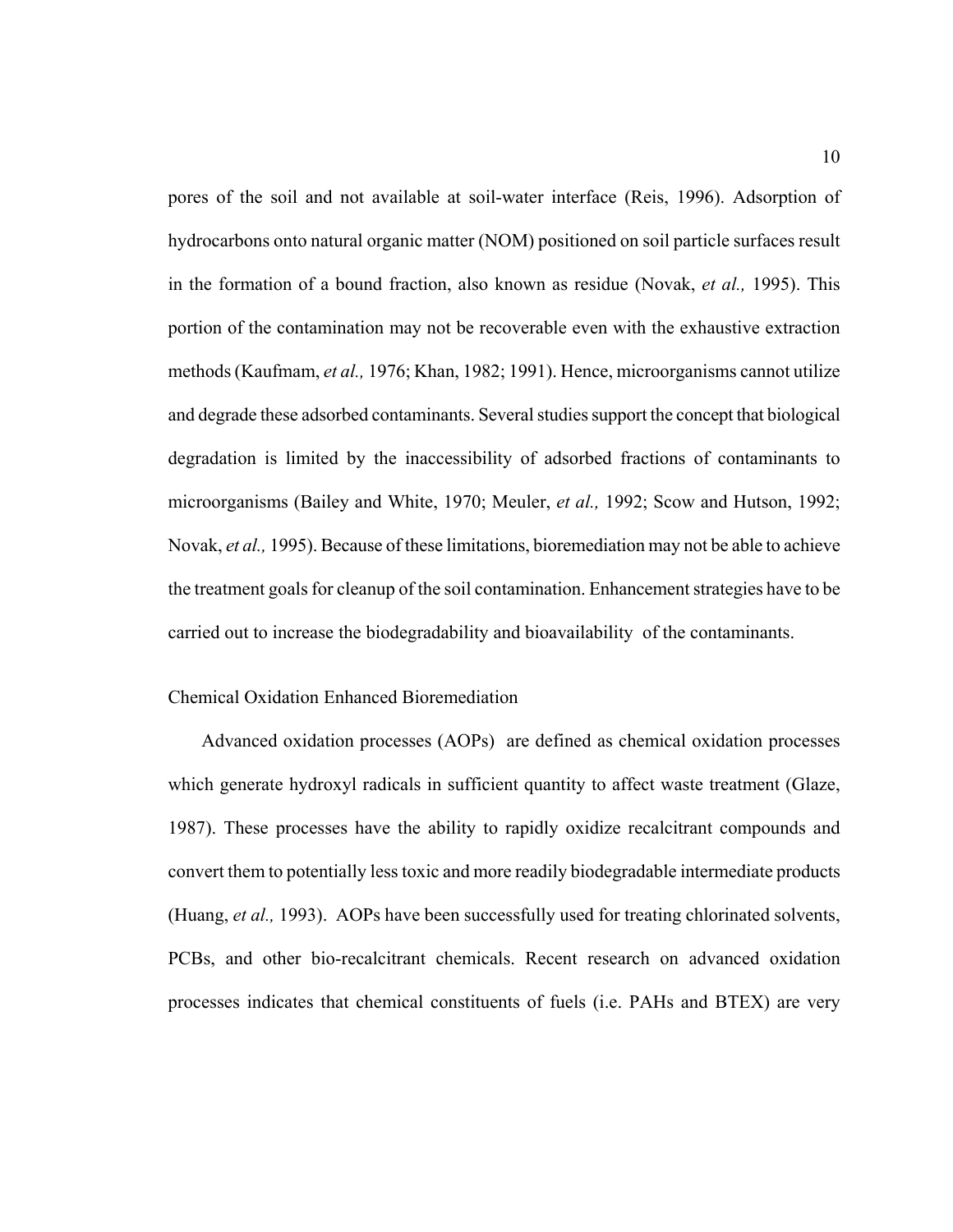pores of the soil and not available at soil-water interface (Reis, 1996). Adsorption of hydrocarbons onto natural organic matter (NOM) positioned on soil particle surfaces result in the formation of a bound fraction, also known as residue (Novak, *et al.,* 1995). This portion of the contamination may not be recoverable even with the exhaustive extraction methods (Kaufmam, *et al.,* 1976; Khan, 1982; 1991). Hence, microorganisms cannot utilize and degrade these adsorbed contaminants. Several studies support the concept that biological degradation is limited by the inaccessibility of adsorbed fractions of contaminants to microorganisms (Bailey and White, 1970; Meuler, *et al.,* 1992; Scow and Hutson, 1992; Novak, *et al.,* 1995). Because of these limitations, bioremediation may not be able to achieve the treatment goals for cleanup of the soil contamination. Enhancement strategies have to be carried out to increase the biodegradability and bioavailability of the contaminants.

## Chemical Oxidation Enhanced Bioremediation

Advanced oxidation processes (AOPs) are defined as chemical oxidation processes which generate hydroxyl radicals in sufficient quantity to affect waste treatment (Glaze, 1987). These processes have the ability to rapidly oxidize recalcitrant compounds and convert them to potentially less toxic and more readily biodegradable intermediate products (Huang, *et al.,* 1993). AOPs have been successfully used for treating chlorinated solvents, PCBs, and other bio-recalcitrant chemicals. Recent research on advanced oxidation processes indicates that chemical constituents of fuels (i.e. PAHs and BTEX) are very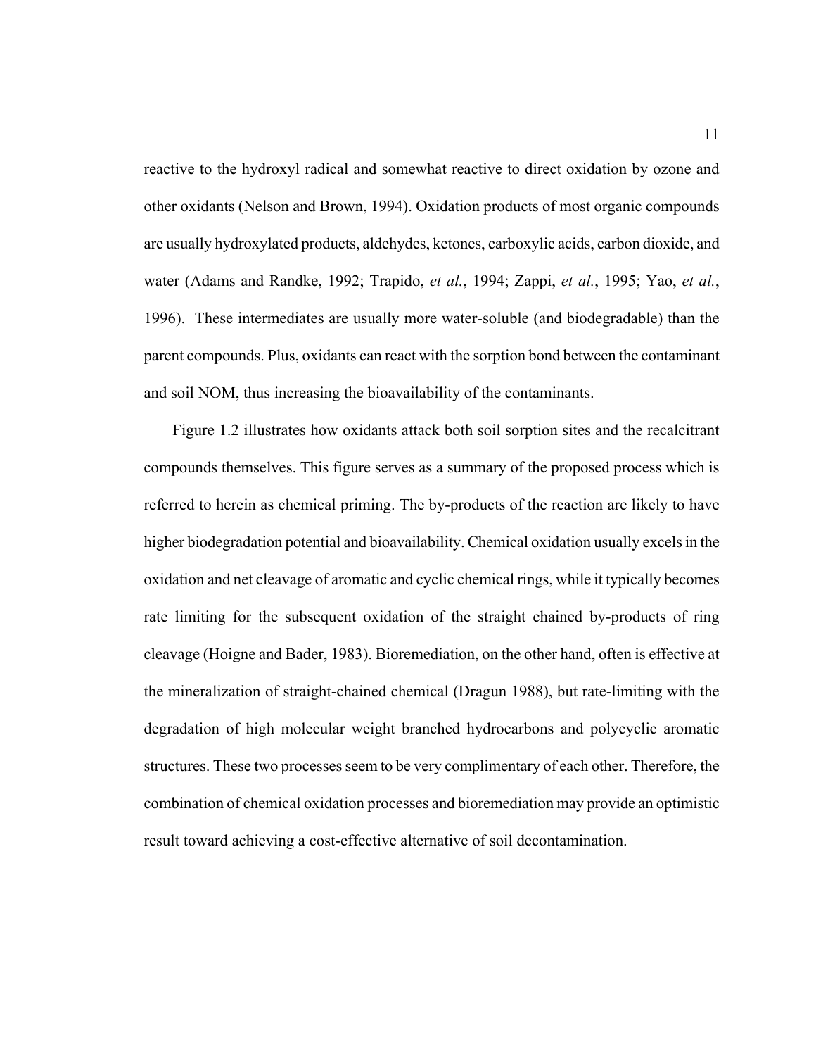reactive to the hydroxyl radical and somewhat reactive to direct oxidation by ozone and other oxidants (Nelson and Brown, 1994). Oxidation products of most organic compounds are usually hydroxylated products, aldehydes, ketones, carboxylic acids, carbon dioxide, and water (Adams and Randke, 1992; Trapido, *et al.*, 1994; Zappi, *et al.*, 1995; Yao, *et al.*, 1996). These intermediates are usually more water-soluble (and biodegradable) than the parent compounds. Plus, oxidants can react with the sorption bond between the contaminant and soil NOM, thus increasing the bioavailability of the contaminants.

Figure 1.2 illustrates how oxidants attack both soil sorption sites and the recalcitrant compounds themselves. This figure serves as a summary of the proposed process which is referred to herein as chemical priming. The by-products of the reaction are likely to have higher biodegradation potential and bioavailability. Chemical oxidation usually excels in the oxidation and net cleavage of aromatic and cyclic chemical rings, while it typically becomes rate limiting for the subsequent oxidation of the straight chained by-products of ring cleavage (Hoigne and Bader, 1983). Bioremediation, on the other hand, often is effective at the mineralization of straight-chained chemical (Dragun 1988), but rate-limiting with the degradation of high molecular weight branched hydrocarbons and polycyclic aromatic structures. These two processes seem to be very complimentary of each other. Therefore, the combination of chemical oxidation processes and bioremediation may provide an optimistic result toward achieving a cost-effective alternative of soil decontamination.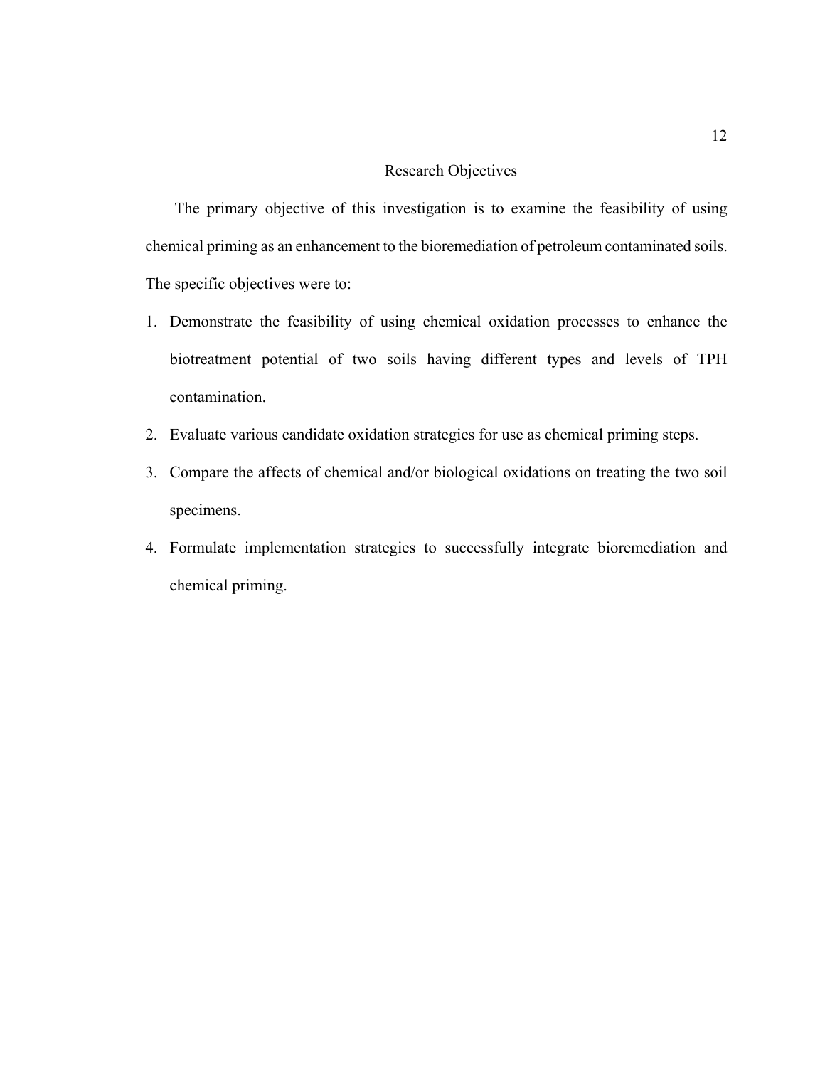## Research Objectives

The primary objective of this investigation is to examine the feasibility of using chemical priming as an enhancement to the bioremediation of petroleum contaminated soils. The specific objectives were to:

1. Demonstrate the feasibility of using chemical oxidation processes to enhance the biotreatment potential of two soils having different types and levels of TPH contamination.
2. Evaluate various candidate oxidation strategies for use as chemical priming steps.
3. Compare the affects of chemical and/or biological oxidations on treating the two soil specimens.
4. Formulate implementation strategies to successfully integrate bioremediation and chemical priming.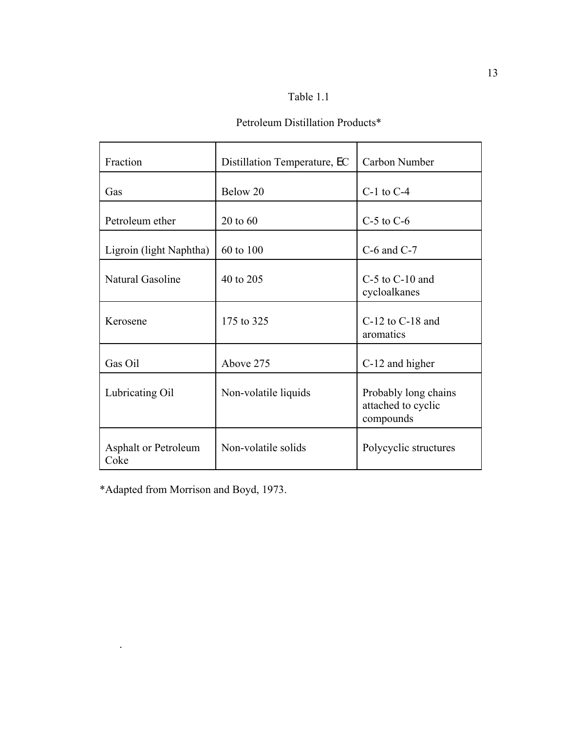Table 1.1

Petroleum Distillation Products*

| Fraction | Distillation Temperature, ΕC | Carbon Number |
|---|---|---|
| Gas | Below 20 | C-1 to C-4 |
| Petroleum ether | 20 to 60 | C-5 to C-6 |
| Ligroin (light Naphtha) | 60 to 100 | C-6 and C-7 |
| Natural Gasoline | 40 to 205 | C-5 to C-10 and cycloalkanes |
| Kerosene | 175 to 325 | C-12 to C-18 and aromatics |
| Gas Oil | Above 275 | C-12 and higher |
| Lubricating Oil | Non-volatile liquids | Probably long chains attached to cyclic compounds |
| Asphalt or Petroleum Coke | Non-volatile solids | Polycyclic structures |

*Adapted from Morrison and Boyd, 1973.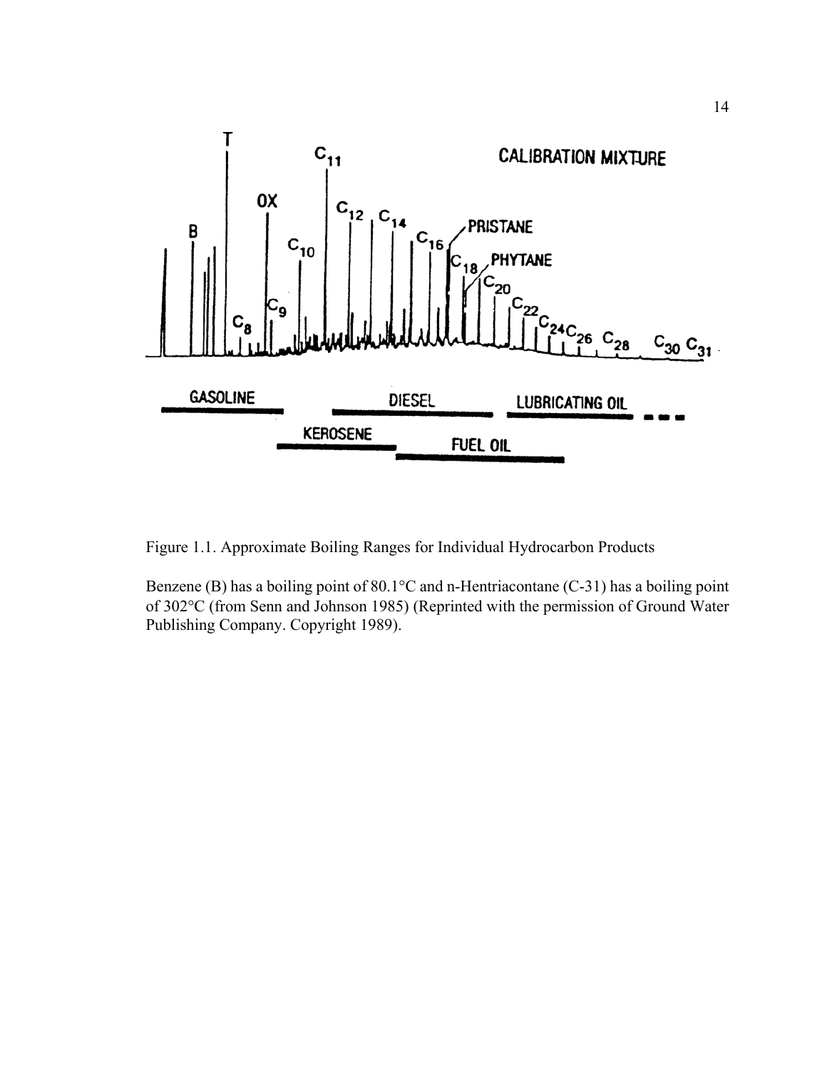Figure 1.1. Approximate Boiling Ranges for Individual Hydrocarbon Products

Benzene (B) has a boiling point of 80.1°C and n-Hentriacontane (C-31) has a boiling point of 302°C (from Senn and Johnson 1985) (Reprinted with the permission of Ground Water Publishing Company. Copyright 1989).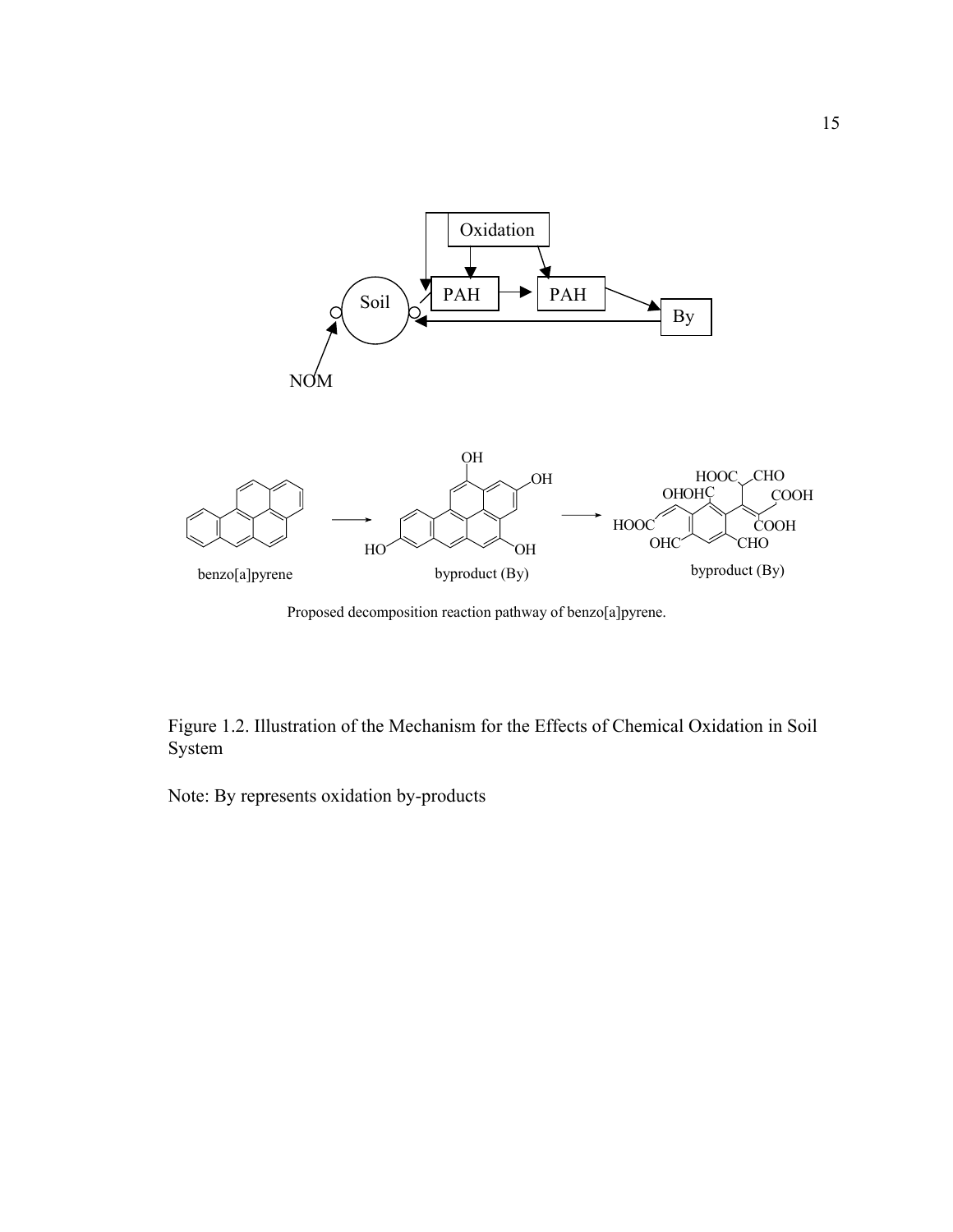Proposed decomposition reaction pathway of benzo[a]pyrene.

Figure 1.2. Illustration of the Mechanism for the Effects of Chemical Oxidation in Soil System

Note: By represents oxidation by-products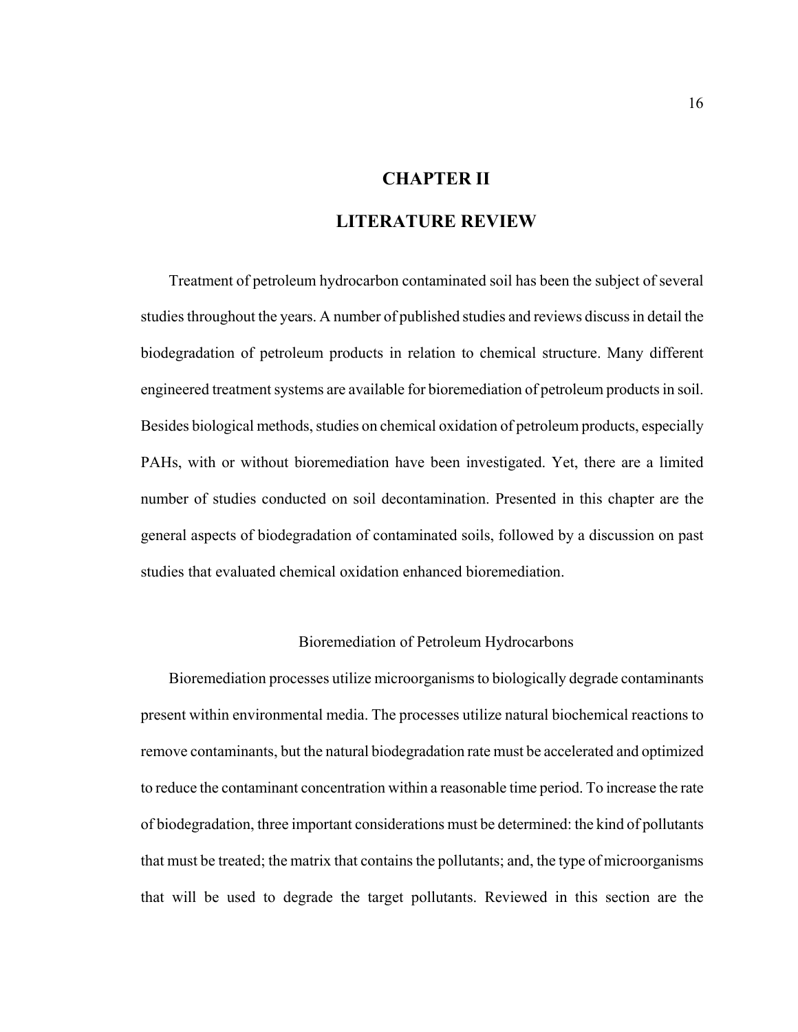# CHAPTER II

# LITERATURE REVIEW

Treatment of petroleum hydrocarbon contaminated soil has been the subject of several studies throughout the years. A number of published studies and reviews discuss in detail the biodegradation of petroleum products in relation to chemical structure. Many different engineered treatment systems are available for bioremediation of petroleum products in soil. Besides biological methods, studies on chemical oxidation of petroleum products, especially PAHs, with or without bioremediation have been investigated. Yet, there are a limited number of studies conducted on soil decontamination. Presented in this chapter are the general aspects of biodegradation of contaminated soils, followed by a discussion on past studies that evaluated chemical oxidation enhanced bioremediation.

## Bioremediation of Petroleum Hydrocarbons

Bioremediation processes utilize microorganisms to biologically degrade contaminants present within environmental media. The processes utilize natural biochemical reactions to remove contaminants, but the natural biodegradation rate must be accelerated and optimized to reduce the contaminant concentration within a reasonable time period. To increase the rate of biodegradation, three important considerations must be determined: the kind of pollutants that must be treated; the matrix that contains the pollutants; and, the type of microorganisms that will be used to degrade the target pollutants. Reviewed in this section are the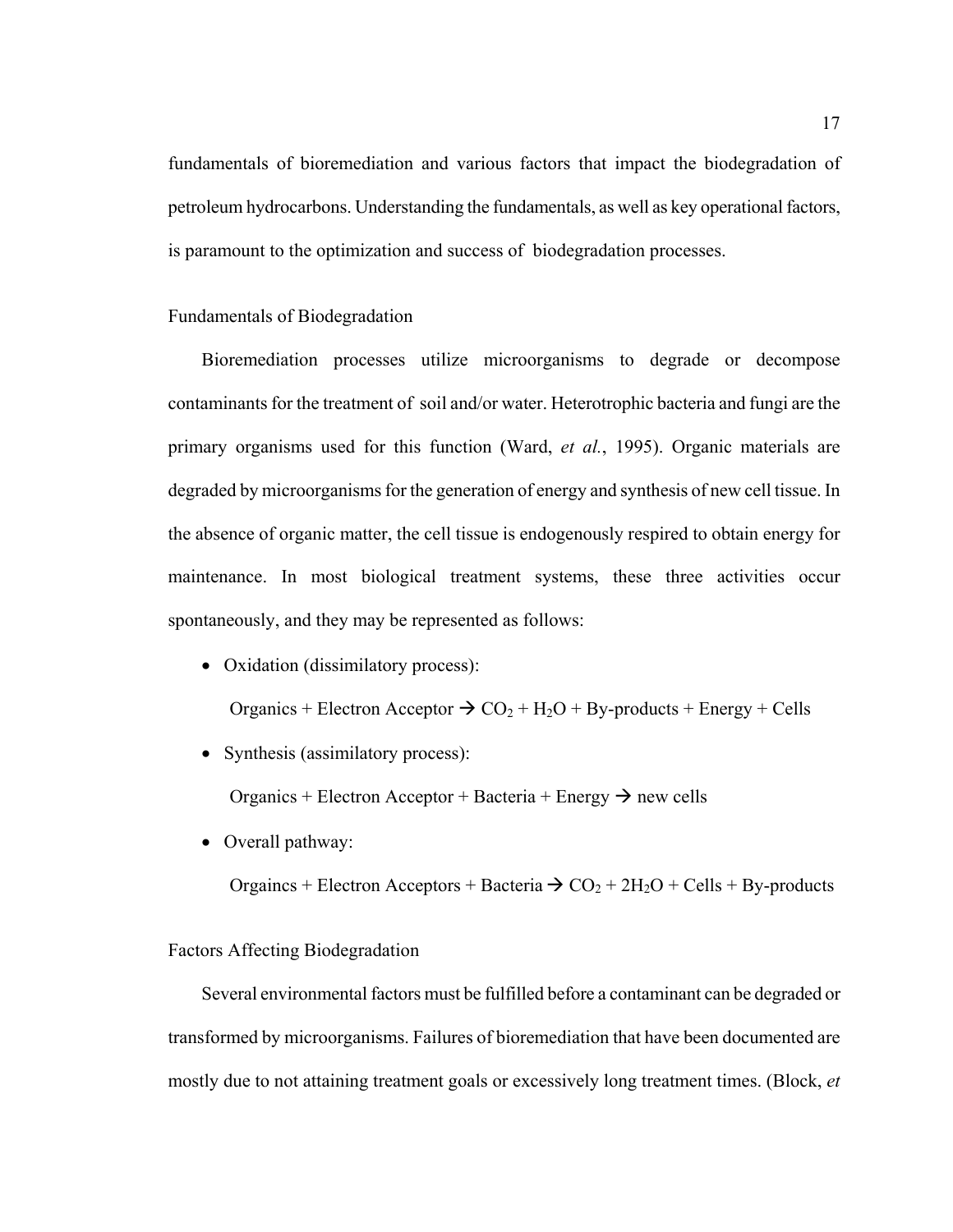fundamentals of bioremediation and various factors that impact the biodegradation of petroleum hydrocarbons. Understanding the fundamentals, as well as key operational factors, is paramount to the optimization and success of biodegradation processes.

### Fundamentals of Biodegradation

Bioremediation processes utilize microorganisms to degrade or decompose contaminants for the treatment of soil and/or water. Heterotrophic bacteria and fungi are the primary organisms used for this function (Ward, *et al.*, 1995). Organic materials are degraded by microorganisms for the generation of energy and synthesis of new cell tissue. In the absence of organic matter, the cell tissue is endogenously respired to obtain energy for maintenance. In most biological treatment systems, these three activities occur spontaneously, and they may be represented as follows:

- Oxidation (dissimilatory process):

  Organics + Electron Acceptor → $CO_2$ + $H_2O$ + By-products + Energy + Cells

- Synthesis (assimilatory process):

  Organics + Electron Acceptor + Bacteria + Energy → new cells

- Overall pathway:

  Orgaincs + Electron Acceptors + Bacteria → $CO_2$ + $2H_2O$ + Cells + By-products

### Factors Affecting Biodegradation

Several environmental factors must be fulfilled before a contaminant can be degraded or transformed by microorganisms. Failures of bioremediation that have been documented are mostly due to not attaining treatment goals or excessively long treatment times. (Block, *et*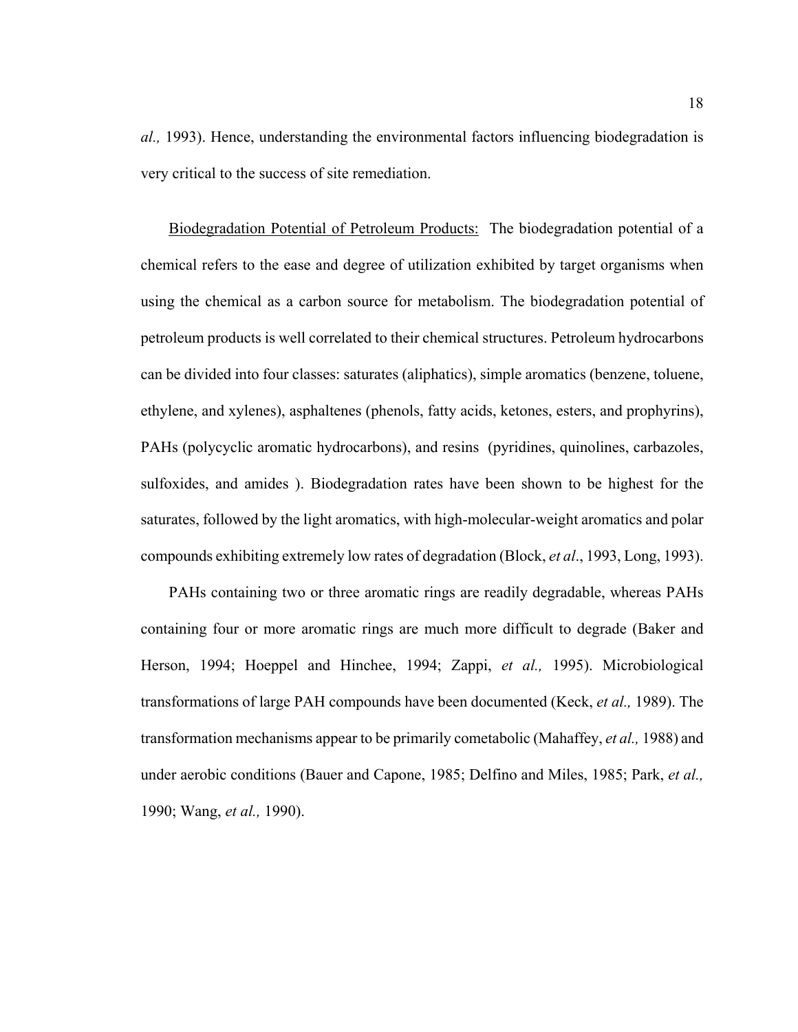*al.,* 1993). Hence, understanding the environmental factors influencing biodegradation is very critical to the success of site remediation.

Biodegradation Potential of Petroleum Products: The biodegradation potential of a chemical refers to the ease and degree of utilization exhibited by target organisms when using the chemical as a carbon source for metabolism. The biodegradation potential of petroleum products is well correlated to their chemical structures. Petroleum hydrocarbons can be divided into four classes: saturates (aliphatics), simple aromatics (benzene, toluene, ethylene, and xylenes), asphaltenes (phenols, fatty acids, ketones, esters, and prophyrins), PAHs (polycyclic aromatic hydrocarbons), and resins (pyridines, quinolines, carbazoles, sulfoxides, and amides ). Biodegradation rates have been shown to be highest for the saturates, followed by the light aromatics, with high-molecular-weight aromatics and polar compounds exhibiting extremely low rates of degradation (Block, *et al*., 1993, Long, 1993).

PAHs containing two or three aromatic rings are readily degradable, whereas PAHs containing four or more aromatic rings are much more difficult to degrade (Baker and Herson, 1994; Hoeppel and Hinchee, 1994; Zappi, *et al.,* 1995). Microbiological transformations of large PAH compounds have been documented (Keck, *et al.,* 1989). The transformation mechanisms appear to be primarily cometabolic (Mahaffey, *et al.,* 1988) and under aerobic conditions (Bauer and Capone, 1985; Delfino and Miles, 1985; Park, *et al.,* 1990; Wang, *et al.,* 1990).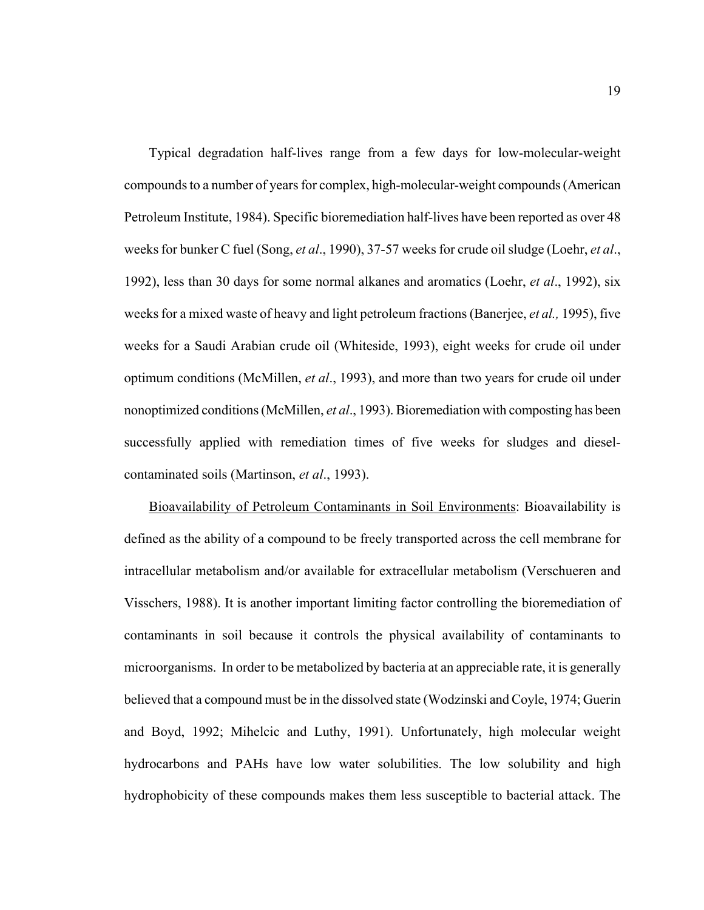Typical degradation half-lives range from a few days for low-molecular-weight compounds to a number of years for complex, high-molecular-weight compounds (American Petroleum Institute, 1984). Specific bioremediation half-lives have been reported as over 48 weeks for bunker C fuel (Song, *et al*., 1990), 37-57 weeks for crude oil sludge (Loehr, *et al*., 1992), less than 30 days for some normal alkanes and aromatics (Loehr, *et al*., 1992), six weeks for a mixed waste of heavy and light petroleum fractions (Banerjee, *et al.,* 1995), five weeks for a Saudi Arabian crude oil (Whiteside, 1993), eight weeks for crude oil under optimum conditions (McMillen, *et al*., 1993), and more than two years for crude oil under nonoptimized conditions (McMillen, *et al*., 1993). Bioremediation with composting has been successfully applied with remediation times of five weeks for sludges and diesel-contaminated soils (Martinson, *et al*., 1993).

<u>Bioavailability of Petroleum Contaminants in Soil Environments</u>: Bioavailability is defined as the ability of a compound to be freely transported across the cell membrane for intracellular metabolism and/or available for extracellular metabolism (Verschueren and Visschers, 1988). It is another important limiting factor controlling the bioremediation of contaminants in soil because it controls the physical availability of contaminants to microorganisms. In order to be metabolized by bacteria at an appreciable rate, it is generally believed that a compound must be in the dissolved state (Wodzinski and Coyle, 1974; Guerin and Boyd, 1992; Mihelcic and Luthy, 1991). Unfortunately, high molecular weight hydrocarbons and PAHs have low water solubilities. The low solubility and high hydrophobicity of these compounds makes them less susceptible to bacterial attack. The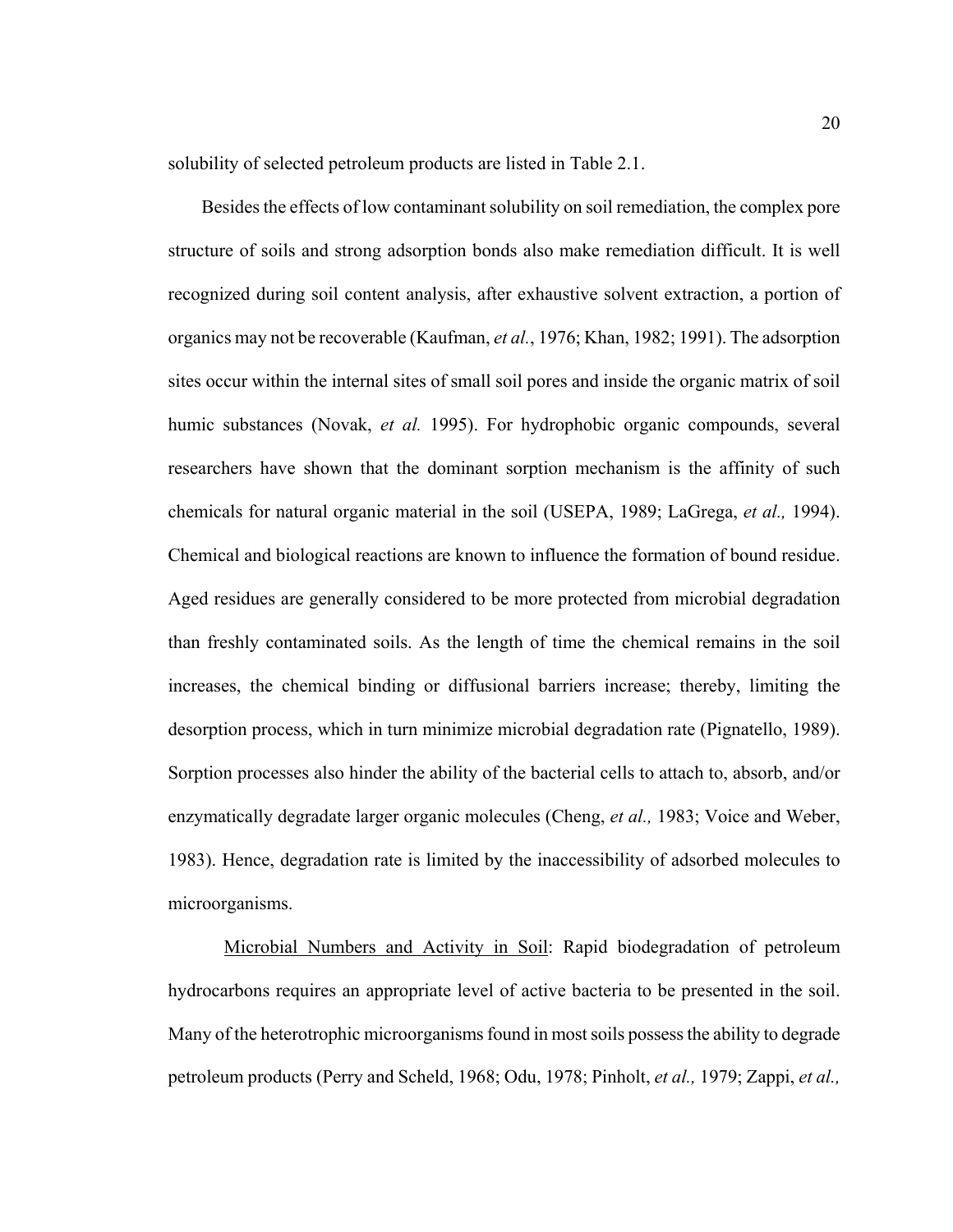solubility of selected petroleum products are listed in Table 2.1.

Besides the effects of low contaminant solubility on soil remediation, the complex pore structure of soils and strong adsorption bonds also make remediation difficult. It is well recognized during soil content analysis, after exhaustive solvent extraction, a portion of organics may not be recoverable (Kaufman, *et al.*, 1976; Khan, 1982; 1991). The adsorption sites occur within the internal sites of small soil pores and inside the organic matrix of soil humic substances (Novak, *et al.* 1995). For hydrophobic organic compounds, several researchers have shown that the dominant sorption mechanism is the affinity of such chemicals for natural organic material in the soil (USEPA, 1989; LaGrega, *et al.,* 1994). Chemical and biological reactions are known to influence the formation of bound residue. Aged residues are generally considered to be more protected from microbial degradation than freshly contaminated soils. As the length of time the chemical remains in the soil increases, the chemical binding or diffusional barriers increase; thereby, limiting the desorption process, which in turn minimize microbial degradation rate (Pignatello, 1989). Sorption processes also hinder the ability of the bacterial cells to attach to, absorb, and/or enzymatically degradate larger organic molecules (Cheng, *et al.,* 1983; Voice and Weber, 1983). Hence, degradation rate is limited by the inaccessibility of adsorbed molecules to microorganisms.

<u>Microbial Numbers and Activity in Soil</u>: Rapid biodegradation of petroleum hydrocarbons requires an appropriate level of active bacteria to be presented in the soil. Many of the heterotrophic microorganisms found in most soils possess the ability to degrade petroleum products (Perry and Scheld, 1968; Odu, 1978; Pinholt, *et al.,* 1979; Zappi, *et al.,*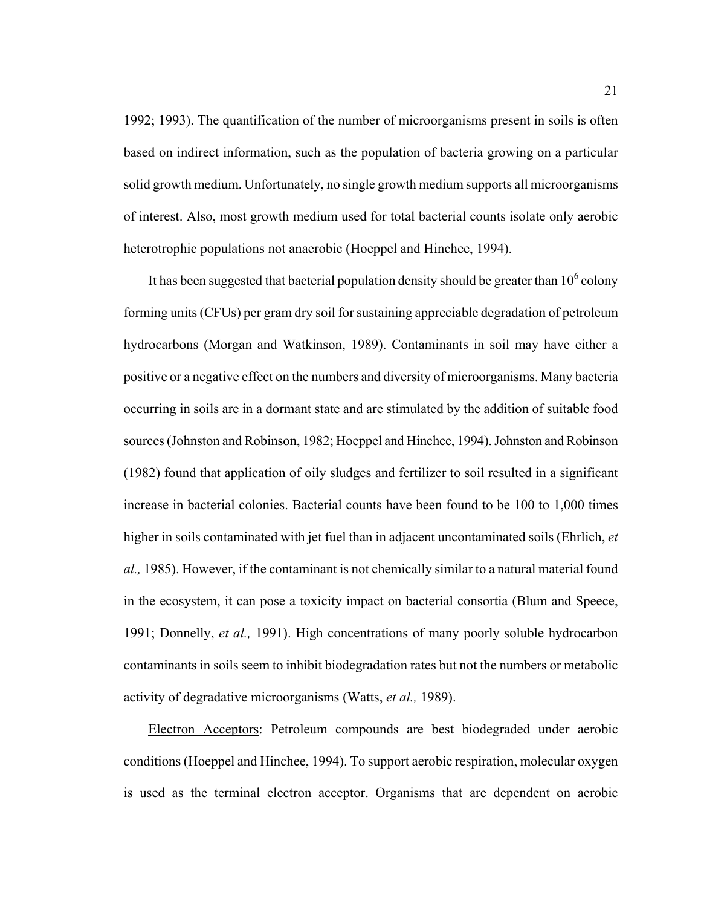1992; 1993). The quantification of the number of microorganisms present in soils is often based on indirect information, such as the population of bacteria growing on a particular solid growth medium. Unfortunately, no single growth medium supports all microorganisms of interest. Also, most growth medium used for total bacterial counts isolate only aerobic heterotrophic populations not anaerobic (Hoeppel and Hinchee, 1994).

It has been suggested that bacterial population density should be greater than $10^6$ colony forming units (CFUs) per gram dry soil for sustaining appreciable degradation of petroleum hydrocarbons (Morgan and Watkinson, 1989). Contaminants in soil may have either a positive or a negative effect on the numbers and diversity of microorganisms. Many bacteria occurring in soils are in a dormant state and are stimulated by the addition of suitable food sources (Johnston and Robinson, 1982; Hoeppel and Hinchee, 1994). Johnston and Robinson (1982) found that application of oily sludges and fertilizer to soil resulted in a significant increase in bacterial colonies. Bacterial counts have been found to be 100 to 1,000 times higher in soils contaminated with jet fuel than in adjacent uncontaminated soils (Ehrlich, *et al.,* 1985). However, if the contaminant is not chemically similar to a natural material found in the ecosystem, it can pose a toxicity impact on bacterial consortia (Blum and Speece, 1991; Donnelly, *et al.,* 1991). High concentrations of many poorly soluble hydrocarbon contaminants in soils seem to inhibit biodegradation rates but not the numbers or metabolic activity of degradative microorganisms (Watts, *et al.,* 1989).

<u>Electron Acceptors</u>: Petroleum compounds are best biodegraded under aerobic conditions (Hoeppel and Hinchee, 1994). To support aerobic respiration, molecular oxygen is used as the terminal electron acceptor. Organisms that are dependent on aerobic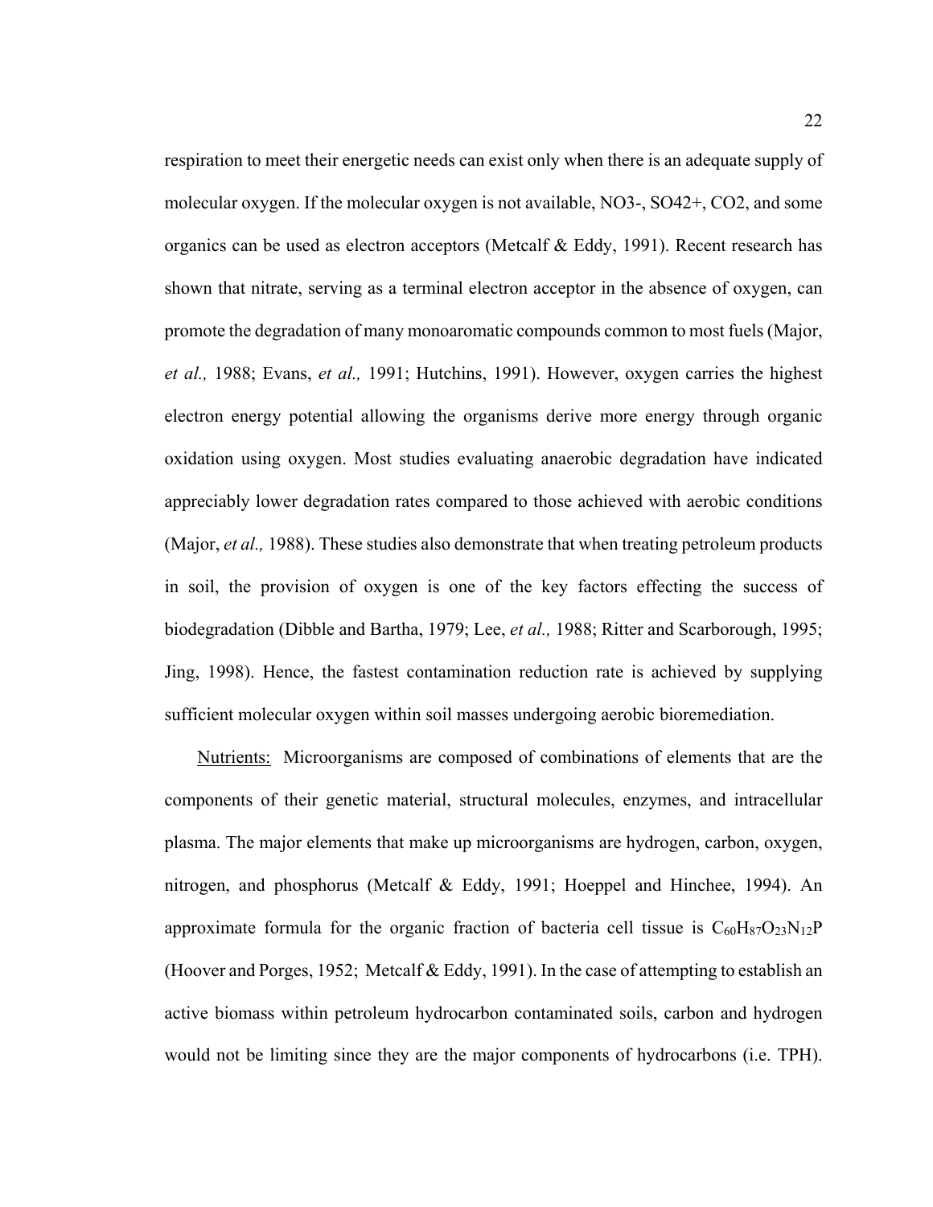respiration to meet their energetic needs can exist only when there is an adequate supply of molecular oxygen. If the molecular oxygen is not available, NO3-, SO42+, CO2, and some organics can be used as electron acceptors (Metcalf & Eddy, 1991). Recent research has shown that nitrate, serving as a terminal electron acceptor in the absence of oxygen, can promote the degradation of many monoaromatic compounds common to most fuels (Major, *et al.,* 1988; Evans, *et al.,* 1991; Hutchins, 1991). However, oxygen carries the highest electron energy potential allowing the organisms derive more energy through organic oxidation using oxygen. Most studies evaluating anaerobic degradation have indicated appreciably lower degradation rates compared to those achieved with aerobic conditions (Major, *et al.,* 1988). These studies also demonstrate that when treating petroleum products in soil, the provision of oxygen is one of the key factors effecting the success of biodegradation (Dibble and Bartha, 1979; Lee, *et al.,* 1988; Ritter and Scarborough, 1995; Jing, 1998). Hence, the fastest contamination reduction rate is achieved by supplying sufficient molecular oxygen within soil masses undergoing aerobic bioremediation.

Nutrients: Microorganisms are composed of combinations of elements that are the components of their genetic material, structural molecules, enzymes, and intracellular plasma. The major elements that make up microorganisms are hydrogen, carbon, oxygen, nitrogen, and phosphorus (Metcalf & Eddy, 1991; Hoeppel and Hinchee, 1994). An approximate formula for the organic fraction of bacteria cell tissue is $C_{60}H_{87}O_{23}N_{12}P$ (Hoover and Porges, 1952; Metcalf & Eddy, 1991). In the case of attempting to establish an active biomass within petroleum hydrocarbon contaminated soils, carbon and hydrogen would not be limiting since they are the major components of hydrocarbons (i.e. TPH).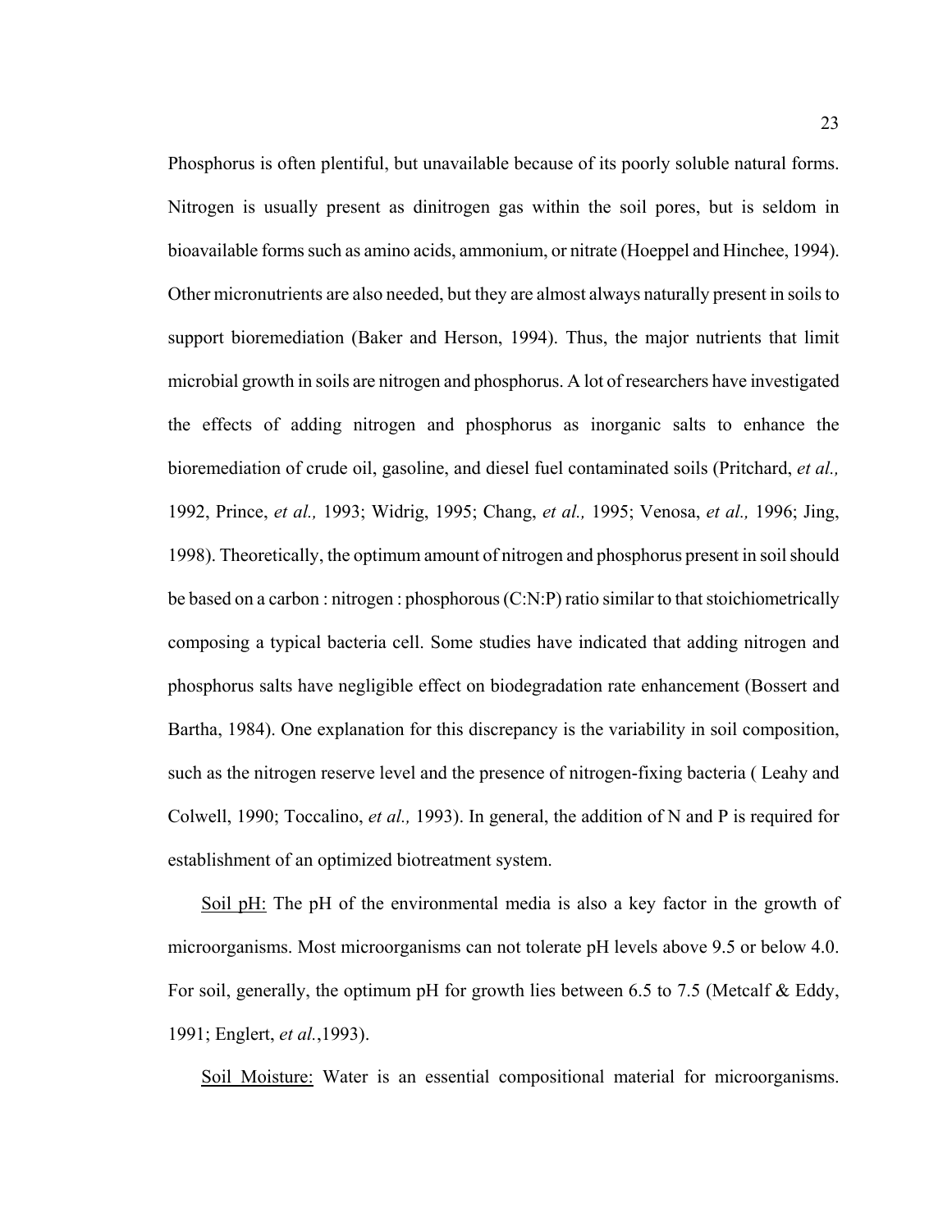Phosphorus is often plentiful, but unavailable because of its poorly soluble natural forms. Nitrogen is usually present as dinitrogen gas within the soil pores, but is seldom in bioavailable forms such as amino acids, ammonium, or nitrate (Hoeppel and Hinchee, 1994). Other micronutrients are also needed, but they are almost always naturally present in soils to support bioremediation (Baker and Herson, 1994). Thus, the major nutrients that limit microbial growth in soils are nitrogen and phosphorus. A lot of researchers have investigated the effects of adding nitrogen and phosphorus as inorganic salts to enhance the bioremediation of crude oil, gasoline, and diesel fuel contaminated soils (Pritchard, *et al.,* 1992, Prince, *et al.,* 1993; Widrig, 1995; Chang, *et al.,* 1995; Venosa, *et al.,* 1996; Jing, 1998). Theoretically, the optimum amount of nitrogen and phosphorus present in soil should be based on a carbon : nitrogen : phosphorous (C:N:P) ratio similar to that stoichiometrically composing a typical bacteria cell. Some studies have indicated that adding nitrogen and phosphorus salts have negligible effect on biodegradation rate enhancement (Bossert and Bartha, 1984). One explanation for this discrepancy is the variability in soil composition, such as the nitrogen reserve level and the presence of nitrogen-fixing bacteria ( Leahy and Colwell, 1990; Toccalino, *et al.,* 1993). In general, the addition of N and P is required for establishment of an optimized biotreatment system.

<u>Soil pH:</u> The pH of the environmental media is also a key factor in the growth of microorganisms. Most microorganisms can not tolerate pH levels above 9.5 or below 4.0. For soil, generally, the optimum pH for growth lies between 6.5 to 7.5 (Metcalf & Eddy, 1991; Englert, *et al.*,1993).

<u>Soil Moisture:</u> Water is an essential compositional material for microorganisms.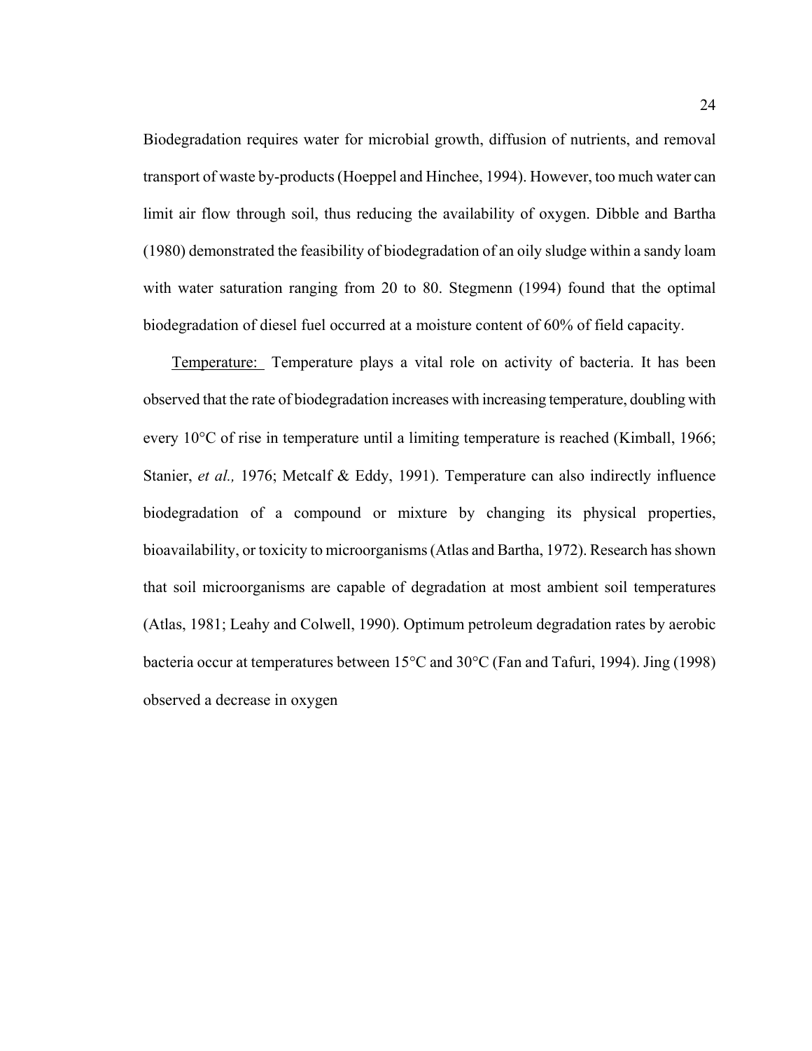Biodegradation requires water for microbial growth, diffusion of nutrients, and removal transport of waste by-products (Hoeppel and Hinchee, 1994). However, too much water can limit air flow through soil, thus reducing the availability of oxygen. Dibble and Bartha (1980) demonstrated the feasibility of biodegradation of an oily sludge within a sandy loam with water saturation ranging from 20 to 80. Stegmenn (1994) found that the optimal biodegradation of diesel fuel occurred at a moisture content of 60% of field capacity.

Temperature: Temperature plays a vital role on activity of bacteria. It has been observed that the rate of biodegradation increases with increasing temperature, doubling with every 10°C of rise in temperature until a limiting temperature is reached (Kimball, 1966; Stanier, *et al.,* 1976; Metcalf & Eddy, 1991). Temperature can also indirectly influence biodegradation of a compound or mixture by changing its physical properties, bioavailability, or toxicity to microorganisms (Atlas and Bartha, 1972). Research has shown that soil microorganisms are capable of degradation at most ambient soil temperatures (Atlas, 1981; Leahy and Colwell, 1990). Optimum petroleum degradation rates by aerobic bacteria occur at temperatures between 15°C and 30°C (Fan and Tafuri, 1994). Jing (1998) observed a decrease in oxygen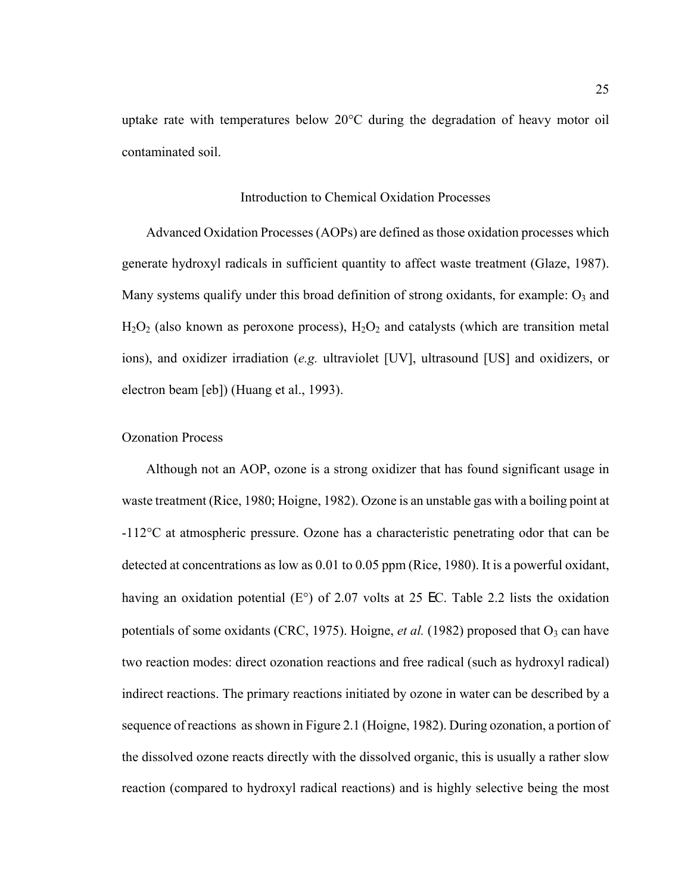uptake rate with temperatures below 20°C during the degradation of heavy motor oil contaminated soil.

## Introduction to Chemical Oxidation Processes

Advanced Oxidation Processes (AOPs) are defined as those oxidation processes which generate hydroxyl radicals in sufficient quantity to affect waste treatment (Glaze, 1987). Many systems qualify under this broad definition of strong oxidants, for example: $O_3$ and $H_2O_2$ (also known as peroxone process), $H_2O_2$ and catalysts (which are transition metal ions), and oxidizer irradiation (*e.g.* ultraviolet [UV], ultrasound [US] and oxidizers, or electron beam [eb]) (Huang et al., 1993).

### Ozonation Process

Although not an AOP, ozone is a strong oxidizer that has found significant usage in waste treatment (Rice, 1980; Hoigne, 1982). Ozone is an unstable gas with a boiling point at -112°C at atmospheric pressure. Ozone has a characteristic penetrating odor that can be detected at concentrations as low as 0.01 to 0.05 ppm (Rice, 1980). It is a powerful oxidant, having an oxidation potential (E°) of 2.07 volts at 25 EC. Table 2.2 lists the oxidation potentials of some oxidants (CRC, 1975). Hoigne, *et al.* (1982) proposed that $O_3$ can have two reaction modes: direct ozonation reactions and free radical (such as hydroxyl radical) indirect reactions. The primary reactions initiated by ozone in water can be described by a sequence of reactions as shown in Figure 2.1 (Hoigne, 1982). During ozonation, a portion of the dissolved ozone reacts directly with the dissolved organic, this is usually a rather slow reaction (compared to hydroxyl radical reactions) and is highly selective being the most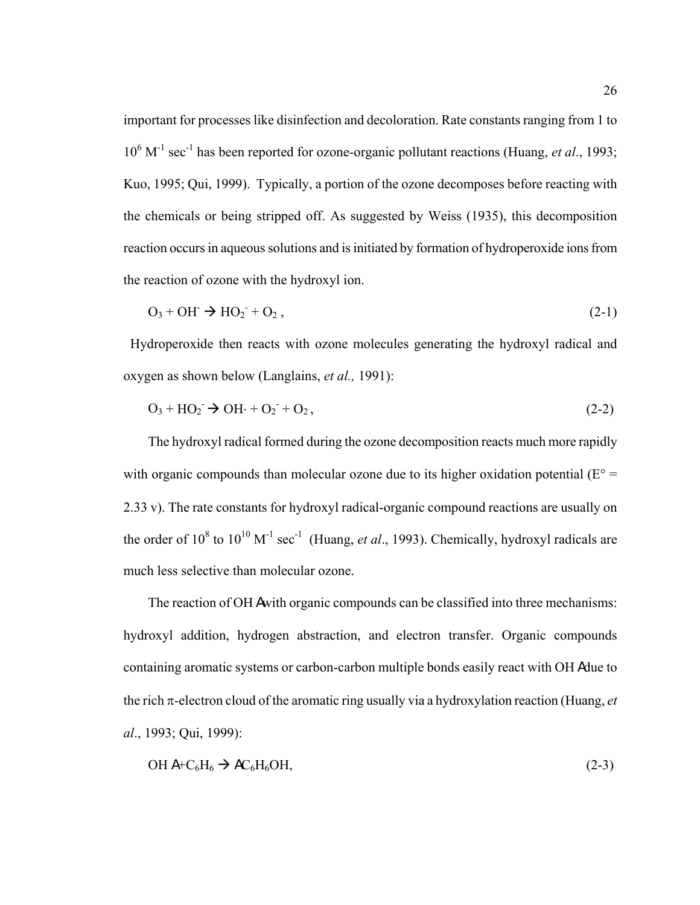important for processes like disinfection and decoloration. Rate constants ranging from 1 to $10^6$ $M^{-1}$ $sec^{-1}$ has been reported for ozone-organic pollutant reactions (Huang, *et al*., 1993; Kuo, 1995; Qui, 1999). Typically, a portion of the ozone decomposes before reacting with the chemicals or being stripped off. As suggested by Weiss (1935), this decomposition reaction occurs in aqueous solutions and is initiated by formation of hydroperoxide ions from the reaction of ozone with the hydroxyl ion.

$$O_3 + OH^- \rightarrow HO_2^- + O_2 \, , \tag{2-1}$$

Hydroperoxide then reacts with ozone molecules generating the hydroxyl radical and oxygen as shown below (Langlains, *et al.,* 1991):

$$O_3 + HO_2^- \rightarrow OH\cdot + O_2^- + O_2 \, , \tag{2-2}$$

The hydroxyl radical formed during the ozone decomposition reacts much more rapidly with organic compounds than molecular ozone due to its higher oxidation potential (E° = 2.33 v). The rate constants for hydroxyl radical-organic compound reactions are usually on the order of $10^8$ to $10^{10}$ $M^{-1}$ $sec^{-1}$ (Huang, *et al*., 1993). Chemically, hydroxyl radicals are much less selective than molecular ozone.

The reaction of $OH\cdot$ with organic compounds can be classified into three mechanisms: hydroxyl addition, hydrogen abstraction, and electron transfer. Organic compounds containing aromatic systems or carbon-carbon multiple bonds easily react with $OH\cdot$ due to the rich π-electron cloud of the aromatic ring usually via a hydroxylation reaction (Huang, *et al*., 1993; Qui, 1999):

$$OH\cdot + C_6H_6 \rightarrow \cdot C_6H_6OH, \tag{2-3}$$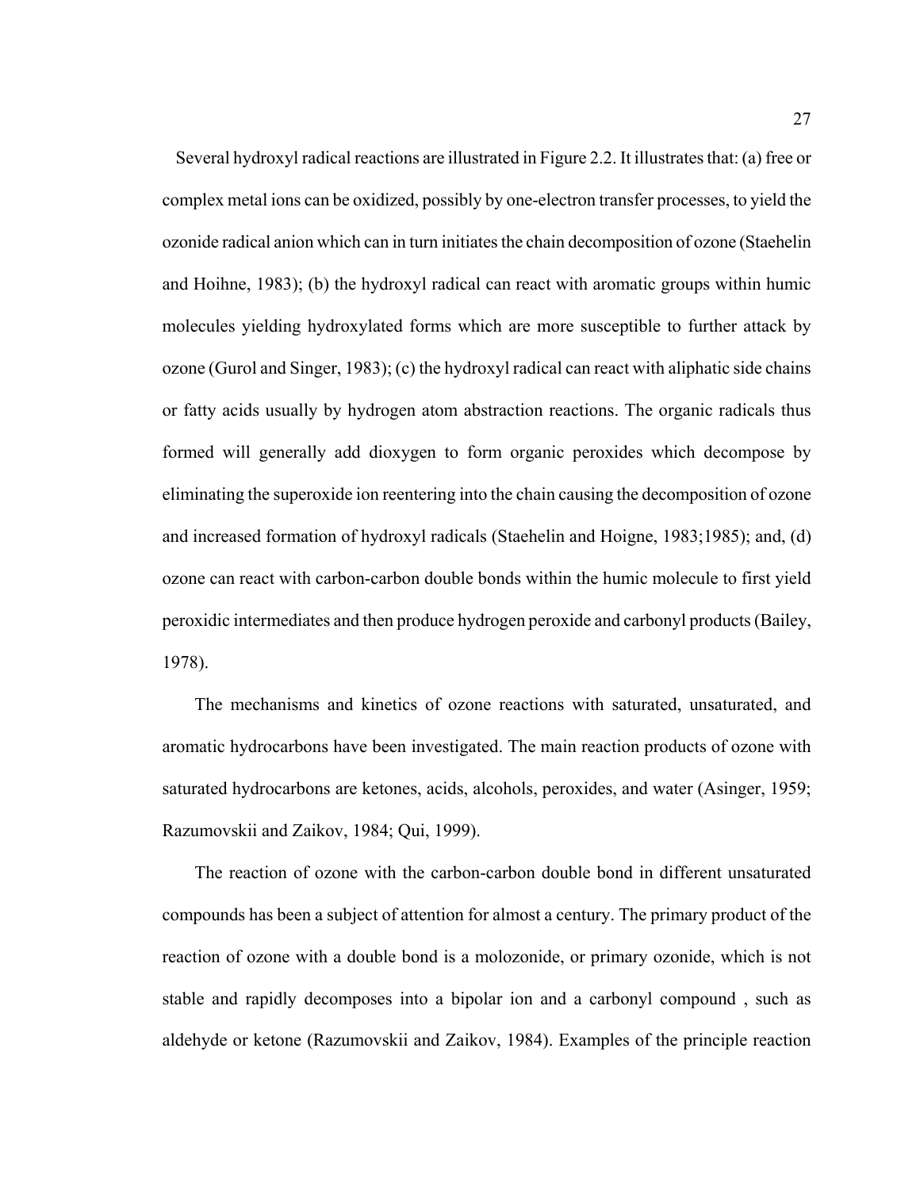Several hydroxyl radical reactions are illustrated in Figure 2.2. It illustrates that: (a) free or complex metal ions can be oxidized, possibly by one-electron transfer processes, to yield the ozonide radical anion which can in turn initiates the chain decomposition of ozone (Staehelin and Hoihne, 1983); (b) the hydroxyl radical can react with aromatic groups within humic molecules yielding hydroxylated forms which are more susceptible to further attack by ozone (Gurol and Singer, 1983); (c) the hydroxyl radical can react with aliphatic side chains or fatty acids usually by hydrogen atom abstraction reactions. The organic radicals thus formed will generally add dioxygen to form organic peroxides which decompose by eliminating the superoxide ion reentering into the chain causing the decomposition of ozone and increased formation of hydroxyl radicals (Staehelin and Hoigne, 1983;1985); and, (d) ozone can react with carbon-carbon double bonds within the humic molecule to first yield peroxidic intermediates and then produce hydrogen peroxide and carbonyl products (Bailey, 1978).

The mechanisms and kinetics of ozone reactions with saturated, unsaturated, and aromatic hydrocarbons have been investigated. The main reaction products of ozone with saturated hydrocarbons are ketones, acids, alcohols, peroxides, and water (Asinger, 1959; Razumovskii and Zaikov, 1984; Qui, 1999).

The reaction of ozone with the carbon-carbon double bond in different unsaturated compounds has been a subject of attention for almost a century. The primary product of the reaction of ozone with a double bond is a molozonide, or primary ozonide, which is not stable and rapidly decomposes into a bipolar ion and a carbonyl compound , such as aldehyde or ketone (Razumovskii and Zaikov, 1984). Examples of the principle reaction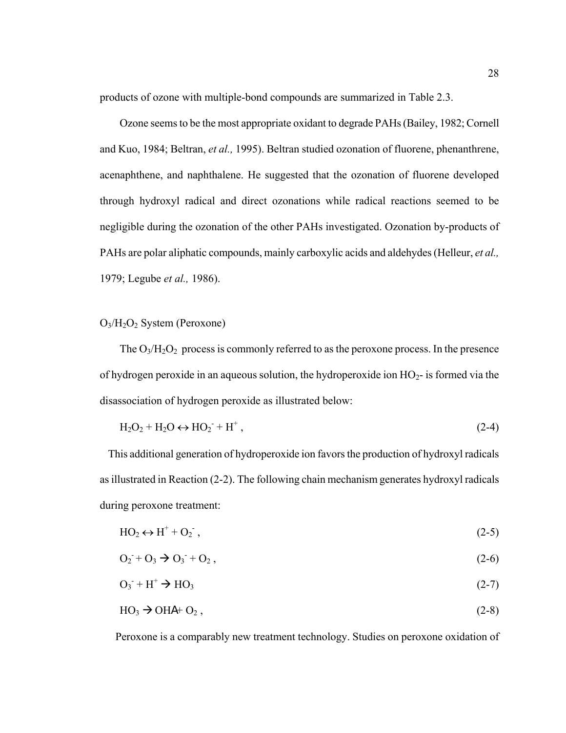products of ozone with multiple-bond compounds are summarized in Table 2.3.

Ozone seems to be the most appropriate oxidant to degrade PAHs (Bailey, 1982; Cornell and Kuo, 1984; Beltran, *et al.,* 1995). Beltran studied ozonation of fluorene, phenanthrene, acenaphthene, and naphthalene. He suggested that the ozonation of fluorene developed through hydroxyl radical and direct ozonations while radical reactions seemed to be negligible during the ozonation of the other PAHs investigated. Ozonation by-products of PAHs are polar aliphatic compounds, mainly carboxylic acids and aldehydes (Helleur, *et al.,* 1979; Legube *et al.,* 1986).

## $O_3/H_2O_2$ System (Peroxone)

The $O_3/H_2O_2$ process is commonly referred to as the peroxone process. In the presence of hydrogen peroxide in an aqueous solution, the hydroperoxide ion $HO_2$- is formed via the disassociation of hydrogen peroxide as illustrated below:

$$H_2O_2 + H_2O \leftrightarrow HO_2^- + H^+ , \tag{2-4}$$

This additional generation of hydroperoxide ion favors the production of hydroxyl radicals as illustrated in Reaction (2-2). The following chain mechanism generates hydroxyl radicals during peroxone treatment:

$$HO_2 \leftrightarrow H^+ + O_2^- , \tag{2-5}$$

$$O_2^- + O_3 \rightarrow O_3^- + O_2 , \tag{2-6}$$

$$O_3^- + H^+ \rightarrow HO_3 \tag{2-7}$$

$$HO_3 \rightarrow OH\cdot + O_2 , \tag{2-8}$$

Peroxone is a comparably new treatment technology. Studies on peroxone oxidation of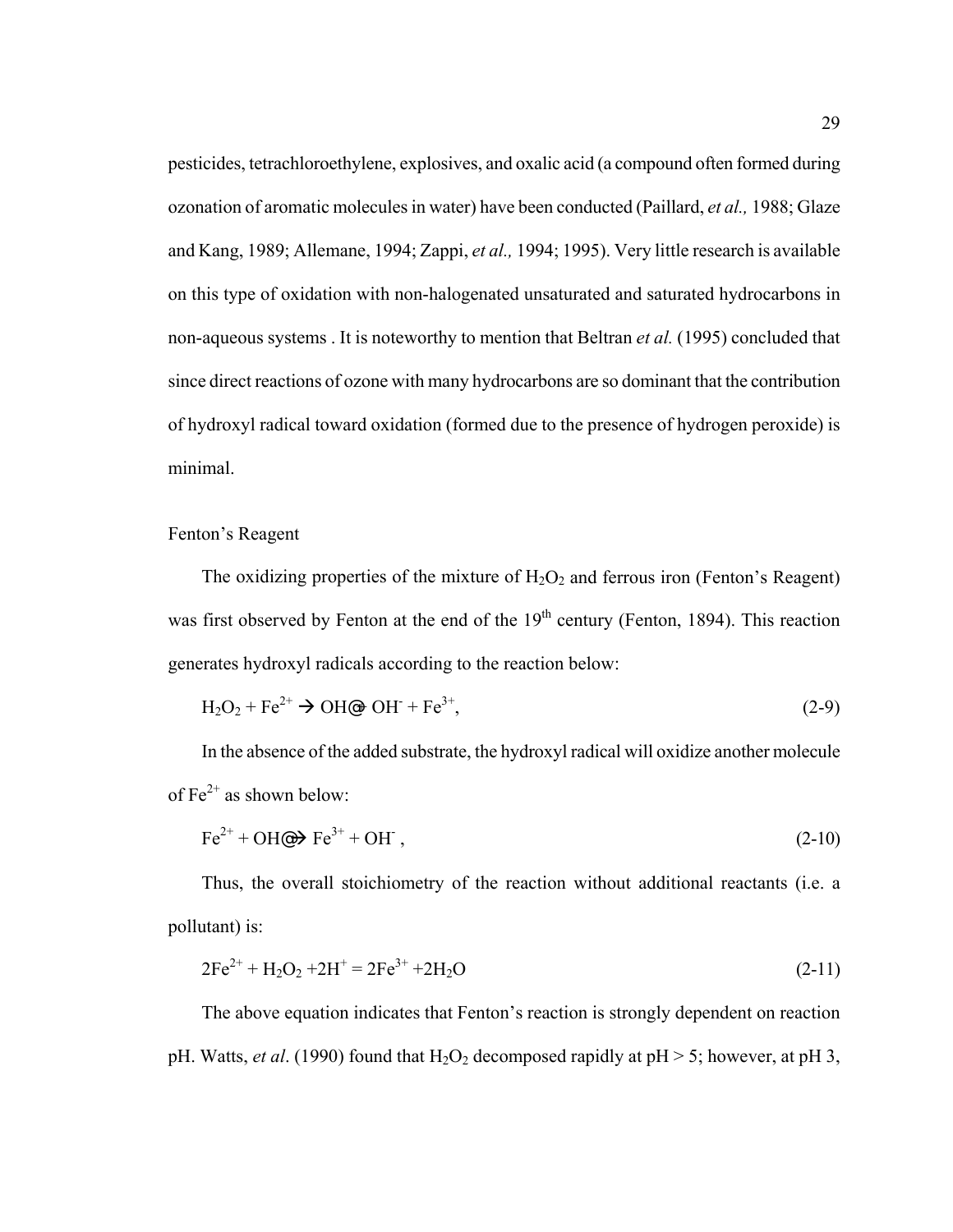pesticides, tetrachloroethylene, explosives, and oxalic acid (a compound often formed during ozonation of aromatic molecules in water) have been conducted (Paillard, *et al.,* 1988; Glaze and Kang, 1989; Allemane, 1994; Zappi, *et al.,* 1994; 1995). Very little research is available on this type of oxidation with non-halogenated unsaturated and saturated hydrocarbons in non-aqueous systems . It is noteworthy to mention that Beltran *et al.* (1995) concluded that since direct reactions of ozone with many hydrocarbons are so dominant that the contribution of hydroxyl radical toward oxidation (formed due to the presence of hydrogen peroxide) is minimal.

### Fenton's Reagent

The oxidizing properties of the mixture of $H_2O_2$ and ferrous iron (Fenton's Reagent) was first observed by Fenton at the end of the 19th century (Fenton, 1894). This reaction generates hydroxyl radicals according to the reaction below:

$$H_2O_2 + Fe^{2+} \rightarrow OH^{\bullet} + OH^{-} + Fe^{3+}, \qquad (2\text{-}9)$$

In the absence of the added substrate, the hydroxyl radical will oxidize another molecule of $Fe^{2+}$ as shown below:

$$Fe^{2+} + OH^{\bullet} \rightarrow Fe^{3+} + OH^{-}, \qquad (2\text{-}10)$$

Thus, the overall stoichiometry of the reaction without additional reactants (i.e. a pollutant) is:

$$2Fe^{2+} + H_2O_2 + 2H^{+} = 2Fe^{3+} + 2H_2O \qquad (2\text{-}11)$$

The above equation indicates that Fenton's reaction is strongly dependent on reaction pH. Watts, *et al*. (1990) found that $H_2O_2$ decomposed rapidly at $pH > 5$; however, at pH 3,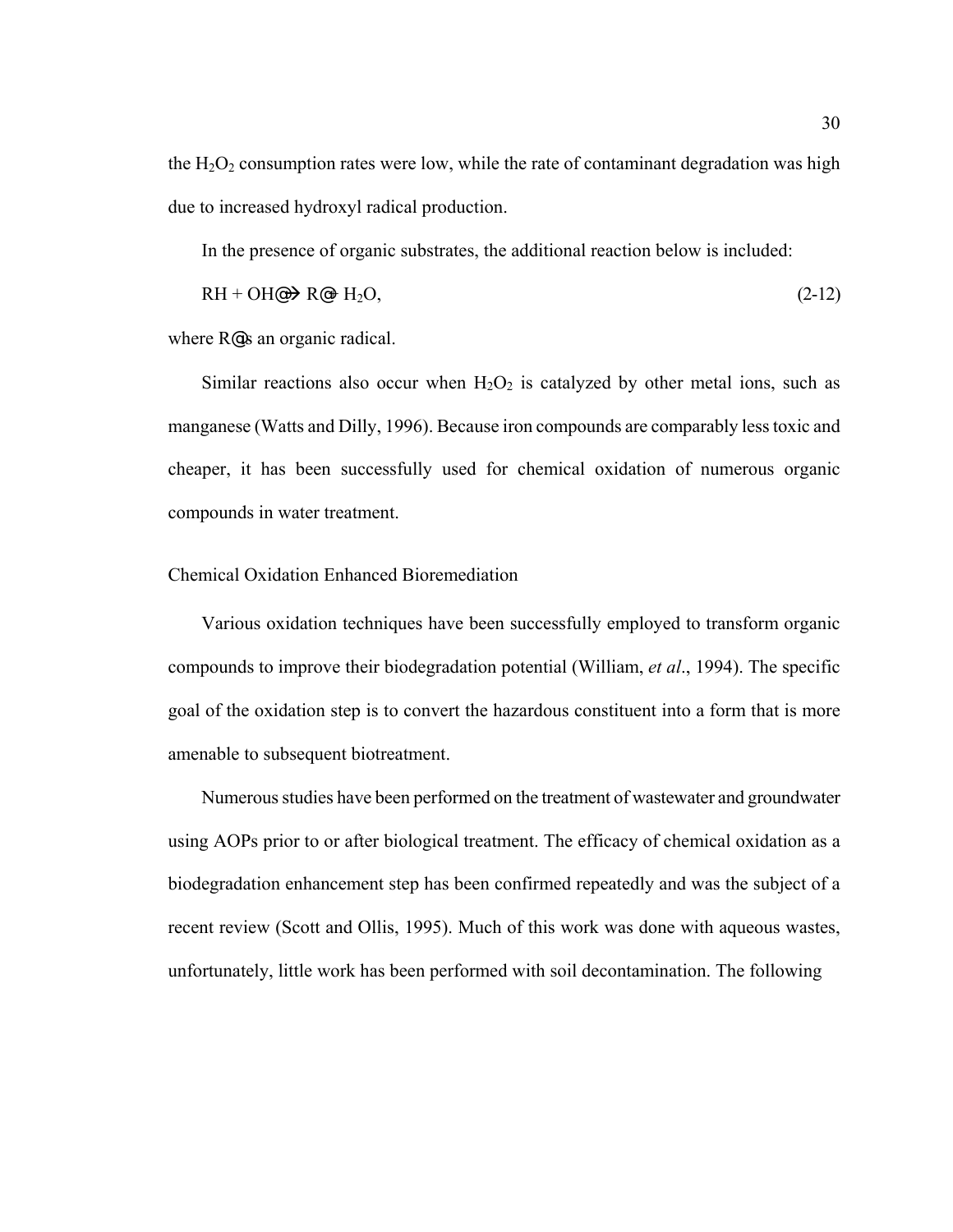the $H_2O_2$ consumption rates were low, while the rate of contaminant degradation was high due to increased hydroxyl radical production.

In the presence of organic substrates, the additional reaction below is included:

$$RH + OH\cdot \rightarrow R\cdot + H_2O, \qquad (2\text{-}12)$$

where $R\cdot$ is an organic radical.

Similar reactions also occur when $H_2O_2$ is catalyzed by other metal ions, such as manganese (Watts and Dilly, 1996). Because iron compounds are comparably less toxic and cheaper, it has been successfully used for chemical oxidation of numerous organic compounds in water treatment.

## Chemical Oxidation Enhanced Bioremediation

Various oxidation techniques have been successfully employed to transform organic compounds to improve their biodegradation potential (William, *et al*., 1994). The specific goal of the oxidation step is to convert the hazardous constituent into a form that is more amenable to subsequent biotreatment.

Numerous studies have been performed on the treatment of wastewater and groundwater using AOPs prior to or after biological treatment. The efficacy of chemical oxidation as a biodegradation enhancement step has been confirmed repeatedly and was the subject of a recent review (Scott and Ollis, 1995). Much of this work was done with aqueous wastes, unfortunately, little work has been performed with soil decontamination. The following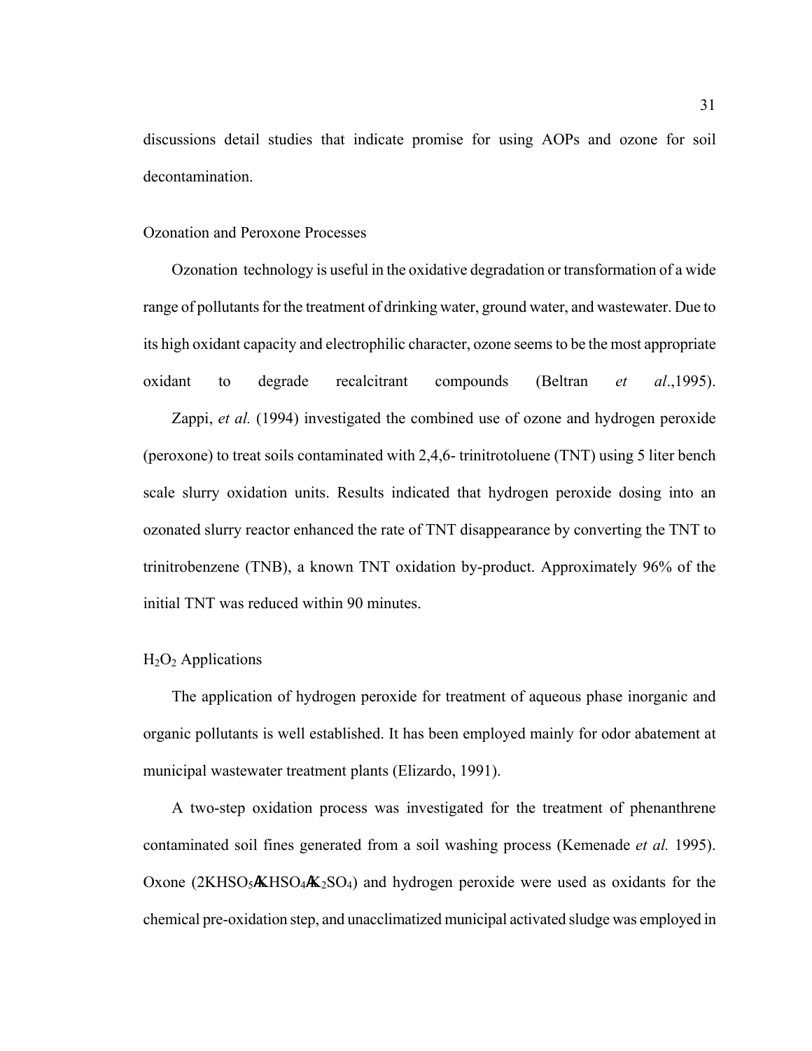discussions detail studies that indicate promise for using AOPs and ozone for soil decontamination.

## Ozonation and Peroxone Processes

Ozonation technology is useful in the oxidative degradation or transformation of a wide range of pollutants for the treatment of drinking water, ground water, and wastewater. Due to its high oxidant capacity and electrophilic character, ozone seems to be the most appropriate oxidant to degrade recalcitrant compounds (Beltran *et al*.,1995).

Zappi, *et al.* (1994) investigated the combined use of ozone and hydrogen peroxide (peroxone) to treat soils contaminated with 2,4,6- trinitrotoluene (TNT) using 5 liter bench scale slurry oxidation units. Results indicated that hydrogen peroxide dosing into an ozonated slurry reactor enhanced the rate of TNT disappearance by converting the TNT to trinitrobenzene (TNB), a known TNT oxidation by-product. Approximately 96% of the initial TNT was reduced within 90 minutes.

## $H_2O_2$ Applications

The application of hydrogen peroxide for treatment of aqueous phase inorganic and organic pollutants is well established. It has been employed mainly for odor abatement at municipal wastewater treatment plants (Elizardo, 1991).

A two-step oxidation process was investigated for the treatment of phenanthrene contaminated soil fines generated from a soil washing process (Kemenade *et al.* 1995). Oxone ($2KHSO_5 \cdot KHSO_4 \cdot K_2SO_4$) and hydrogen peroxide were used as oxidants for the chemical pre-oxidation step, and unacclimatized municipal activated sludge was employed in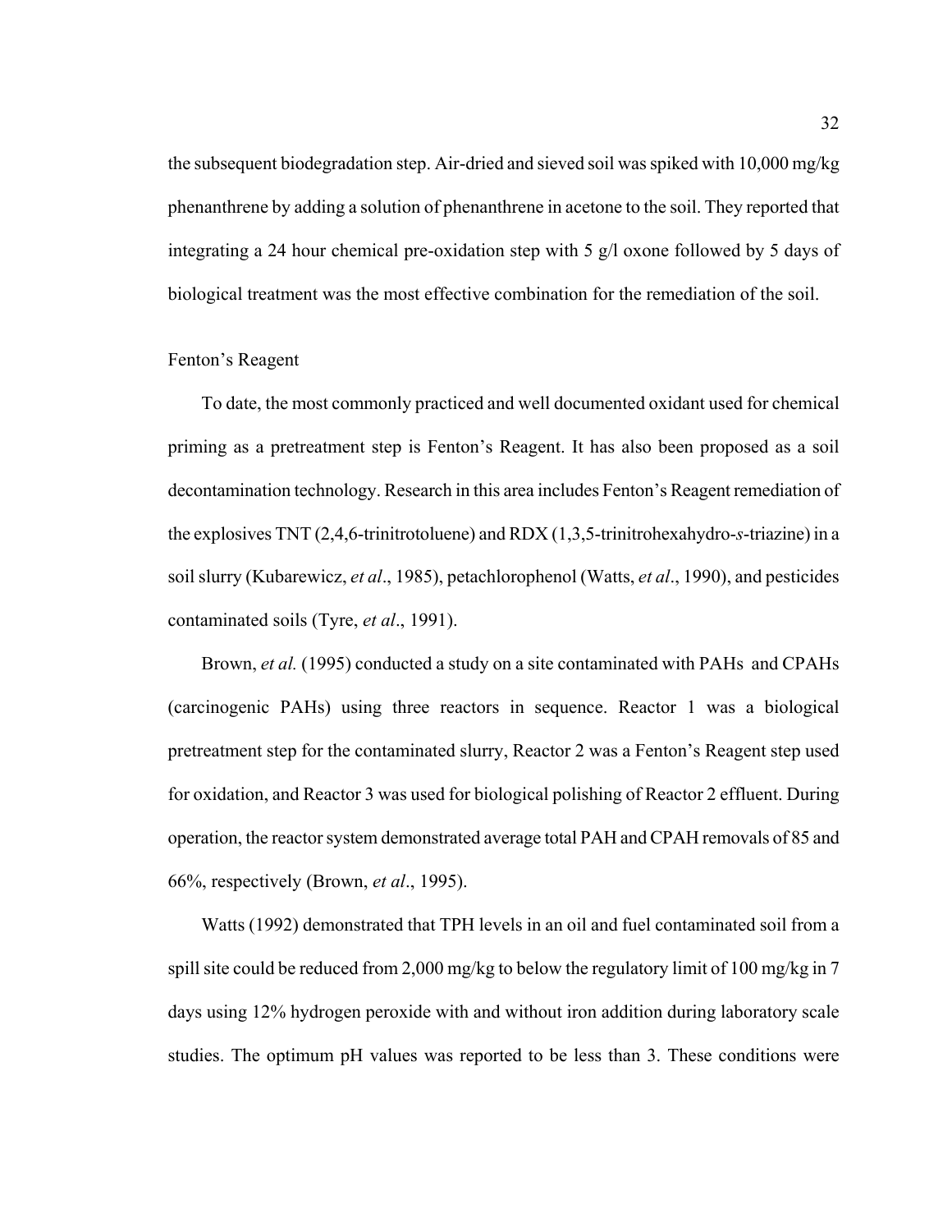the subsequent biodegradation step. Air-dried and sieved soil was spiked with 10,000 mg/kg phenanthrene by adding a solution of phenanthrene in acetone to the soil. They reported that integrating a 24 hour chemical pre-oxidation step with 5 g/l oxone followed by 5 days of biological treatment was the most effective combination for the remediation of the soil.

### Fenton's Reagent

To date, the most commonly practiced and well documented oxidant used for chemical priming as a pretreatment step is Fenton's Reagent. It has also been proposed as a soil decontamination technology. Research in this area includes Fenton's Reagent remediation of the explosives TNT (2,4,6-trinitrotoluene) and RDX (1,3,5-trinitrohexahydro-*s*-triazine) in a soil slurry (Kubarewicz, *et al*., 1985), petachlorophenol (Watts, *et al*., 1990), and pesticides contaminated soils (Tyre, *et al*., 1991).

Brown, *et al.* (1995) conducted a study on a site contaminated with PAHs and CPAHs (carcinogenic PAHs) using three reactors in sequence. Reactor 1 was a biological pretreatment step for the contaminated slurry, Reactor 2 was a Fenton's Reagent step used for oxidation, and Reactor 3 was used for biological polishing of Reactor 2 effluent. During operation, the reactor system demonstrated average total PAH and CPAH removals of 85 and 66%, respectively (Brown, *et al*., 1995).

Watts (1992) demonstrated that TPH levels in an oil and fuel contaminated soil from a spill site could be reduced from 2,000 mg/kg to below the regulatory limit of 100 mg/kg in 7 days using 12% hydrogen peroxide with and without iron addition during laboratory scale studies. The optimum pH values was reported to be less than 3. These conditions were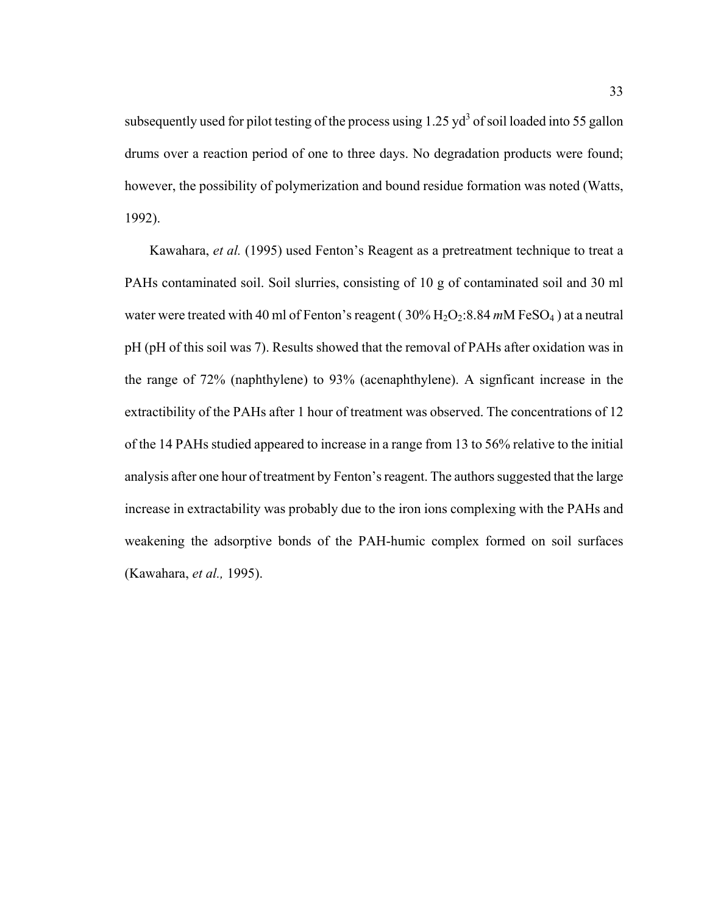subsequently used for pilot testing of the process using 1.25 $yd^3$ of soil loaded into 55 gallon drums over a reaction period of one to three days. No degradation products were found; however, the possibility of polymerization and bound residue formation was noted (Watts, 1992).

Kawahara, *et al.* (1995) used Fenton's Reagent as a pretreatment technique to treat a PAHs contaminated soil. Soil slurries, consisting of 10 g of contaminated soil and 30 ml water were treated with 40 ml of Fenton's reagent ( 30% $H_2O_2$:8.84 *m*M $FeSO_4$ ) at a neutral pH (pH of this soil was 7). Results showed that the removal of PAHs after oxidation was in the range of 72% (naphthylene) to 93% (acenaphthylene). A signficant increase in the extractibility of the PAHs after 1 hour of treatment was observed. The concentrations of 12 of the 14 PAHs studied appeared to increase in a range from 13 to 56% relative to the initial analysis after one hour of treatment by Fenton's reagent. The authors suggested that the large increase in extractability was probably due to the iron ions complexing with the PAHs and weakening the adsorptive bonds of the PAH-humic complex formed on soil surfaces (Kawahara, *et al.,* 1995).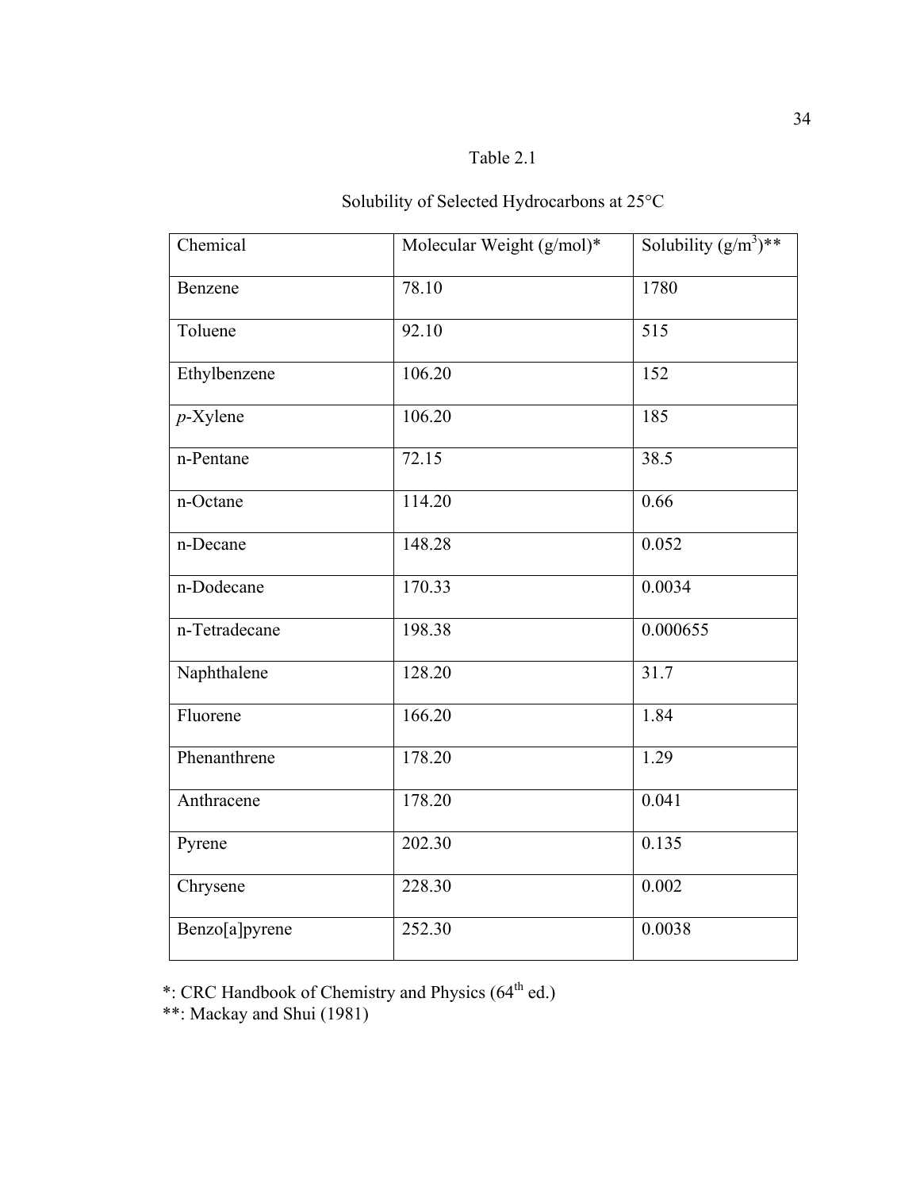Table 2.1

Solubility of Selected Hydrocarbons at 25°C

| Chemical | Molecular Weight (g/mol)* | Solubility ($g/m^3$)** |
|---|---|---|
| Benzene | 78.10 | 1780 |
| Toluene | 92.10 | 515 |
| Ethylbenzene | 106.20 | 152 |
| *p*-Xylene | 106.20 | 185 |
| n-Pentane | 72.15 | 38.5 |
| n-Octane | 114.20 | 0.66 |
| n-Decane | 148.28 | 0.052 |
| n-Dodecane | 170.33 | 0.0034 |
| n-Tetradecane | 198.38 | 0.000655 |
| Naphthalene | 128.20 | 31.7 |
| Fluorene | 166.20 | 1.84 |
| Phenanthrene | 178.20 | 1.29 |
| Anthracene | 178.20 | 0.041 |
| Pyrene | 202.30 | 0.135 |
| Chrysene | 228.30 | 0.002 |
| Benzo[a]pyrene | 252.30 | 0.0038 |

*: CRC Handbook of Chemistry and Physics (64th ed.)
**: Mackay and Shui (1981)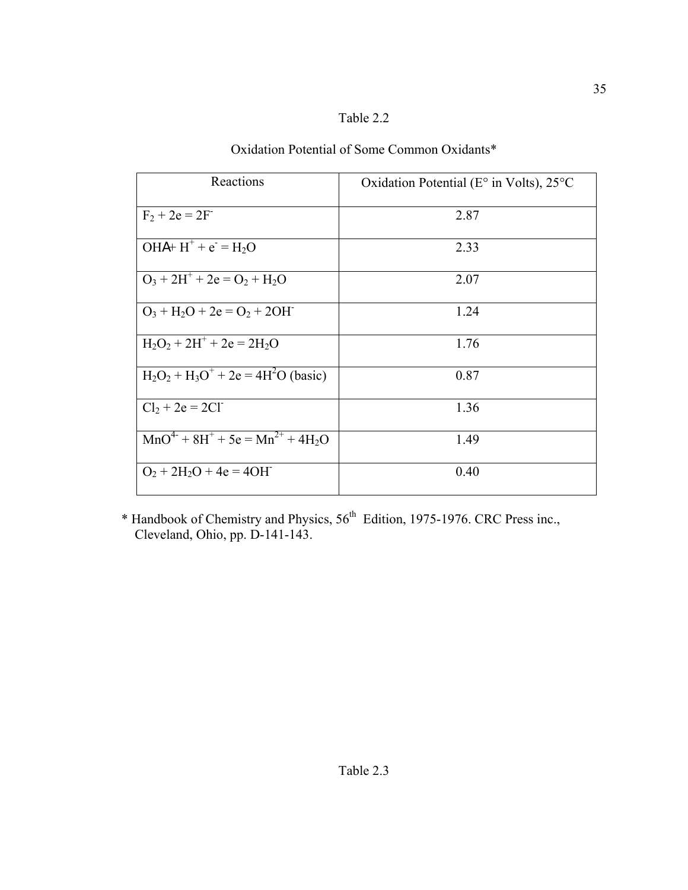Table 2.2

Oxidation Potential of Some Common Oxidants*

| Reactions | Oxidation Potential (E° in Volts), 25°C |
|---|---|
| $F_2 + 2e = 2F^-$ | 2.87 |
| $OH\text{Α} + H^+ + e^- = H_2O$ | 2.33 |
| $O_3 + 2H^+ + 2e = O_2 + H_2O$ | 2.07 |
| $O_3 + H_2O + 2e = O_2 + 2OH^-$ | 1.24 |
| $H_2O_2 + 2H^+ + 2e = 2H_2O$ | 1.76 |
| $H_2O_2 + H_3O^+ + 2e = 4H^2O$ (basic) | 0.87 |
| $Cl_2 + 2e = 2Cl^-$ | 1.36 |
| $MnO^{4-} + 8H^+ + 5e = Mn^{2+} + 4H_2O$ | 1.49 |
| $O_2 + 2H_2O + 4e = 4OH^-$ | 0.40 |

* Handbook of Chemistry and Physics, 56th Edition, 1975-1976. CRC Press inc., Cleveland, Ohio, pp. D-141-143.

Table 2.3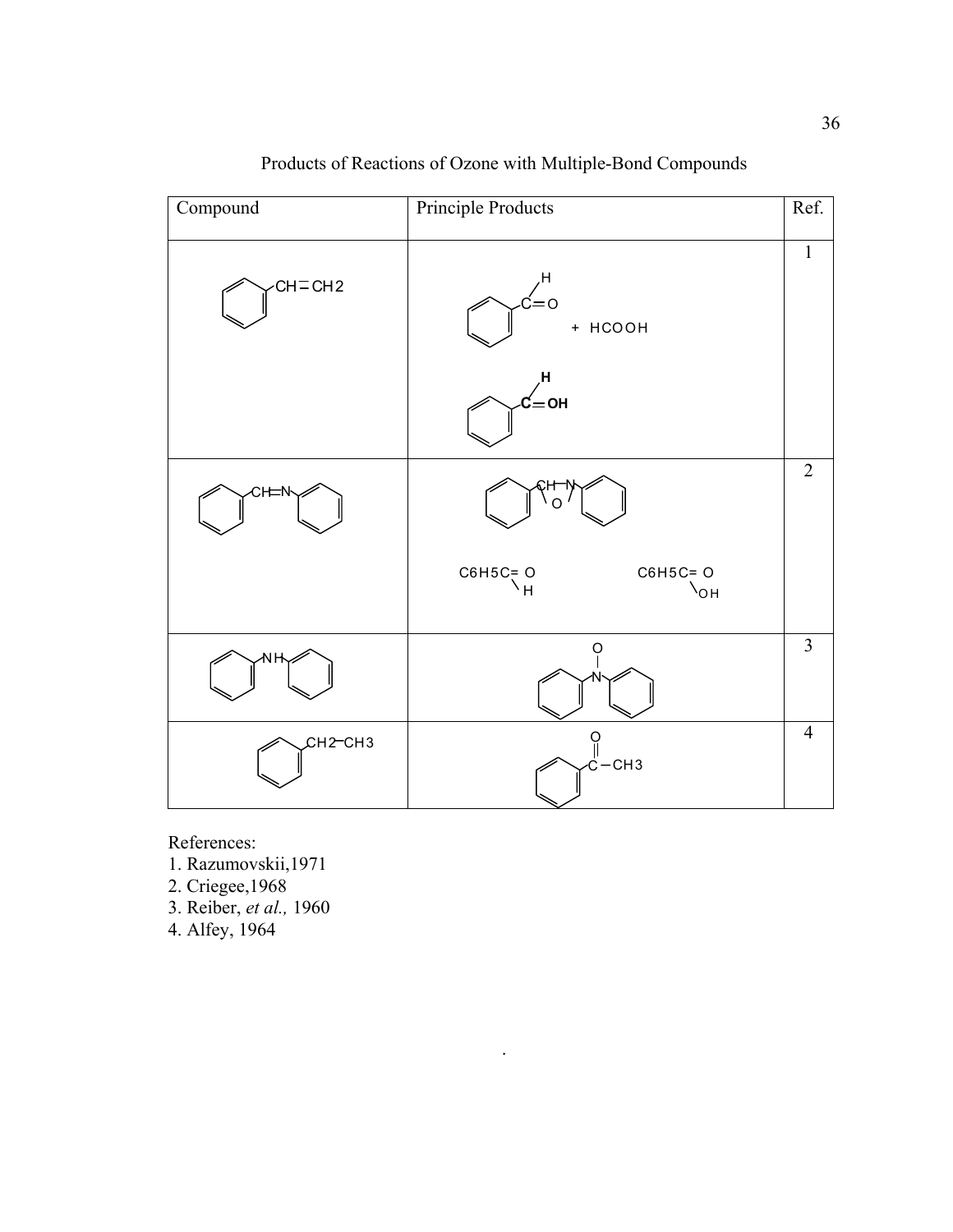Products of Reactions of Ozone with Multiple-Bond Compounds

| Compound | Principle Products | Ref. |
|---|---|---|
| $C_6H_5CH=CH_2$ | $C_6H_5CH=O$ + HCOOH<br>$C_6H_5CH=OH$ | 1 |
| $C_6H_5CH=NC_6H_5$ | $C_6H_5CH-NC_6H_5$ (with O bridging CH and N)<br>$C_6H_5C(H)=O$  $C_6H_5C(OH)=O$ | 2 |
| $C_6H_5NHC_6H_5$ | $(C_6H_5)_2N-O$ | 3 |
| $C_6H_5CH_2-CH_3$ | $C_6H_5C(=O)-CH_3$ | 4 |

References:

1. Razumovskii,1971
2. Criegee,1968
3. Reiber, *et al.,* 1960
4. Alfey, 1964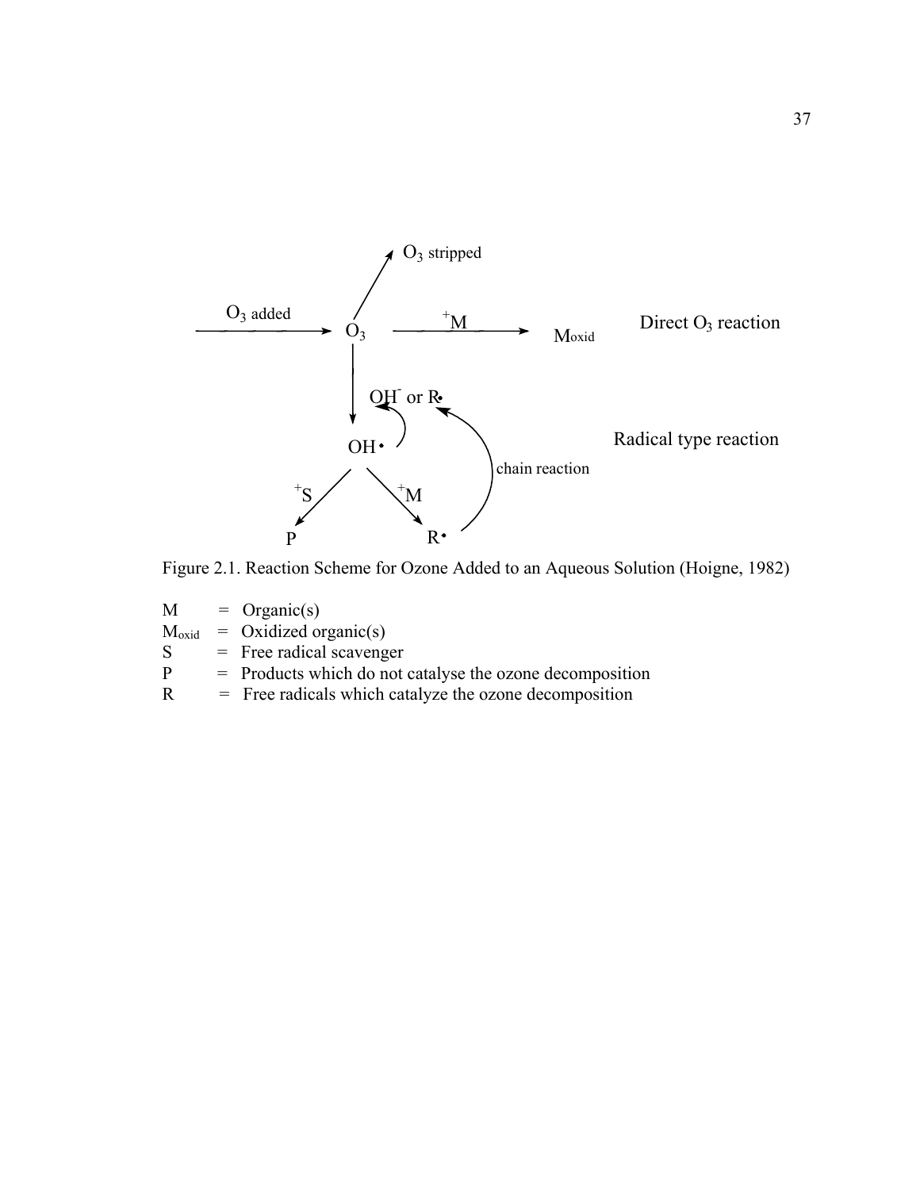Figure 2.1. Reaction Scheme for Ozone Added to an Aqueous Solution (Hoigne, 1982)

| | | |
|---|---|---|
| M | = | Organic(s) |
| $M_{oxid}$ | = | Oxidized organic(s) |
| S | = | Free radical scavenger |
| P | = | Products which do not catalyse the ozone decomposition |
| R | = | Free radicals which catalyze the ozone decomposition |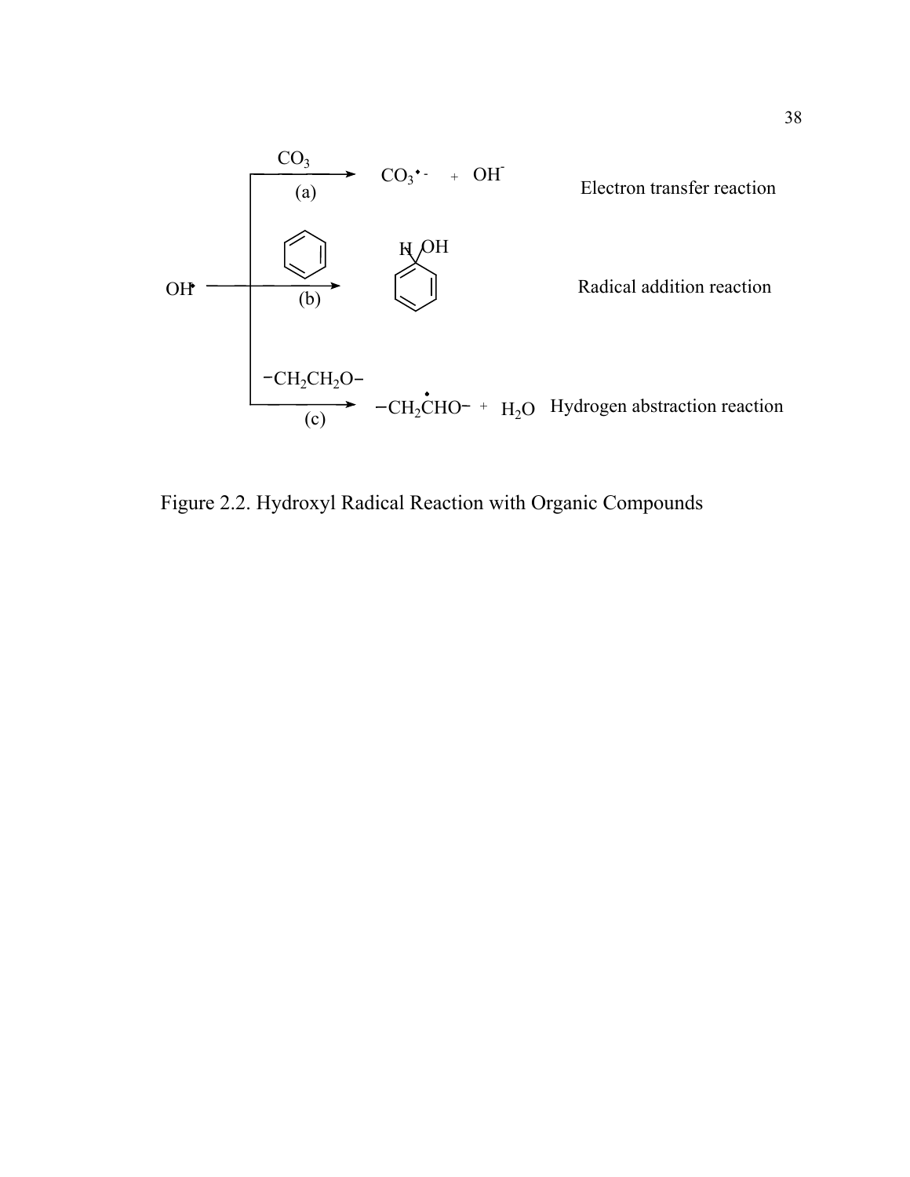$OH^{\bullet}$

(a) $CO_3$ → $CO_3^{\bullet -}$ + $OH^{-}$ Electron transfer reaction

(b) benzene → H OH (hydroxycyclohexadienyl radical) Radical addition reaction

(c) $-CH_2CH_2O-$ → $-CH_2\dot{C}HO-$ + $H_2O$ Hydrogen abstraction reaction

Figure 2.2. Hydroxyl Radical Reaction with Organic Compounds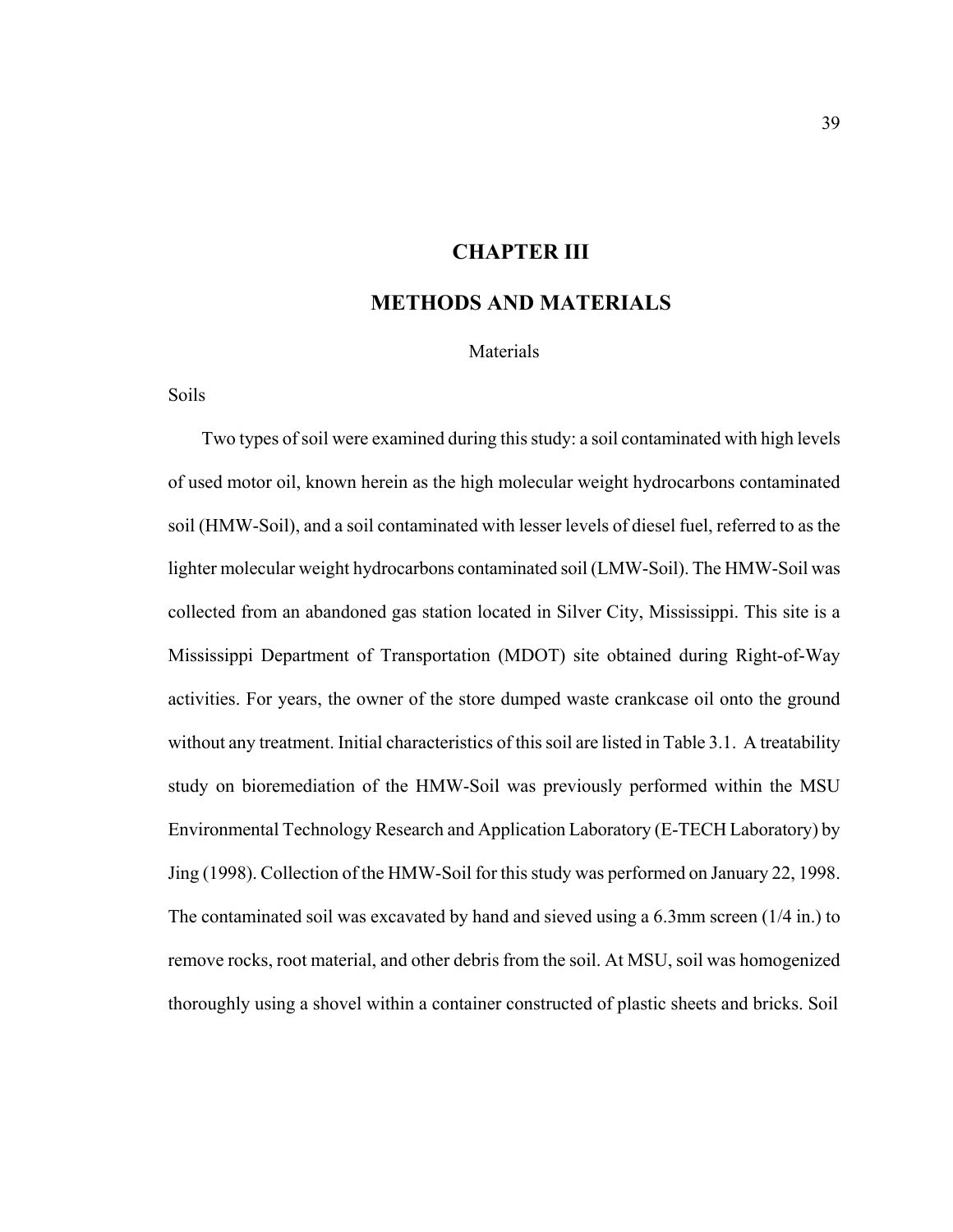# CHAPTER III

# METHODS AND MATERIALS

## Materials

### Soils

Two types of soil were examined during this study: a soil contaminated with high levels of used motor oil, known herein as the high molecular weight hydrocarbons contaminated soil (HMW-Soil), and a soil contaminated with lesser levels of diesel fuel, referred to as the lighter molecular weight hydrocarbons contaminated soil (LMW-Soil). The HMW-Soil was collected from an abandoned gas station located in Silver City, Mississippi. This site is a Mississippi Department of Transportation (MDOT) site obtained during Right-of-Way activities. For years, the owner of the store dumped waste crankcase oil onto the ground without any treatment. Initial characteristics of this soil are listed in Table 3.1. A treatability study on bioremediation of the HMW-Soil was previously performed within the MSU Environmental Technology Research and Application Laboratory (E-TECH Laboratory) by Jing (1998). Collection of the HMW-Soil for this study was performed on January 22, 1998. The contaminated soil was excavated by hand and sieved using a 6.3mm screen (1/4 in.) to remove rocks, root material, and other debris from the soil. At MSU, soil was homogenized thoroughly using a shovel within a container constructed of plastic sheets and bricks. Soil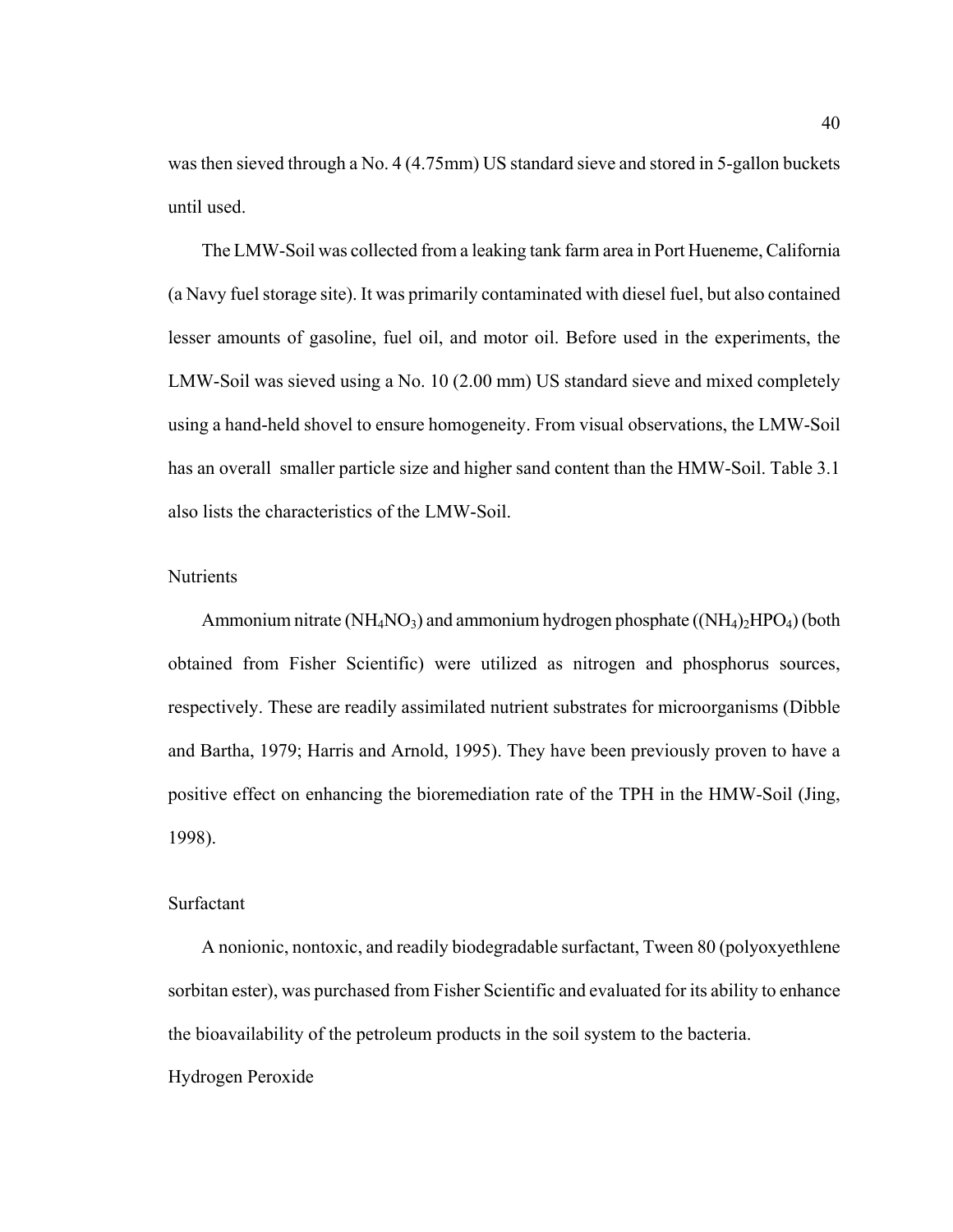was then sieved through a No. 4 (4.75mm) US standard sieve and stored in 5-gallon buckets until used.

The LMW-Soil was collected from a leaking tank farm area in Port Hueneme, California (a Navy fuel storage site). It was primarily contaminated with diesel fuel, but also contained lesser amounts of gasoline, fuel oil, and motor oil. Before used in the experiments, the LMW-Soil was sieved using a No. 10 (2.00 mm) US standard sieve and mixed completely using a hand-held shovel to ensure homogeneity. From visual observations, the LMW-Soil has an overall smaller particle size and higher sand content than the HMW-Soil. Table 3.1 also lists the characteristics of the LMW-Soil.

### Nutrients

Ammonium nitrate ($NH_4NO_3$) and ammonium hydrogen phosphate ($(NH_4)_2HPO_4$) (both obtained from Fisher Scientific) were utilized as nitrogen and phosphorus sources, respectively. These are readily assimilated nutrient substrates for microorganisms (Dibble and Bartha, 1979; Harris and Arnold, 1995). They have been previously proven to have a positive effect on enhancing the bioremediation rate of the TPH in the HMW-Soil (Jing, 1998).

### Surfactant

A nonionic, nontoxic, and readily biodegradable surfactant, Tween 80 (polyoxyethlene sorbitan ester), was purchased from Fisher Scientific and evaluated for its ability to enhance the bioavailability of the petroleum products in the soil system to the bacteria.

### Hydrogen Peroxide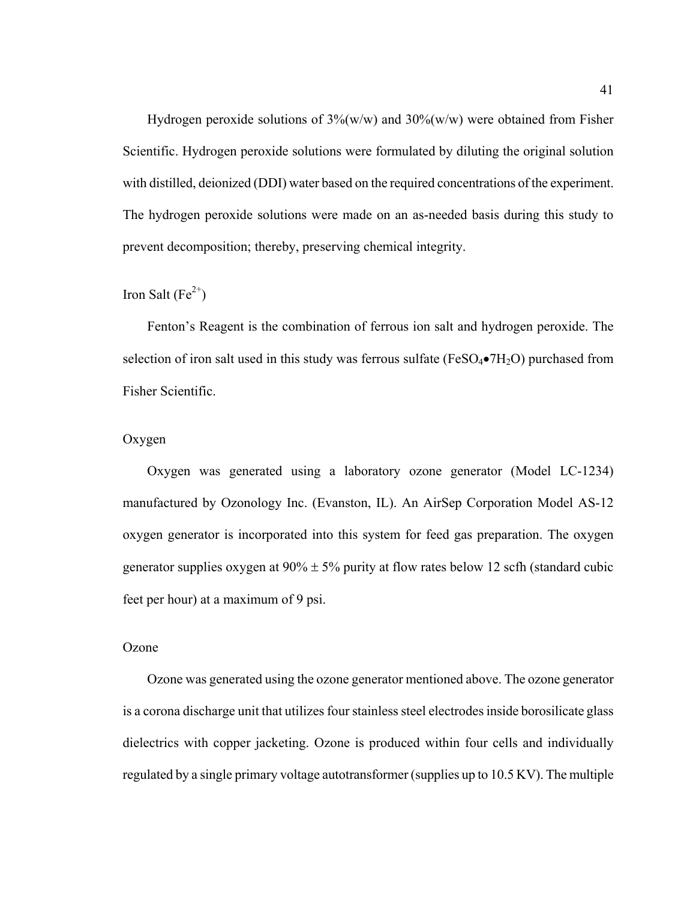Hydrogen peroxide solutions of 3%(w/w) and 30%(w/w) were obtained from Fisher Scientific. Hydrogen peroxide solutions were formulated by diluting the original solution with distilled, deionized (DDI) water based on the required concentrations of the experiment. The hydrogen peroxide solutions were made on an as-needed basis during this study to prevent decomposition; thereby, preserving chemical integrity.

### Iron Salt ($Fe^{2+}$)

Fenton's Reagent is the combination of ferrous ion salt and hydrogen peroxide. The selection of iron salt used in this study was ferrous sulfate ($FeSO_4 \bullet 7H_2O$) purchased from Fisher Scientific.

### Oxygen

Oxygen was generated using a laboratory ozone generator (Model LC-1234) manufactured by Ozonology Inc. (Evanston, IL). An AirSep Corporation Model AS-12 oxygen generator is incorporated into this system for feed gas preparation. The oxygen generator supplies oxygen at 90% ± 5% purity at flow rates below 12 scfh (standard cubic feet per hour) at a maximum of 9 psi.

### Ozone

Ozone was generated using the ozone generator mentioned above. The ozone generator is a corona discharge unit that utilizes four stainless steel electrodes inside borosilicate glass dielectrics with copper jacketing. Ozone is produced within four cells and individually regulated by a single primary voltage autotransformer (supplies up to 10.5 KV). The multiple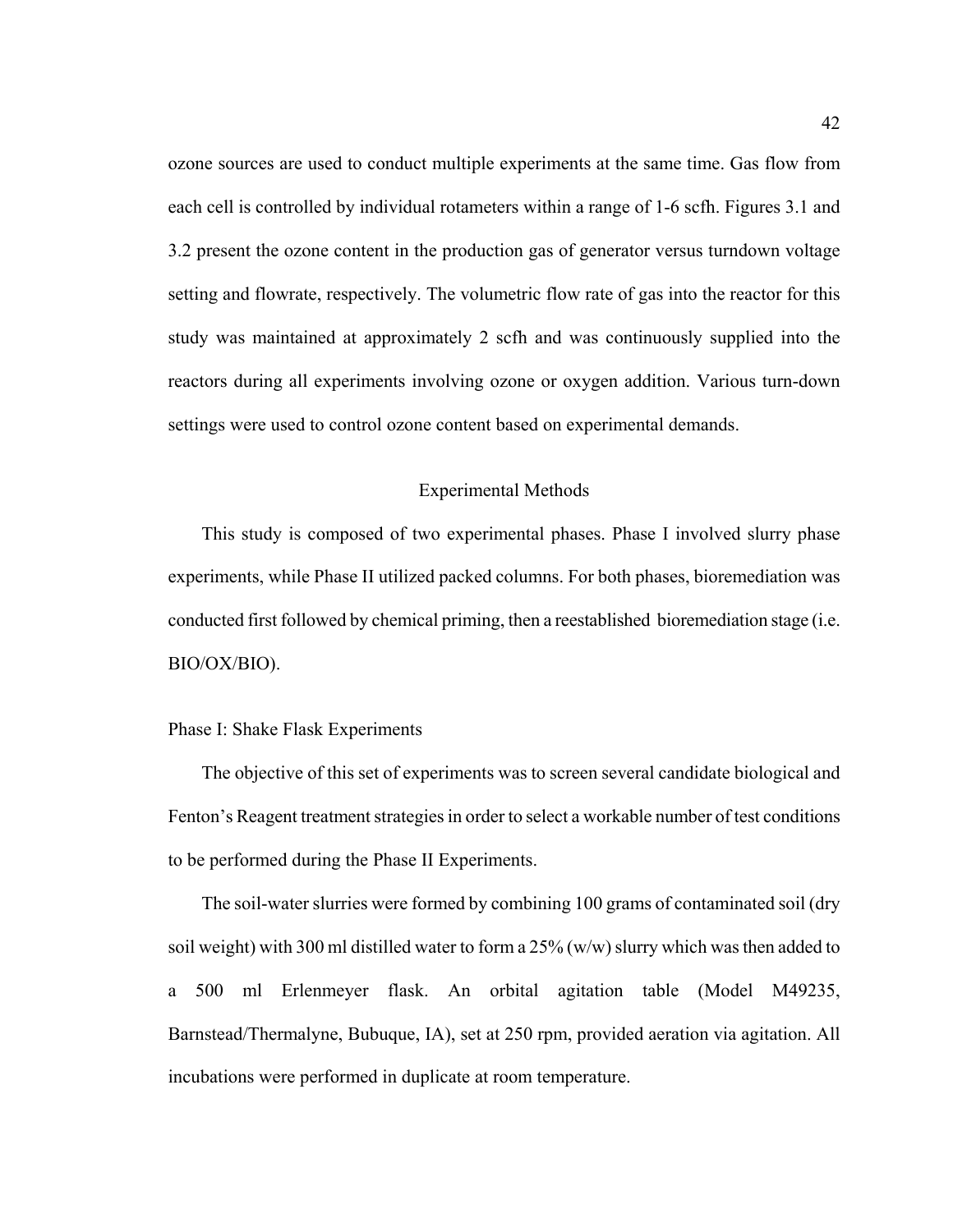ozone sources are used to conduct multiple experiments at the same time. Gas flow from each cell is controlled by individual rotameters within a range of 1-6 scfh. Figures 3.1 and 3.2 present the ozone content in the production gas of generator versus turndown voltage setting and flowrate, respectively. The volumetric flow rate of gas into the reactor for this study was maintained at approximately 2 scfh and was continuously supplied into the reactors during all experiments involving ozone or oxygen addition. Various turn-down settings were used to control ozone content based on experimental demands.

## Experimental Methods

This study is composed of two experimental phases. Phase I involved slurry phase experiments, while Phase II utilized packed columns. For both phases, bioremediation was conducted first followed by chemical priming, then a reestablished bioremediation stage (i.e. BIO/OX/BIO).

### Phase I: Shake Flask Experiments

The objective of this set of experiments was to screen several candidate biological and Fenton's Reagent treatment strategies in order to select a workable number of test conditions to be performed during the Phase II Experiments.

The soil-water slurries were formed by combining 100 grams of contaminated soil (dry soil weight) with 300 ml distilled water to form a 25% (w/w) slurry which was then added to a 500 ml Erlenmeyer flask. An orbital agitation table (Model M49235, Barnstead/Thermalyne, Bubuque, IA), set at 250 rpm, provided aeration via agitation. All incubations were performed in duplicate at room temperature.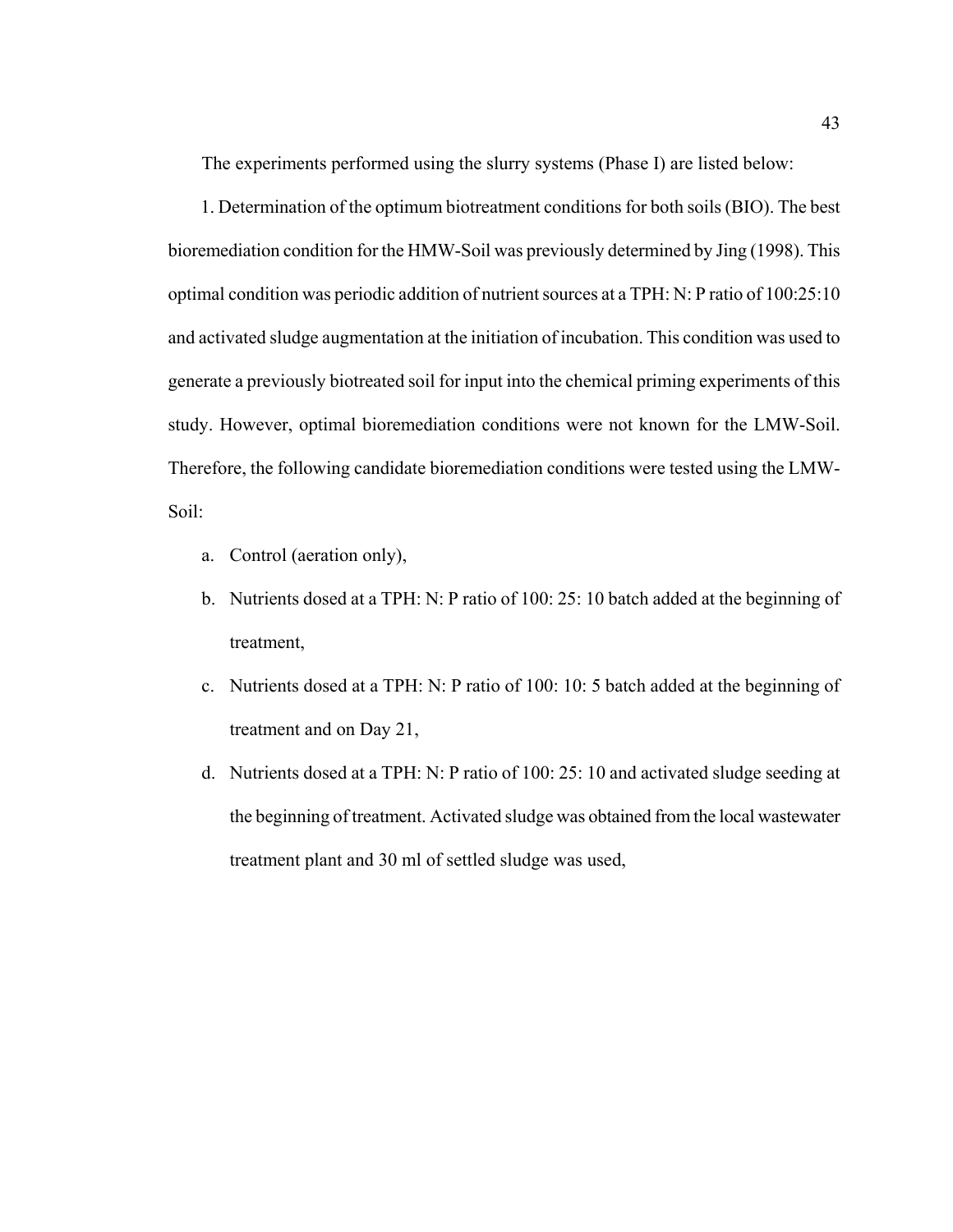The experiments performed using the slurry systems (Phase I) are listed below:

1. Determination of the optimum biotreatment conditions for both soils (BIO). The best bioremediation condition for the HMW-Soil was previously determined by Jing (1998). This optimal condition was periodic addition of nutrient sources at a TPH: N: P ratio of 100:25:10 and activated sludge augmentation at the initiation of incubation. This condition was used to generate a previously biotreated soil for input into the chemical priming experiments of this study. However, optimal bioremediation conditions were not known for the LMW-Soil. Therefore, the following candidate bioremediation conditions were tested using the LMW-Soil:

   a. Control (aeration only),

   b. Nutrients dosed at a TPH: N: P ratio of 100: 25: 10 batch added at the beginning of treatment,

   c. Nutrients dosed at a TPH: N: P ratio of 100: 10: 5 batch added at the beginning of treatment and on Day 21,

   d. Nutrients dosed at a TPH: N: P ratio of 100: 25: 10 and activated sludge seeding at the beginning of treatment. Activated sludge was obtained from the local wastewater treatment plant and 30 ml of settled sludge was used,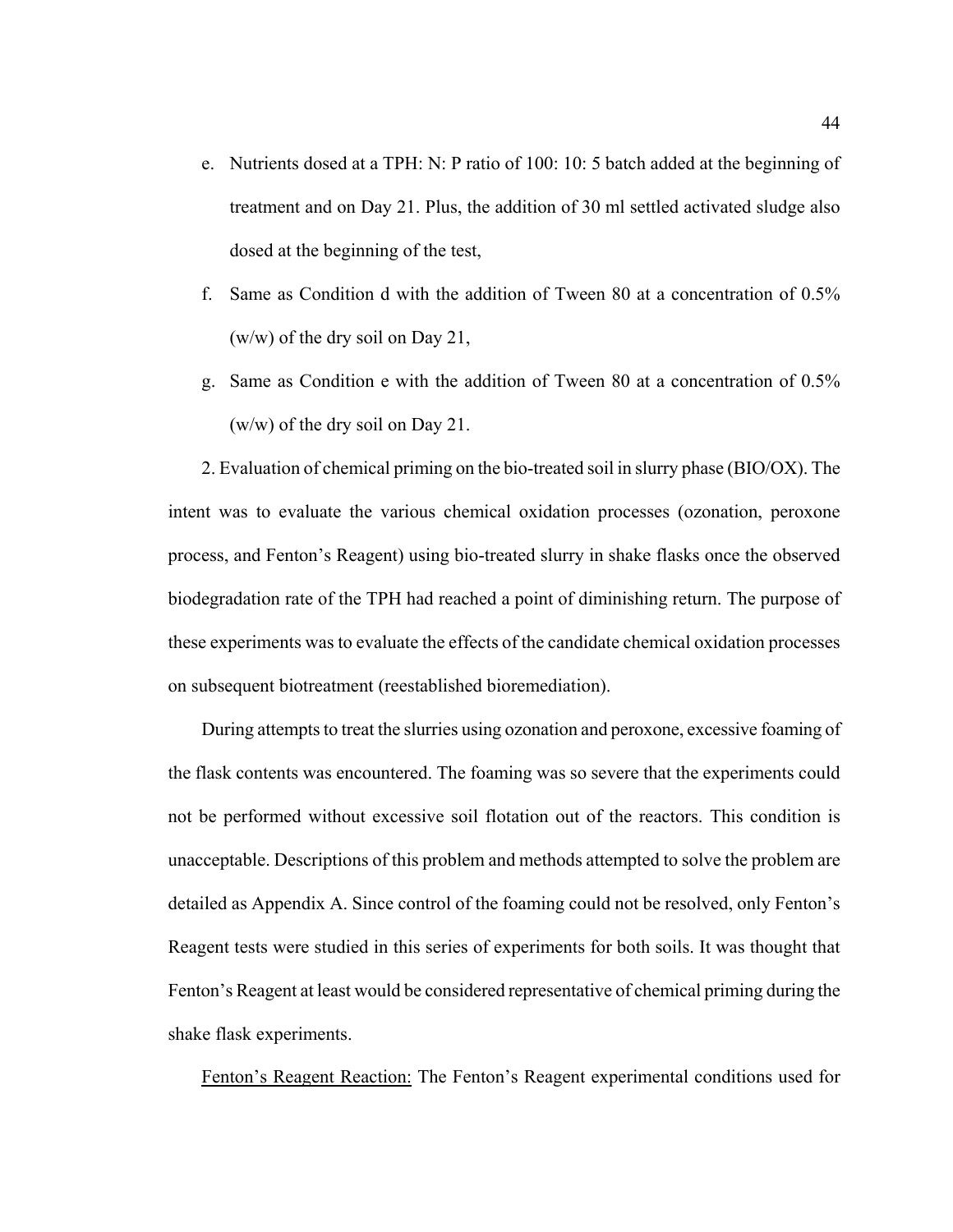e. Nutrients dosed at a TPH: N: P ratio of 100: 10: 5 batch added at the beginning of treatment and on Day 21. Plus, the addition of 30 ml settled activated sludge also dosed at the beginning of the test,

f. Same as Condition d with the addition of Tween 80 at a concentration of 0.5% (w/w) of the dry soil on Day 21,

g. Same as Condition e with the addition of Tween 80 at a concentration of 0.5% (w/w) of the dry soil on Day 21.

2. Evaluation of chemical priming on the bio-treated soil in slurry phase (BIO/OX). The intent was to evaluate the various chemical oxidation processes (ozonation, peroxone process, and Fenton's Reagent) using bio-treated slurry in shake flasks once the observed biodegradation rate of the TPH had reached a point of diminishing return. The purpose of these experiments was to evaluate the effects of the candidate chemical oxidation processes on subsequent biotreatment (reestablished bioremediation).

During attempts to treat the slurries using ozonation and peroxone, excessive foaming of the flask contents was encountered. The foaming was so severe that the experiments could not be performed without excessive soil flotation out of the reactors. This condition is unacceptable. Descriptions of this problem and methods attempted to solve the problem are detailed as Appendix A. Since control of the foaming could not be resolved, only Fenton's Reagent tests were studied in this series of experiments for both soils. It was thought that Fenton's Reagent at least would be considered representative of chemical priming during the shake flask experiments.

<u>Fenton's Reagent Reaction:</u> The Fenton's Reagent experimental conditions used for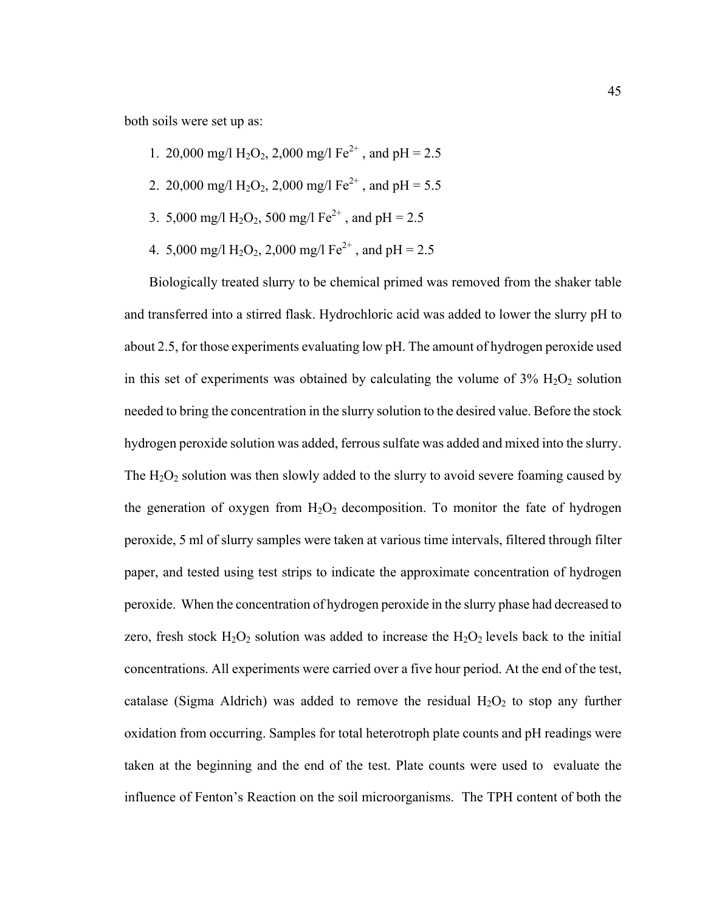both soils were set up as:

1. 20,000 mg/l $H_2O_2$, 2,000 mg/l $Fe^{2+}$ , and pH = 2.5
2. 20,000 mg/l $H_2O_2$, 2,000 mg/l $Fe^{2+}$ , and pH = 5.5
3. 5,000 mg/l $H_2O_2$, 500 mg/l $Fe^{2+}$ , and pH = 2.5
4. 5,000 mg/l $H_2O_2$, 2,000 mg/l $Fe^{2+}$ , and pH = 2.5

Biologically treated slurry to be chemical primed was removed from the shaker table and transferred into a stirred flask. Hydrochloric acid was added to lower the slurry pH to about 2.5, for those experiments evaluating low pH. The amount of hydrogen peroxide used in this set of experiments was obtained by calculating the volume of 3% $H_2O_2$ solution needed to bring the concentration in the slurry solution to the desired value. Before the stock hydrogen peroxide solution was added, ferrous sulfate was added and mixed into the slurry. The $H_2O_2$ solution was then slowly added to the slurry to avoid severe foaming caused by the generation of oxygen from $H_2O_2$ decomposition. To monitor the fate of hydrogen peroxide, 5 ml of slurry samples were taken at various time intervals, filtered through filter paper, and tested using test strips to indicate the approximate concentration of hydrogen peroxide. When the concentration of hydrogen peroxide in the slurry phase had decreased to zero, fresh stock $H_2O_2$ solution was added to increase the $H_2O_2$ levels back to the initial concentrations. All experiments were carried over a five hour period. At the end of the test, catalase (Sigma Aldrich) was added to remove the residual $H_2O_2$ to stop any further oxidation from occurring. Samples for total heterotroph plate counts and pH readings were taken at the beginning and the end of the test. Plate counts were used to evaluate the influence of Fenton's Reaction on the soil microorganisms. The TPH content of both the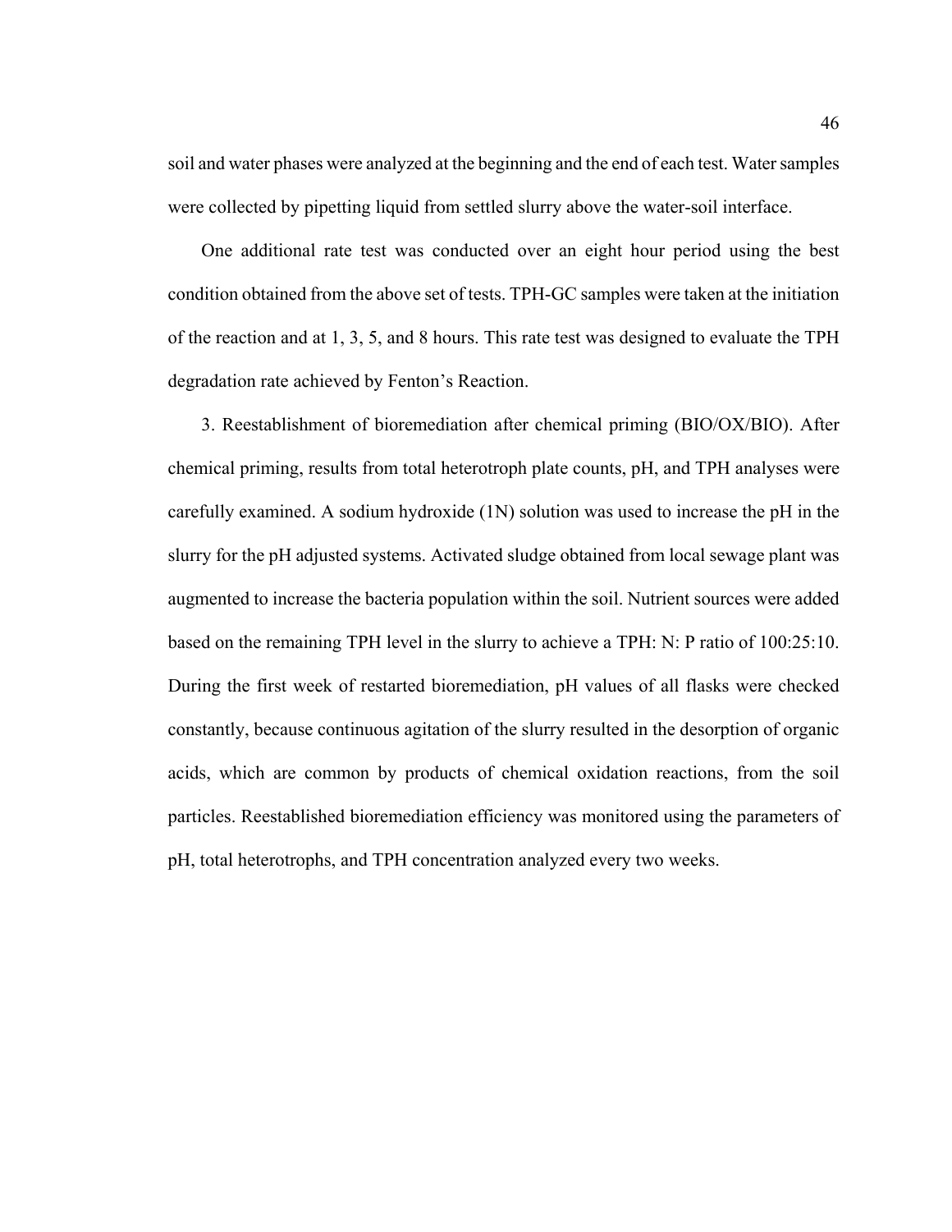soil and water phases were analyzed at the beginning and the end of each test. Water samples were collected by pipetting liquid from settled slurry above the water-soil interface.

One additional rate test was conducted over an eight hour period using the best condition obtained from the above set of tests. TPH-GC samples were taken at the initiation of the reaction and at 1, 3, 5, and 8 hours. This rate test was designed to evaluate the TPH degradation rate achieved by Fenton's Reaction.

3. Reestablishment of bioremediation after chemical priming (BIO/OX/BIO). After chemical priming, results from total heterotroph plate counts, pH, and TPH analyses were carefully examined. A sodium hydroxide (1N) solution was used to increase the pH in the slurry for the pH adjusted systems. Activated sludge obtained from local sewage plant was augmented to increase the bacteria population within the soil. Nutrient sources were added based on the remaining TPH level in the slurry to achieve a TPH: N: P ratio of 100:25:10. During the first week of restarted bioremediation, pH values of all flasks were checked constantly, because continuous agitation of the slurry resulted in the desorption of organic acids, which are common by products of chemical oxidation reactions, from the soil particles. Reestablished bioremediation efficiency was monitored using the parameters of pH, total heterotrophs, and TPH concentration analyzed every two weeks.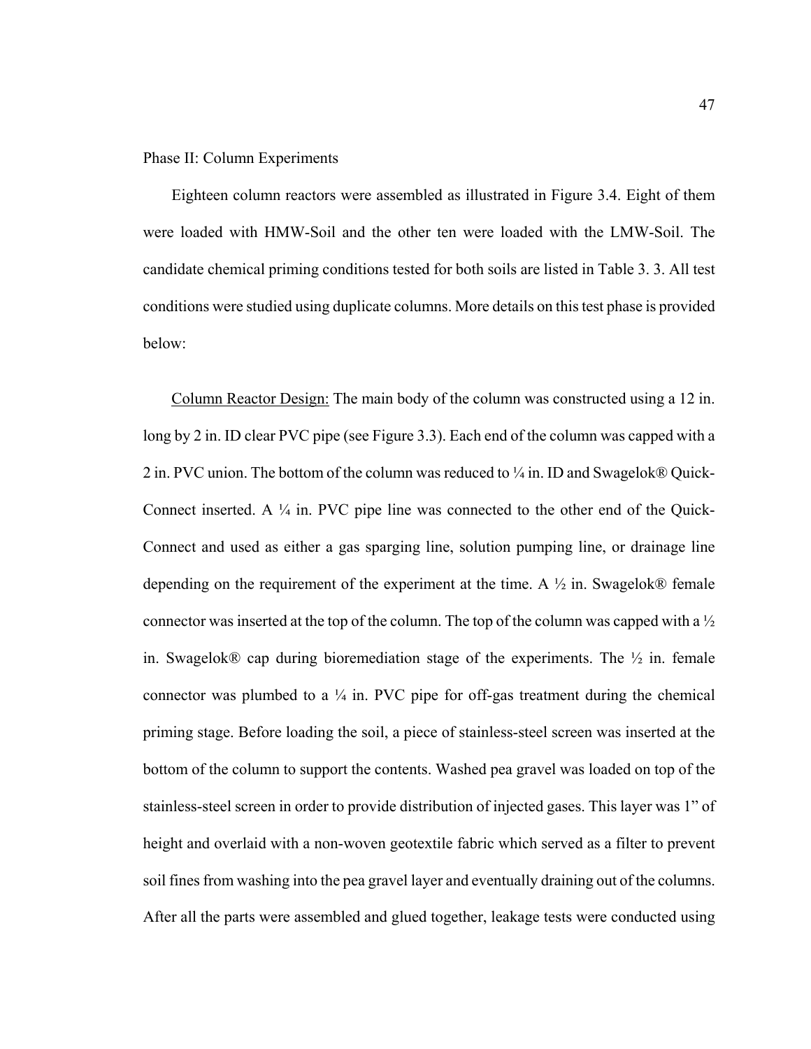Phase II: Column Experiments

Eighteen column reactors were assembled as illustrated in Figure 3.4. Eight of them were loaded with HMW-Soil and the other ten were loaded with the LMW-Soil. The candidate chemical priming conditions tested for both soils are listed in Table 3. 3. All test conditions were studied using duplicate columns. More details on this test phase is provided below:

<u>Column Reactor Design:</u> The main body of the column was constructed using a 12 in. long by 2 in. ID clear PVC pipe (see Figure 3.3). Each end of the column was capped with a 2 in. PVC union. The bottom of the column was reduced to ¼ in. ID and Swagelok® Quick-Connect inserted. A ¼ in. PVC pipe line was connected to the other end of the Quick-Connect and used as either a gas sparging line, solution pumping line, or drainage line depending on the requirement of the experiment at the time. A ½ in. Swagelok® female connector was inserted at the top of the column. The top of the column was capped with a ½ in. Swagelok® cap during bioremediation stage of the experiments. The ½ in. female connector was plumbed to a ¼ in. PVC pipe for off-gas treatment during the chemical priming stage. Before loading the soil, a piece of stainless-steel screen was inserted at the bottom of the column to support the contents. Washed pea gravel was loaded on top of the stainless-steel screen in order to provide distribution of injected gases. This layer was 1" of height and overlaid with a non-woven geotextile fabric which served as a filter to prevent soil fines from washing into the pea gravel layer and eventually draining out of the columns. After all the parts were assembled and glued together, leakage tests were conducted using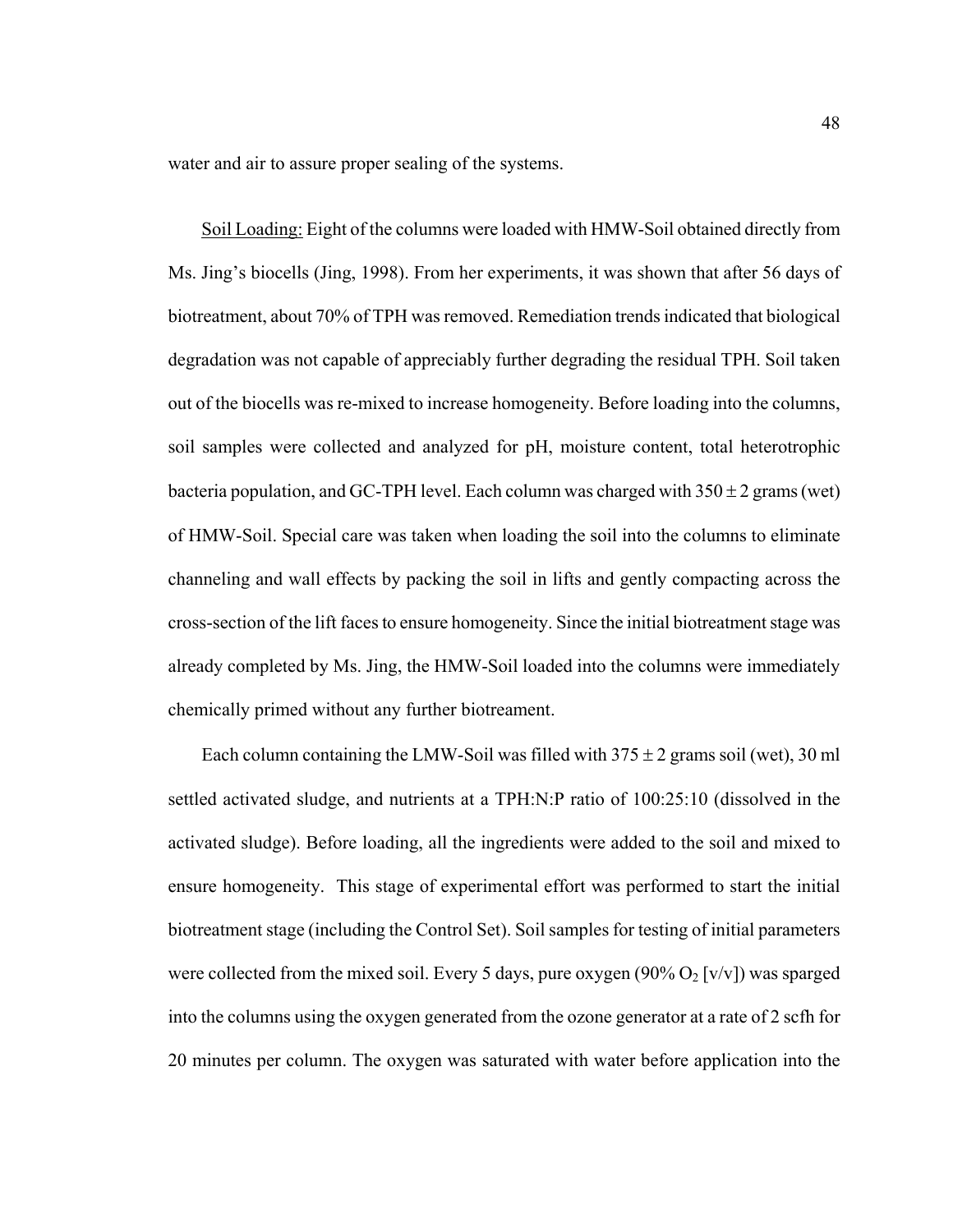water and air to assure proper sealing of the systems.

<u>Soil Loading:</u> Eight of the columns were loaded with HMW-Soil obtained directly from Ms. Jing's biocells (Jing, 1998). From her experiments, it was shown that after 56 days of biotreatment, about 70% of TPH was removed. Remediation trends indicated that biological degradation was not capable of appreciably further degrading the residual TPH. Soil taken out of the biocells was re-mixed to increase homogeneity. Before loading into the columns, soil samples were collected and analyzed for pH, moisture content, total heterotrophic bacteria population, and GC-TPH level. Each column was charged with $350 \pm 2$ grams (wet) of HMW-Soil. Special care was taken when loading the soil into the columns to eliminate channeling and wall effects by packing the soil in lifts and gently compacting across the cross-section of the lift faces to ensure homogeneity. Since the initial biotreatment stage was already completed by Ms. Jing, the HMW-Soil loaded into the columns were immediately chemically primed without any further biotreament.

Each column containing the LMW-Soil was filled with $375 \pm 2$ grams soil (wet), 30 ml settled activated sludge, and nutrients at a TPH:N:P ratio of 100:25:10 (dissolved in the activated sludge). Before loading, all the ingredients were added to the soil and mixed to ensure homogeneity. This stage of experimental effort was performed to start the initial biotreatment stage (including the Control Set). Soil samples for testing of initial parameters were collected from the mixed soil. Every 5 days, pure oxygen (90% $O_2$ [v/v]) was sparged into the columns using the oxygen generated from the ozone generator at a rate of 2 scfh for 20 minutes per column. The oxygen was saturated with water before application into the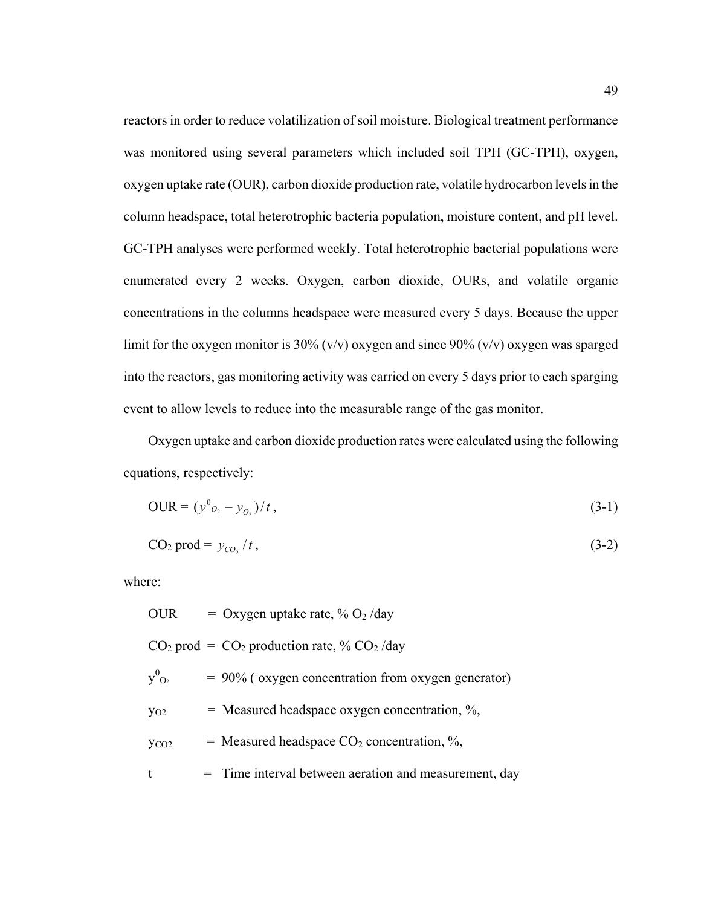reactors in order to reduce volatilization of soil moisture. Biological treatment performance was monitored using several parameters which included soil TPH (GC-TPH), oxygen, oxygen uptake rate (OUR), carbon dioxide production rate, volatile hydrocarbon levels in the column headspace, total heterotrophic bacteria population, moisture content, and pH level. GC-TPH analyses were performed weekly. Total heterotrophic bacterial populations were enumerated every 2 weeks. Oxygen, carbon dioxide, OURs, and volatile organic concentrations in the columns headspace were measured every 5 days. Because the upper limit for the oxygen monitor is 30% (v/v) oxygen and since 90% (v/v) oxygen was sparged into the reactors, gas monitoring activity was carried on every 5 days prior to each sparging event to allow levels to reduce into the measurable range of the gas monitor.

Oxygen uptake and carbon dioxide production rates were calculated using the following equations, respectively:

$$\text{OUR} = (y^0_{O_2} - y_{O_2})/t, \tag{3-1}$$

$$CO_2 \text{ prod} = y_{CO_2}/t, \tag{3-2}$$

where:

OUR = Oxygen uptake rate, % $O_2$ /day

$CO_2$ prod = $CO_2$ production rate, % $CO_2$ /day

$y^0_{O_2}$ = 90% ( oxygen concentration from oxygen generator)

$y_{O2}$ = Measured headspace oxygen concentration, %,

$y_{CO2}$ = Measured headspace $CO_2$ concentration, %,

t = Time interval between aeration and measurement, day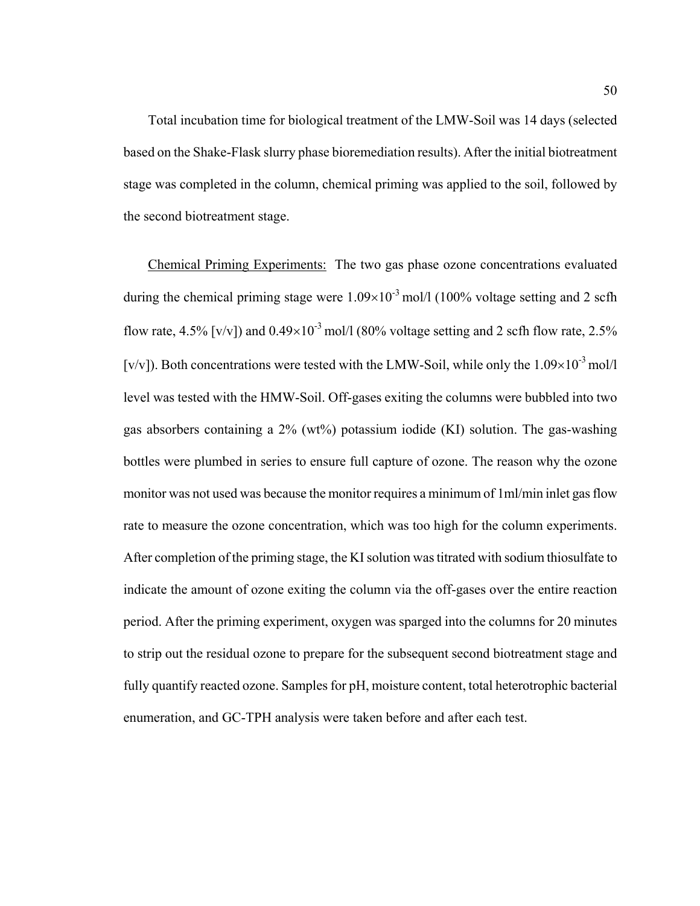Total incubation time for biological treatment of the LMW-Soil was 14 days (selected based on the Shake-Flask slurry phase bioremediation results). After the initial biotreatment stage was completed in the column, chemical priming was applied to the soil, followed by the second biotreatment stage.

Chemical Priming Experiments: The two gas phase ozone concentrations evaluated during the chemical priming stage were $1.09\times10^{-3}$ mol/l (100% voltage setting and 2 scfh flow rate, 4.5% [v/v]) and $0.49\times10^{-3}$ mol/l (80% voltage setting and 2 scfh flow rate, 2.5% [v/v]). Both concentrations were tested with the LMW-Soil, while only the $1.09\times10^{-3}$ mol/l level was tested with the HMW-Soil. Off-gases exiting the columns were bubbled into two gas absorbers containing a 2% (wt%) potassium iodide (KI) solution. The gas-washing bottles were plumbed in series to ensure full capture of ozone. The reason why the ozone monitor was not used was because the monitor requires a minimum of 1ml/min inlet gas flow rate to measure the ozone concentration, which was too high for the column experiments. After completion of the priming stage, the KI solution was titrated with sodium thiosulfate to indicate the amount of ozone exiting the column via the off-gases over the entire reaction period. After the priming experiment, oxygen was sparged into the columns for 20 minutes to strip out the residual ozone to prepare for the subsequent second biotreatment stage and fully quantify reacted ozone. Samples for pH, moisture content, total heterotrophic bacterial enumeration, and GC-TPH analysis were taken before and after each test.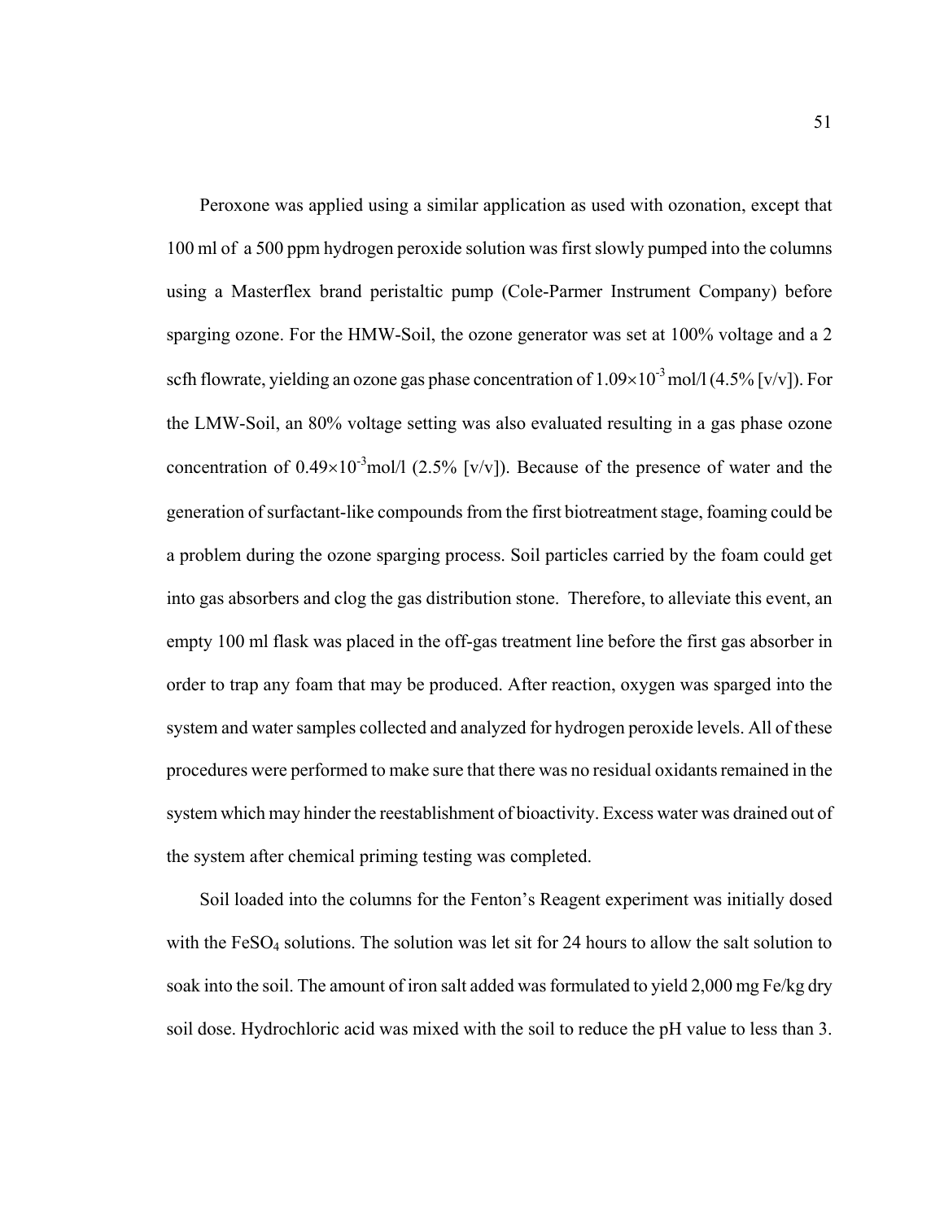Peroxone was applied using a similar application as used with ozonation, except that 100 ml of a 500 ppm hydrogen peroxide solution was first slowly pumped into the columns using a Masterflex brand peristaltic pump (Cole-Parmer Instrument Company) before sparging ozone. For the HMW-Soil, the ozone generator was set at 100% voltage and a 2 scfh flowrate, yielding an ozone gas phase concentration of $1.09\times10^{-3}$ mol/l (4.5% [v/v]). For the LMW-Soil, an 80% voltage setting was also evaluated resulting in a gas phase ozone concentration of $0.49\times10^{-3}$mol/l (2.5% [v/v]). Because of the presence of water and the generation of surfactant-like compounds from the first biotreatment stage, foaming could be a problem during the ozone sparging process. Soil particles carried by the foam could get into gas absorbers and clog the gas distribution stone. Therefore, to alleviate this event, an empty 100 ml flask was placed in the off-gas treatment line before the first gas absorber in order to trap any foam that may be produced. After reaction, oxygen was sparged into the system and water samples collected and analyzed for hydrogen peroxide levels. All of these procedures were performed to make sure that there was no residual oxidants remained in the system which may hinder the reestablishment of bioactivity. Excess water was drained out of the system after chemical priming testing was completed.

Soil loaded into the columns for the Fenton's Reagent experiment was initially dosed with the $FeSO_4$ solutions. The solution was let sit for 24 hours to allow the salt solution to soak into the soil. The amount of iron salt added was formulated to yield 2,000 mg Fe/kg dry soil dose. Hydrochloric acid was mixed with the soil to reduce the pH value to less than 3.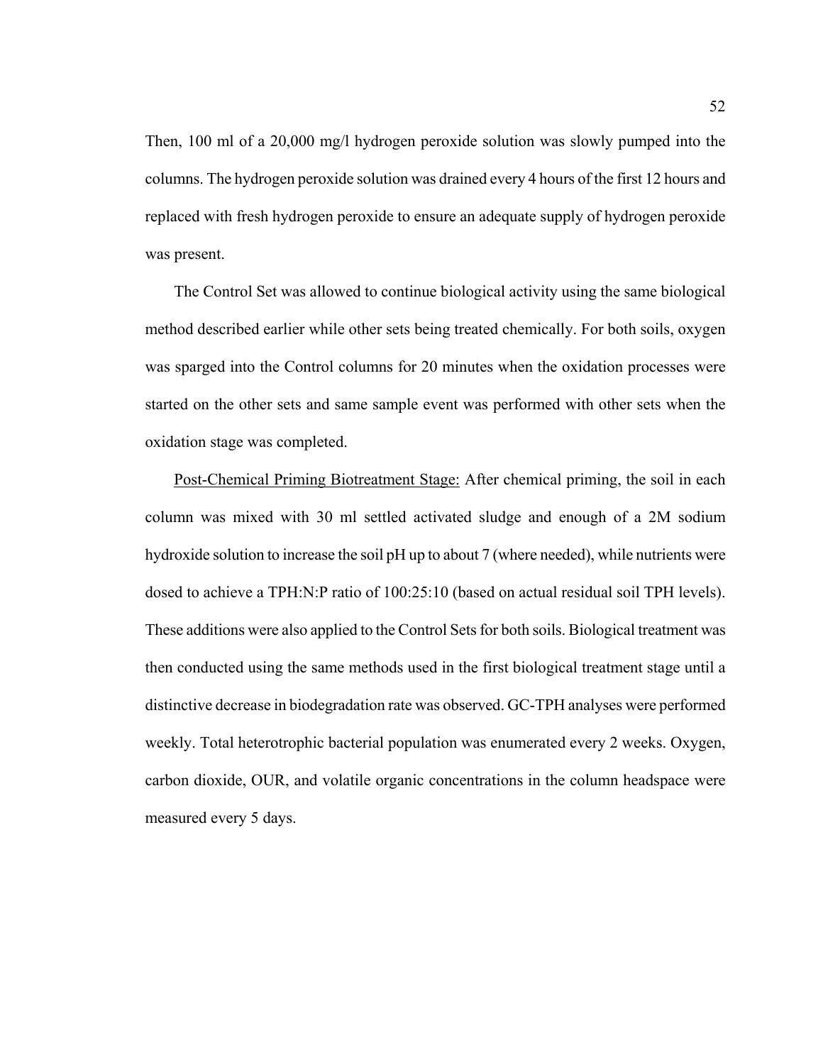Then, 100 ml of a 20,000 mg/l hydrogen peroxide solution was slowly pumped into the columns. The hydrogen peroxide solution was drained every 4 hours of the first 12 hours and replaced with fresh hydrogen peroxide to ensure an adequate supply of hydrogen peroxide was present.

The Control Set was allowed to continue biological activity using the same biological method described earlier while other sets being treated chemically. For both soils, oxygen was sparged into the Control columns for 20 minutes when the oxidation processes were started on the other sets and same sample event was performed with other sets when the oxidation stage was completed.

Post-Chemical Priming Biotreatment Stage: After chemical priming, the soil in each column was mixed with 30 ml settled activated sludge and enough of a 2M sodium hydroxide solution to increase the soil pH up to about 7 (where needed), while nutrients were dosed to achieve a TPH:N:P ratio of 100:25:10 (based on actual residual soil TPH levels). These additions were also applied to the Control Sets for both soils. Biological treatment was then conducted using the same methods used in the first biological treatment stage until a distinctive decrease in biodegradation rate was observed. GC-TPH analyses were performed weekly. Total heterotrophic bacterial population was enumerated every 2 weeks. Oxygen, carbon dioxide, OUR, and volatile organic concentrations in the column headspace were measured every 5 days.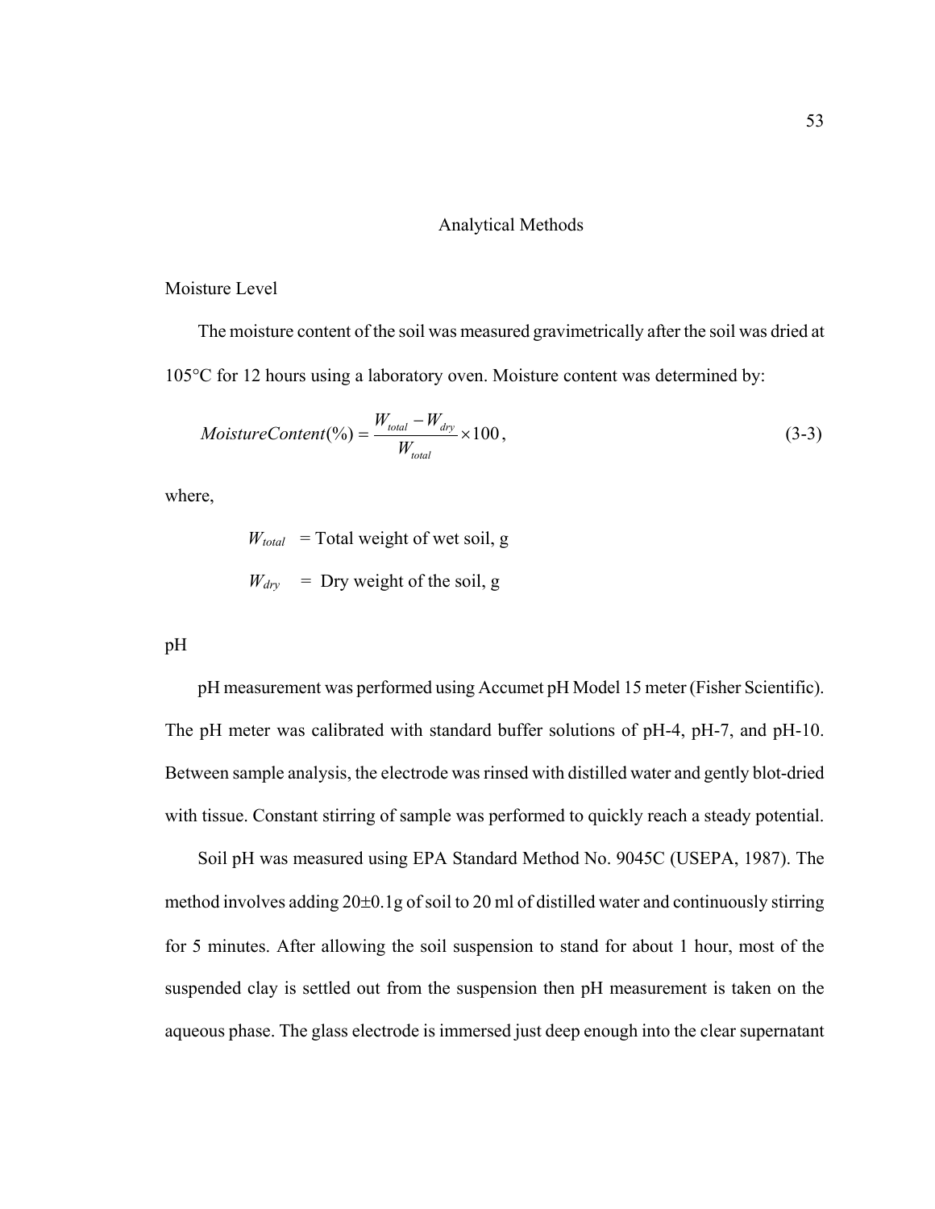## Analytical Methods

### Moisture Level

The moisture content of the soil was measured gravimetrically after the soil was dried at 105°C for 12 hours using a laboratory oven. Moisture content was determined by:

$$MoistureContent(\%) = \frac{W_{total} - W_{dry}}{W_{total}} \times 100, \tag{3-3}$$

where,

$W_{total}$ = Total weight of wet soil, g

$W_{dry}$ = Dry weight of the soil, g

### pH

pH measurement was performed using Accumet pH Model 15 meter (Fisher Scientific). The pH meter was calibrated with standard buffer solutions of pH-4, pH-7, and pH-10. Between sample analysis, the electrode was rinsed with distilled water and gently blot-dried with tissue. Constant stirring of sample was performed to quickly reach a steady potential.

Soil pH was measured using EPA Standard Method No. 9045C (USEPA, 1987). The method involves adding 20±0.1g of soil to 20 ml of distilled water and continuously stirring for 5 minutes. After allowing the soil suspension to stand for about 1 hour, most of the suspended clay is settled out from the suspension then pH measurement is taken on the aqueous phase. The glass electrode is immersed just deep enough into the clear supernatant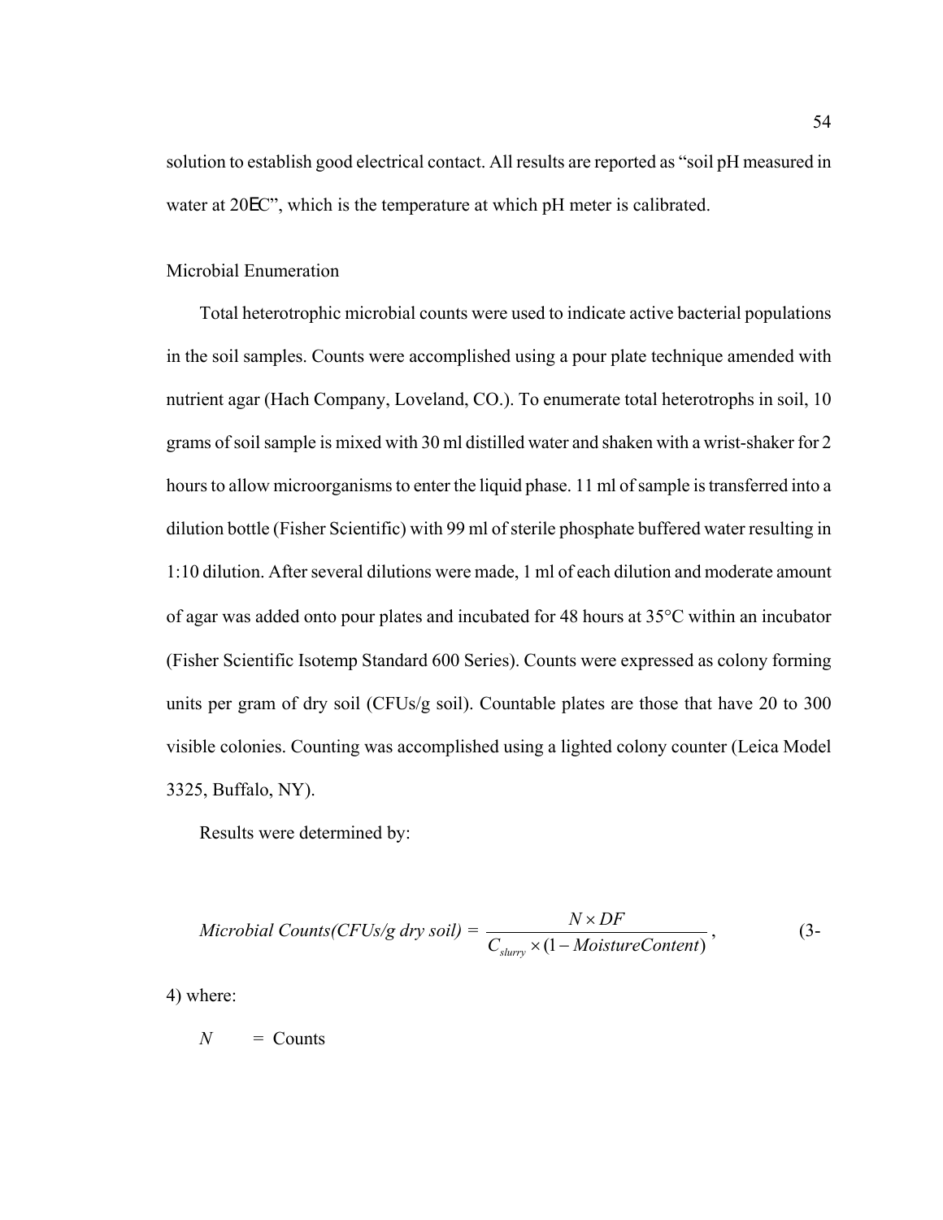solution to establish good electrical contact. All results are reported as "soil pH measured in water at 20ΕC", which is the temperature at which pH meter is calibrated.

### Microbial Enumeration

Total heterotrophic microbial counts were used to indicate active bacterial populations in the soil samples. Counts were accomplished using a pour plate technique amended with nutrient agar (Hach Company, Loveland, CO.). To enumerate total heterotrophs in soil, 10 grams of soil sample is mixed with 30 ml distilled water and shaken with a wrist-shaker for 2 hours to allow microorganisms to enter the liquid phase. 11 ml of sample is transferred into a dilution bottle (Fisher Scientific) with 99 ml of sterile phosphate buffered water resulting in 1:10 dilution. After several dilutions were made, 1 ml of each dilution and moderate amount of agar was added onto pour plates and incubated for 48 hours at 35°C within an incubator (Fisher Scientific Isotemp Standard 600 Series). Counts were expressed as colony forming units per gram of dry soil (CFUs/g soil). Countable plates are those that have 20 to 300 visible colonies. Counting was accomplished using a lighted colony counter (Leica Model 3325, Buffalo, NY).

Results were determined by:

$$Microbial\ Counts(CFUs/g\ dry\ soil) = \frac{N \times DF}{C_{slurry} \times (1 - MoistureContent)}, \quad (3\text{-}4)$$

where:

$N$ = Counts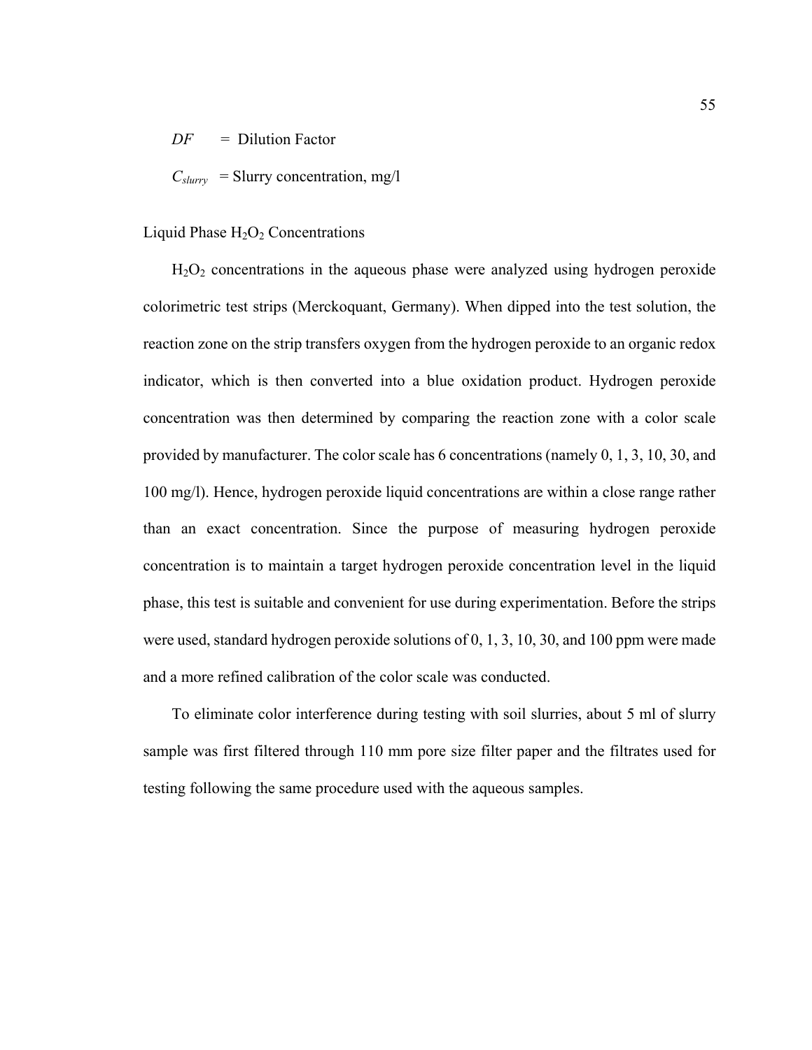$DF$ = Dilution Factor

$C_{slurry}$ = Slurry concentration, mg/l

### Liquid Phase $H_2O_2$ Concentrations

$H_2O_2$ concentrations in the aqueous phase were analyzed using hydrogen peroxide colorimetric test strips (Merckoquant, Germany). When dipped into the test solution, the reaction zone on the strip transfers oxygen from the hydrogen peroxide to an organic redox indicator, which is then converted into a blue oxidation product. Hydrogen peroxide concentration was then determined by comparing the reaction zone with a color scale provided by manufacturer. The color scale has 6 concentrations (namely 0, 1, 3, 10, 30, and 100 mg/l). Hence, hydrogen peroxide liquid concentrations are within a close range rather than an exact concentration. Since the purpose of measuring hydrogen peroxide concentration is to maintain a target hydrogen peroxide concentration level in the liquid phase, this test is suitable and convenient for use during experimentation. Before the strips were used, standard hydrogen peroxide solutions of 0, 1, 3, 10, 30, and 100 ppm were made and a more refined calibration of the color scale was conducted.

To eliminate color interference during testing with soil slurries, about 5 ml of slurry sample was first filtered through 110 mm pore size filter paper and the filtrates used for testing following the same procedure used with the aqueous samples.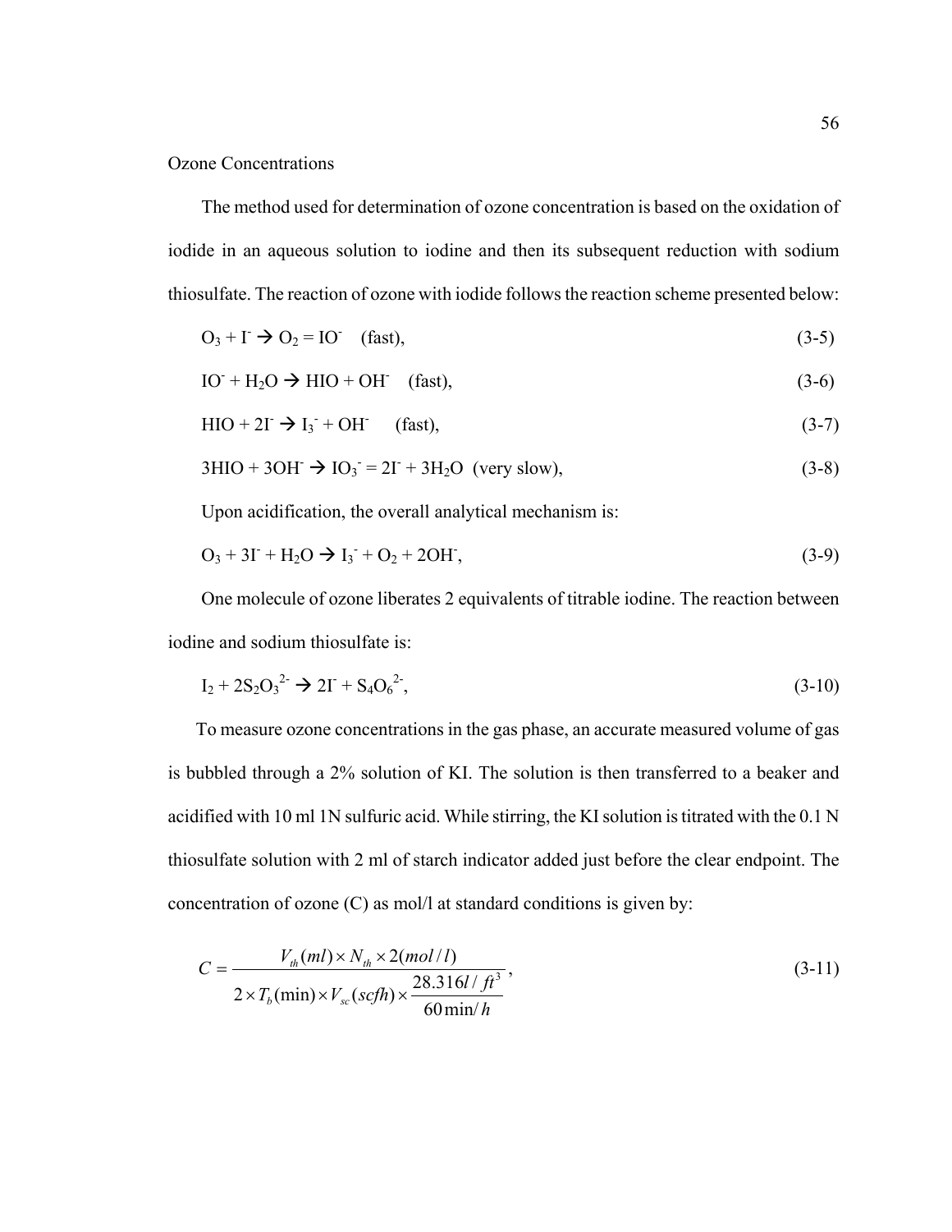Ozone Concentrations

The method used for determination of ozone concentration is based on the oxidation of iodide in an aqueous solution to iodine and then its subsequent reduction with sodium thiosulfate. The reaction of ozone with iodide follows the reaction scheme presented below:

$$O_3 + I^- \rightarrow O_2 = IO^- \quad \text{(fast)}, \tag{3-5}$$

$$IO^- + H_2O \rightarrow HIO + OH^- \quad \text{(fast)}, \tag{3-6}$$

$$HIO + 2I^- \rightarrow I_3^- + OH^- \quad \text{(fast)}, \tag{3-7}$$

$$3HIO + 3OH^- \rightarrow IO_3^- = 2I^- + 3H_2O \quad \text{(very slow)}, \tag{3-8}$$

Upon acidification, the overall analytical mechanism is:

$$O_3 + 3I^- + H_2O \rightarrow I_3^- + O_2 + 2OH^-, \tag{3-9}$$

One molecule of ozone liberates 2 equivalents of titrable iodine. The reaction between iodine and sodium thiosulfate is:

$$I_2 + 2S_2O_3^{2-} \rightarrow 2I^- + S_4O_6^{2-}, \tag{3-10}$$

To measure ozone concentrations in the gas phase, an accurate measured volume of gas is bubbled through a 2% solution of KI. The solution is then transferred to a beaker and acidified with 10 ml 1N sulfuric acid. While stirring, the KI solution is titrated with the 0.1 N thiosulfate solution with 2 ml of starch indicator added just before the clear endpoint. The concentration of ozone (C) as mol/l at standard conditions is given by:

$$C = \frac{V_{th}(ml) \times N_{th} \times 2(mol/l)}{2 \times T_b(\min) \times V_{sc}(scfh) \times \dfrac{28.316 l/ft^3}{60 \min/h}}, \tag{3-11}$$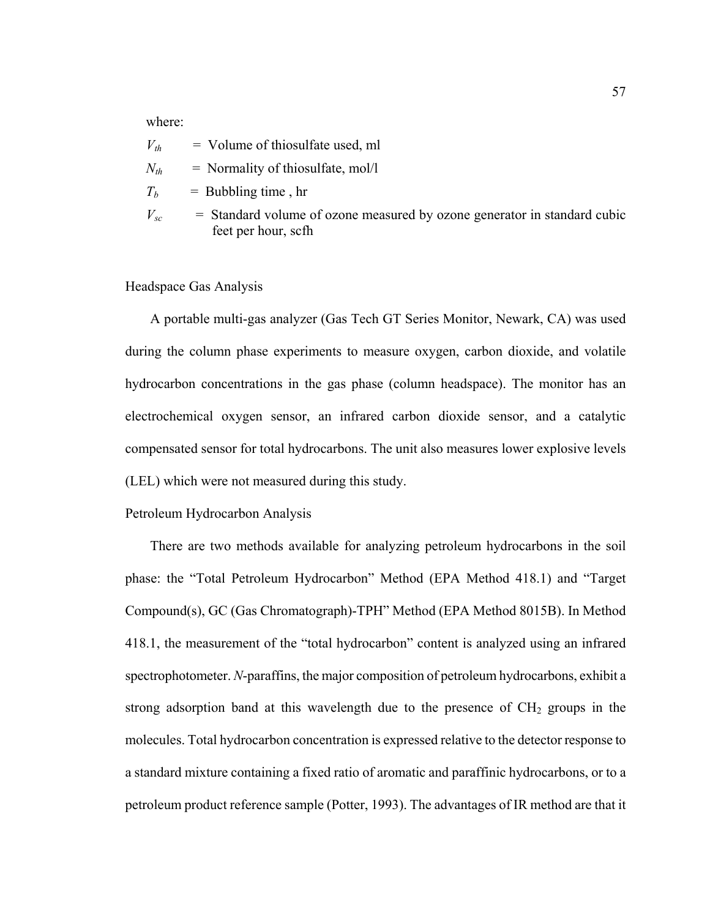where:

$V_{th}$ = Volume of thiosulfate used, ml

$N_{th}$ = Normality of thiosulfate, mol/l

$T_b$ = Bubbling time , hr

$V_{sc}$ = Standard volume of ozone measured by ozone generator in standard cubic feet per hour, scfh

### Headspace Gas Analysis

A portable multi-gas analyzer (Gas Tech GT Series Monitor, Newark, CA) was used during the column phase experiments to measure oxygen, carbon dioxide, and volatile hydrocarbon concentrations in the gas phase (column headspace). The monitor has an electrochemical oxygen sensor, an infrared carbon dioxide sensor, and a catalytic compensated sensor for total hydrocarbons. The unit also measures lower explosive levels (LEL) which were not measured during this study.

### Petroleum Hydrocarbon Analysis

There are two methods available for analyzing petroleum hydrocarbons in the soil phase: the "Total Petroleum Hydrocarbon" Method (EPA Method 418.1) and "Target Compound(s), GC (Gas Chromatograph)-TPH" Method (EPA Method 8015B). In Method 418.1, the measurement of the "total hydrocarbon" content is analyzed using an infrared spectrophotometer. *N*-paraffins, the major composition of petroleum hydrocarbons, exhibit a strong adsorption band at this wavelength due to the presence of $CH_2$ groups in the molecules. Total hydrocarbon concentration is expressed relative to the detector response to a standard mixture containing a fixed ratio of aromatic and paraffinic hydrocarbons, or to a petroleum product reference sample (Potter, 1993). The advantages of IR method are that it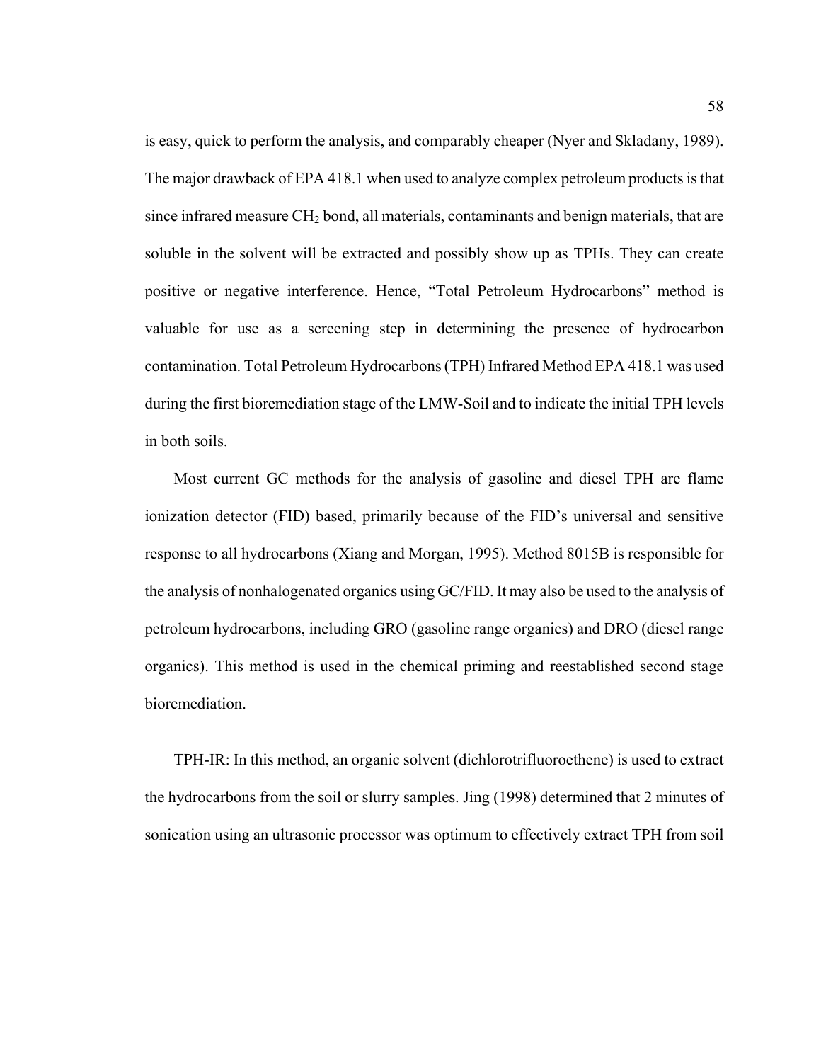is easy, quick to perform the analysis, and comparably cheaper (Nyer and Skladany, 1989). The major drawback of EPA 418.1 when used to analyze complex petroleum products is that since infrared measure $CH_2$ bond, all materials, contaminants and benign materials, that are soluble in the solvent will be extracted and possibly show up as TPHs. They can create positive or negative interference. Hence, "Total Petroleum Hydrocarbons" method is valuable for use as a screening step in determining the presence of hydrocarbon contamination. Total Petroleum Hydrocarbons (TPH) Infrared Method EPA 418.1 was used during the first bioremediation stage of the LMW-Soil and to indicate the initial TPH levels in both soils.

Most current GC methods for the analysis of gasoline and diesel TPH are flame ionization detector (FID) based, primarily because of the FID's universal and sensitive response to all hydrocarbons (Xiang and Morgan, 1995). Method 8015B is responsible for the analysis of nonhalogenated organics using GC/FID. It may also be used to the analysis of petroleum hydrocarbons, including GRO (gasoline range organics) and DRO (diesel range organics). This method is used in the chemical priming and reestablished second stage bioremediation.

<u>TPH-IR:</u> In this method, an organic solvent (dichlorotrifluoroethene) is used to extract the hydrocarbons from the soil or slurry samples. Jing (1998) determined that 2 minutes of sonication using an ultrasonic processor was optimum to effectively extract TPH from soil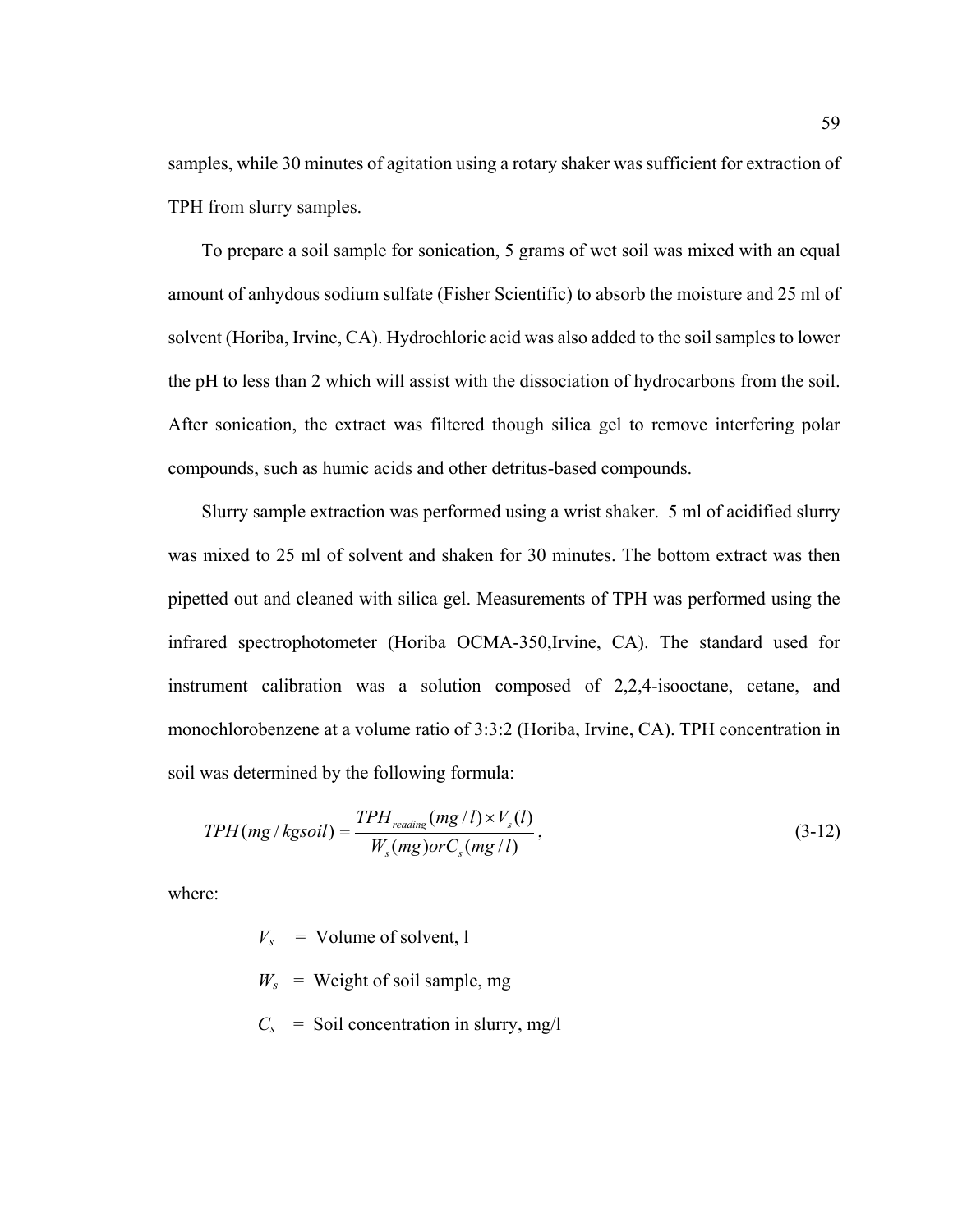samples, while 30 minutes of agitation using a rotary shaker was sufficient for extraction of TPH from slurry samples.

To prepare a soil sample for sonication, 5 grams of wet soil was mixed with an equal amount of anhydous sodium sulfate (Fisher Scientific) to absorb the moisture and 25 ml of solvent (Horiba, Irvine, CA). Hydrochloric acid was also added to the soil samples to lower the pH to less than 2 which will assist with the dissociation of hydrocarbons from the soil. After sonication, the extract was filtered though silica gel to remove interfering polar compounds, such as humic acids and other detritus-based compounds.

Slurry sample extraction was performed using a wrist shaker. 5 ml of acidified slurry was mixed to 25 ml of solvent and shaken for 30 minutes. The bottom extract was then pipetted out and cleaned with silica gel. Measurements of TPH was performed using the infrared spectrophotometer (Horiba OCMA-350,Irvine, CA). The standard used for instrument calibration was a solution composed of 2,2,4-isooctane, cetane, and monochlorobenzene at a volume ratio of 3:3:2 (Horiba, Irvine, CA). TPH concentration in soil was determined by the following formula:

$$TPH(mg/kgsoil) = \frac{TPH_{reading}(mg/l) \times V_s(l)}{W_s(mg) or C_s(mg/l)}, \tag{3-12}$$

where:

$V_s$ = Volume of solvent, l

$W_s$ = Weight of soil sample, mg

$C_s$ = Soil concentration in slurry, mg/l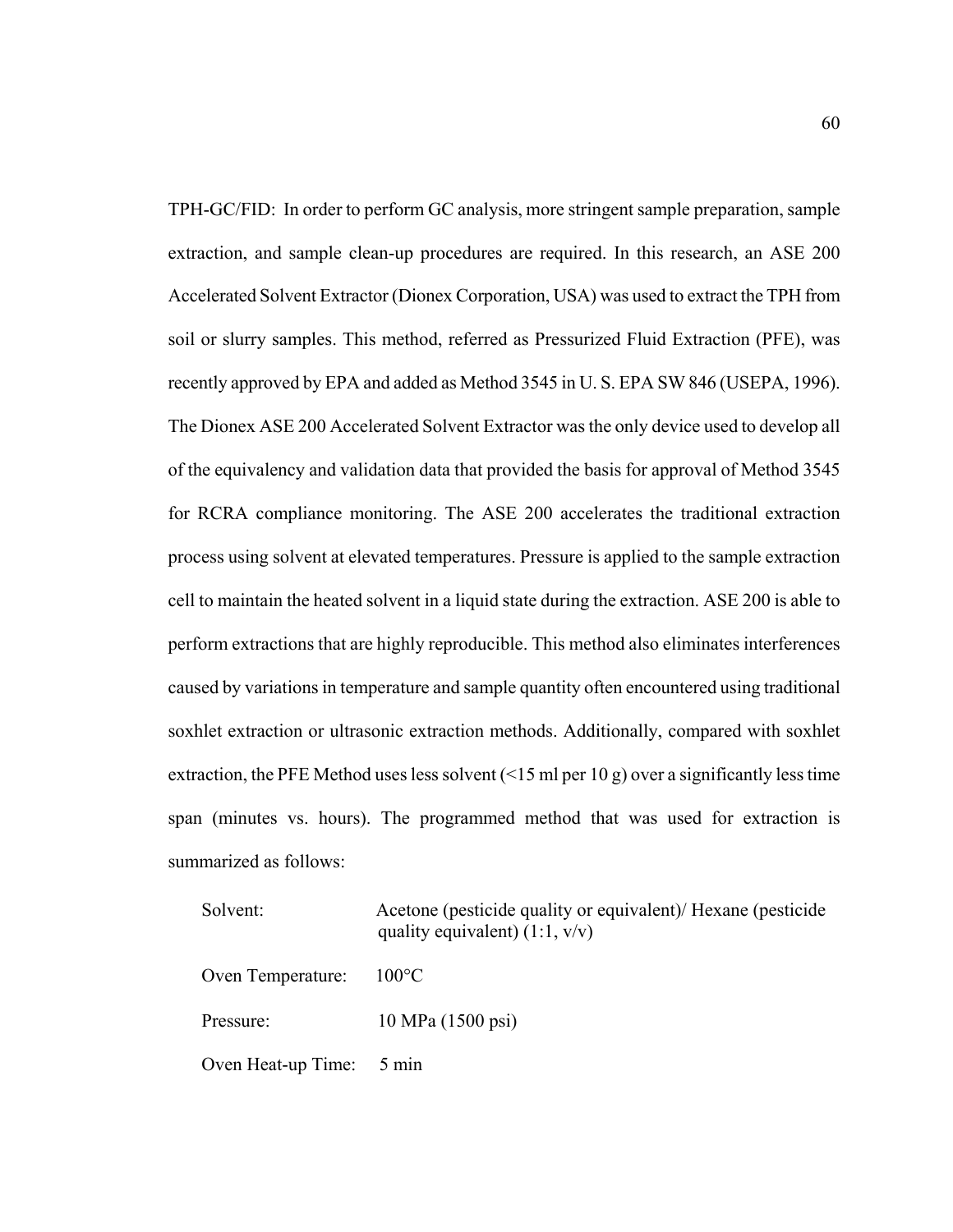TPH-GC/FID: In order to perform GC analysis, more stringent sample preparation, sample extraction, and sample clean-up procedures are required. In this research, an ASE 200 Accelerated Solvent Extractor (Dionex Corporation, USA) was used to extract the TPH from soil or slurry samples. This method, referred as Pressurized Fluid Extraction (PFE), was recently approved by EPA and added as Method 3545 in U. S. EPA SW 846 (USEPA, 1996). The Dionex ASE 200 Accelerated Solvent Extractor was the only device used to develop all of the equivalency and validation data that provided the basis for approval of Method 3545 for RCRA compliance monitoring. The ASE 200 accelerates the traditional extraction process using solvent at elevated temperatures. Pressure is applied to the sample extraction cell to maintain the heated solvent in a liquid state during the extraction. ASE 200 is able to perform extractions that are highly reproducible. This method also eliminates interferences caused by variations in temperature and sample quantity often encountered using traditional soxhlet extraction or ultrasonic extraction methods. Additionally, compared with soxhlet extraction, the PFE Method uses less solvent (<15 ml per 10 g) over a significantly less time span (minutes vs. hours). The programmed method that was used for extraction is summarized as follows:

| | |
|---|---|
| Solvent: | Acetone (pesticide quality or equivalent)/ Hexane (pesticide quality equivalent) (1:1, v/v) |
| Oven Temperature: | 100°C |
| Pressure: | 10 MPa (1500 psi) |
| Oven Heat-up Time: | 5 min |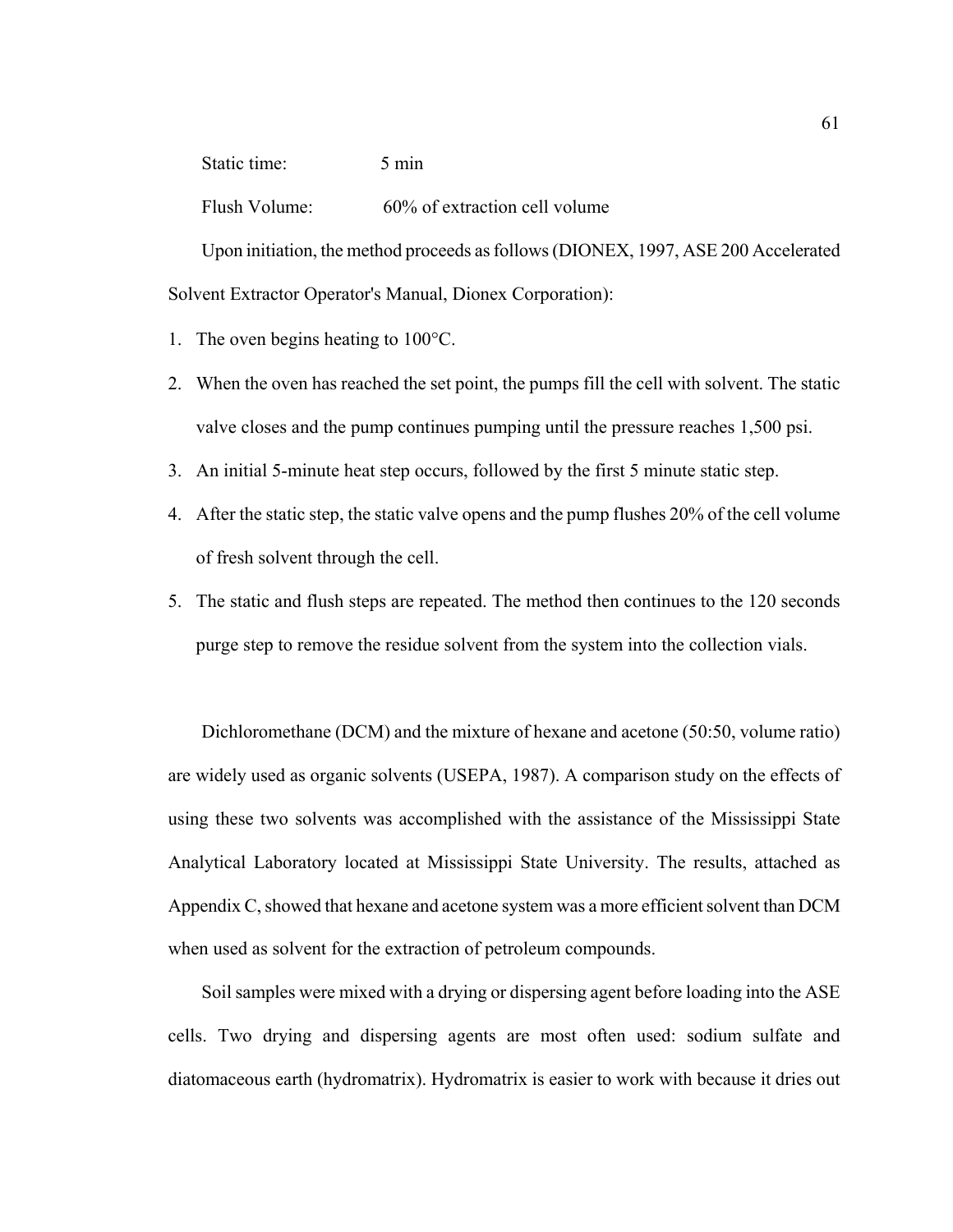Static time: 5 min

Flush Volume: 60% of extraction cell volume

Upon initiation, the method proceeds as follows (DIONEX, 1997, ASE 200 Accelerated Solvent Extractor Operator's Manual, Dionex Corporation):

1. The oven begins heating to 100°C.
2. When the oven has reached the set point, the pumps fill the cell with solvent. The static valve closes and the pump continues pumping until the pressure reaches 1,500 psi.
3. An initial 5-minute heat step occurs, followed by the first 5 minute static step.
4. After the static step, the static valve opens and the pump flushes 20% of the cell volume of fresh solvent through the cell.
5. The static and flush steps are repeated. The method then continues to the 120 seconds purge step to remove the residue solvent from the system into the collection vials.

Dichloromethane (DCM) and the mixture of hexane and acetone (50:50, volume ratio) are widely used as organic solvents (USEPA, 1987). A comparison study on the effects of using these two solvents was accomplished with the assistance of the Mississippi State Analytical Laboratory located at Mississippi State University. The results, attached as Appendix C, showed that hexane and acetone system was a more efficient solvent than DCM when used as solvent for the extraction of petroleum compounds.

Soil samples were mixed with a drying or dispersing agent before loading into the ASE cells. Two drying and dispersing agents are most often used: sodium sulfate and diatomaceous earth (hydromatrix). Hydromatrix is easier to work with because it dries out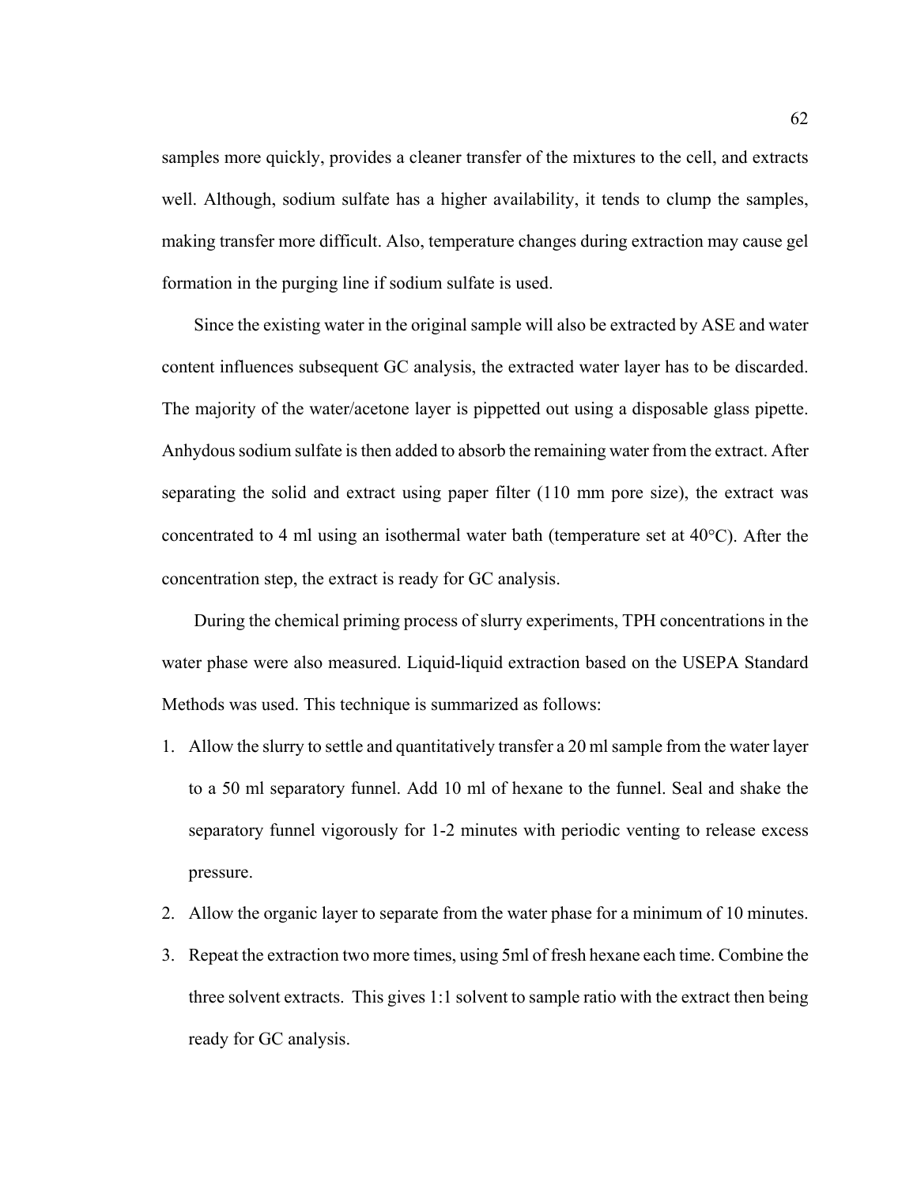samples more quickly, provides a cleaner transfer of the mixtures to the cell, and extracts well. Although, sodium sulfate has a higher availability, it tends to clump the samples, making transfer more difficult. Also, temperature changes during extraction may cause gel formation in the purging line if sodium sulfate is used.

Since the existing water in the original sample will also be extracted by ASE and water content influences subsequent GC analysis, the extracted water layer has to be discarded. The majority of the water/acetone layer is pippetted out using a disposable glass pipette. Anhydous sodium sulfate is then added to absorb the remaining water from the extract. After separating the solid and extract using paper filter (110 mm pore size), the extract was concentrated to 4 ml using an isothermal water bath (temperature set at 40°C). After the concentration step, the extract is ready for GC analysis.

During the chemical priming process of slurry experiments, TPH concentrations in the water phase were also measured. Liquid-liquid extraction based on the USEPA Standard Methods was used. This technique is summarized as follows:

1. Allow the slurry to settle and quantitatively transfer a 20 ml sample from the water layer to a 50 ml separatory funnel. Add 10 ml of hexane to the funnel. Seal and shake the separatory funnel vigorously for 1-2 minutes with periodic venting to release excess pressure.
2. Allow the organic layer to separate from the water phase for a minimum of 10 minutes.
3. Repeat the extraction two more times, using 5ml of fresh hexane each time. Combine the three solvent extracts. This gives 1:1 solvent to sample ratio with the extract then being ready for GC analysis.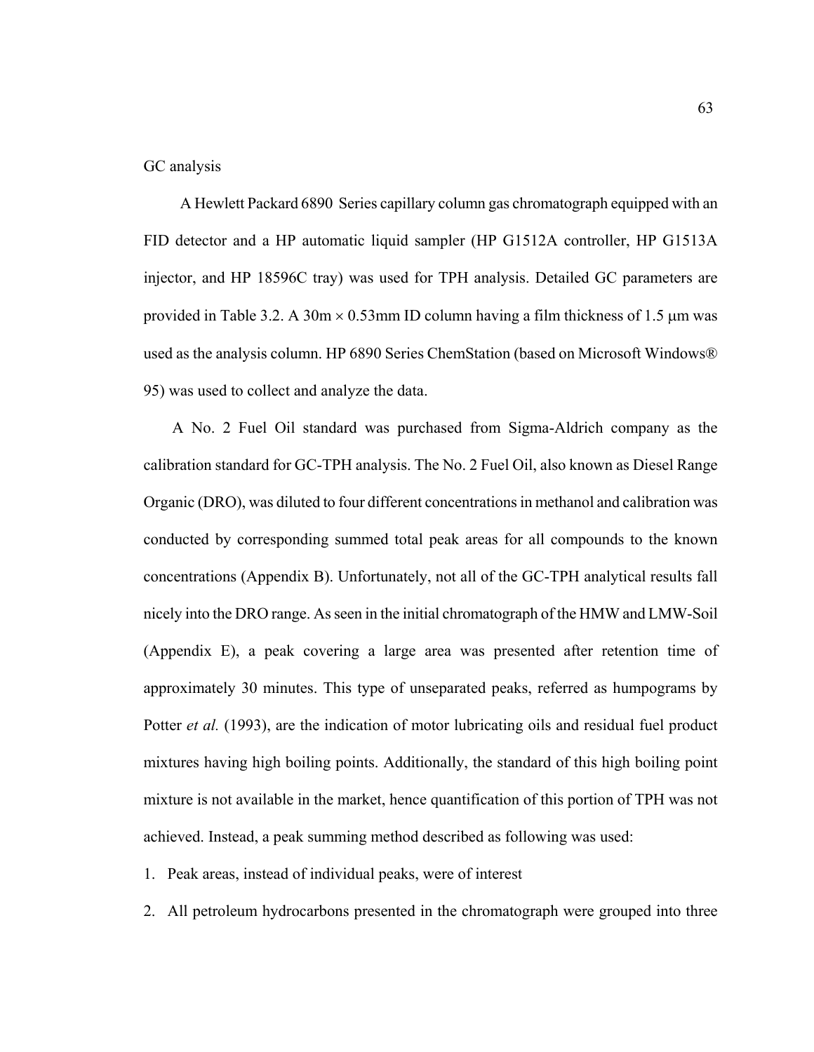GC analysis

A Hewlett Packard 6890 Series capillary column gas chromatograph equipped with an FID detector and a HP automatic liquid sampler (HP G1512A controller, HP G1513A injector, and HP 18596C tray) was used for TPH analysis. Detailed GC parameters are provided in Table 3.2. A 30m × 0.53mm ID column having a film thickness of 1.5 μm was used as the analysis column. HP 6890 Series ChemStation (based on Microsoft Windows® 95) was used to collect and analyze the data.

A No. 2 Fuel Oil standard was purchased from Sigma-Aldrich company as the calibration standard for GC-TPH analysis. The No. 2 Fuel Oil, also known as Diesel Range Organic (DRO), was diluted to four different concentrations in methanol and calibration was conducted by corresponding summed total peak areas for all compounds to the known concentrations (Appendix B). Unfortunately, not all of the GC-TPH analytical results fall nicely into the DRO range. As seen in the initial chromatograph of the HMW and LMW-Soil (Appendix E), a peak covering a large area was presented after retention time of approximately 30 minutes. This type of unseparated peaks, referred as humpograms by Potter *et al.* (1993), are the indication of motor lubricating oils and residual fuel product mixtures having high boiling points. Additionally, the standard of this high boiling point mixture is not available in the market, hence quantification of this portion of TPH was not achieved. Instead, a peak summing method described as following was used:

1. Peak areas, instead of individual peaks, were of interest
2. All petroleum hydrocarbons presented in the chromatograph were grouped into three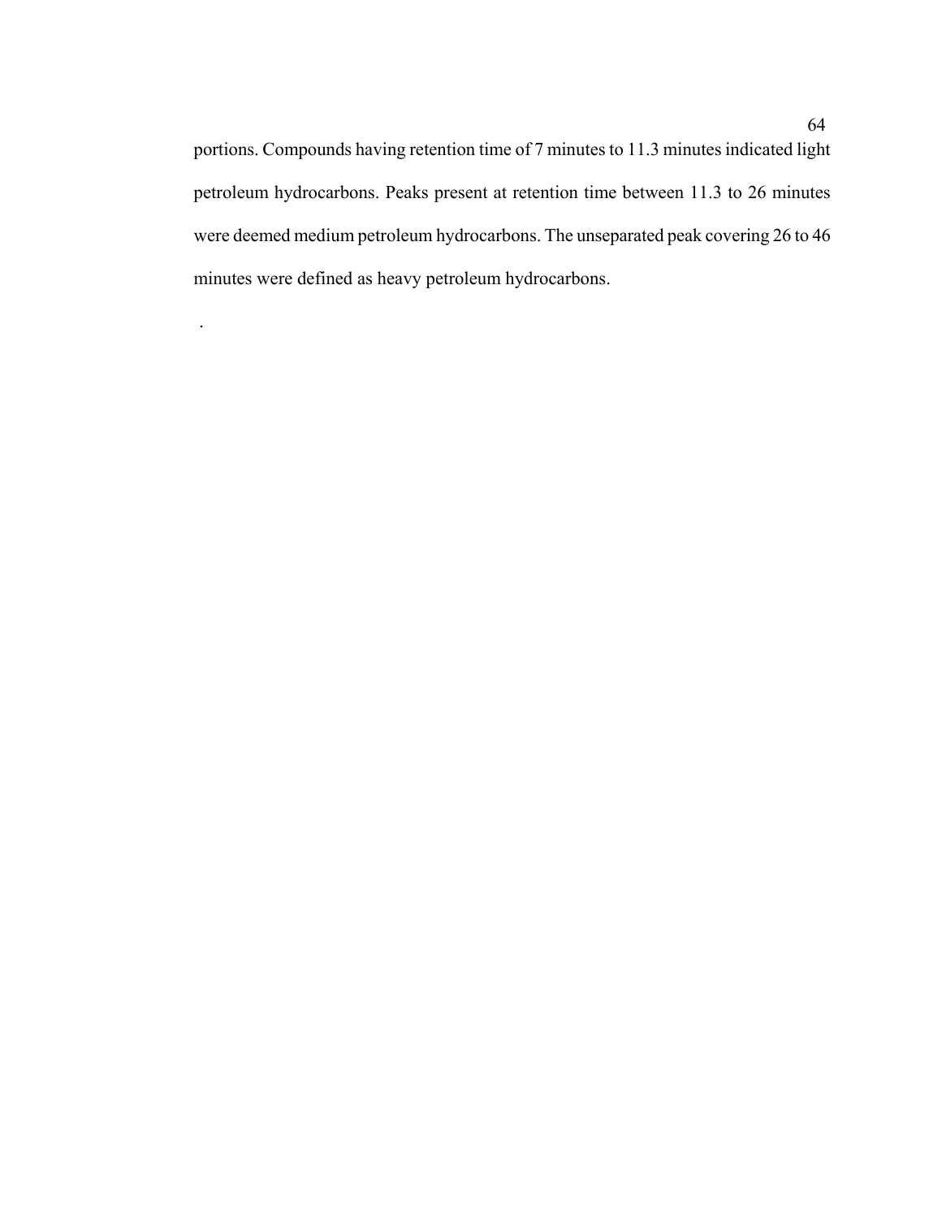portions. Compounds having retention time of 7 minutes to 11.3 minutes indicated light petroleum hydrocarbons. Peaks present at retention time between 11.3 to 26 minutes were deemed medium petroleum hydrocarbons. The unseparated peak covering 26 to 46 minutes were defined as heavy petroleum hydrocarbons.

.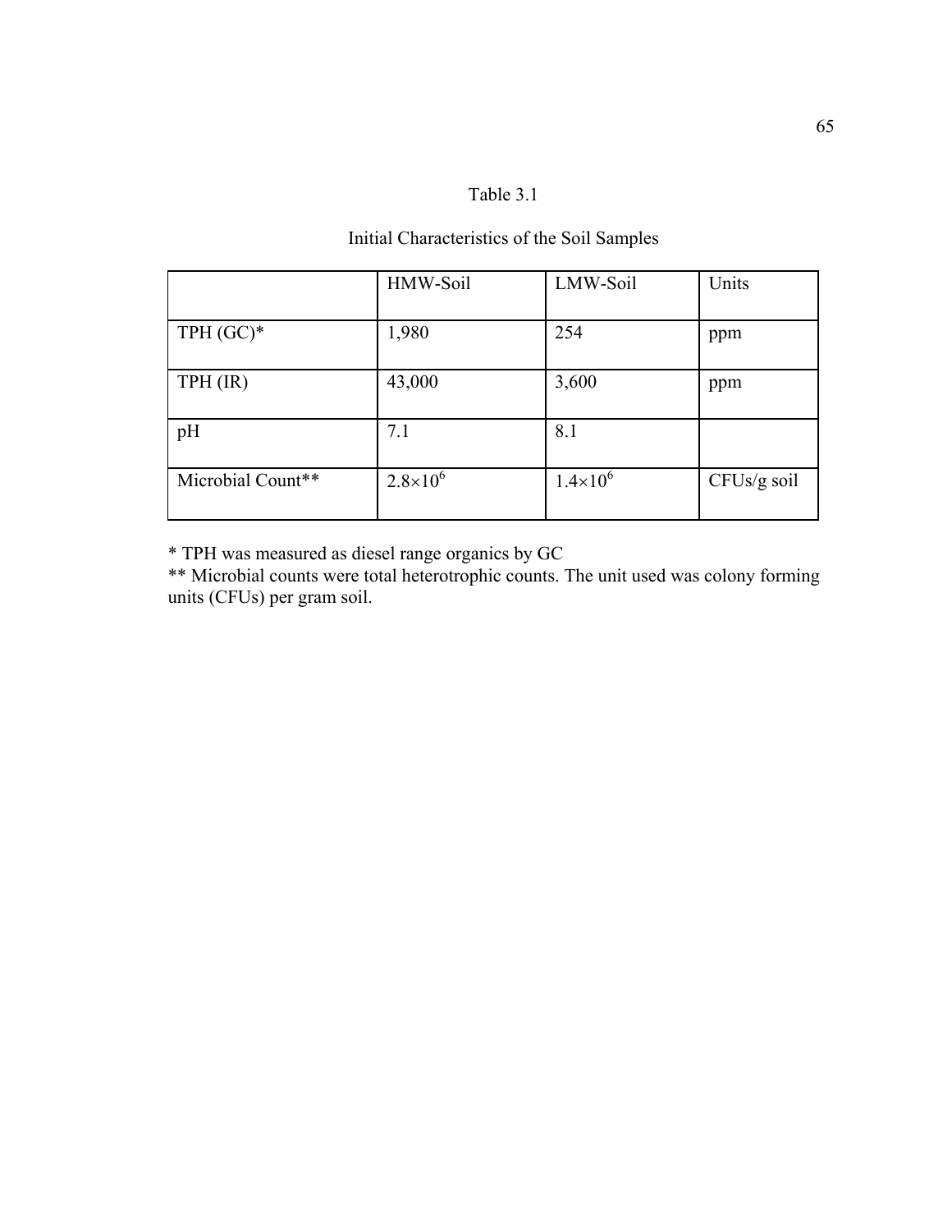Table 3.1

Initial Characteristics of the Soil Samples

| | HMW-Soil | LMW-Soil | Units |
|---|---|---|---|
| TPH (GC)* | 1,980 | 254 | ppm |
| TPH (IR) | 43,000 | 3,600 | ppm |
| pH | 7.1 | 8.1 | |
| Microbial Count** | $2.8\times10^6$ | $1.4\times10^6$ | CFUs/g soil |

* TPH was measured as diesel range organics by GC
** Microbial counts were total heterotrophic counts. The unit used was colony forming units (CFUs) per gram soil.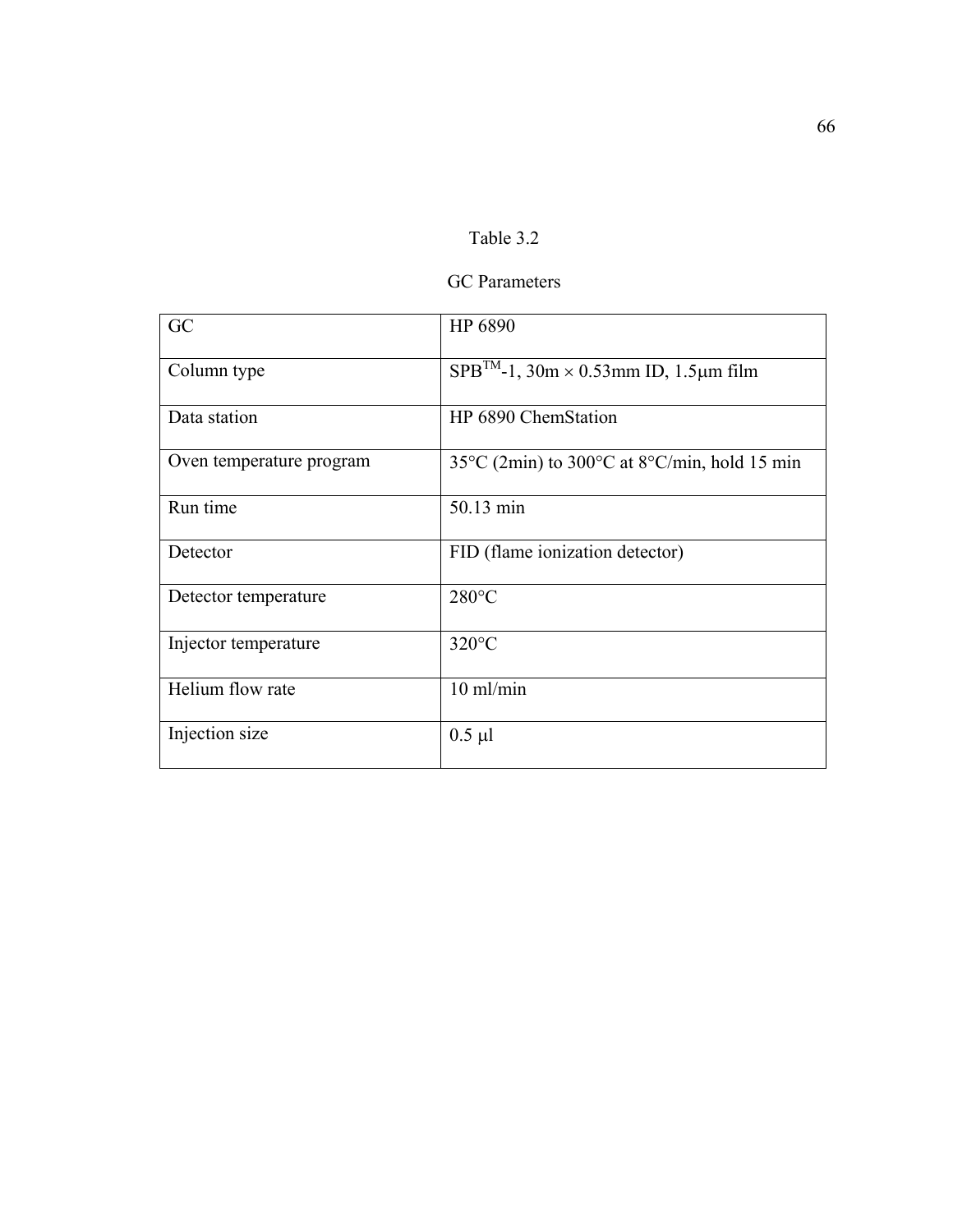Table 3.2

GC Parameters

| | |
|---|---|
| GC | HP 6890 |
| Column type | SPB™-1, 30m × 0.53mm ID, 1.5μm film |
| Data station | HP 6890 ChemStation |
| Oven temperature program | 35°C (2min) to 300°C at 8°C/min, hold 15 min |
| Run time | 50.13 min |
| Detector | FID (flame ionization detector) |
| Detector temperature | 280°C |
| Injector temperature | 320°C |
| Helium flow rate | 10 ml/min |
| Injection size | 0.5 μl |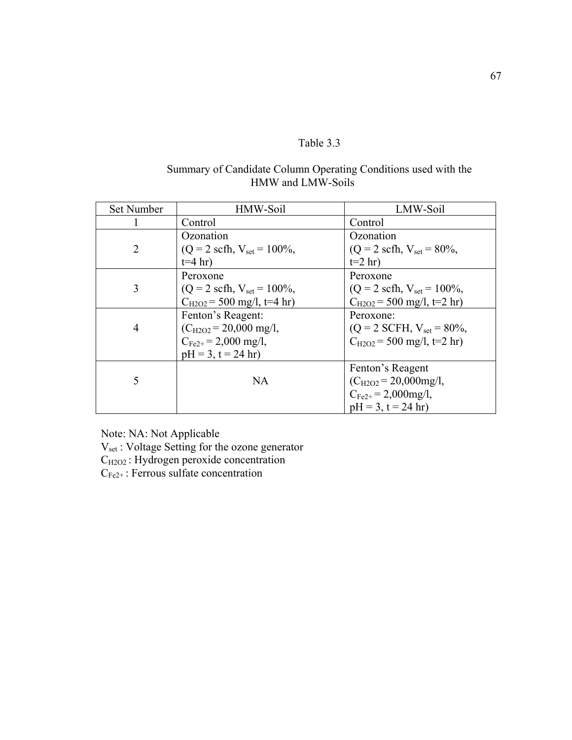Table 3.3

Summary of Candidate Column Operating Conditions used with the HMW and LMW-Soils

| Set Number | HMW-Soil | LMW-Soil |
|---|---|---|
| 1 | Control | Control |
| 2 | Ozonation ($Q$ = 2 scfh, $V_{set}$ = 100%, t=4 hr) | Ozonation ($Q$ = 2 scfh, $V_{set}$ = 80%, t=2 hr) |
| 3 | Peroxone ($Q$ = 2 scfh, $V_{set}$ = 100%, $C_{H2O2}$ = 500 mg/l, t=4 hr) | Peroxone ($Q$ = 2 scfh, $V_{set}$ = 100%, $C_{H2O2}$ = 500 mg/l, t=2 hr) |
| 4 | Fenton's Reagent: ($C_{H2O2}$ = 20,000 mg/l, $C_{Fe2+}$ = 2,000 mg/l, pH = 3, t = 24 hr) | Peroxone: ($Q$ = 2 SCFH, $V_{set}$ = 80%, $C_{H2O2}$ = 500 mg/l, t=2 hr) |
| 5 | NA | Fenton's Reagent ($C_{H2O2}$ = 20,000mg/l, $C_{Fe2+}$ = 2,000mg/l, pH = 3, t = 24 hr) |

Note: NA: Not Applicable

$V_{set}$ : Voltage Setting for the ozone generator

$C_{H2O2}$ : Hydrogen peroxide concentration

$C_{Fe2+}$ : Ferrous sulfate concentration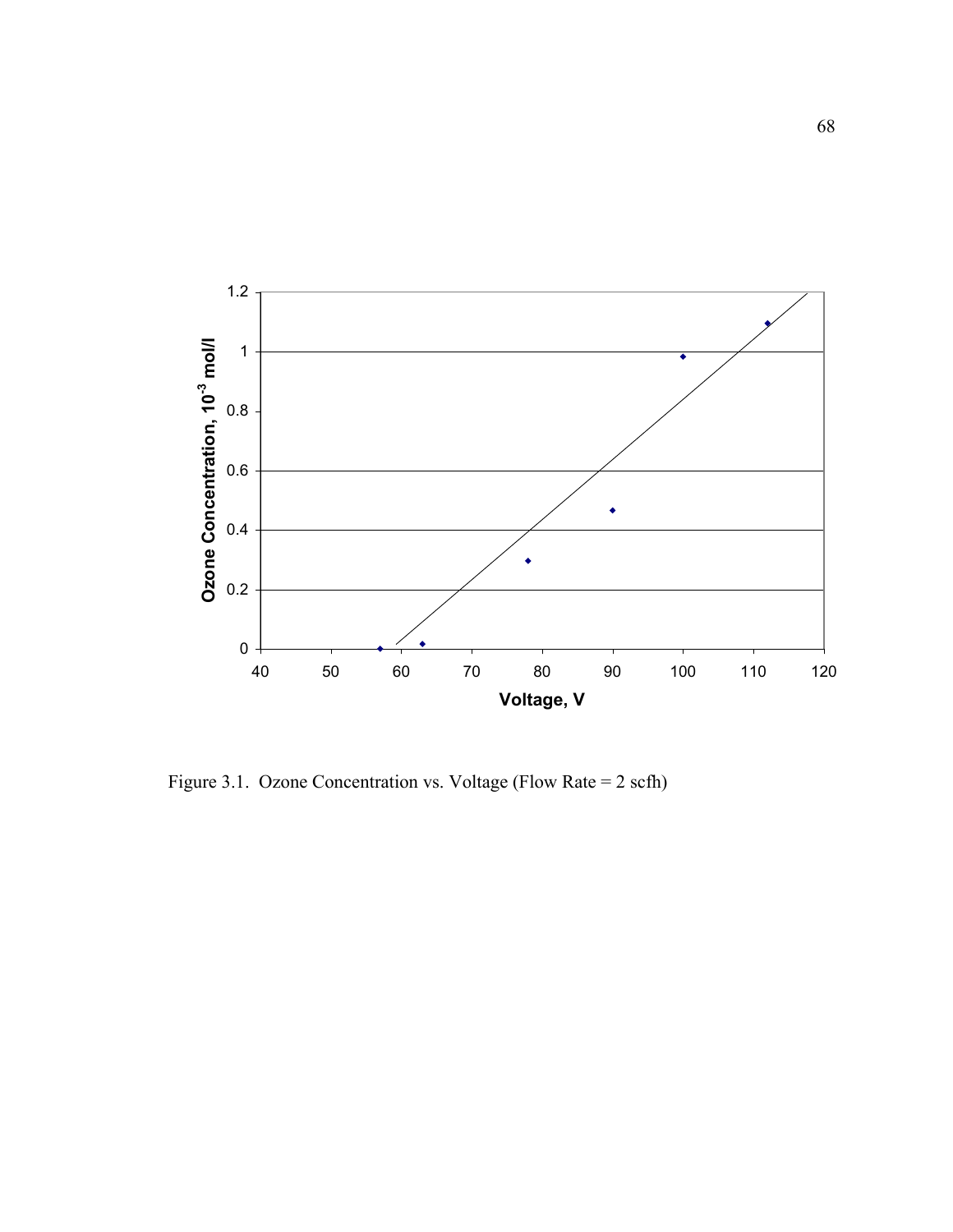Figure 3.1. Ozone Concentration vs. Voltage (Flow Rate = 2 scfh)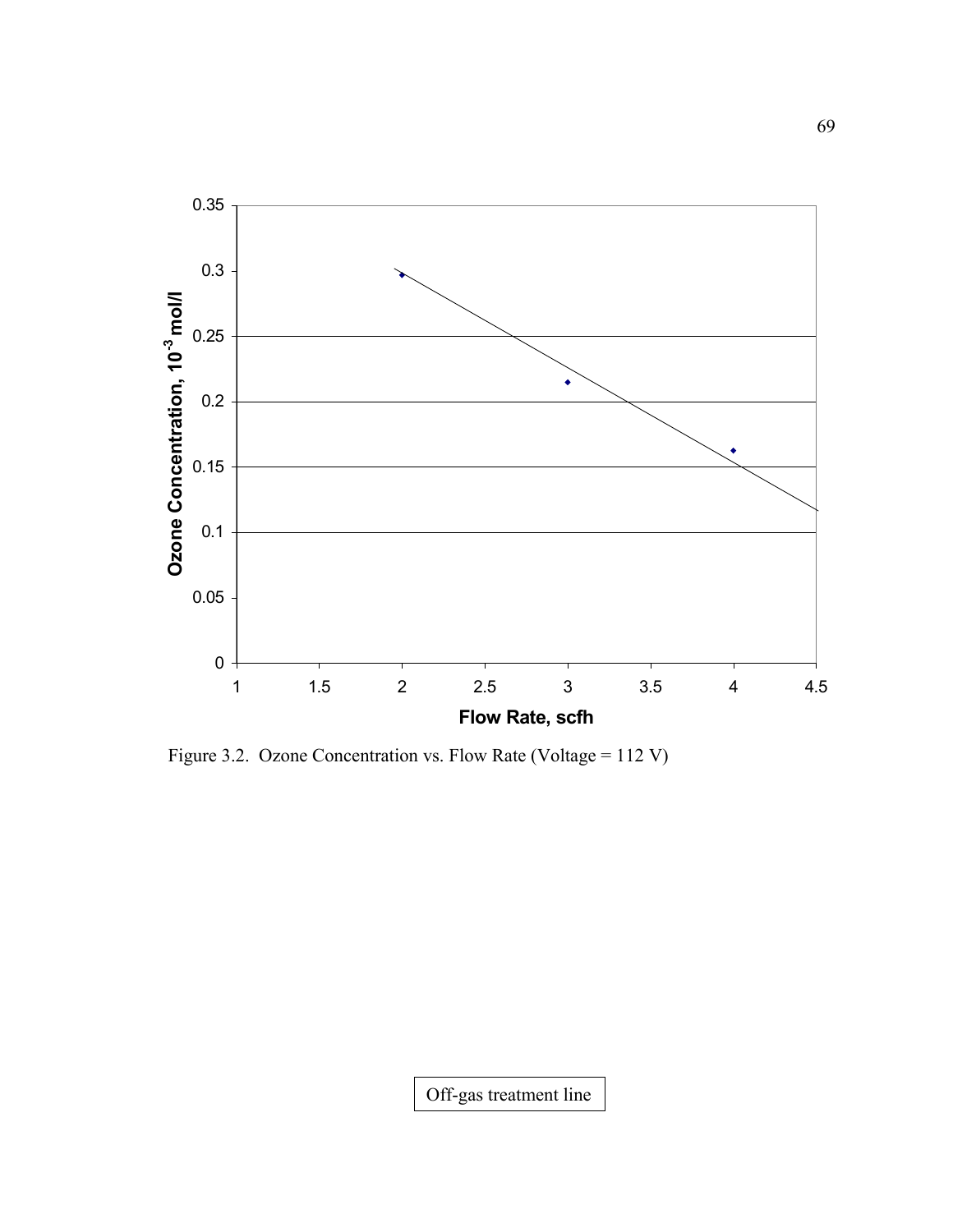Figure 3.2. Ozone Concentration vs. Flow Rate (Voltage = 112 V)

Off-gas treatment line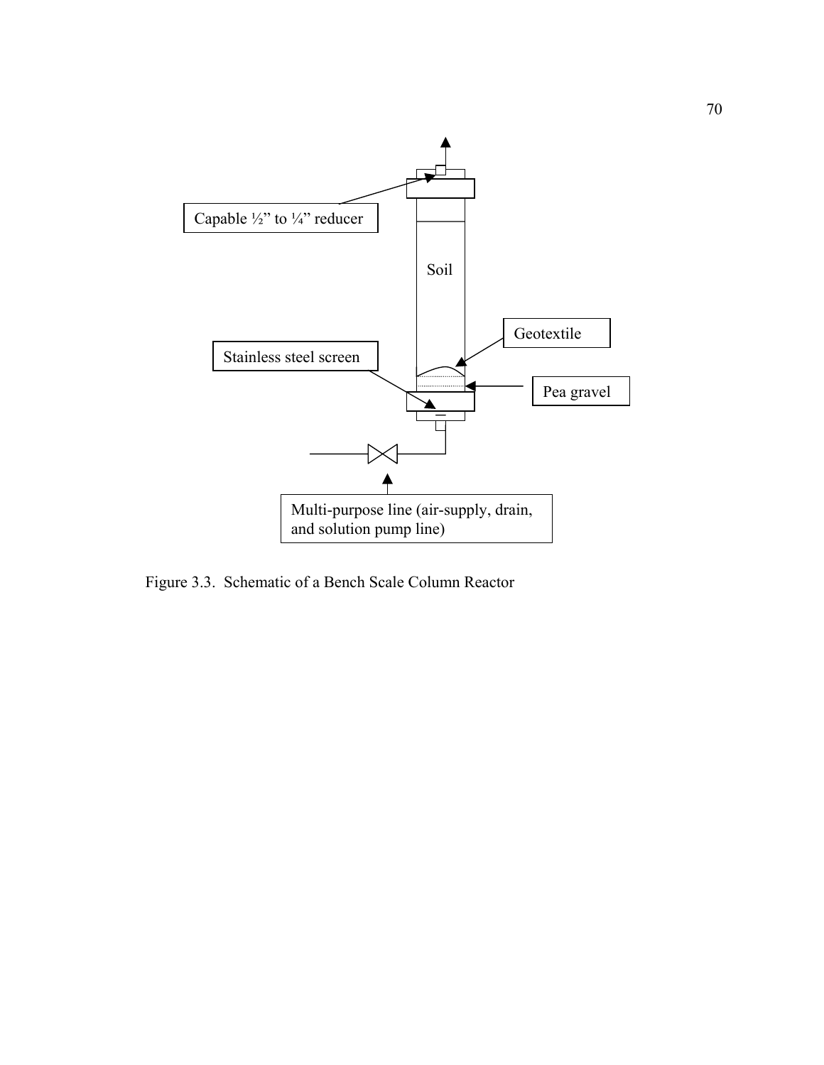Capable ½" to ¼" reducer

Soil

Geotextile

Stainless steel screen

Pea gravel

Multi-purpose line (air-supply, drain, and solution pump line)

Figure 3.3. Schematic of a Bench Scale Column Reactor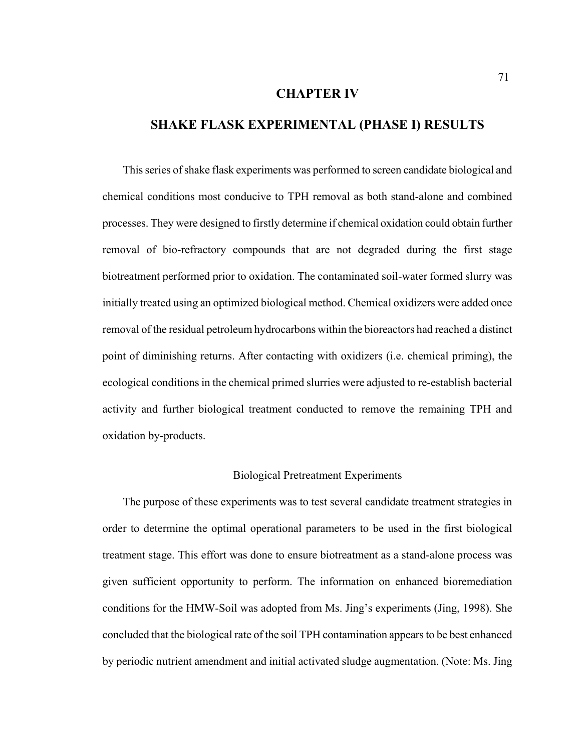# CHAPTER IV

# SHAKE FLASK EXPERIMENTAL (PHASE I) RESULTS

This series of shake flask experiments was performed to screen candidate biological and chemical conditions most conducive to TPH removal as both stand-alone and combined processes. They were designed to firstly determine if chemical oxidation could obtain further removal of bio-refractory compounds that are not degraded during the first stage biotreatment performed prior to oxidation. The contaminated soil-water formed slurry was initially treated using an optimized biological method. Chemical oxidizers were added once removal of the residual petroleum hydrocarbons within the bioreactors had reached a distinct point of diminishing returns. After contacting with oxidizers (i.e. chemical priming), the ecological conditions in the chemical primed slurries were adjusted to re-establish bacterial activity and further biological treatment conducted to remove the remaining TPH and oxidation by-products.

## Biological Pretreatment Experiments

The purpose of these experiments was to test several candidate treatment strategies in order to determine the optimal operational parameters to be used in the first biological treatment stage. This effort was done to ensure biotreatment as a stand-alone process was given sufficient opportunity to perform. The information on enhanced bioremediation conditions for the HMW-Soil was adopted from Ms. Jing's experiments (Jing, 1998). She concluded that the biological rate of the soil TPH contamination appears to be best enhanced by periodic nutrient amendment and initial activated sludge augmentation. (Note: Ms. Jing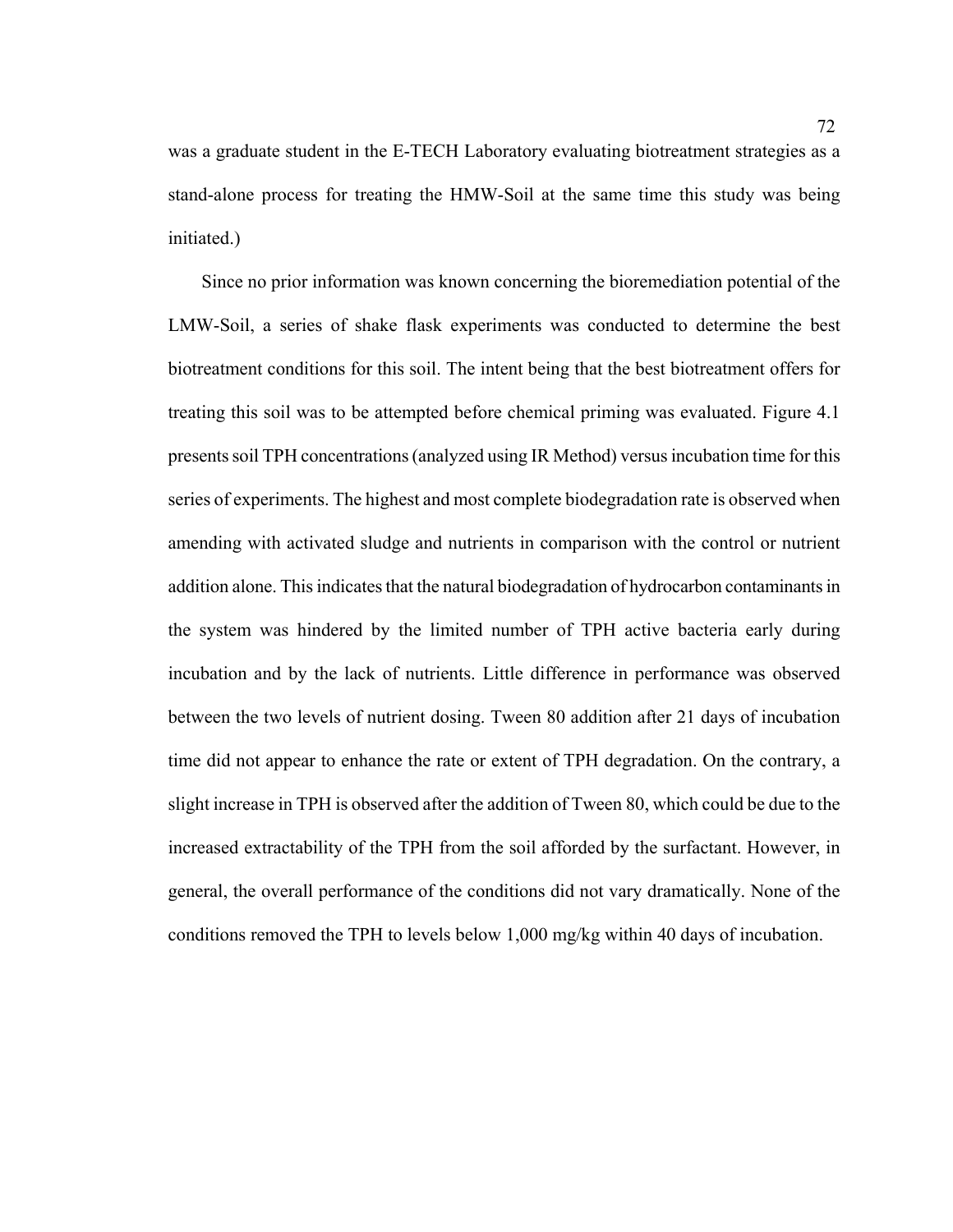was a graduate student in the E-TECH Laboratory evaluating biotreatment strategies as a stand-alone process for treating the HMW-Soil at the same time this study was being initiated.)

Since no prior information was known concerning the bioremediation potential of the LMW-Soil, a series of shake flask experiments was conducted to determine the best biotreatment conditions for this soil. The intent being that the best biotreatment offers for treating this soil was to be attempted before chemical priming was evaluated. Figure 4.1 presents soil TPH concentrations (analyzed using IR Method) versus incubation time for this series of experiments. The highest and most complete biodegradation rate is observed when amending with activated sludge and nutrients in comparison with the control or nutrient addition alone. This indicates that the natural biodegradation of hydrocarbon contaminants in the system was hindered by the limited number of TPH active bacteria early during incubation and by the lack of nutrients. Little difference in performance was observed between the two levels of nutrient dosing. Tween 80 addition after 21 days of incubation time did not appear to enhance the rate or extent of TPH degradation. On the contrary, a slight increase in TPH is observed after the addition of Tween 80, which could be due to the increased extractability of the TPH from the soil afforded by the surfactant. However, in general, the overall performance of the conditions did not vary dramatically. None of the conditions removed the TPH to levels below 1,000 mg/kg within 40 days of incubation.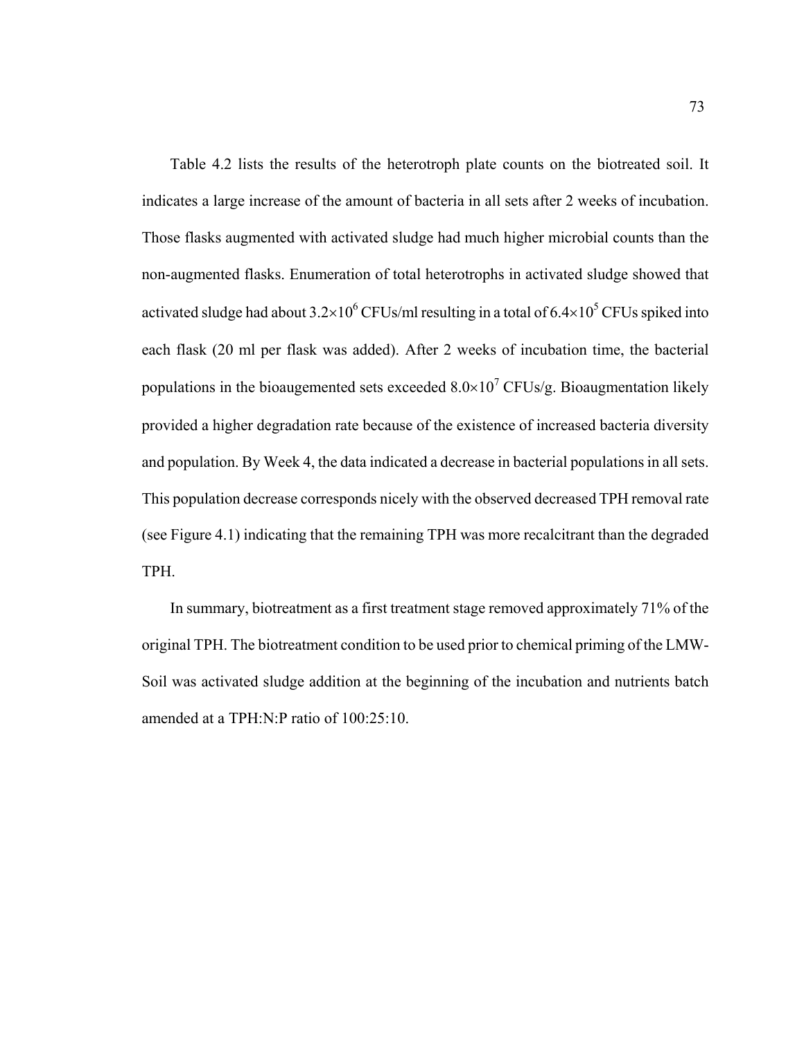Table 4.2 lists the results of the heterotroph plate counts on the biotreated soil. It indicates a large increase of the amount of bacteria in all sets after 2 weeks of incubation. Those flasks augmented with activated sludge had much higher microbial counts than the non-augmented flasks. Enumeration of total heterotrophs in activated sludge showed that activated sludge had about $3.2 \times 10^6$ CFUs/ml resulting in a total of $6.4 \times 10^5$ CFUs spiked into each flask (20 ml per flask was added). After 2 weeks of incubation time, the bacterial populations in the bioaugemented sets exceeded $8.0 \times 10^7$ CFUs/g. Bioaugmentation likely provided a higher degradation rate because of the existence of increased bacteria diversity and population. By Week 4, the data indicated a decrease in bacterial populations in all sets. This population decrease corresponds nicely with the observed decreased TPH removal rate (see Figure 4.1) indicating that the remaining TPH was more recalcitrant than the degraded TPH.

In summary, biotreatment as a first treatment stage removed approximately 71% of the original TPH. The biotreatment condition to be used prior to chemical priming of the LMW-Soil was activated sludge addition at the beginning of the incubation and nutrients batch amended at a TPH:N:P ratio of 100:25:10.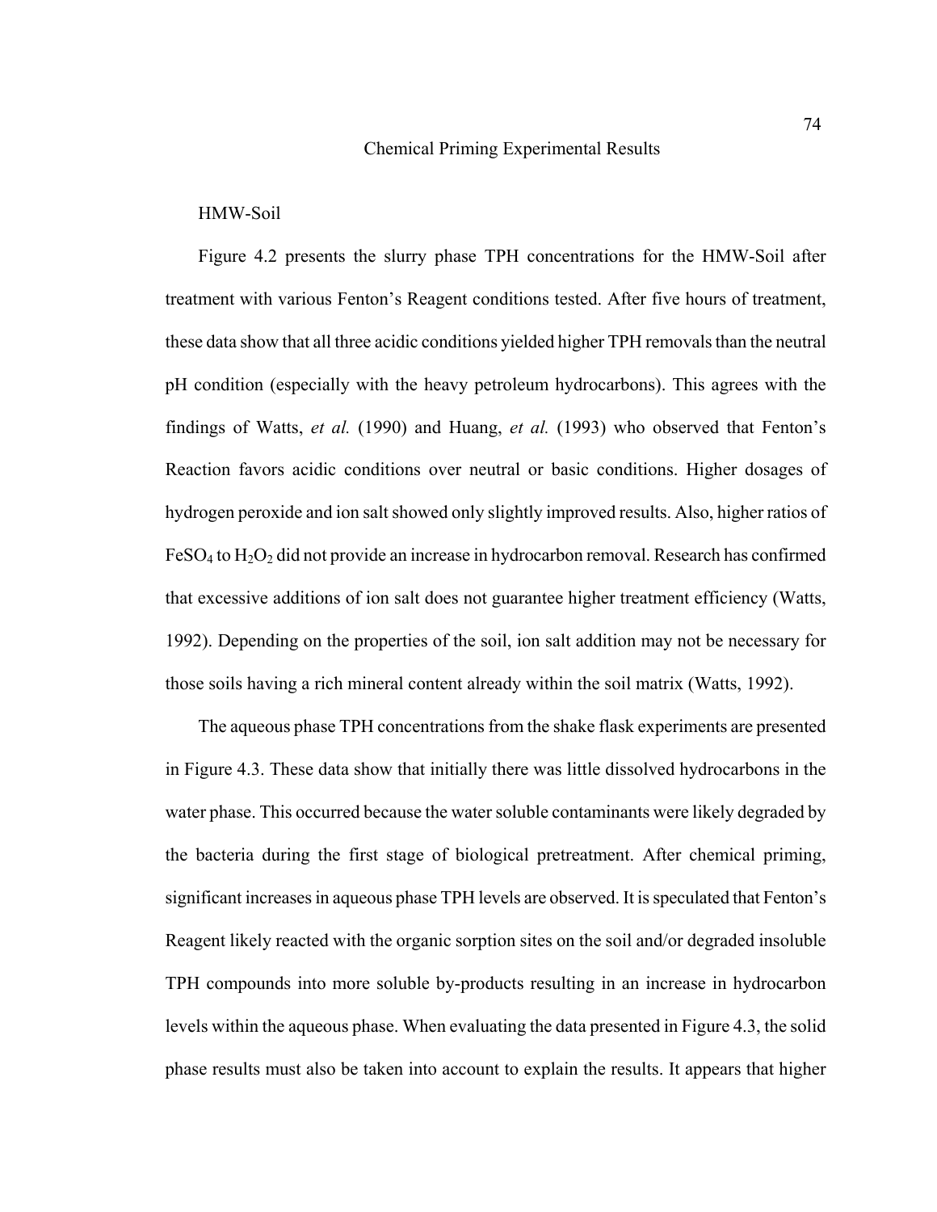## Chemical Priming Experimental Results

### HMW-Soil

Figure 4.2 presents the slurry phase TPH concentrations for the HMW-Soil after treatment with various Fenton's Reagent conditions tested. After five hours of treatment, these data show that all three acidic conditions yielded higher TPH removals than the neutral pH condition (especially with the heavy petroleum hydrocarbons). This agrees with the findings of Watts, *et al.* (1990) and Huang, *et al.* (1993) who observed that Fenton's Reaction favors acidic conditions over neutral or basic conditions. Higher dosages of hydrogen peroxide and ion salt showed only slightly improved results. Also, higher ratios of $FeSO_4$ to $H_2O_2$ did not provide an increase in hydrocarbon removal. Research has confirmed that excessive additions of ion salt does not guarantee higher treatment efficiency (Watts, 1992). Depending on the properties of the soil, ion salt addition may not be necessary for those soils having a rich mineral content already within the soil matrix (Watts, 1992).

The aqueous phase TPH concentrations from the shake flask experiments are presented in Figure 4.3. These data show that initially there was little dissolved hydrocarbons in the water phase. This occurred because the water soluble contaminants were likely degraded by the bacteria during the first stage of biological pretreatment. After chemical priming, significant increases in aqueous phase TPH levels are observed. It is speculated that Fenton's Reagent likely reacted with the organic sorption sites on the soil and/or degraded insoluble TPH compounds into more soluble by-products resulting in an increase in hydrocarbon levels within the aqueous phase. When evaluating the data presented in Figure 4.3, the solid phase results must also be taken into account to explain the results. It appears that higher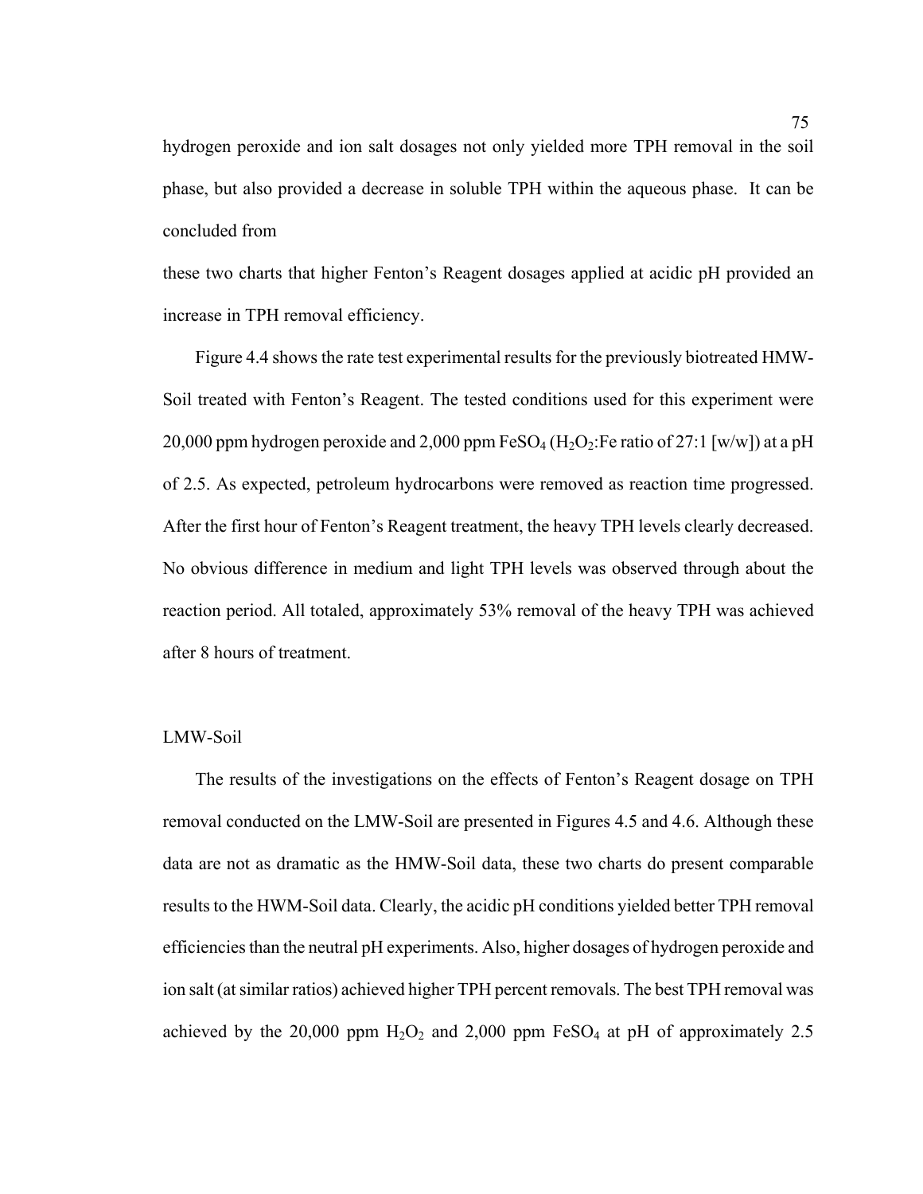hydrogen peroxide and ion salt dosages not only yielded more TPH removal in the soil phase, but also provided a decrease in soluble TPH within the aqueous phase. It can be concluded from

these two charts that higher Fenton's Reagent dosages applied at acidic pH provided an increase in TPH removal efficiency.

Figure 4.4 shows the rate test experimental results for the previously biotreated HMW-Soil treated with Fenton's Reagent. The tested conditions used for this experiment were 20,000 ppm hydrogen peroxide and 2,000 ppm $FeSO_4$ ($H_2O_2$:Fe ratio of 27:1 [w/w]) at a pH of 2.5. As expected, petroleum hydrocarbons were removed as reaction time progressed. After the first hour of Fenton's Reagent treatment, the heavy TPH levels clearly decreased. No obvious difference in medium and light TPH levels was observed through about the reaction period. All totaled, approximately 53% removal of the heavy TPH was achieved after 8 hours of treatment.

LMW-Soil

The results of the investigations on the effects of Fenton's Reagent dosage on TPH removal conducted on the LMW-Soil are presented in Figures 4.5 and 4.6. Although these data are not as dramatic as the HMW-Soil data, these two charts do present comparable results to the HWM-Soil data. Clearly, the acidic pH conditions yielded better TPH removal efficiencies than the neutral pH experiments. Also, higher dosages of hydrogen peroxide and ion salt (at similar ratios) achieved higher TPH percent removals. The best TPH removal was achieved by the 20,000 ppm $H_2O_2$ and 2,000 ppm $FeSO_4$ at pH of approximately 2.5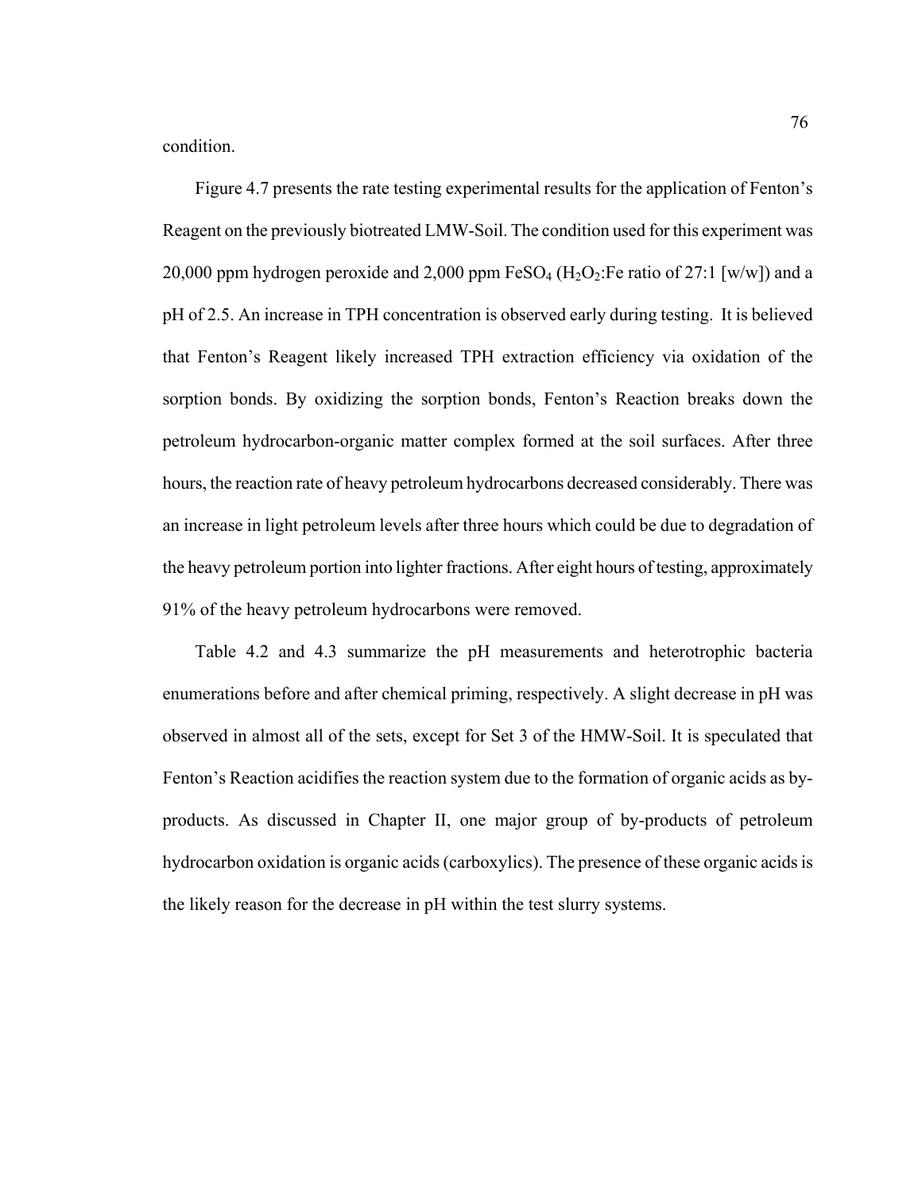condition.

Figure 4.7 presents the rate testing experimental results for the application of Fenton's Reagent on the previously biotreated LMW-Soil. The condition used for this experiment was 20,000 ppm hydrogen peroxide and 2,000 ppm $FeSO_4$ ($H_2O_2$:Fe ratio of 27:1 [w/w]) and a pH of 2.5. An increase in TPH concentration is observed early during testing. It is believed that Fenton's Reagent likely increased TPH extraction efficiency via oxidation of the sorption bonds. By oxidizing the sorption bonds, Fenton's Reaction breaks down the petroleum hydrocarbon-organic matter complex formed at the soil surfaces. After three hours, the reaction rate of heavy petroleum hydrocarbons decreased considerably. There was an increase in light petroleum levels after three hours which could be due to degradation of the heavy petroleum portion into lighter fractions. After eight hours of testing, approximately 91% of the heavy petroleum hydrocarbons were removed.

Table 4.2 and 4.3 summarize the pH measurements and heterotrophic bacteria enumerations before and after chemical priming, respectively. A slight decrease in pH was observed in almost all of the sets, except for Set 3 of the HMW-Soil. It is speculated that Fenton's Reaction acidifies the reaction system due to the formation of organic acids as by-products. As discussed in Chapter II, one major group of by-products of petroleum hydrocarbon oxidation is organic acids (carboxylics). The presence of these organic acids is the likely reason for the decrease in pH within the test slurry systems.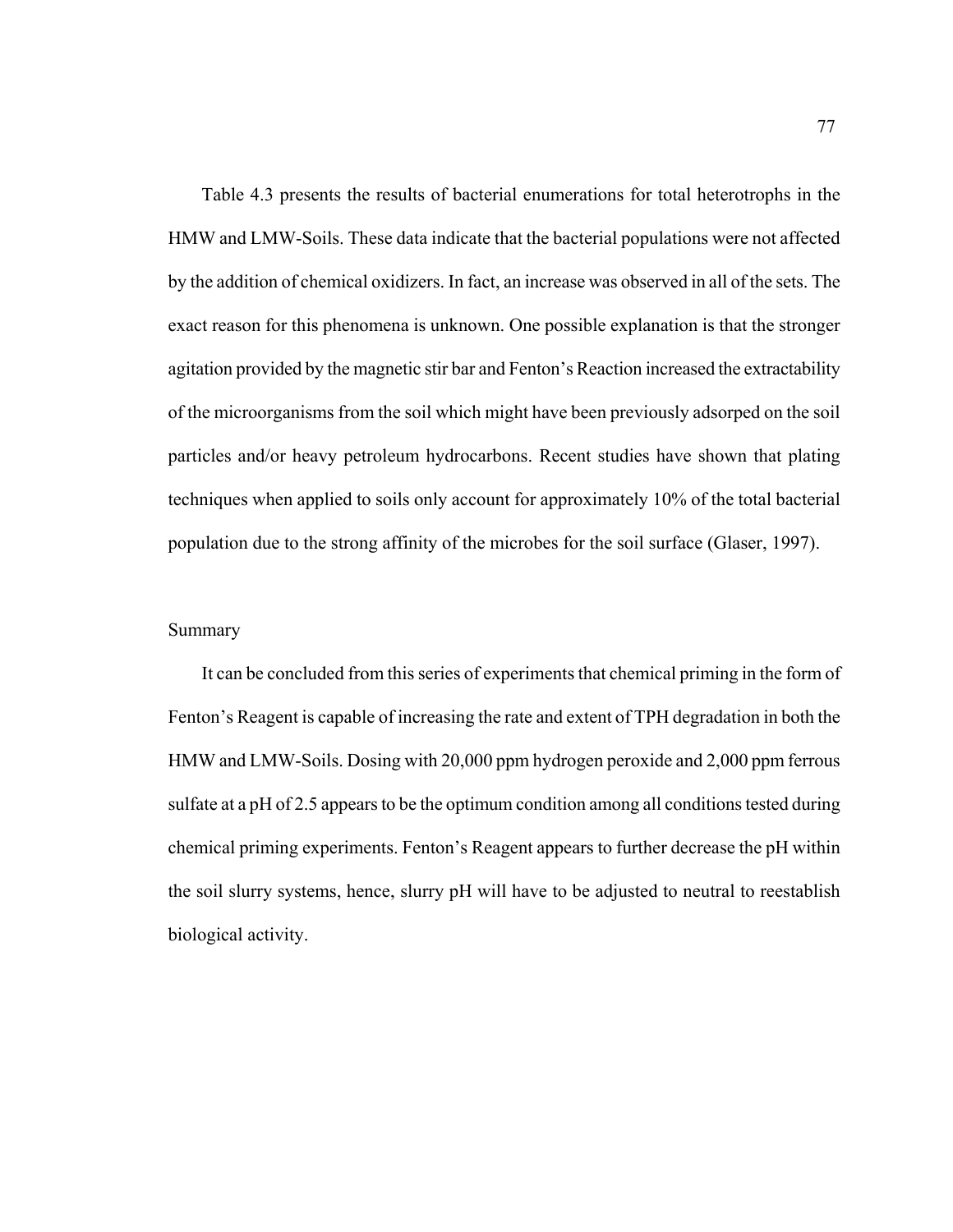Table 4.3 presents the results of bacterial enumerations for total heterotrophs in the HMW and LMW-Soils. These data indicate that the bacterial populations were not affected by the addition of chemical oxidizers. In fact, an increase was observed in all of the sets. The exact reason for this phenomena is unknown. One possible explanation is that the stronger agitation provided by the magnetic stir bar and Fenton's Reaction increased the extractability of the microorganisms from the soil which might have been previously adsorped on the soil particles and/or heavy petroleum hydrocarbons. Recent studies have shown that plating techniques when applied to soils only account for approximately 10% of the total bacterial population due to the strong affinity of the microbes for the soil surface (Glaser, 1997).

## Summary

It can be concluded from this series of experiments that chemical priming in the form of Fenton's Reagent is capable of increasing the rate and extent of TPH degradation in both the HMW and LMW-Soils. Dosing with 20,000 ppm hydrogen peroxide and 2,000 ppm ferrous sulfate at a pH of 2.5 appears to be the optimum condition among all conditions tested during chemical priming experiments. Fenton's Reagent appears to further decrease the pH within the soil slurry systems, hence, slurry pH will have to be adjusted to neutral to reestablish biological activity.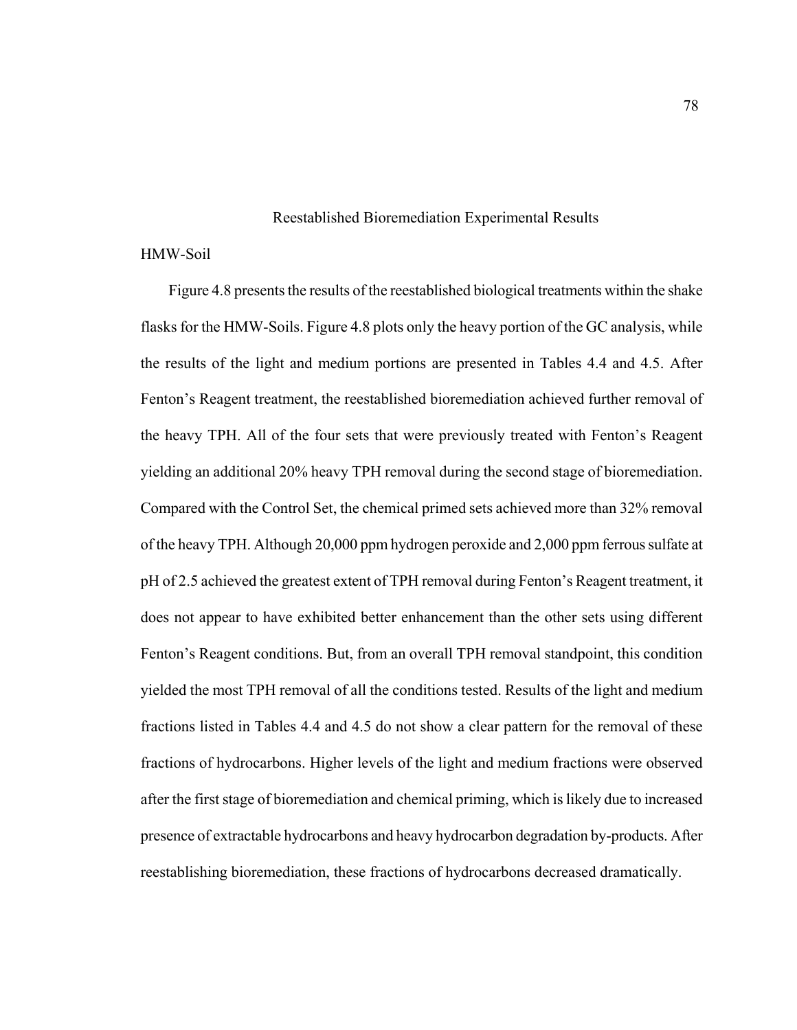## Reestablished Bioremediation Experimental Results

### HMW-Soil

Figure 4.8 presents the results of the reestablished biological treatments within the shake flasks for the HMW-Soils. Figure 4.8 plots only the heavy portion of the GC analysis, while the results of the light and medium portions are presented in Tables 4.4 and 4.5. After Fenton's Reagent treatment, the reestablished bioremediation achieved further removal of the heavy TPH. All of the four sets that were previously treated with Fenton's Reagent yielding an additional 20% heavy TPH removal during the second stage of bioremediation. Compared with the Control Set, the chemical primed sets achieved more than 32% removal of the heavy TPH. Although 20,000 ppm hydrogen peroxide and 2,000 ppm ferrous sulfate at pH of 2.5 achieved the greatest extent of TPH removal during Fenton's Reagent treatment, it does not appear to have exhibited better enhancement than the other sets using different Fenton's Reagent conditions. But, from an overall TPH removal standpoint, this condition yielded the most TPH removal of all the conditions tested. Results of the light and medium fractions listed in Tables 4.4 and 4.5 do not show a clear pattern for the removal of these fractions of hydrocarbons. Higher levels of the light and medium fractions were observed after the first stage of bioremediation and chemical priming, which is likely due to increased presence of extractable hydrocarbons and heavy hydrocarbon degradation by-products. After reestablishing bioremediation, these fractions of hydrocarbons decreased dramatically.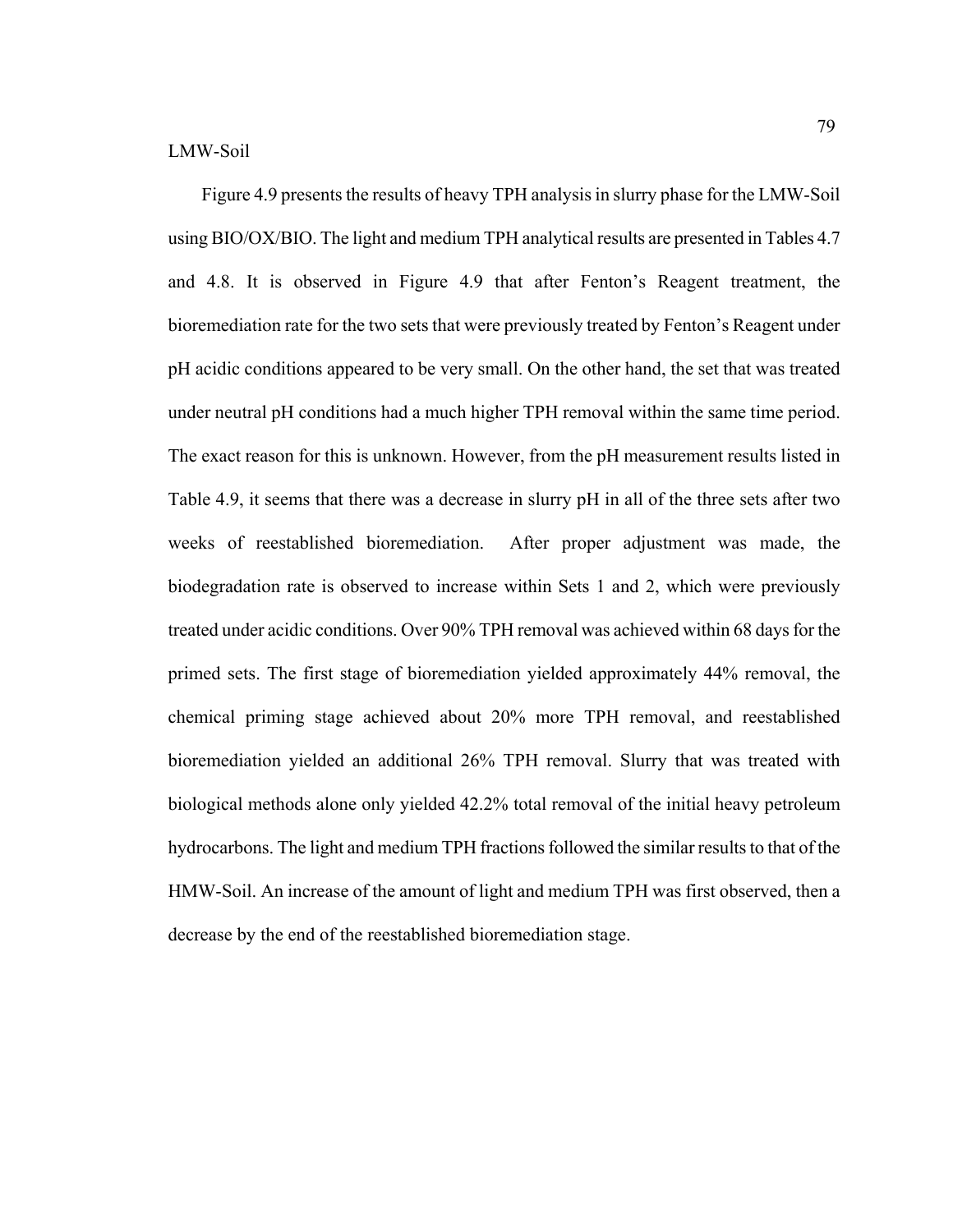LMW-Soil

Figure 4.9 presents the results of heavy TPH analysis in slurry phase for the LMW-Soil using BIO/OX/BIO. The light and medium TPH analytical results are presented in Tables 4.7 and 4.8. It is observed in Figure 4.9 that after Fenton's Reagent treatment, the bioremediation rate for the two sets that were previously treated by Fenton's Reagent under pH acidic conditions appeared to be very small. On the other hand, the set that was treated under neutral pH conditions had a much higher TPH removal within the same time period. The exact reason for this is unknown. However, from the pH measurement results listed in Table 4.9, it seems that there was a decrease in slurry pH in all of the three sets after two weeks of reestablished bioremediation. After proper adjustment was made, the biodegradation rate is observed to increase within Sets 1 and 2, which were previously treated under acidic conditions. Over 90% TPH removal was achieved within 68 days for the primed sets. The first stage of bioremediation yielded approximately 44% removal, the chemical priming stage achieved about 20% more TPH removal, and reestablished bioremediation yielded an additional 26% TPH removal. Slurry that was treated with biological methods alone only yielded 42.2% total removal of the initial heavy petroleum hydrocarbons. The light and medium TPH fractions followed the similar results to that of the HMW-Soil. An increase of the amount of light and medium TPH was first observed, then a decrease by the end of the reestablished bioremediation stage.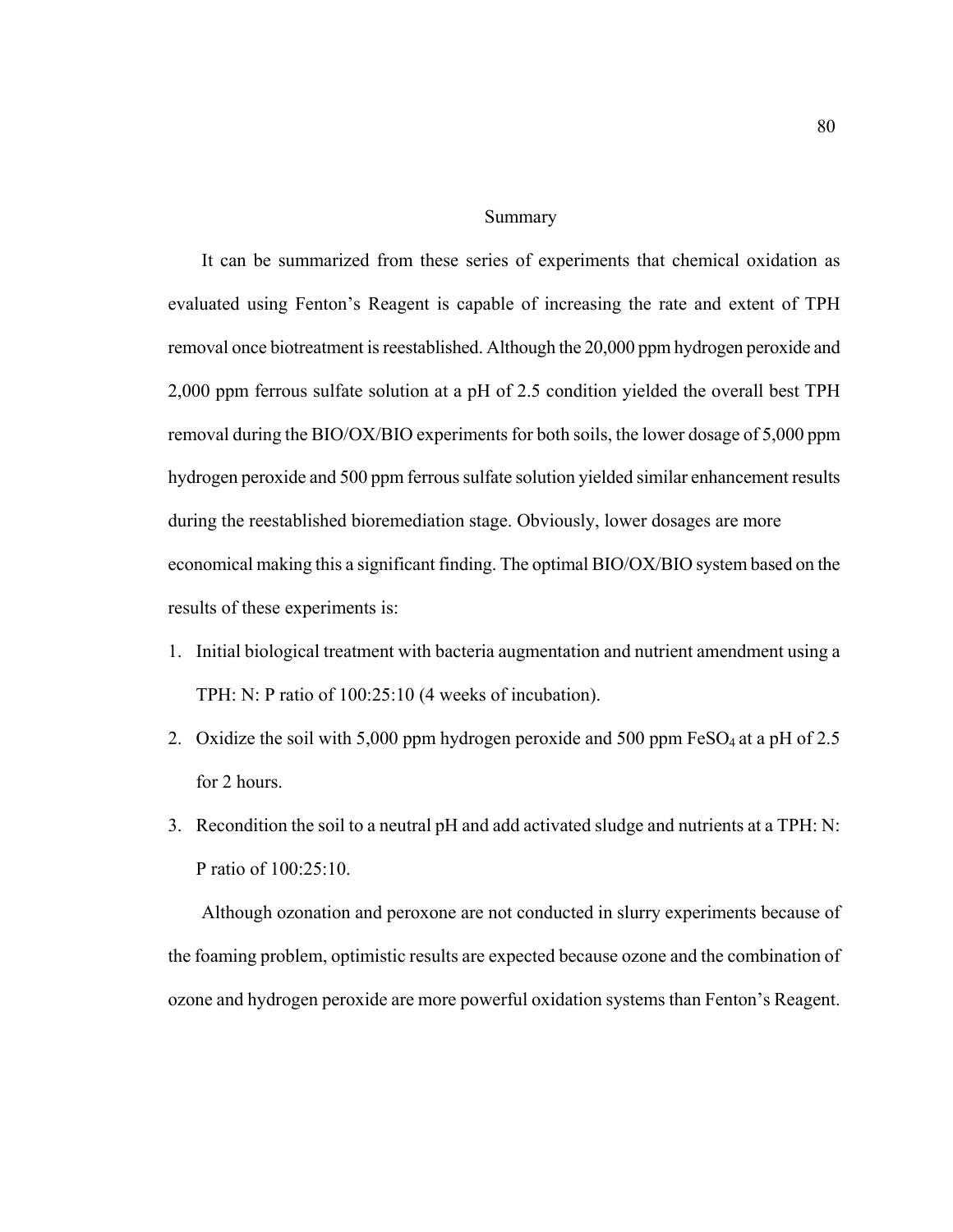## Summary

It can be summarized from these series of experiments that chemical oxidation as evaluated using Fenton's Reagent is capable of increasing the rate and extent of TPH removal once biotreatment is reestablished. Although the 20,000 ppm hydrogen peroxide and 2,000 ppm ferrous sulfate solution at a pH of 2.5 condition yielded the overall best TPH removal during the BIO/OX/BIO experiments for both soils, the lower dosage of 5,000 ppm hydrogen peroxide and 500 ppm ferrous sulfate solution yielded similar enhancement results during the reestablished bioremediation stage. Obviously, lower dosages are more economical making this a significant finding. The optimal BIO/OX/BIO system based on the results of these experiments is:

1. Initial biological treatment with bacteria augmentation and nutrient amendment using a TPH: N: P ratio of 100:25:10 (4 weeks of incubation).
2. Oxidize the soil with 5,000 ppm hydrogen peroxide and 500 ppm $FeSO_4$ at a pH of 2.5 for 2 hours.
3. Recondition the soil to a neutral pH and add activated sludge and nutrients at a TPH: N: P ratio of 100:25:10.

Although ozonation and peroxone are not conducted in slurry experiments because of the foaming problem, optimistic results are expected because ozone and the combination of ozone and hydrogen peroxide are more powerful oxidation systems than Fenton's Reagent.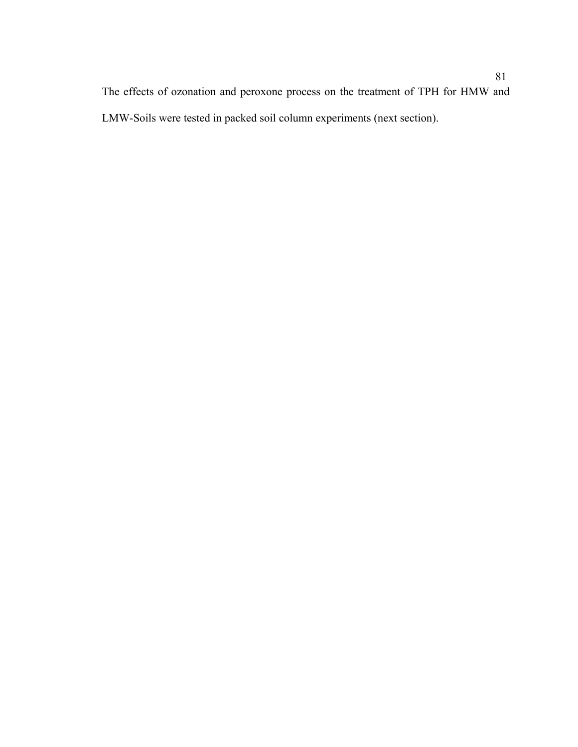The effects of ozonation and peroxone process on the treatment of TPH for HMW and LMW-Soils were tested in packed soil column experiments (next section).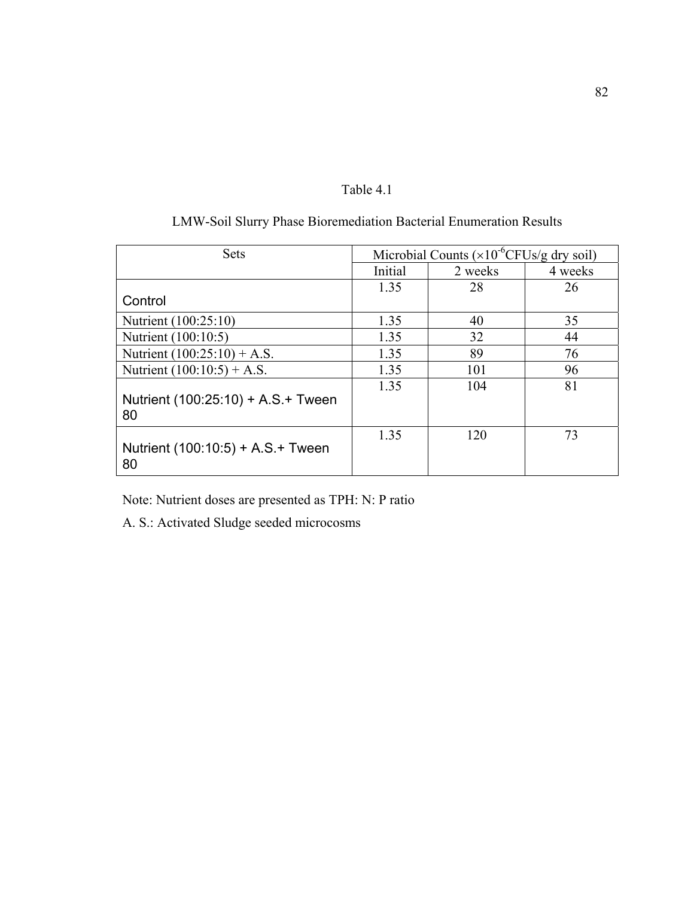Table 4.1

LMW-Soil Slurry Phase Bioremediation Bacterial Enumeration Results

| Sets | Microbial Counts ($\times 10^{-6}$CFUs/g dry soil) | | |
|---|---|---|---|
| | Initial | 2 weeks | 4 weeks |
| Control | 1.35 | 28 | 26 |
| Nutrient (100:25:10) | 1.35 | 40 | 35 |
| Nutrient (100:10:5) | 1.35 | 32 | 44 |
| Nutrient (100:25:10) + A.S. | 1.35 | 89 | 76 |
| Nutrient (100:10:5) + A.S. | 1.35 | 101 | 96 |
| Nutrient (100:25:10) + A.S.+ Tween 80 | 1.35 | 104 | 81 |
| Nutrient (100:10:5) + A.S.+ Tween 80 | 1.35 | 120 | 73 |

Note: Nutrient doses are presented as TPH: N: P ratio

A. S.: Activated Sludge seeded microcosms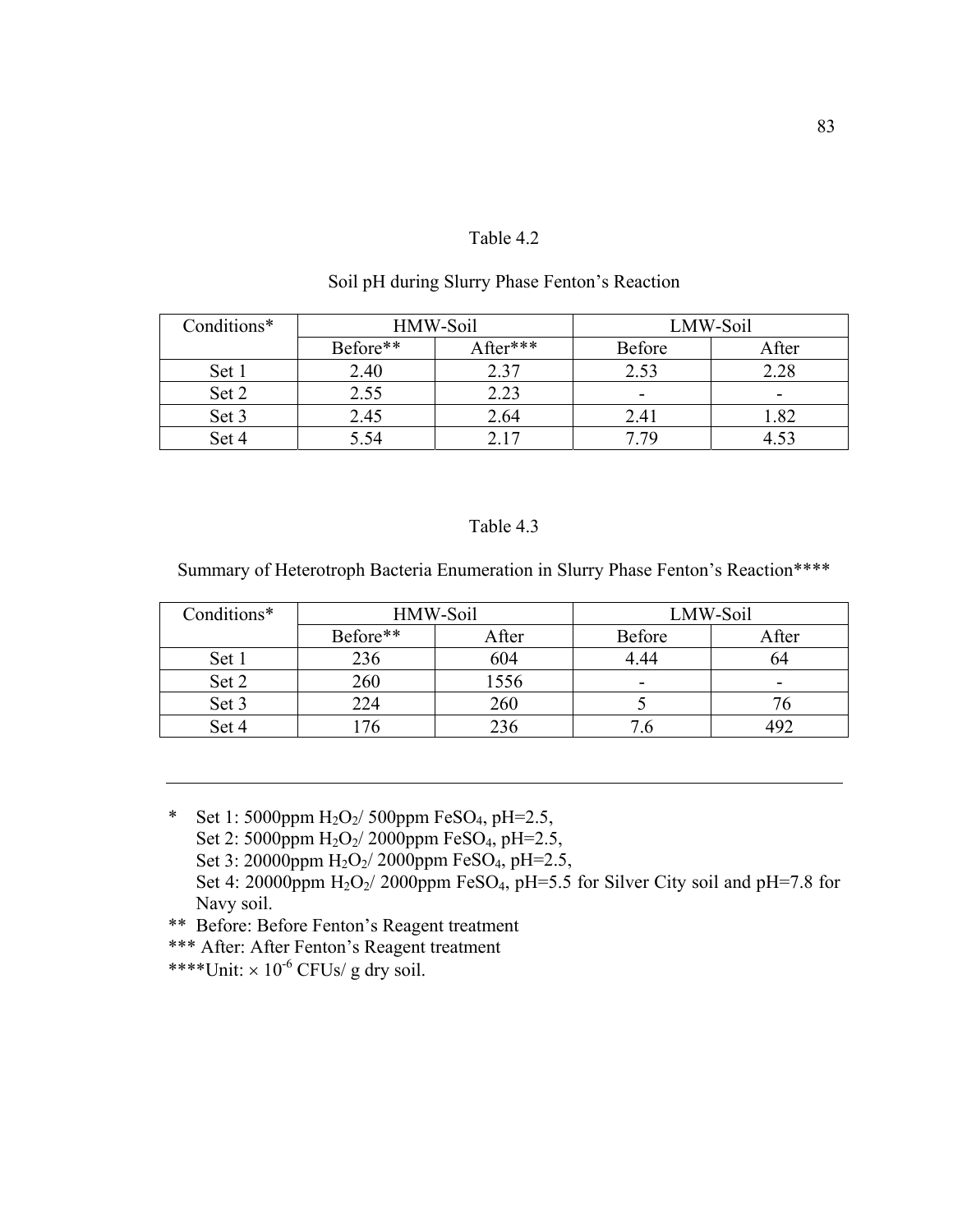Table 4.2

Soil pH during Slurry Phase Fenton's Reaction

| Conditions* | HMW-Soil | | LMW-Soil | |
|---|---|---|---|---|
| | Before** | After*** | Before | After |
| Set 1 | 2.40 | 2.37 | 2.53 | 2.28 |
| Set 2 | 2.55 | 2.23 | - | - |
| Set 3 | 2.45 | 2.64 | 2.41 | 1.82 |
| Set 4 | 5.54 | 2.17 | 7.79 | 4.53 |

Table 4.3

Summary of Heterotroph Bacteria Enumeration in Slurry Phase Fenton's Reaction****

| Conditions* | HMW-Soil | | LMW-Soil | |
|---|---|---|---|---|
| | Before** | After | Before | After |
| Set 1 | 236 | 604 | 4.44 | 64 |
| Set 2 | 260 | 1556 | - | - |
| Set 3 | 224 | 260 | 5 | 76 |
| Set 4 | 176 | 236 | 7.6 | 492 |

---

\* Set 1: 5000ppm $H_2O_2$/ 500ppm $FeSO_4$, pH=2.5,
Set 2: 5000ppm $H_2O_2$/ 2000ppm $FeSO_4$, pH=2.5,
Set 3: 20000ppm $H_2O_2$/ 2000ppm $FeSO_4$, pH=2.5,
Set 4: 20000ppm $H_2O_2$/ 2000ppm $FeSO_4$, pH=5.5 for Silver City soil and pH=7.8 for Navy soil.

** Before: Before Fenton's Reagent treatment

*** After: After Fenton's Reagent treatment

****Unit: $\times 10^{-6}$ CFUs/ g dry soil.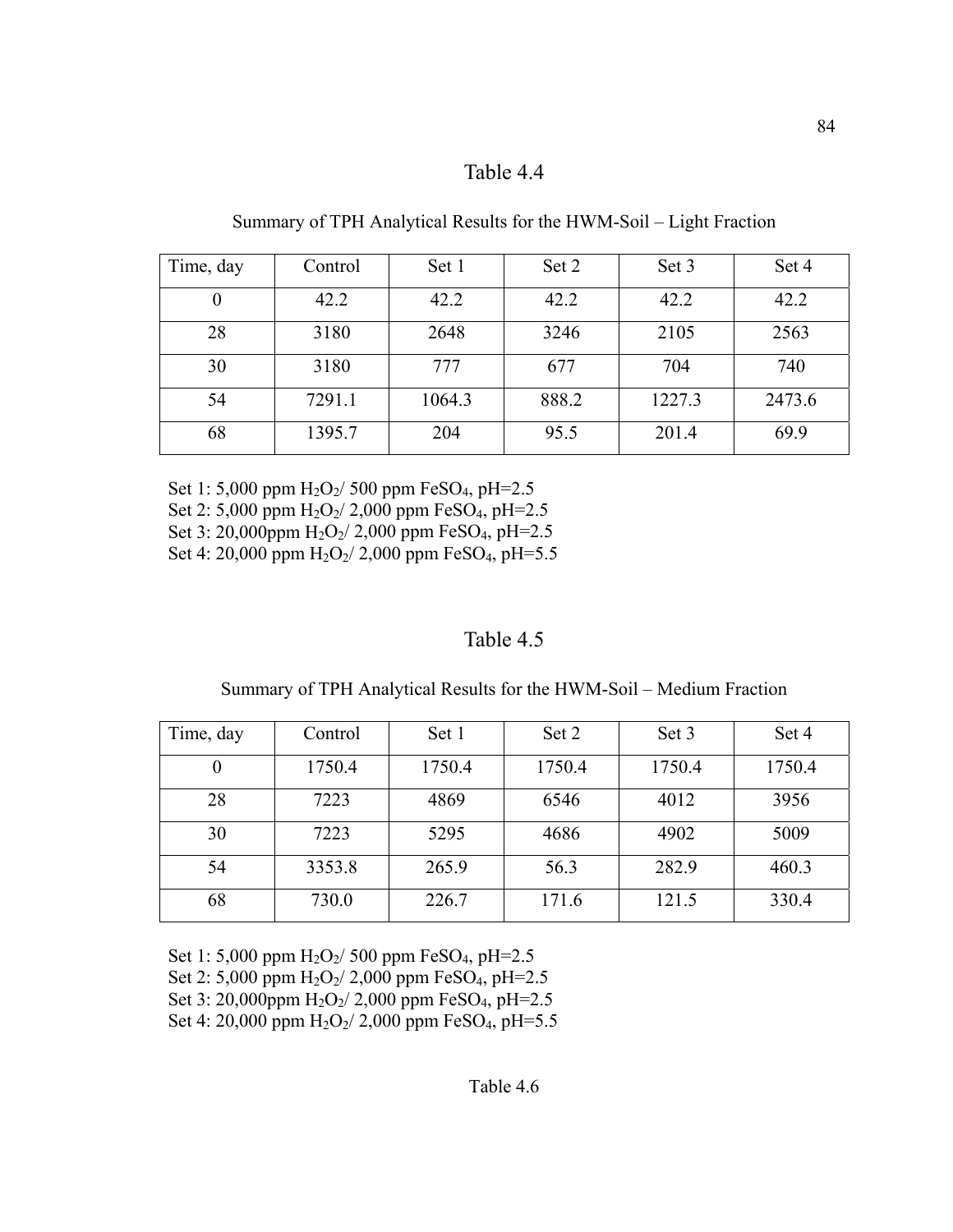Table 4.4

Summary of TPH Analytical Results for the HWM-Soil – Light Fraction

| Time, day | Control | Set 1 | Set 2 | Set 3 | Set 4 |
|---|---|---|---|---|---|
| 0 | 42.2 | 42.2 | 42.2 | 42.2 | 42.2 |
| 28 | 3180 | 2648 | 3246 | 2105 | 2563 |
| 30 | 3180 | 777 | 677 | 704 | 740 |
| 54 | 7291.1 | 1064.3 | 888.2 | 1227.3 | 2473.6 |
| 68 | 1395.7 | 204 | 95.5 | 201.4 | 69.9 |

Set 1: 5,000 ppm $H_2O_2$/ 500 ppm $FeSO_4$, pH=2.5
Set 2: 5,000 ppm $H_2O_2$/ 2,000 ppm $FeSO_4$, pH=2.5
Set 3: 20,000ppm $H_2O_2$/ 2,000 ppm $FeSO_4$, pH=2.5
Set 4: 20,000 ppm $H_2O_2$/ 2,000 ppm $FeSO_4$, pH=5.5

Table 4.5

Summary of TPH Analytical Results for the HWM-Soil – Medium Fraction

| Time, day | Control | Set 1 | Set 2 | Set 3 | Set 4 |
|---|---|---|---|---|---|
| 0 | 1750.4 | 1750.4 | 1750.4 | 1750.4 | 1750.4 |
| 28 | 7223 | 4869 | 6546 | 4012 | 3956 |
| 30 | 7223 | 5295 | 4686 | 4902 | 5009 |
| 54 | 3353.8 | 265.9 | 56.3 | 282.9 | 460.3 |
| 68 | 730.0 | 226.7 | 171.6 | 121.5 | 330.4 |

Set 1: 5,000 ppm $H_2O_2$/ 500 ppm $FeSO_4$, pH=2.5
Set 2: 5,000 ppm $H_2O_2$/ 2,000 ppm $FeSO_4$, pH=2.5
Set 3: 20,000ppm $H_2O_2$/ 2,000 ppm $FeSO_4$, pH=2.5
Set 4: 20,000 ppm $H_2O_2$/ 2,000 ppm $FeSO_4$, pH=5.5

Table 4.6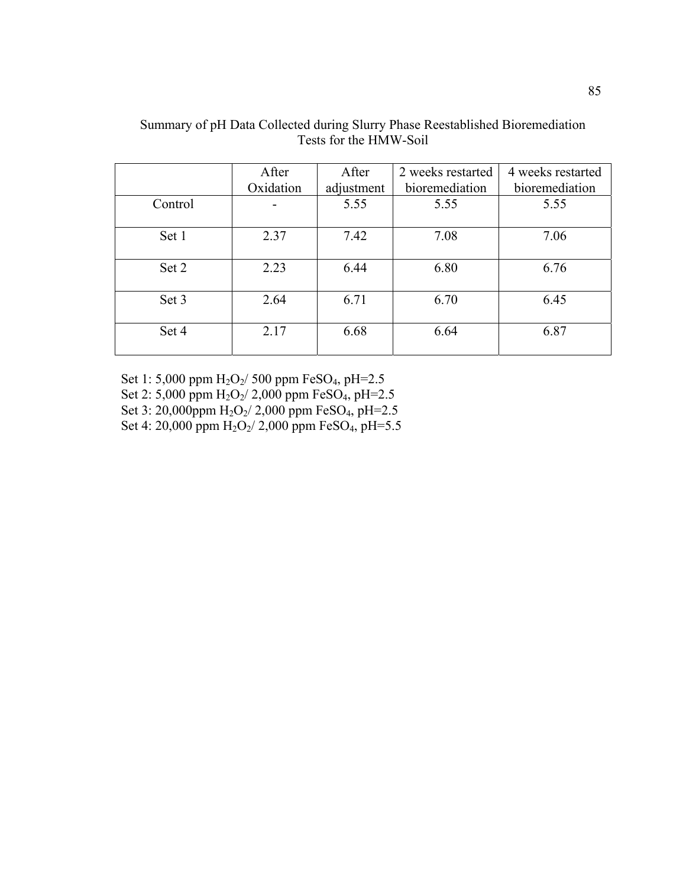Summary of pH Data Collected during Slurry Phase Reestablished Bioremediation Tests for the HMW-Soil

| | After Oxidation | After adjustment | 2 weeks restarted bioremediation | 4 weeks restarted bioremediation |
|---|---|---|---|---|
| Control | - | 5.55 | 5.55 | 5.55 |
| Set 1 | 2.37 | 7.42 | 7.08 | 7.06 |
| Set 2 | 2.23 | 6.44 | 6.80 | 6.76 |
| Set 3 | 2.64 | 6.71 | 6.70 | 6.45 |
| Set 4 | 2.17 | 6.68 | 6.64 | 6.87 |

Set 1: 5,000 ppm $H_2O_2$/ 500 ppm $FeSO_4$, pH=2.5
Set 2: 5,000 ppm $H_2O_2$/ 2,000 ppm $FeSO_4$, pH=2.5
Set 3: 20,000ppm $H_2O_2$/ 2,000 ppm $FeSO_4$, pH=2.5
Set 4: 20,000 ppm $H_2O_2$/ 2,000 ppm $FeSO_4$, pH=5.5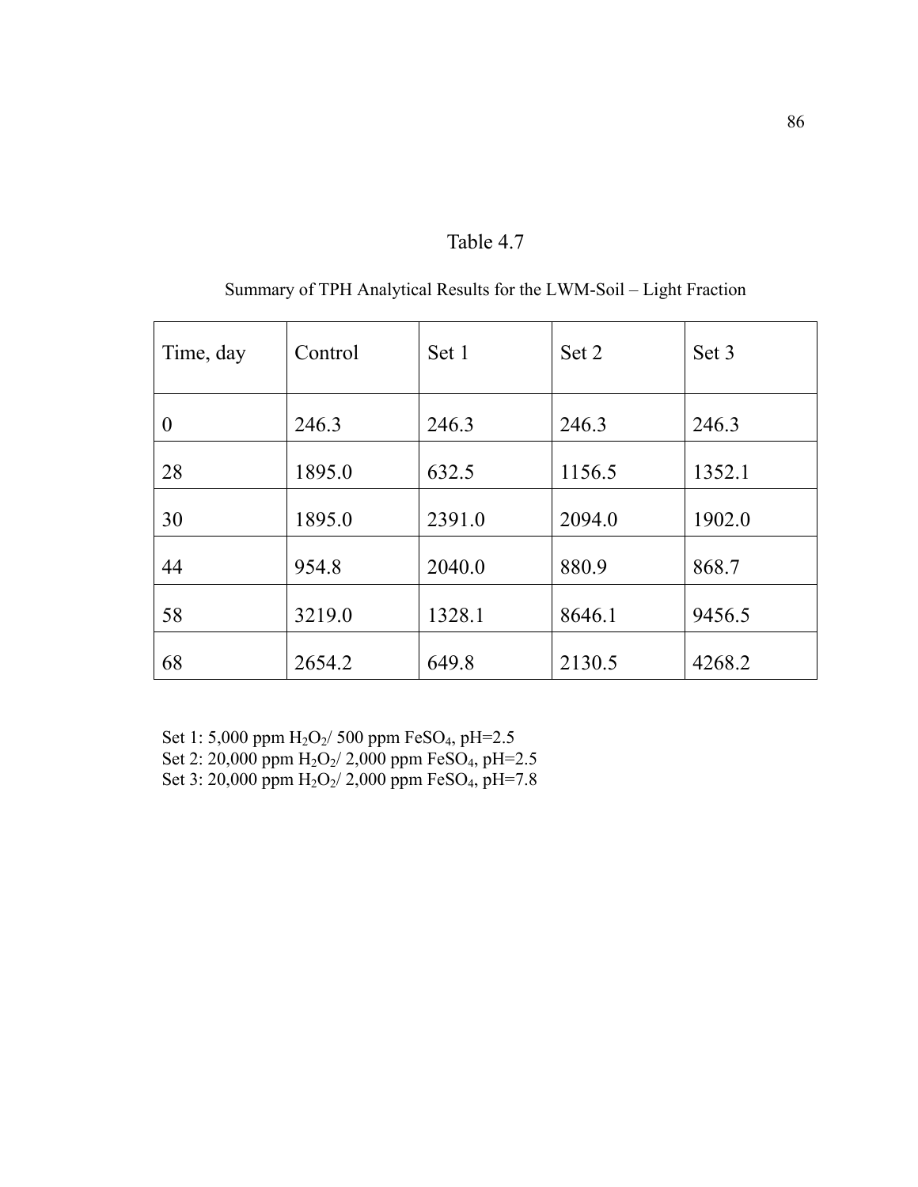Table 4.7

Summary of TPH Analytical Results for the LWM-Soil – Light Fraction

| Time, day | Control | Set 1 | Set 2 | Set 3 |
|---|---|---|---|---|
| 0 | 246.3 | 246.3 | 246.3 | 246.3 |
| 28 | 1895.0 | 632.5 | 1156.5 | 1352.1 |
| 30 | 1895.0 | 2391.0 | 2094.0 | 1902.0 |
| 44 | 954.8 | 2040.0 | 880.9 | 868.7 |
| 58 | 3219.0 | 1328.1 | 8646.1 | 9456.5 |
| 68 | 2654.2 | 649.8 | 2130.5 | 4268.2 |

Set 1: 5,000 ppm $H_2O_2$/ 500 ppm $FeSO_4$, pH=2.5
Set 2: 20,000 ppm $H_2O_2$/ 2,000 ppm $FeSO_4$, pH=2.5
Set 3: 20,000 ppm $H_2O_2$/ 2,000 ppm $FeSO_4$, pH=7.8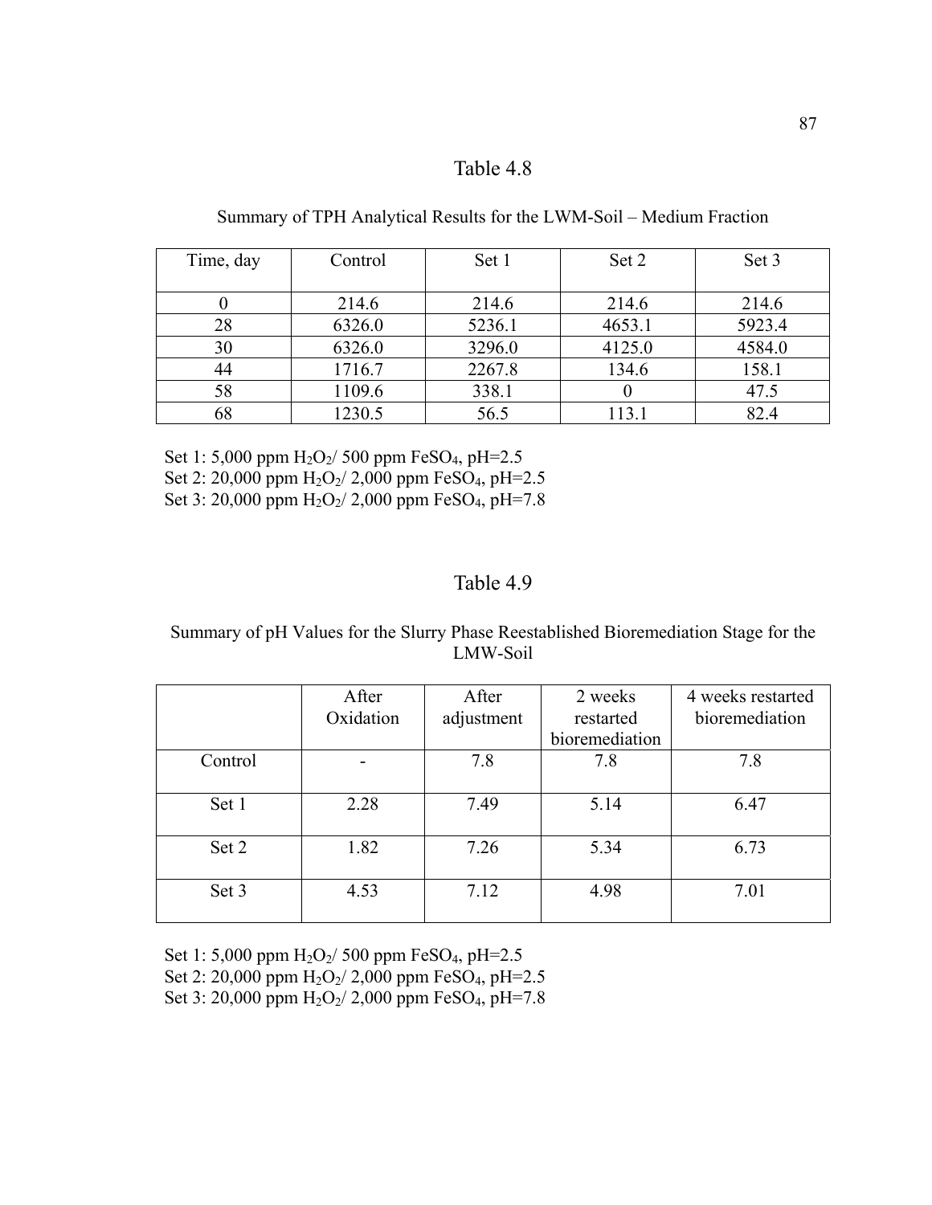Table 4.8

Summary of TPH Analytical Results for the LWM-Soil – Medium Fraction

| Time, day | Control | Set 1 | Set 2 | Set 3 |
|---|---|---|---|---|
| 0 | 214.6 | 214.6 | 214.6 | 214.6 |
| 28 | 6326.0 | 5236.1 | 4653.1 | 5923.4 |
| 30 | 6326.0 | 3296.0 | 4125.0 | 4584.0 |
| 44 | 1716.7 | 2267.8 | 134.6 | 158.1 |
| 58 | 1109.6 | 338.1 | 0 | 47.5 |
| 68 | 1230.5 | 56.5 | 113.1 | 82.4 |

Set 1: 5,000 ppm $H_2O_2$/ 500 ppm $FeSO_4$, pH=2.5
Set 2: 20,000 ppm $H_2O_2$/ 2,000 ppm $FeSO_4$, pH=2.5
Set 3: 20,000 ppm $H_2O_2$/ 2,000 ppm $FeSO_4$, pH=7.8

Table 4.9

Summary of pH Values for the Slurry Phase Reestablished Bioremediation Stage for the LMW-Soil

| | After Oxidation | After adjustment | 2 weeks restarted bioremediation | 4 weeks restarted bioremediation |
|---|---|---|---|---|
| Control | - | 7.8 | 7.8 | 7.8 |
| Set 1 | 2.28 | 7.49 | 5.14 | 6.47 |
| Set 2 | 1.82 | 7.26 | 5.34 | 6.73 |
| Set 3 | 4.53 | 7.12 | 4.98 | 7.01 |

Set 1: 5,000 ppm $H_2O_2$/ 500 ppm $FeSO_4$, pH=2.5
Set 2: 20,000 ppm $H_2O_2$/ 2,000 ppm $FeSO_4$, pH=2.5
Set 3: 20,000 ppm $H_2O_2$/ 2,000 ppm $FeSO_4$, pH=7.8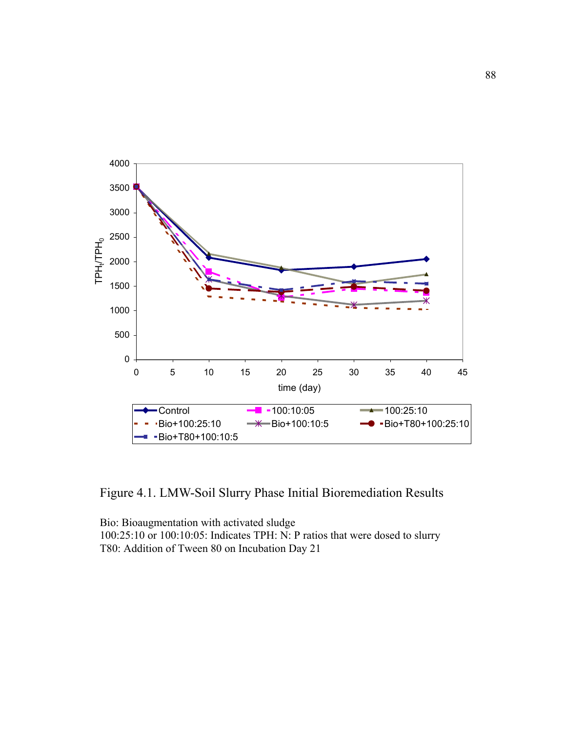Figure 4.1. LMW-Soil Slurry Phase Initial Bioremediation Results

Bio: Bioaugmentation with activated sludge
100:25:10 or 100:10:05: Indicates TPH: N: P ratios that were dosed to slurry
T80: Addition of Tween 80 on Incubation Day 21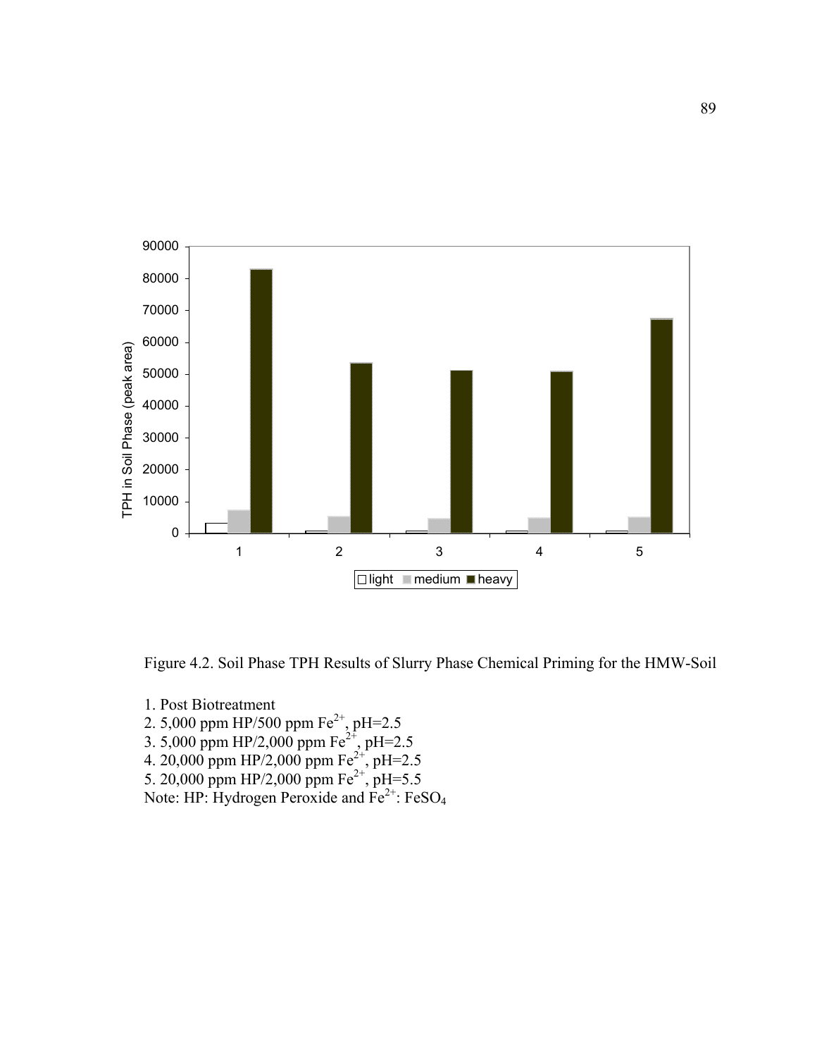Figure 4.2. Soil Phase TPH Results of Slurry Phase Chemical Priming for the HMW-Soil

1. Post Biotreatment
2. 5,000 ppm HP/500 ppm $Fe^{2+}$, pH=2.5
3. 5,000 ppm HP/2,000 ppm $Fe^{2+}$, pH=2.5
4. 20,000 ppm HP/2,000 ppm $Fe^{2+}$, pH=2.5
5. 20,000 ppm HP/2,000 ppm $Fe^{2+}$, pH=5.5

Note: HP: Hydrogen Peroxide and $Fe^{2+}$: $FeSO_4$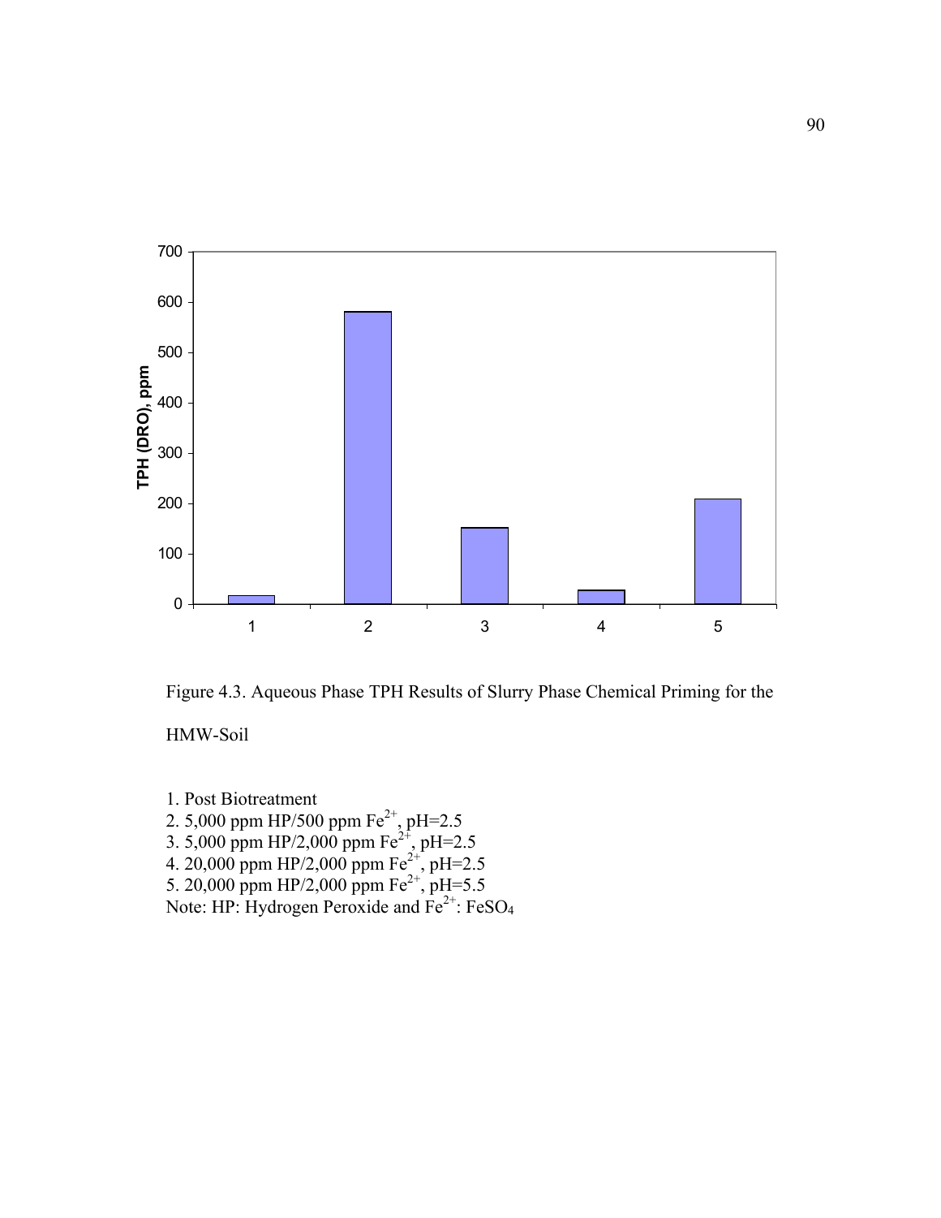Figure 4.3. Aqueous Phase TPH Results of Slurry Phase Chemical Priming for the HMW-Soil

1. Post Biotreatment
2. 5,000 ppm HP/500 ppm $Fe^{2+}$, pH=2.5
3. 5,000 ppm HP/2,000 ppm $Fe^{2+}$, pH=2.5
4. 20,000 ppm HP/2,000 ppm $Fe^{2+}$, pH=2.5
5. 20,000 ppm HP/2,000 ppm $Fe^{2+}$, pH=5.5

Note: HP: Hydrogen Peroxide and $Fe^{2+}$: $FeSO_4$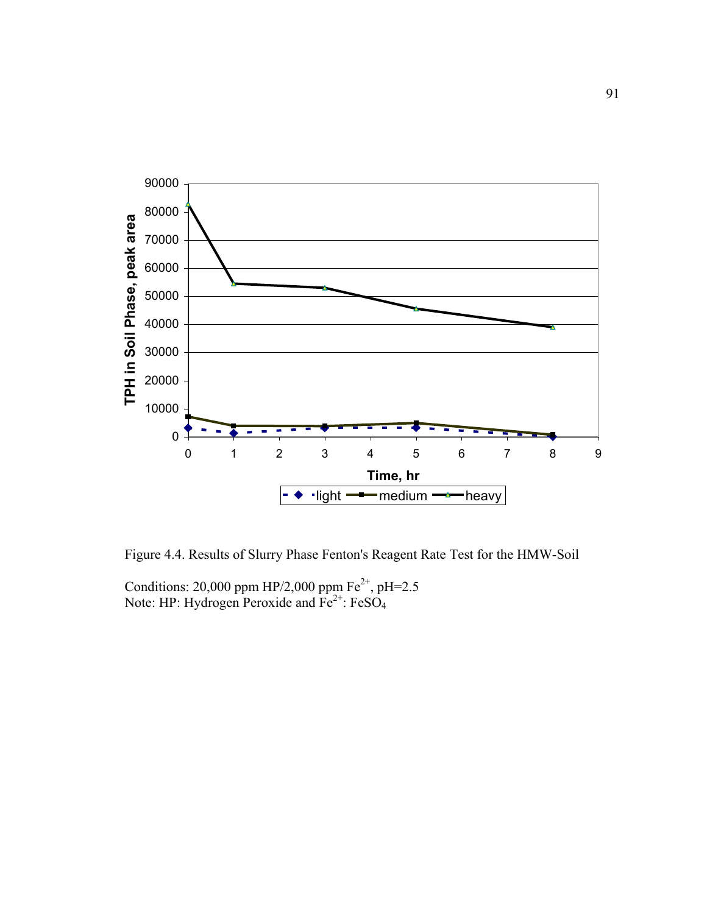Figure 4.4. Results of Slurry Phase Fenton's Reagent Rate Test for the HMW-Soil

Conditions: 20,000 ppm HP/2,000 ppm $Fe^{2+}$, pH=2.5
Note: HP: Hydrogen Peroxide and $Fe^{2+}$: $FeSO_4$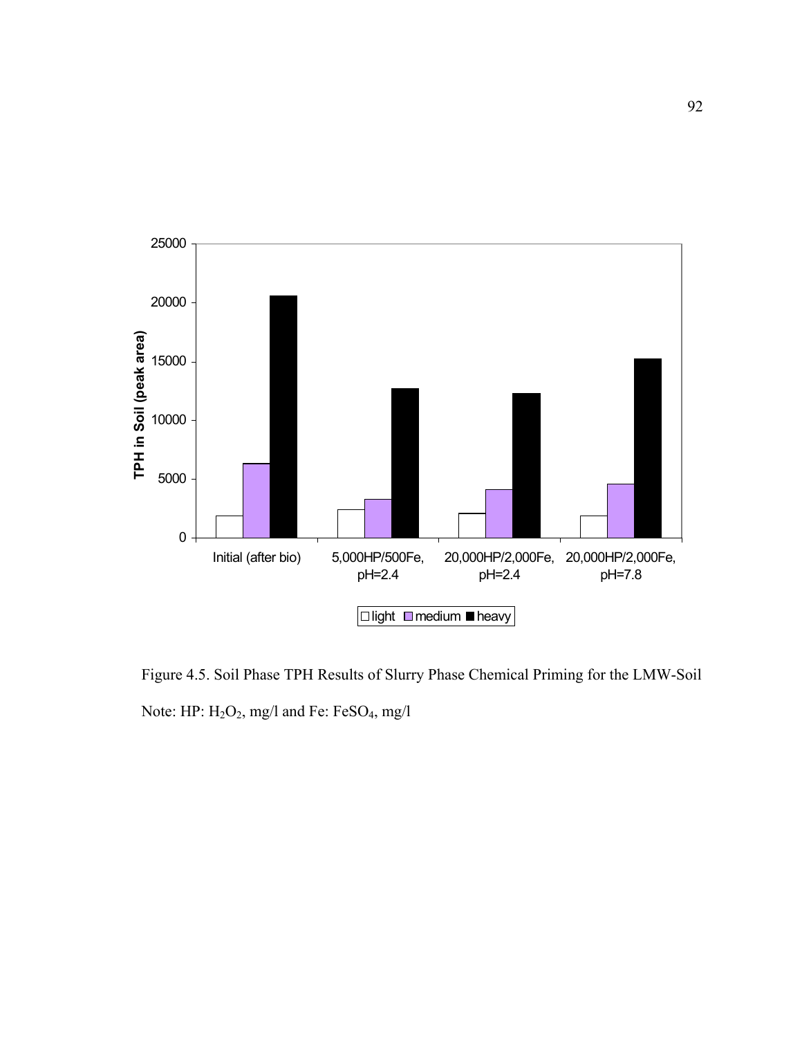Figure 4.5. Soil Phase TPH Results of Slurry Phase Chemical Priming for the LMW-Soil

Note: HP: $H_2O_2$, mg/l and Fe: $FeSO_4$, mg/l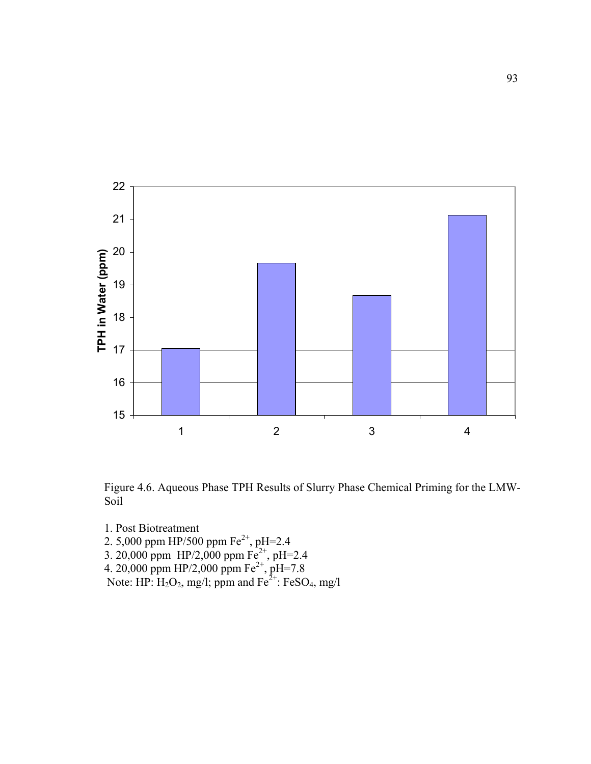Figure 4.6. Aqueous Phase TPH Results of Slurry Phase Chemical Priming for the LMW-Soil

1. Post Biotreatment
2. 5,000 ppm HP/500 ppm $Fe^{2+}$, pH=2.4
3. 20,000 ppm HP/2,000 ppm $Fe^{2+}$, pH=2.4
4. 20,000 ppm HP/2,000 ppm $Fe^{2+}$, pH=7.8

Note: HP: $H_2O_2$, mg/l; ppm and $Fe^{2+}$: $FeSO_4$, mg/l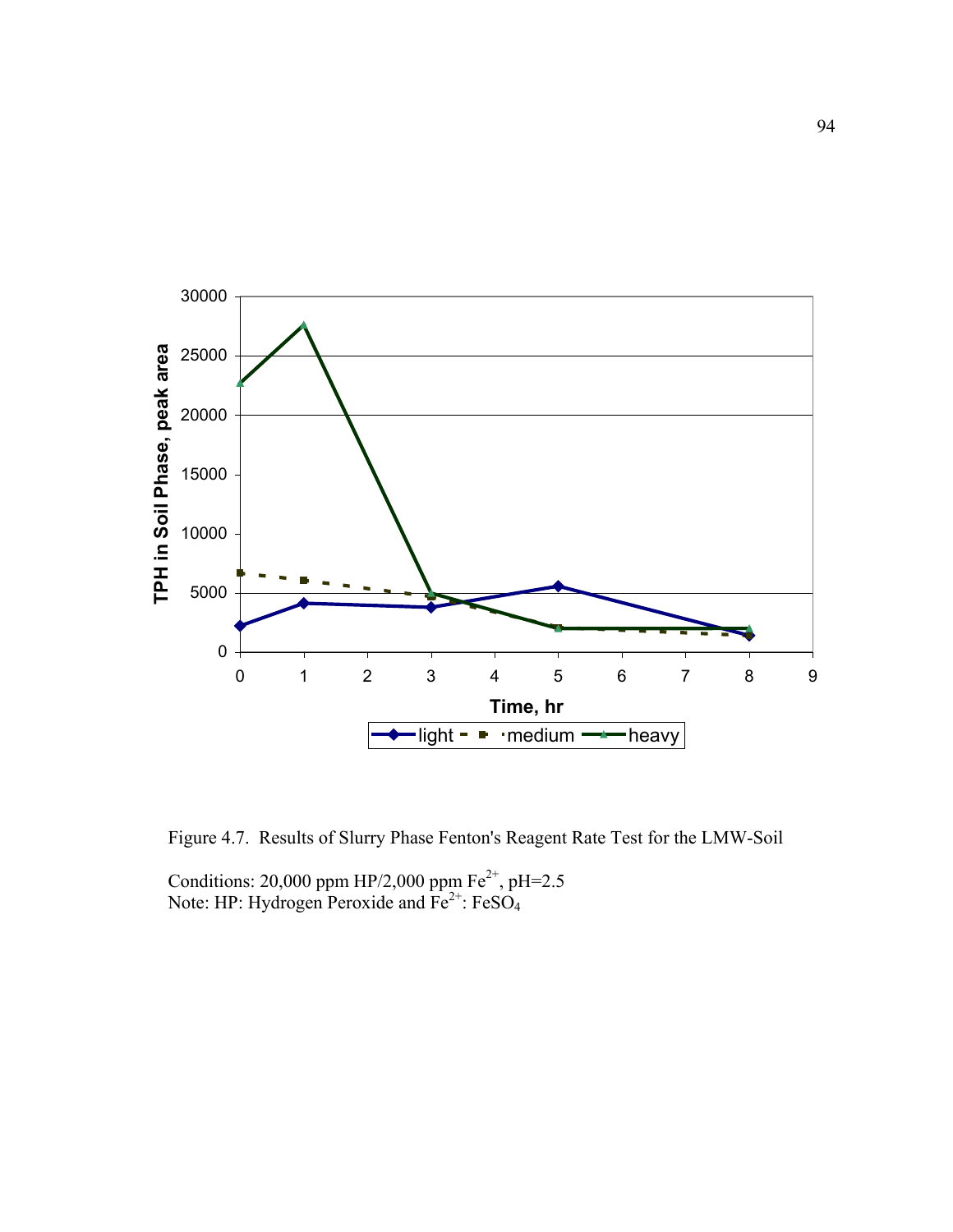Figure 4.7. Results of Slurry Phase Fenton's Reagent Rate Test for the LMW-Soil

Conditions: 20,000 ppm HP/2,000 ppm $Fe^{2+}$, pH=2.5
Note: HP: Hydrogen Peroxide and $Fe^{2+}$: $FeSO_4$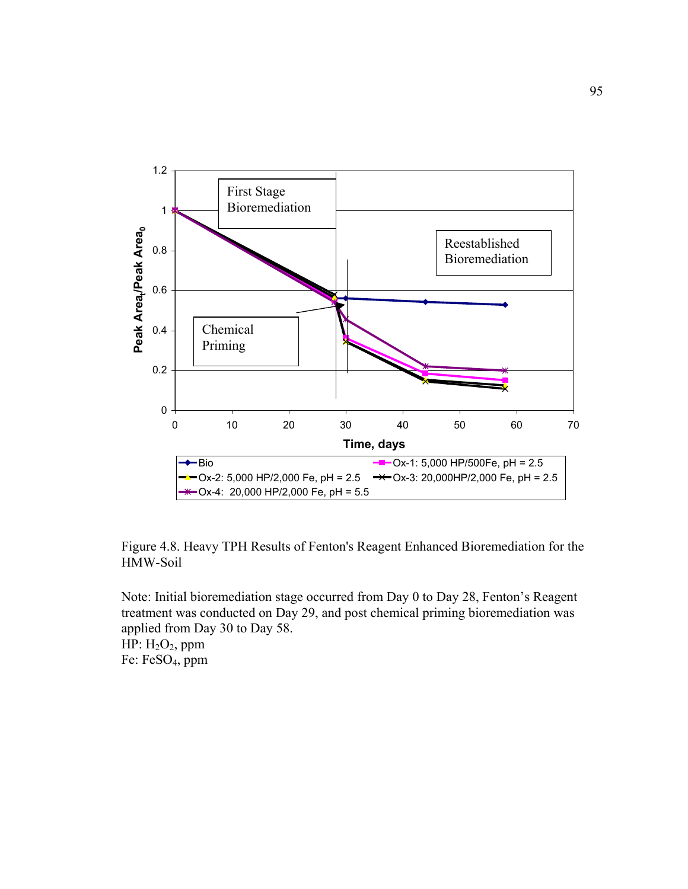Figure 4.8. Heavy TPH Results of Fenton's Reagent Enhanced Bioremediation for the HMW-Soil

Note: Initial bioremediation stage occurred from Day 0 to Day 28, Fenton's Reagent treatment was conducted on Day 29, and post chemical priming bioremediation was applied from Day 30 to Day 58.
HP: $H_2O_2$, ppm
Fe: $FeSO_4$, ppm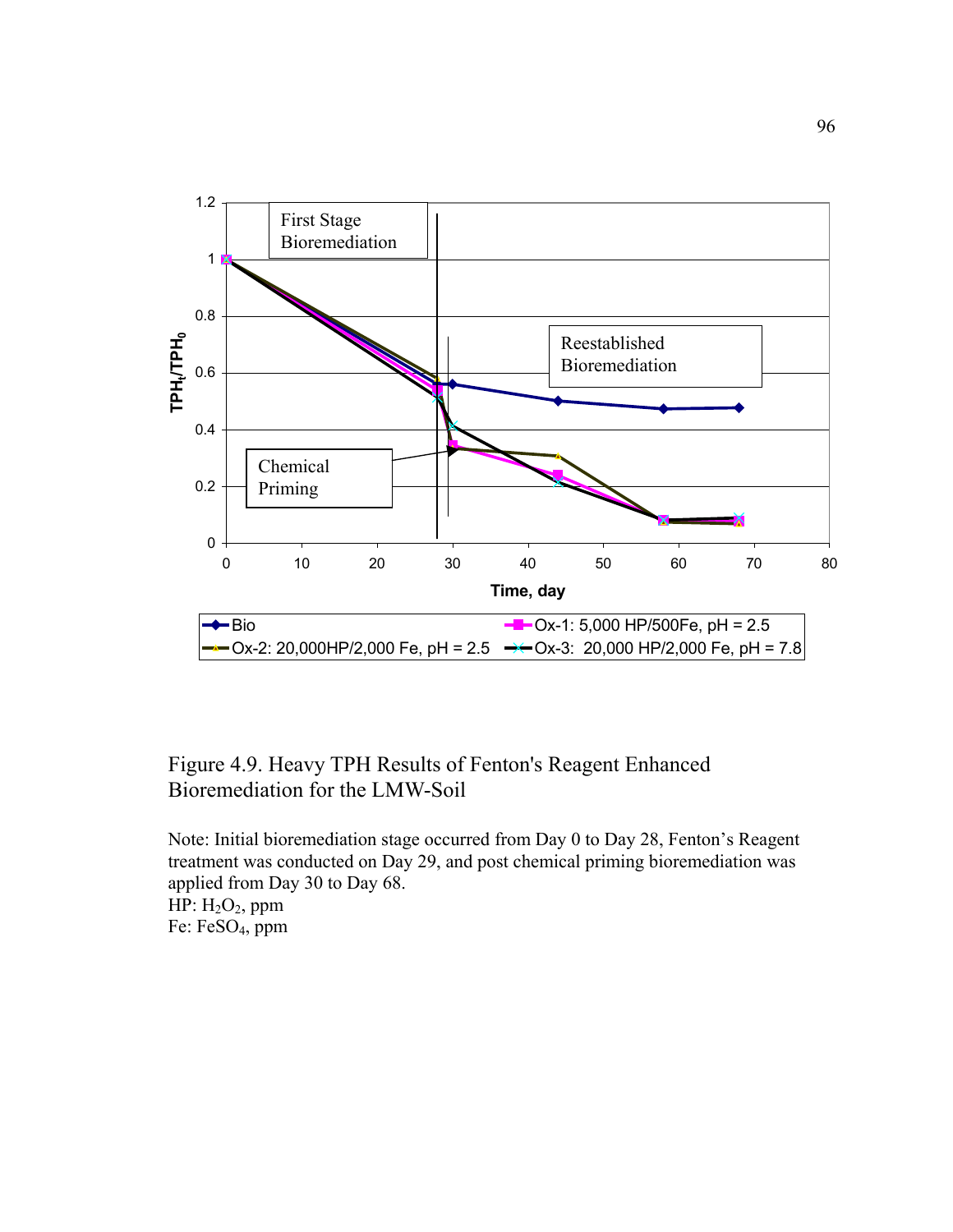Figure 4.9. Heavy TPH Results of Fenton's Reagent Enhanced Bioremediation for the LMW-Soil

Note: Initial bioremediation stage occurred from Day 0 to Day 28, Fenton's Reagent treatment was conducted on Day 29, and post chemical priming bioremediation was applied from Day 30 to Day 68.
HP: $H_2O_2$, ppm
Fe: $FeSO_4$, ppm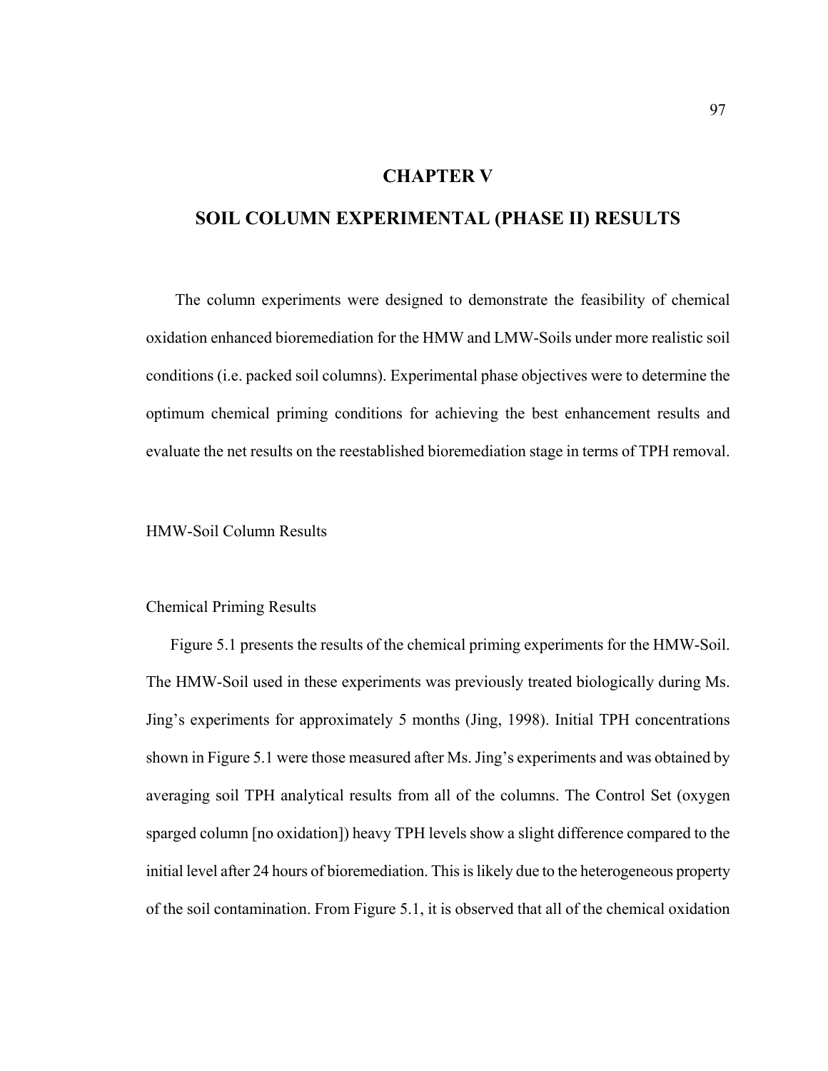# CHAPTER V

# SOIL COLUMN EXPERIMENTAL (PHASE II) RESULTS

The column experiments were designed to demonstrate the feasibility of chemical oxidation enhanced bioremediation for the HMW and LMW-Soils under more realistic soil conditions (i.e. packed soil columns). Experimental phase objectives were to determine the optimum chemical priming conditions for achieving the best enhancement results and evaluate the net results on the reestablished bioremediation stage in terms of TPH removal.

## HMW-Soil Column Results

### Chemical Priming Results

Figure 5.1 presents the results of the chemical priming experiments for the HMW-Soil. The HMW-Soil used in these experiments was previously treated biologically during Ms. Jing's experiments for approximately 5 months (Jing, 1998). Initial TPH concentrations shown in Figure 5.1 were those measured after Ms. Jing's experiments and was obtained by averaging soil TPH analytical results from all of the columns. The Control Set (oxygen sparged column [no oxidation]) heavy TPH levels show a slight difference compared to the initial level after 24 hours of bioremediation. This is likely due to the heterogeneous property of the soil contamination. From Figure 5.1, it is observed that all of the chemical oxidation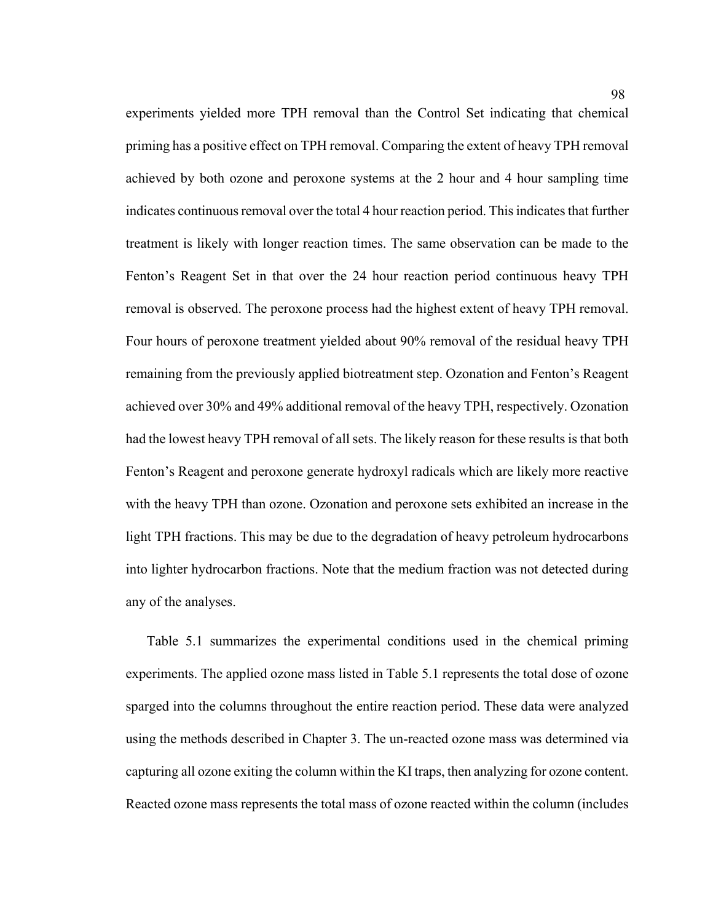experiments yielded more TPH removal than the Control Set indicating that chemical priming has a positive effect on TPH removal. Comparing the extent of heavy TPH removal achieved by both ozone and peroxone systems at the 2 hour and 4 hour sampling time indicates continuous removal over the total 4 hour reaction period. This indicates that further treatment is likely with longer reaction times. The same observation can be made to the Fenton's Reagent Set in that over the 24 hour reaction period continuous heavy TPH removal is observed. The peroxone process had the highest extent of heavy TPH removal. Four hours of peroxone treatment yielded about 90% removal of the residual heavy TPH remaining from the previously applied biotreatment step. Ozonation and Fenton's Reagent achieved over 30% and 49% additional removal of the heavy TPH, respectively. Ozonation had the lowest heavy TPH removal of all sets. The likely reason for these results is that both Fenton's Reagent and peroxone generate hydroxyl radicals which are likely more reactive with the heavy TPH than ozone. Ozonation and peroxone sets exhibited an increase in the light TPH fractions. This may be due to the degradation of heavy petroleum hydrocarbons into lighter hydrocarbon fractions. Note that the medium fraction was not detected during any of the analyses.

Table 5.1 summarizes the experimental conditions used in the chemical priming experiments. The applied ozone mass listed in Table 5.1 represents the total dose of ozone sparged into the columns throughout the entire reaction period. These data were analyzed using the methods described in Chapter 3. The un-reacted ozone mass was determined via capturing all ozone exiting the column within the KI traps, then analyzing for ozone content. Reacted ozone mass represents the total mass of ozone reacted within the column (includes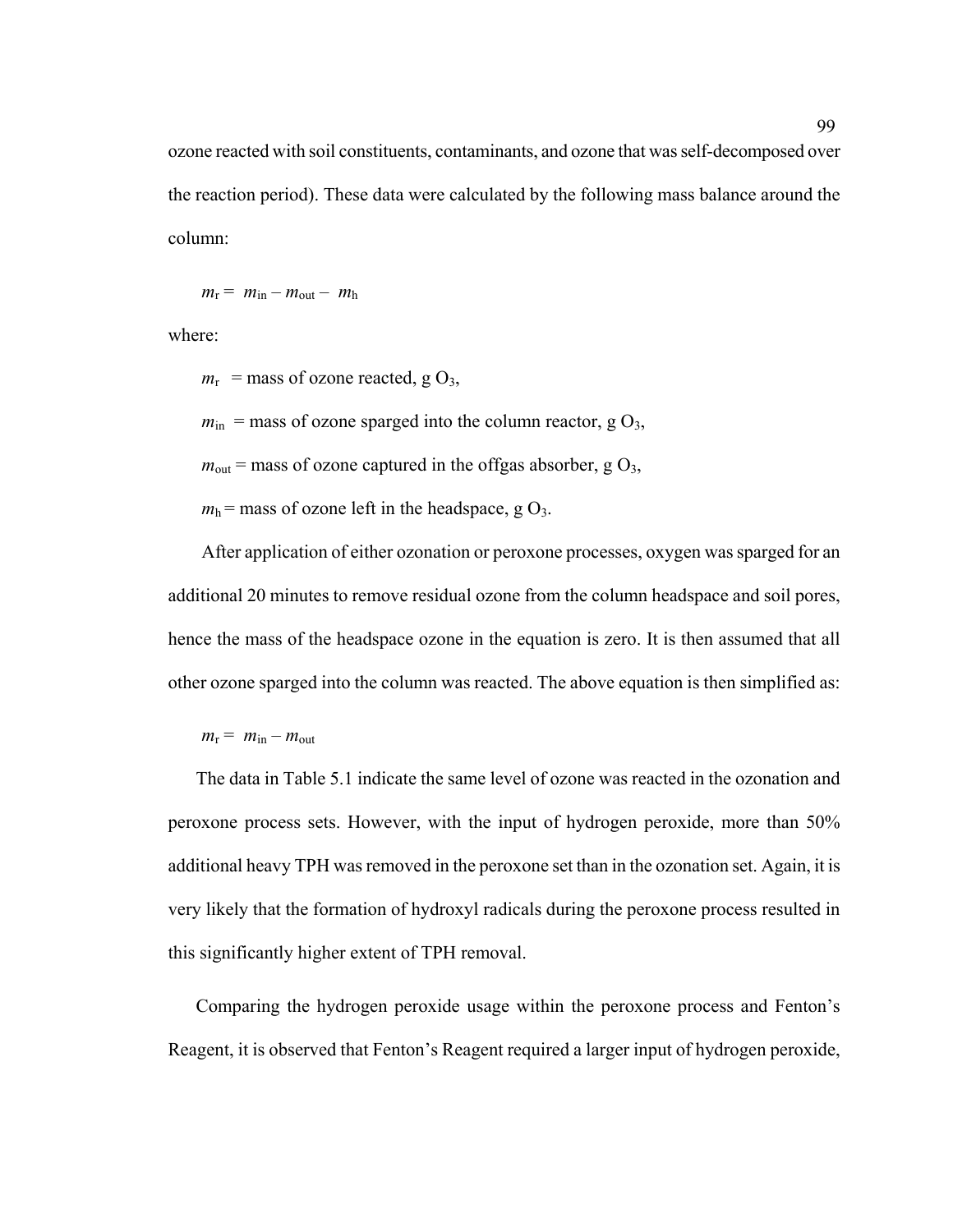ozone reacted with soil constituents, contaminants, and ozone that was self-decomposed over the reaction period). These data were calculated by the following mass balance around the column:

$$m_r = m_{in} - m_{out} - m_h$$

where:

$m_r$ = mass of ozone reacted, g $O_3$,

$m_{in}$ = mass of ozone sparged into the column reactor, g $O_3$,

$m_{out}$ = mass of ozone captured in the offgas absorber, g $O_3$,

$m_h$ = mass of ozone left in the headspace, g $O_3$.

After application of either ozonation or peroxone processes, oxygen was sparged for an additional 20 minutes to remove residual ozone from the column headspace and soil pores, hence the mass of the headspace ozone in the equation is zero. It is then assumed that all other ozone sparged into the column was reacted. The above equation is then simplified as:

$$m_r = m_{in} - m_{out}$$

The data in Table 5.1 indicate the same level of ozone was reacted in the ozonation and peroxone process sets. However, with the input of hydrogen peroxide, more than 50% additional heavy TPH was removed in the peroxone set than in the ozonation set. Again, it is very likely that the formation of hydroxyl radicals during the peroxone process resulted in this significantly higher extent of TPH removal.

Comparing the hydrogen peroxide usage within the peroxone process and Fenton's Reagent, it is observed that Fenton's Reagent required a larger input of hydrogen peroxide,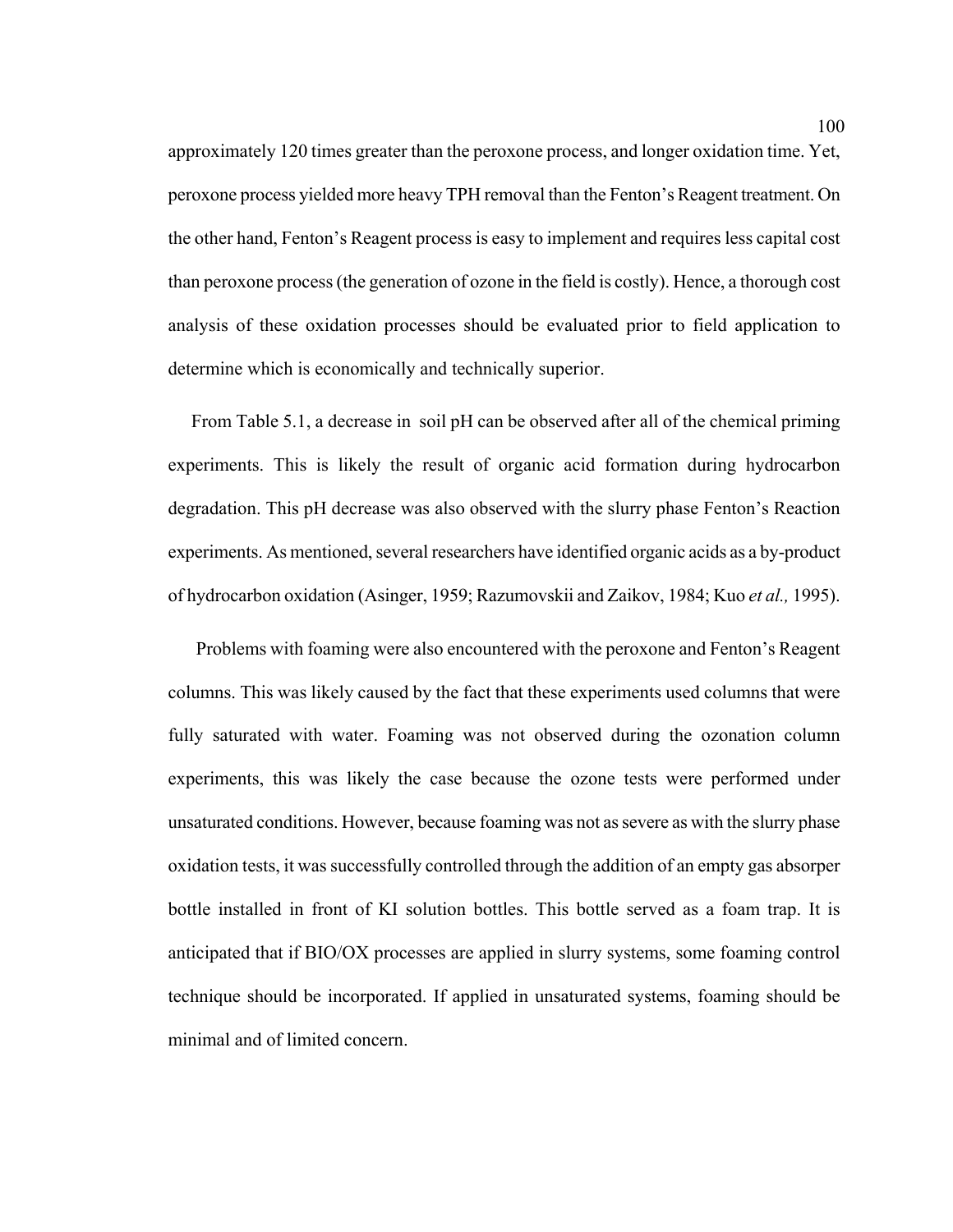approximately 120 times greater than the peroxone process, and longer oxidation time. Yet, peroxone process yielded more heavy TPH removal than the Fenton's Reagent treatment. On the other hand, Fenton's Reagent process is easy to implement and requires less capital cost than peroxone process (the generation of ozone in the field is costly). Hence, a thorough cost analysis of these oxidation processes should be evaluated prior to field application to determine which is economically and technically superior.

From Table 5.1, a decrease in soil pH can be observed after all of the chemical priming experiments. This is likely the result of organic acid formation during hydrocarbon degradation. This pH decrease was also observed with the slurry phase Fenton's Reaction experiments. As mentioned, several researchers have identified organic acids as a by-product of hydrocarbon oxidation (Asinger, 1959; Razumovskii and Zaikov, 1984; Kuo *et al.,* 1995).

Problems with foaming were also encountered with the peroxone and Fenton's Reagent columns. This was likely caused by the fact that these experiments used columns that were fully saturated with water. Foaming was not observed during the ozonation column experiments, this was likely the case because the ozone tests were performed under unsaturated conditions. However, because foaming was not as severe as with the slurry phase oxidation tests, it was successfully controlled through the addition of an empty gas absorper bottle installed in front of KI solution bottles. This bottle served as a foam trap. It is anticipated that if BIO/OX processes are applied in slurry systems, some foaming control technique should be incorporated. If applied in unsaturated systems, foaming should be minimal and of limited concern.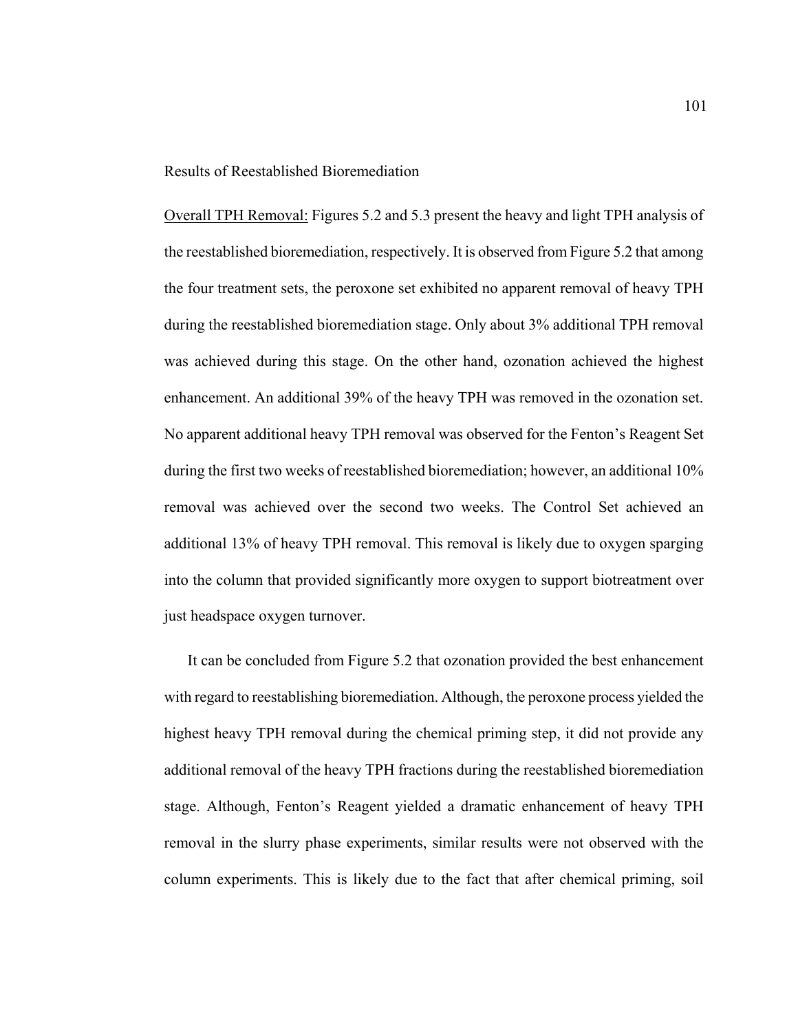Results of Reestablished Bioremediation

<u>Overall TPH Removal:</u> Figures 5.2 and 5.3 present the heavy and light TPH analysis of the reestablished bioremediation, respectively. It is observed from Figure 5.2 that among the four treatment sets, the peroxone set exhibited no apparent removal of heavy TPH during the reestablished bioremediation stage. Only about 3% additional TPH removal was achieved during this stage. On the other hand, ozonation achieved the highest enhancement. An additional 39% of the heavy TPH was removed in the ozonation set. No apparent additional heavy TPH removal was observed for the Fenton's Reagent Set during the first two weeks of reestablished bioremediation; however, an additional 10% removal was achieved over the second two weeks. The Control Set achieved an additional 13% of heavy TPH removal. This removal is likely due to oxygen sparging into the column that provided significantly more oxygen to support biotreatment over just headspace oxygen turnover.

It can be concluded from Figure 5.2 that ozonation provided the best enhancement with regard to reestablishing bioremediation. Although, the peroxone process yielded the highest heavy TPH removal during the chemical priming step, it did not provide any additional removal of the heavy TPH fractions during the reestablished bioremediation stage. Although, Fenton's Reagent yielded a dramatic enhancement of heavy TPH removal in the slurry phase experiments, similar results were not observed with the column experiments. This is likely due to the fact that after chemical priming, soil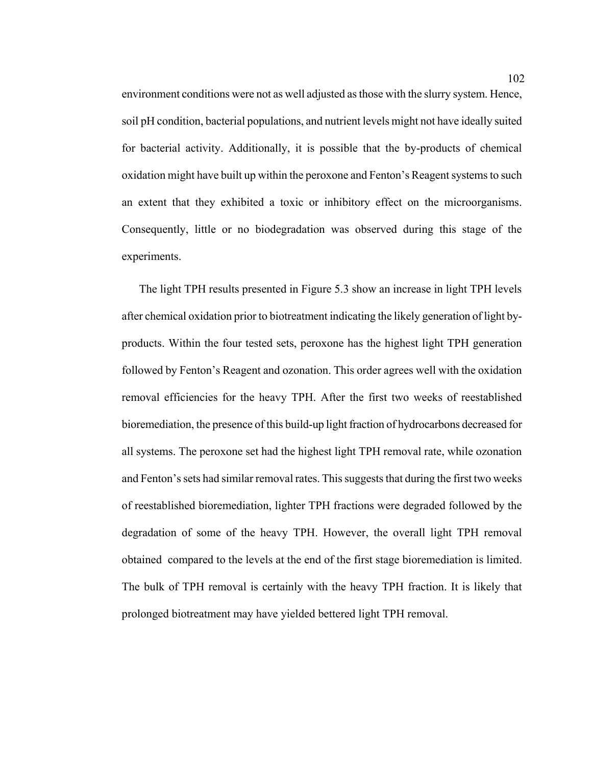environment conditions were not as well adjusted as those with the slurry system. Hence, soil pH condition, bacterial populations, and nutrient levels might not have ideally suited for bacterial activity. Additionally, it is possible that the by-products of chemical oxidation might have built up within the peroxone and Fenton's Reagent systems to such an extent that they exhibited a toxic or inhibitory effect on the microorganisms. Consequently, little or no biodegradation was observed during this stage of the experiments.

The light TPH results presented in Figure 5.3 show an increase in light TPH levels after chemical oxidation prior to biotreatment indicating the likely generation of light by-products. Within the four tested sets, peroxone has the highest light TPH generation followed by Fenton's Reagent and ozonation. This order agrees well with the oxidation removal efficiencies for the heavy TPH. After the first two weeks of reestablished bioremediation, the presence of this build-up light fraction of hydrocarbons decreased for all systems. The peroxone set had the highest light TPH removal rate, while ozonation and Fenton's sets had similar removal rates. This suggests that during the first two weeks of reestablished bioremediation, lighter TPH fractions were degraded followed by the degradation of some of the heavy TPH. However, the overall light TPH removal obtained compared to the levels at the end of the first stage bioremediation is limited. The bulk of TPH removal is certainly with the heavy TPH fraction. It is likely that prolonged biotreatment may have yielded bettered light TPH removal.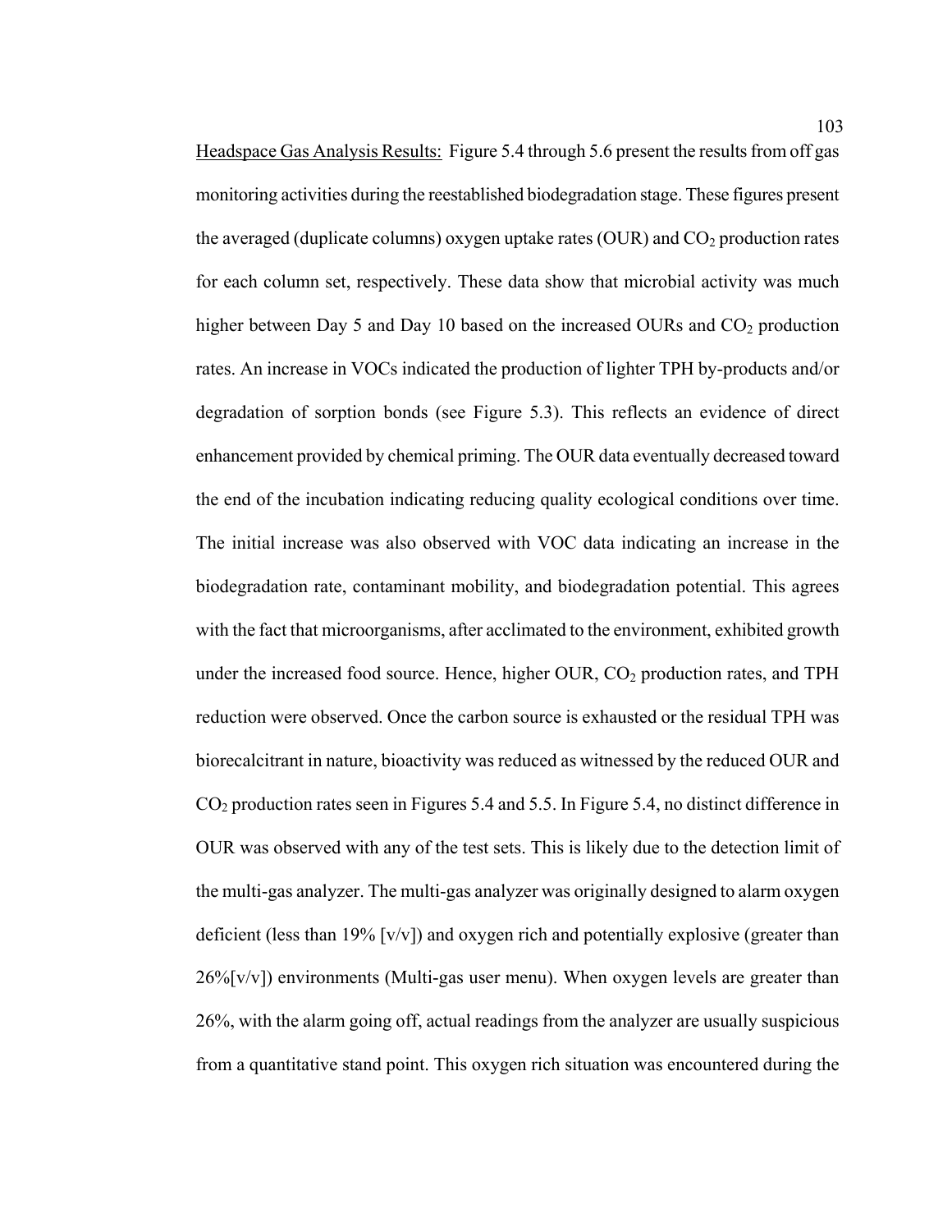Headspace Gas Analysis Results: Figure 5.4 through 5.6 present the results from off gas monitoring activities during the reestablished biodegradation stage. These figures present the averaged (duplicate columns) oxygen uptake rates (OUR) and $CO_2$ production rates for each column set, respectively. These data show that microbial activity was much higher between Day 5 and Day 10 based on the increased OURs and $CO_2$ production rates. An increase in VOCs indicated the production of lighter TPH by-products and/or degradation of sorption bonds (see Figure 5.3). This reflects an evidence of direct enhancement provided by chemical priming. The OUR data eventually decreased toward the end of the incubation indicating reducing quality ecological conditions over time. The initial increase was also observed with VOC data indicating an increase in the biodegradation rate, contaminant mobility, and biodegradation potential. This agrees with the fact that microorganisms, after acclimated to the environment, exhibited growth under the increased food source. Hence, higher OUR, $CO_2$ production rates, and TPH reduction were observed. Once the carbon source is exhausted or the residual TPH was biorecalcitrant in nature, bioactivity was reduced as witnessed by the reduced OUR and $CO_2$ production rates seen in Figures 5.4 and 5.5. In Figure 5.4, no distinct difference in OUR was observed with any of the test sets. This is likely due to the detection limit of the multi-gas analyzer. The multi-gas analyzer was originally designed to alarm oxygen deficient (less than 19% [v/v]) and oxygen rich and potentially explosive (greater than 26%[v/v]) environments (Multi-gas user menu). When oxygen levels are greater than 26%, with the alarm going off, actual readings from the analyzer are usually suspicious from a quantitative stand point. This oxygen rich situation was encountered during the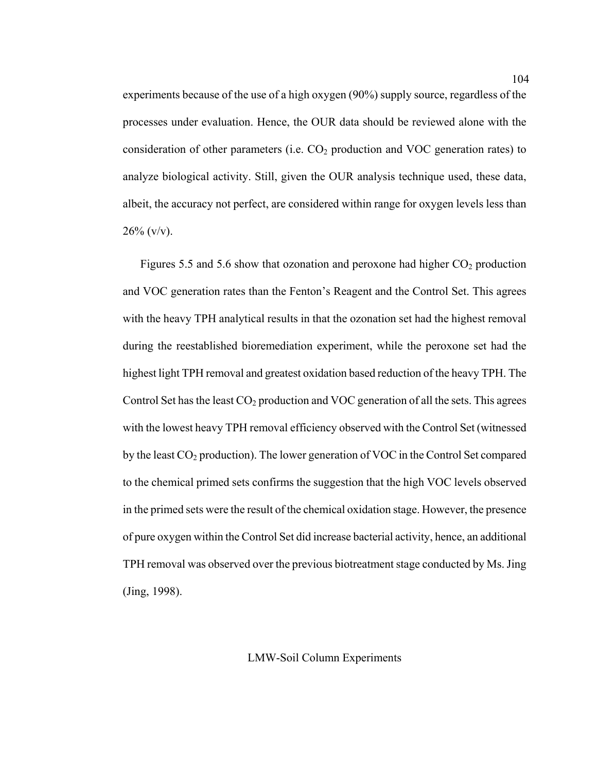experiments because of the use of a high oxygen (90%) supply source, regardless of the processes under evaluation. Hence, the OUR data should be reviewed alone with the consideration of other parameters (i.e. $CO_2$ production and VOC generation rates) to analyze biological activity. Still, given the OUR analysis technique used, these data, albeit, the accuracy not perfect, are considered within range for oxygen levels less than 26% (v/v).

Figures 5.5 and 5.6 show that ozonation and peroxone had higher $CO_2$ production and VOC generation rates than the Fenton's Reagent and the Control Set. This agrees with the heavy TPH analytical results in that the ozonation set had the highest removal during the reestablished bioremediation experiment, while the peroxone set had the highest light TPH removal and greatest oxidation based reduction of the heavy TPH. The Control Set has the least $CO_2$ production and VOC generation of all the sets. This agrees with the lowest heavy TPH removal efficiency observed with the Control Set (witnessed by the least $CO_2$ production). The lower generation of VOC in the Control Set compared to the chemical primed sets confirms the suggestion that the high VOC levels observed in the primed sets were the result of the chemical oxidation stage. However, the presence of pure oxygen within the Control Set did increase bacterial activity, hence, an additional TPH removal was observed over the previous biotreatment stage conducted by Ms. Jing (Jing, 1998).

## LMW-Soil Column Experiments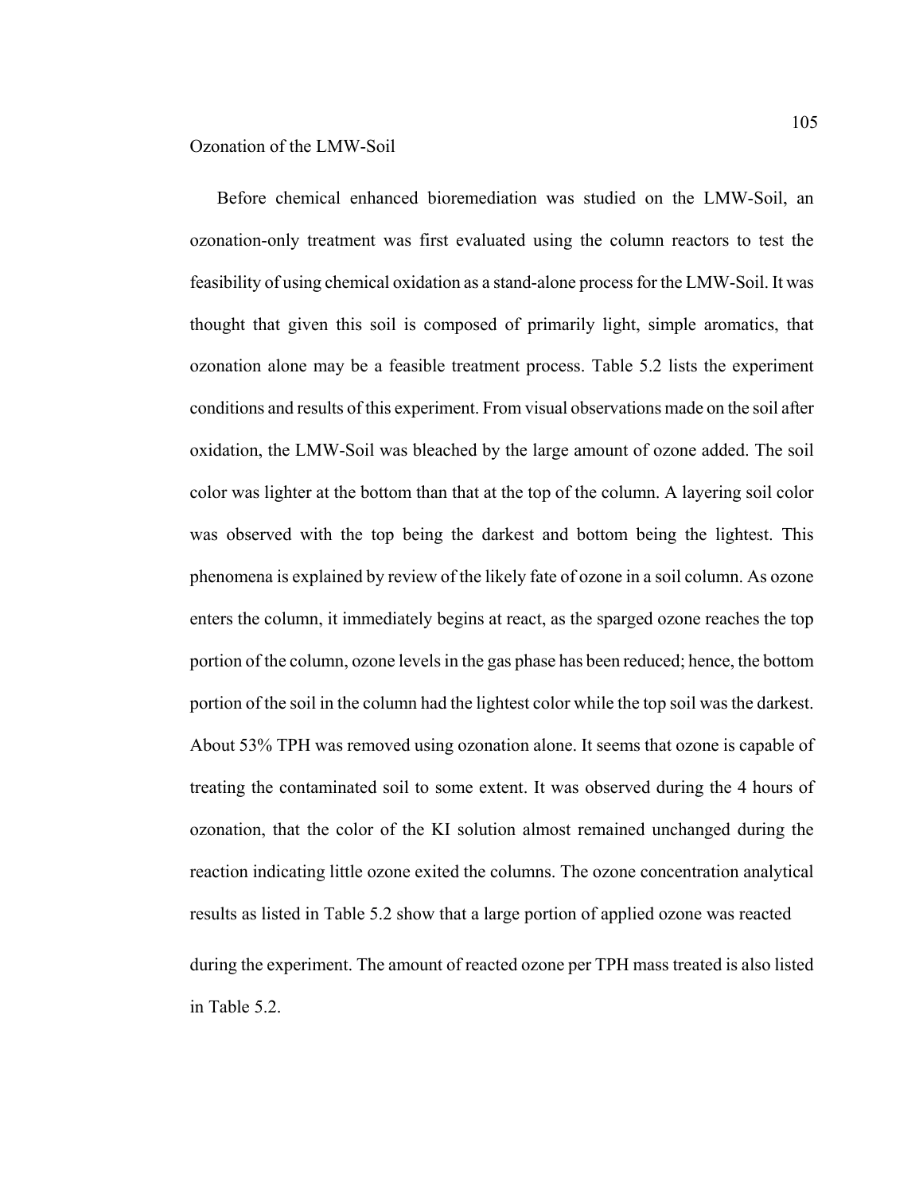Ozonation of the LMW-Soil

Before chemical enhanced bioremediation was studied on the LMW-Soil, an ozonation-only treatment was first evaluated using the column reactors to test the feasibility of using chemical oxidation as a stand-alone process for the LMW-Soil. It was thought that given this soil is composed of primarily light, simple aromatics, that ozonation alone may be a feasible treatment process. Table 5.2 lists the experiment conditions and results of this experiment. From visual observations made on the soil after oxidation, the LMW-Soil was bleached by the large amount of ozone added. The soil color was lighter at the bottom than that at the top of the column. A layering soil color was observed with the top being the darkest and bottom being the lightest. This phenomena is explained by review of the likely fate of ozone in a soil column. As ozone enters the column, it immediately begins at react, as the sparged ozone reaches the top portion of the column, ozone levels in the gas phase has been reduced; hence, the bottom portion of the soil in the column had the lightest color while the top soil was the darkest. About 53% TPH was removed using ozonation alone. It seems that ozone is capable of treating the contaminated soil to some extent. It was observed during the 4 hours of ozonation, that the color of the KI solution almost remained unchanged during the reaction indicating little ozone exited the columns. The ozone concentration analytical results as listed in Table 5.2 show that a large portion of applied ozone was reacted during the experiment. The amount of reacted ozone per TPH mass treated is also listed in Table 5.2.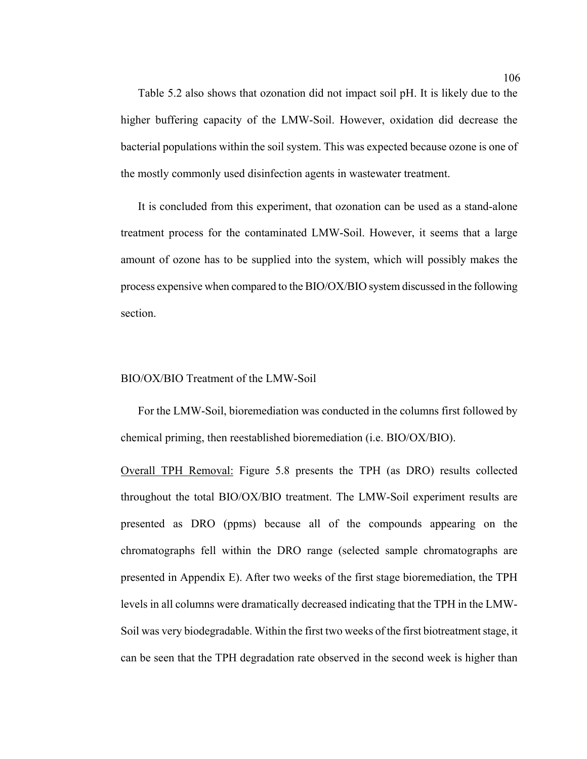Table 5.2 also shows that ozonation did not impact soil pH. It is likely due to the higher buffering capacity of the LMW-Soil. However, oxidation did decrease the bacterial populations within the soil system. This was expected because ozone is one of the mostly commonly used disinfection agents in wastewater treatment.

It is concluded from this experiment, that ozonation can be used as a stand-alone treatment process for the contaminated LMW-Soil. However, it seems that a large amount of ozone has to be supplied into the system, which will possibly makes the process expensive when compared to the BIO/OX/BIO system discussed in the following section.

## BIO/OX/BIO Treatment of the LMW-Soil

For the LMW-Soil, bioremediation was conducted in the columns first followed by chemical priming, then reestablished bioremediation (i.e. BIO/OX/BIO).

<u>Overall TPH Removal:</u> Figure 5.8 presents the TPH (as DRO) results collected throughout the total BIO/OX/BIO treatment. The LMW-Soil experiment results are presented as DRO (ppms) because all of the compounds appearing on the chromatographs fell within the DRO range (selected sample chromatographs are presented in Appendix E). After two weeks of the first stage bioremediation, the TPH levels in all columns were dramatically decreased indicating that the TPH in the LMW-Soil was very biodegradable. Within the first two weeks of the first biotreatment stage, it can be seen that the TPH degradation rate observed in the second week is higher than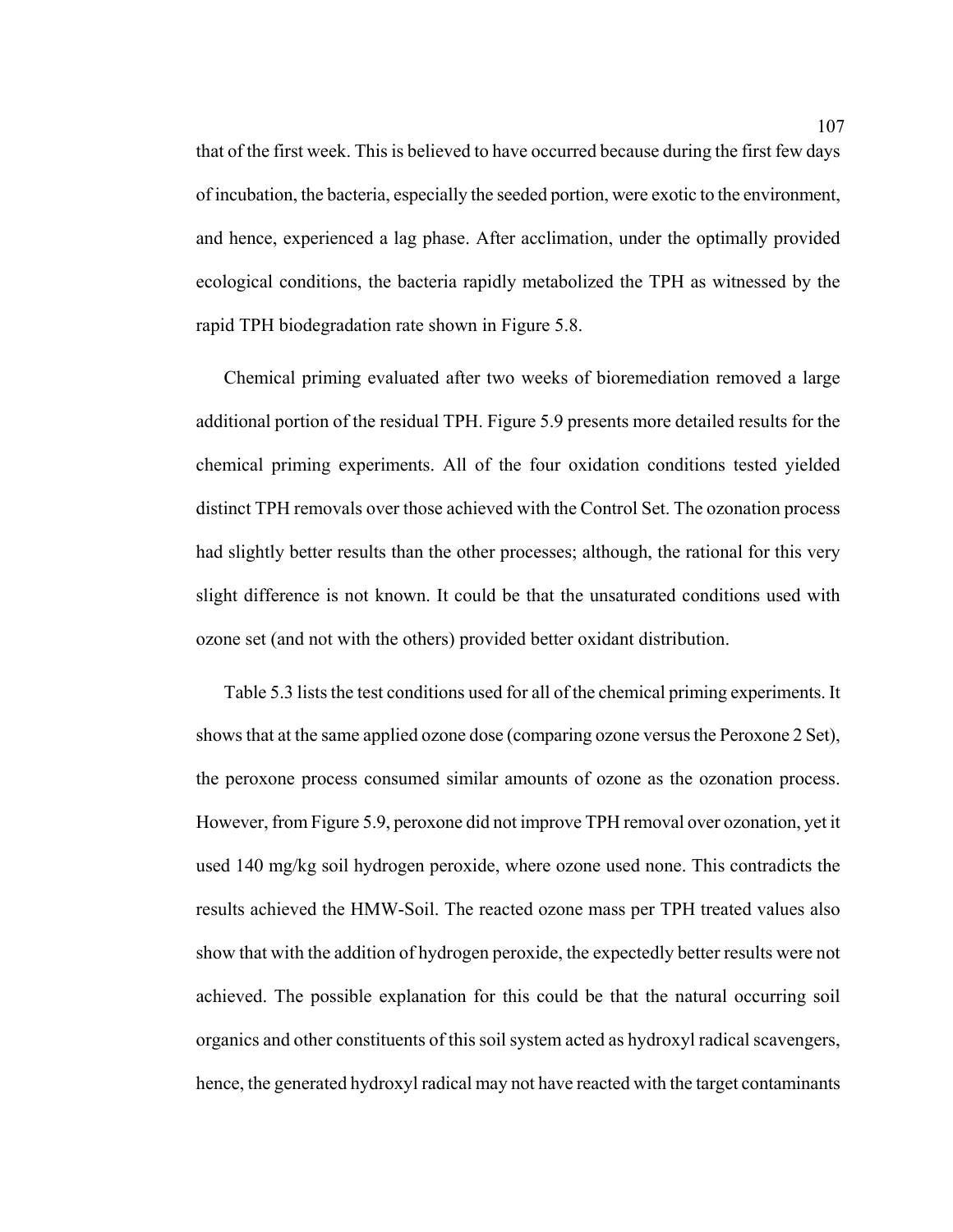that of the first week. This is believed to have occurred because during the first few days of incubation, the bacteria, especially the seeded portion, were exotic to the environment, and hence, experienced a lag phase. After acclimation, under the optimally provided ecological conditions, the bacteria rapidly metabolized the TPH as witnessed by the rapid TPH biodegradation rate shown in Figure 5.8.

Chemical priming evaluated after two weeks of bioremediation removed a large additional portion of the residual TPH. Figure 5.9 presents more detailed results for the chemical priming experiments. All of the four oxidation conditions tested yielded distinct TPH removals over those achieved with the Control Set. The ozonation process had slightly better results than the other processes; although, the rational for this very slight difference is not known. It could be that the unsaturated conditions used with ozone set (and not with the others) provided better oxidant distribution.

Table 5.3 lists the test conditions used for all of the chemical priming experiments. It shows that at the same applied ozone dose (comparing ozone versus the Peroxone 2 Set), the peroxone process consumed similar amounts of ozone as the ozonation process. However, from Figure 5.9, peroxone did not improve TPH removal over ozonation, yet it used 140 mg/kg soil hydrogen peroxide, where ozone used none. This contradicts the results achieved the HMW-Soil. The reacted ozone mass per TPH treated values also show that with the addition of hydrogen peroxide, the expectedly better results were not achieved. The possible explanation for this could be that the natural occurring soil organics and other constituents of this soil system acted as hydroxyl radical scavengers, hence, the generated hydroxyl radical may not have reacted with the target contaminants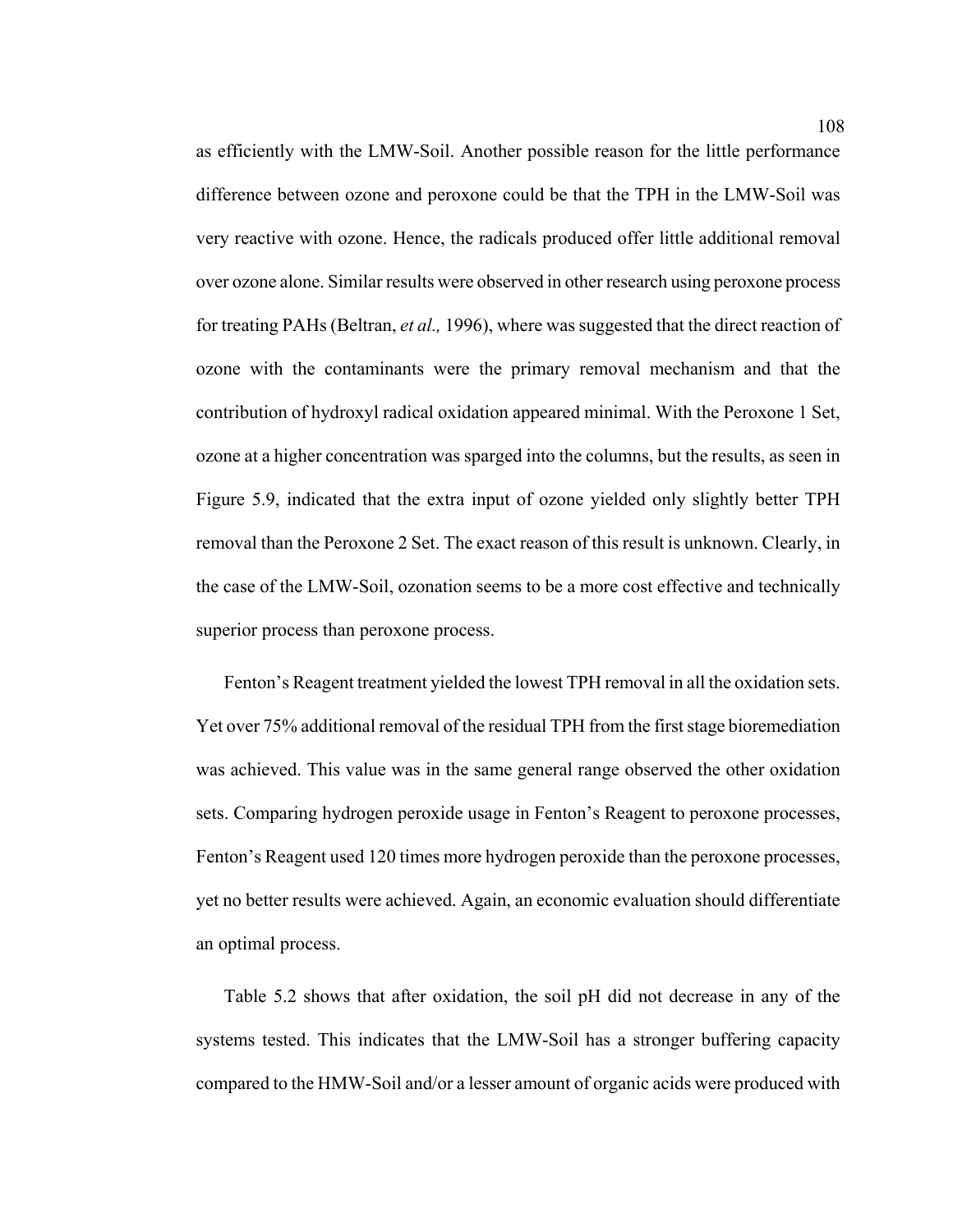as efficiently with the LMW-Soil. Another possible reason for the little performance difference between ozone and peroxone could be that the TPH in the LMW-Soil was very reactive with ozone. Hence, the radicals produced offer little additional removal over ozone alone. Similar results were observed in other research using peroxone process for treating PAHs (Beltran, *et al.,* 1996), where was suggested that the direct reaction of ozone with the contaminants were the primary removal mechanism and that the contribution of hydroxyl radical oxidation appeared minimal. With the Peroxone 1 Set, ozone at a higher concentration was sparged into the columns, but the results, as seen in Figure 5.9, indicated that the extra input of ozone yielded only slightly better TPH removal than the Peroxone 2 Set. The exact reason of this result is unknown. Clearly, in the case of the LMW-Soil, ozonation seems to be a more cost effective and technically superior process than peroxone process.

Fenton's Reagent treatment yielded the lowest TPH removal in all the oxidation sets. Yet over 75% additional removal of the residual TPH from the first stage bioremediation was achieved. This value was in the same general range observed the other oxidation sets. Comparing hydrogen peroxide usage in Fenton's Reagent to peroxone processes, Fenton's Reagent used 120 times more hydrogen peroxide than the peroxone processes, yet no better results were achieved. Again, an economic evaluation should differentiate an optimal process.

Table 5.2 shows that after oxidation, the soil pH did not decrease in any of the systems tested. This indicates that the LMW-Soil has a stronger buffering capacity compared to the HMW-Soil and/or a lesser amount of organic acids were produced with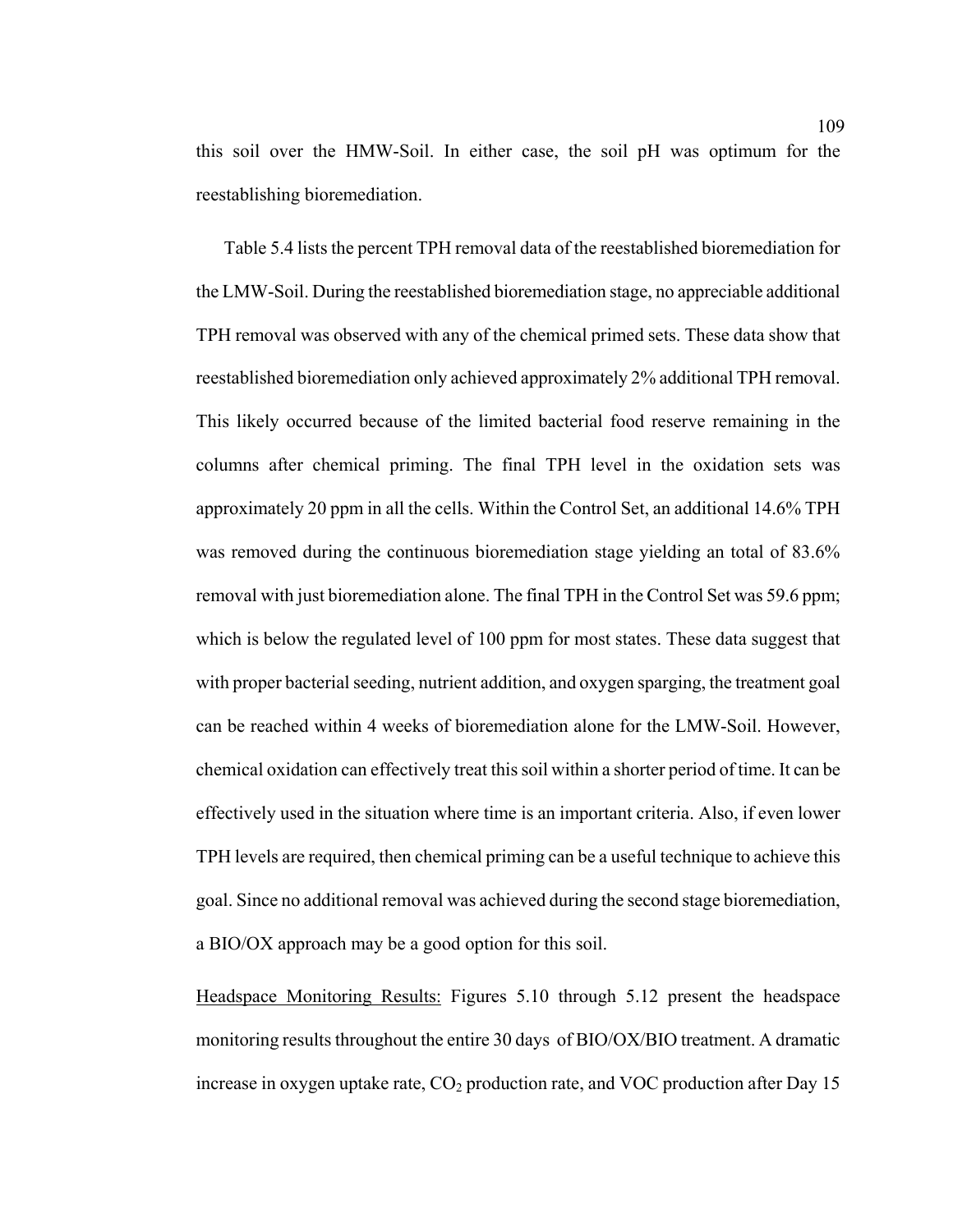this soil over the HMW-Soil. In either case, the soil pH was optimum for the reestablishing bioremediation.

Table 5.4 lists the percent TPH removal data of the reestablished bioremediation for the LMW-Soil. During the reestablished bioremediation stage, no appreciable additional TPH removal was observed with any of the chemical primed sets. These data show that reestablished bioremediation only achieved approximately 2% additional TPH removal. This likely occurred because of the limited bacterial food reserve remaining in the columns after chemical priming. The final TPH level in the oxidation sets was approximately 20 ppm in all the cells. Within the Control Set, an additional 14.6% TPH was removed during the continuous bioremediation stage yielding an total of 83.6% removal with just bioremediation alone. The final TPH in the Control Set was 59.6 ppm; which is below the regulated level of 100 ppm for most states. These data suggest that with proper bacterial seeding, nutrient addition, and oxygen sparging, the treatment goal can be reached within 4 weeks of bioremediation alone for the LMW-Soil. However, chemical oxidation can effectively treat this soil within a shorter period of time. It can be effectively used in the situation where time is an important criteria. Also, if even lower TPH levels are required, then chemical priming can be a useful technique to achieve this goal. Since no additional removal was achieved during the second stage bioremediation, a BIO/OX approach may be a good option for this soil.

<u>Headspace Monitoring Results:</u> Figures 5.10 through 5.12 present the headspace monitoring results throughout the entire 30 days of BIO/OX/BIO treatment. A dramatic increase in oxygen uptake rate, $CO_2$ production rate, and VOC production after Day 15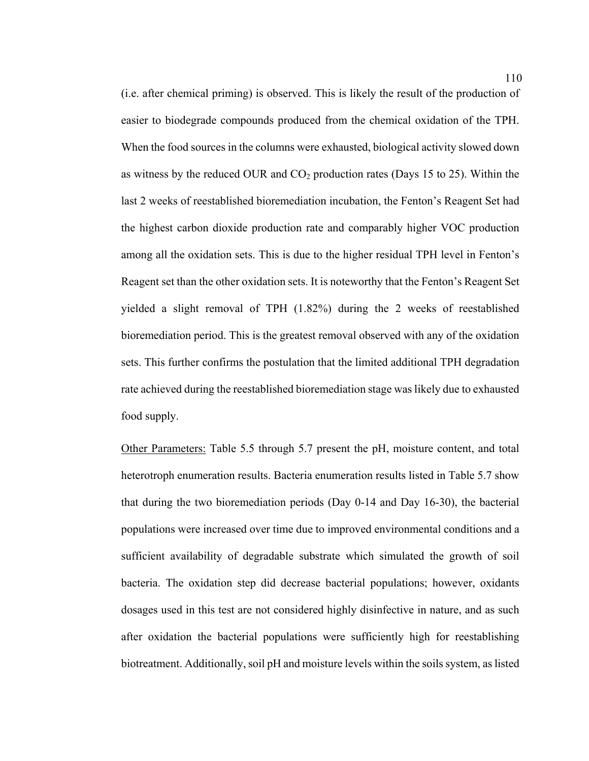(i.e. after chemical priming) is observed. This is likely the result of the production of easier to biodegrade compounds produced from the chemical oxidation of the TPH. When the food sources in the columns were exhausted, biological activity slowed down as witness by the reduced OUR and $CO_2$ production rates (Days 15 to 25). Within the last 2 weeks of reestablished bioremediation incubation, the Fenton's Reagent Set had the highest carbon dioxide production rate and comparably higher VOC production among all the oxidation sets. This is due to the higher residual TPH level in Fenton's Reagent set than the other oxidation sets. It is noteworthy that the Fenton's Reagent Set yielded a slight removal of TPH (1.82%) during the 2 weeks of reestablished bioremediation period. This is the greatest removal observed with any of the oxidation sets. This further confirms the postulation that the limited additional TPH degradation rate achieved during the reestablished bioremediation stage was likely due to exhausted food supply.

<u>Other Parameters:</u> Table 5.5 through 5.7 present the pH, moisture content, and total heterotroph enumeration results. Bacteria enumeration results listed in Table 5.7 show that during the two bioremediation periods (Day 0-14 and Day 16-30), the bacterial populations were increased over time due to improved environmental conditions and a sufficient availability of degradable substrate which simulated the growth of soil bacteria. The oxidation step did decrease bacterial populations; however, oxidants dosages used in this test are not considered highly disinfective in nature, and as such after oxidation the bacterial populations were sufficiently high for reestablishing biotreatment. Additionally, soil pH and moisture levels within the soils system, as listed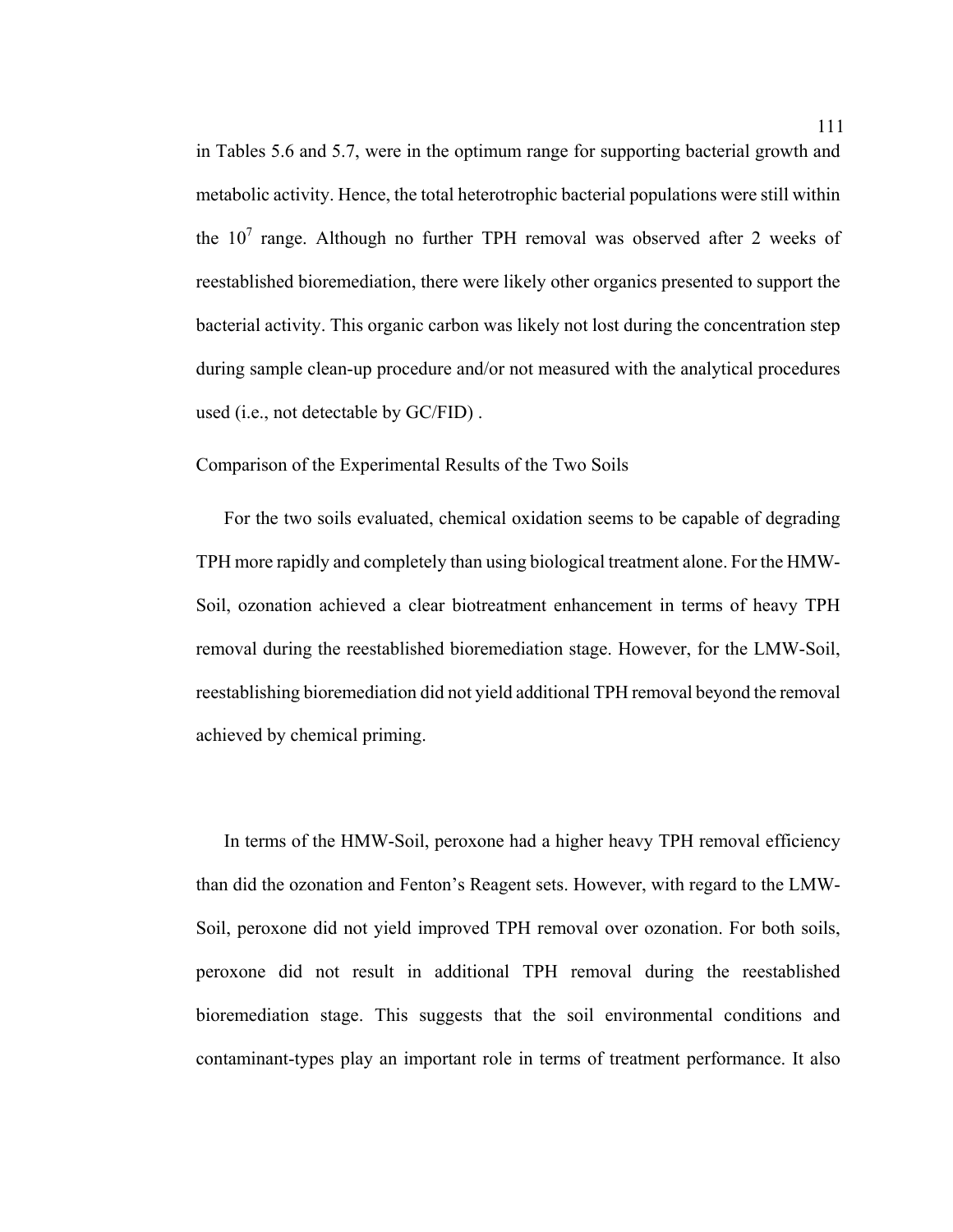in Tables 5.6 and 5.7, were in the optimum range for supporting bacterial growth and metabolic activity. Hence, the total heterotrophic bacterial populations were still within the $10^7$ range. Although no further TPH removal was observed after 2 weeks of reestablished bioremediation, there were likely other organics presented to support the bacterial activity. This organic carbon was likely not lost during the concentration step during sample clean-up procedure and/or not measured with the analytical procedures used (i.e., not detectable by GC/FID) .

## Comparison of the Experimental Results of the Two Soils

For the two soils evaluated, chemical oxidation seems to be capable of degrading TPH more rapidly and completely than using biological treatment alone. For the HMW-Soil, ozonation achieved a clear biotreatment enhancement in terms of heavy TPH removal during the reestablished bioremediation stage. However, for the LMW-Soil, reestablishing bioremediation did not yield additional TPH removal beyond the removal achieved by chemical priming.

In terms of the HMW-Soil, peroxone had a higher heavy TPH removal efficiency than did the ozonation and Fenton's Reagent sets. However, with regard to the LMW-Soil, peroxone did not yield improved TPH removal over ozonation. For both soils, peroxone did not result in additional TPH removal during the reestablished bioremediation stage. This suggests that the soil environmental conditions and contaminant-types play an important role in terms of treatment performance. It also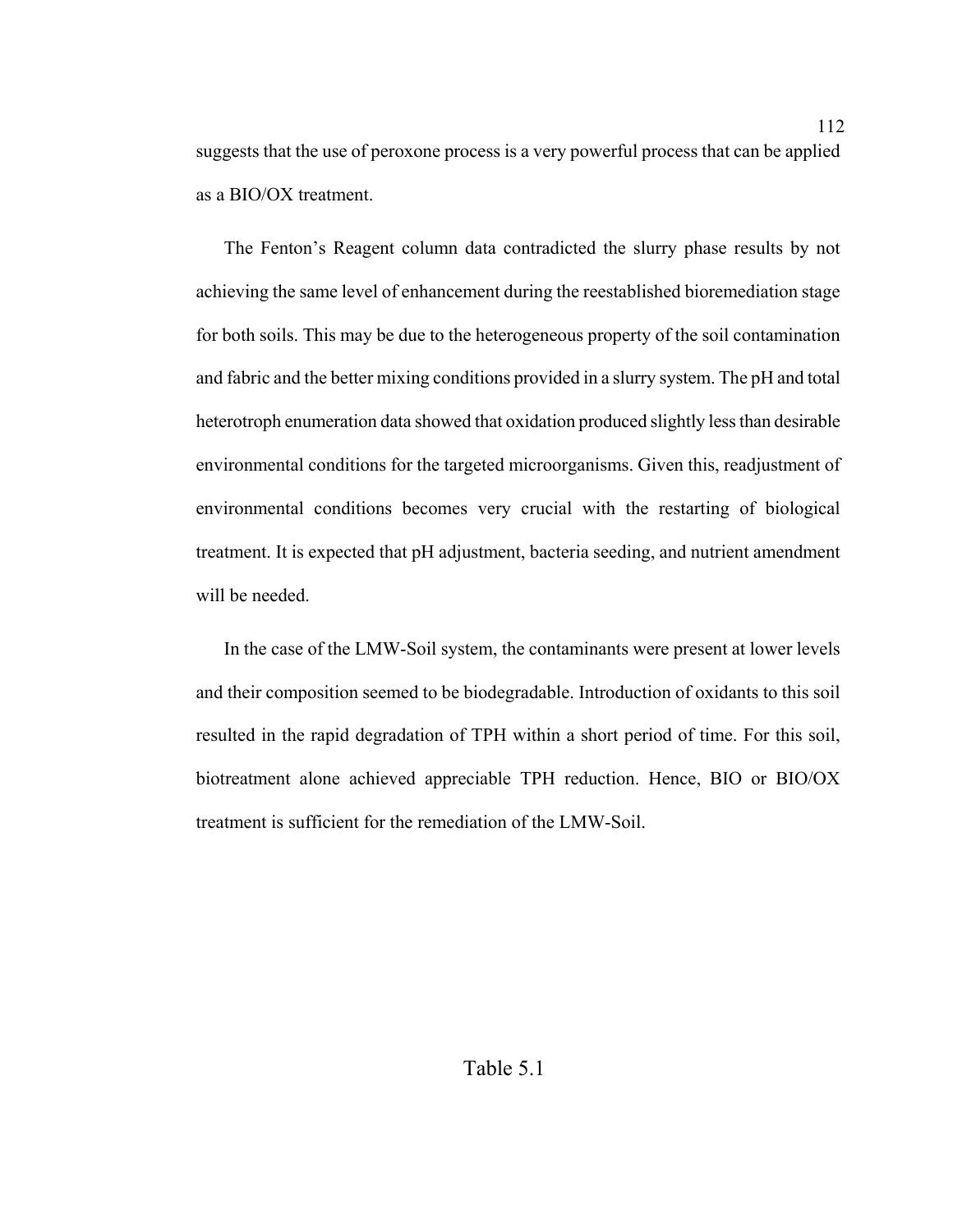suggests that the use of peroxone process is a very powerful process that can be applied as a BIO/OX treatment.

The Fenton's Reagent column data contradicted the slurry phase results by not achieving the same level of enhancement during the reestablished bioremediation stage for both soils. This may be due to the heterogeneous property of the soil contamination and fabric and the better mixing conditions provided in a slurry system. The pH and total heterotroph enumeration data showed that oxidation produced slightly less than desirable environmental conditions for the targeted microorganisms. Given this, readjustment of environmental conditions becomes very crucial with the restarting of biological treatment. It is expected that pH adjustment, bacteria seeding, and nutrient amendment will be needed.

In the case of the LMW-Soil system, the contaminants were present at lower levels and their composition seemed to be biodegradable. Introduction of oxidants to this soil resulted in the rapid degradation of TPH within a short period of time. For this soil, biotreatment alone achieved appreciable TPH reduction. Hence, BIO or BIO/OX treatment is sufficient for the remediation of the LMW-Soil.

Table 5.1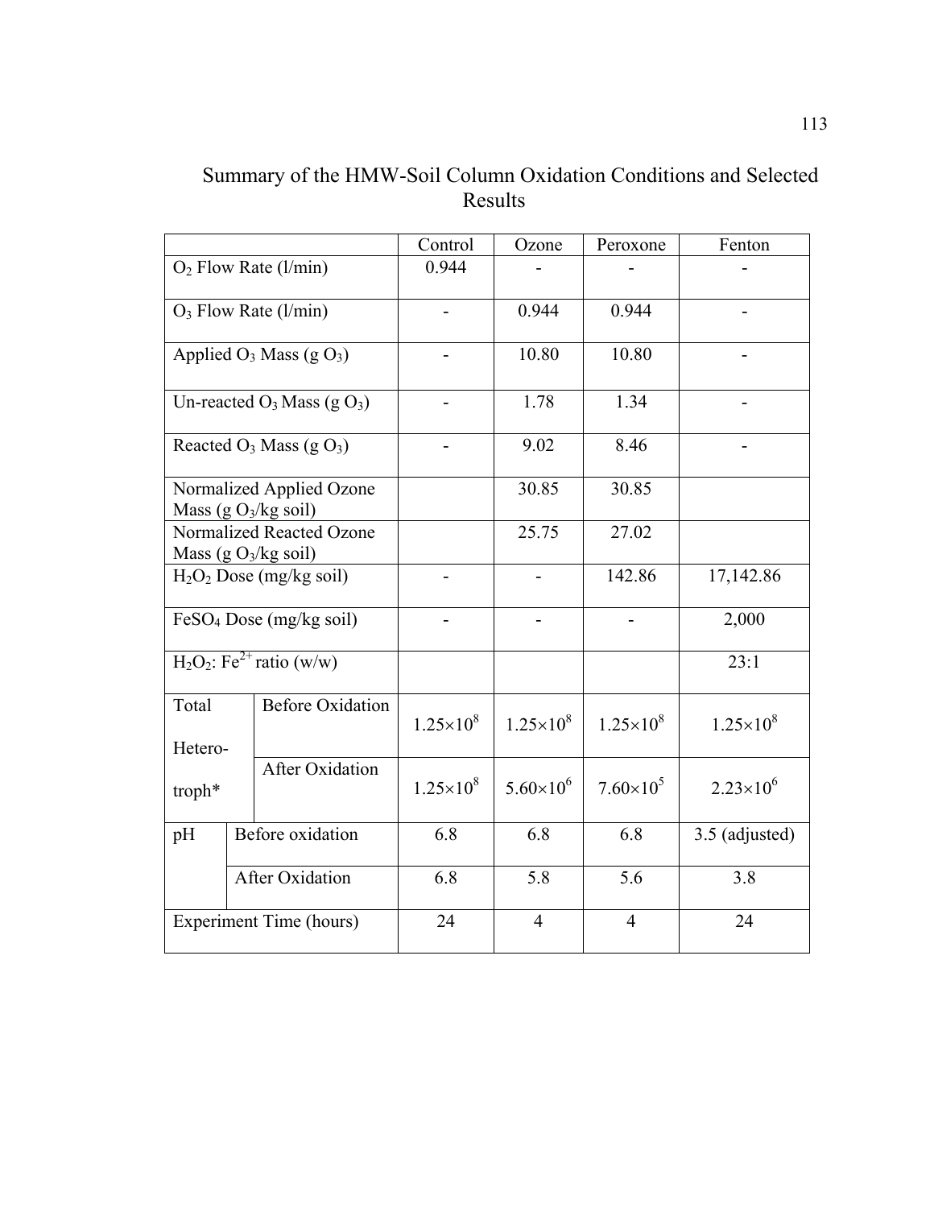# Summary of the HMW-Soil Column Oxidation Conditions and Selected Results

| | | Control | Ozone | Peroxone | Fenton |
|---|---|---|---|---|---|
| $O_2$ Flow Rate (l/min) | | 0.944 | - | - | - |
| $O_3$ Flow Rate (l/min) | | - | 0.944 | 0.944 | - |
| Applied $O_3$ Mass (g $O_3$) | | - | 10.80 | 10.80 | - |
| Un-reacted $O_3$ Mass (g $O_3$) | | - | 1.78 | 1.34 | - |
| Reacted $O_3$ Mass (g $O_3$) | | - | 9.02 | 8.46 | - |
| Normalized Applied Ozone Mass (g $O_3$/kg soil) | | | 30.85 | 30.85 | |
| Normalized Reacted Ozone Mass (g $O_3$/kg soil) | | | 25.75 | 27.02 | |
| $H_2O_2$ Dose (mg/kg soil) | | - | - | 142.86 | 17,142.86 |
| $FeSO_4$ Dose (mg/kg soil) | | - | - | - | 2,000 |
| $H_2O_2$: $Fe^{2+}$ ratio (w/w) | | | | | 23:1 |
| Total Hetero-troph* | Before Oxidation | $1.25\times10^{8}$ | $1.25\times10^{8}$ | $1.25\times10^{8}$ | $1.25\times10^{8}$ |
| | After Oxidation | $1.25\times10^{8}$ | $5.60\times10^{6}$ | $7.60\times10^{5}$ | $2.23\times10^{6}$ |
| pH | Before oxidation | 6.8 | 6.8 | 6.8 | 3.5 (adjusted) |
| | After Oxidation | 6.8 | 5.8 | 5.6 | 3.8 |
| Experiment Time (hours) | | 24 | 4 | 4 | 24 |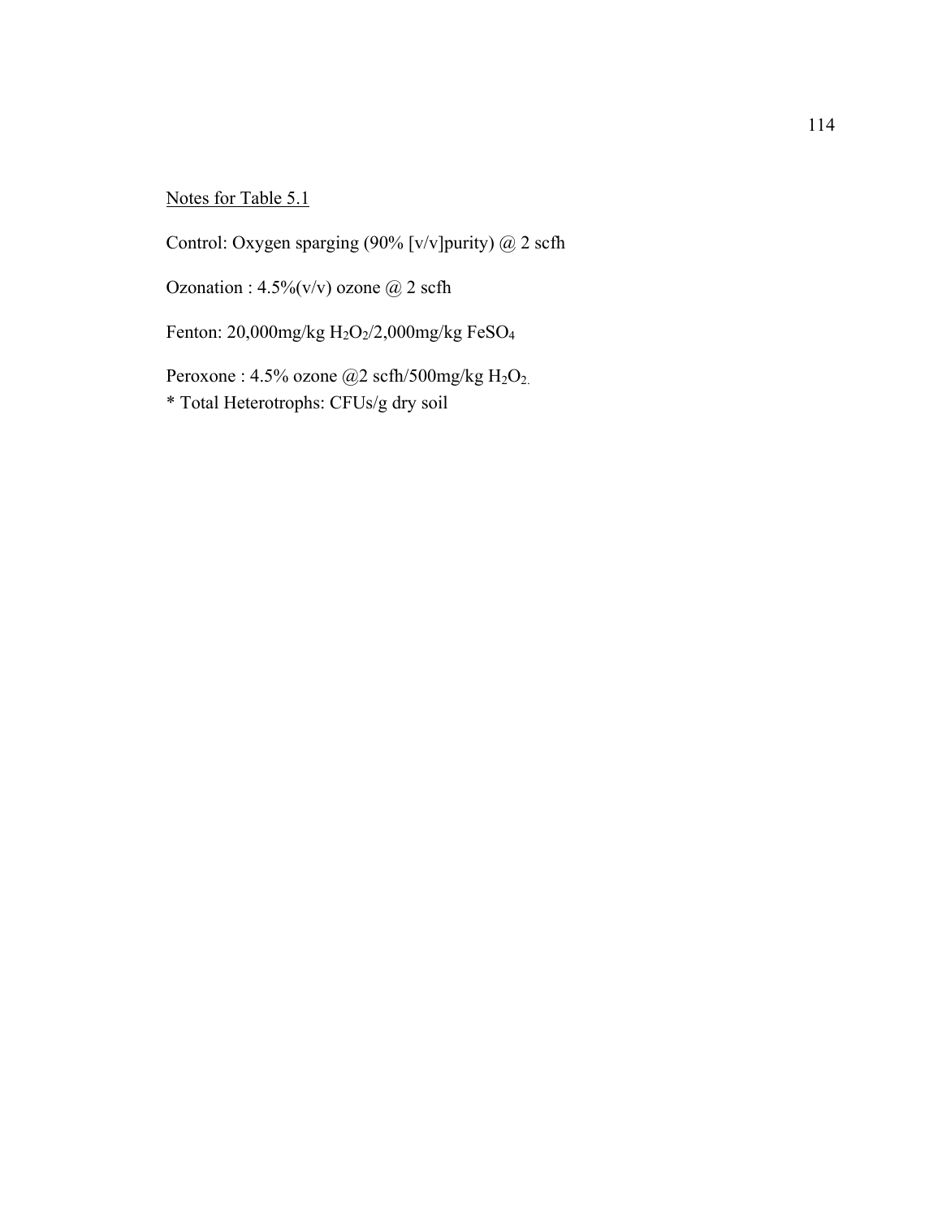Notes for Table 5.1

Control: Oxygen sparging (90% [v/v]purity) @ 2 scfh

Ozonation : 4.5%(v/v) ozone @ 2 scfh

Fenton: 20,000mg/kg $H_2O_2$/2,000mg/kg $FeSO_4$

Peroxone : 4.5% ozone @2 scfh/500mg/kg $H_2O_2$.

* Total Heterotrophs: CFUs/g dry soil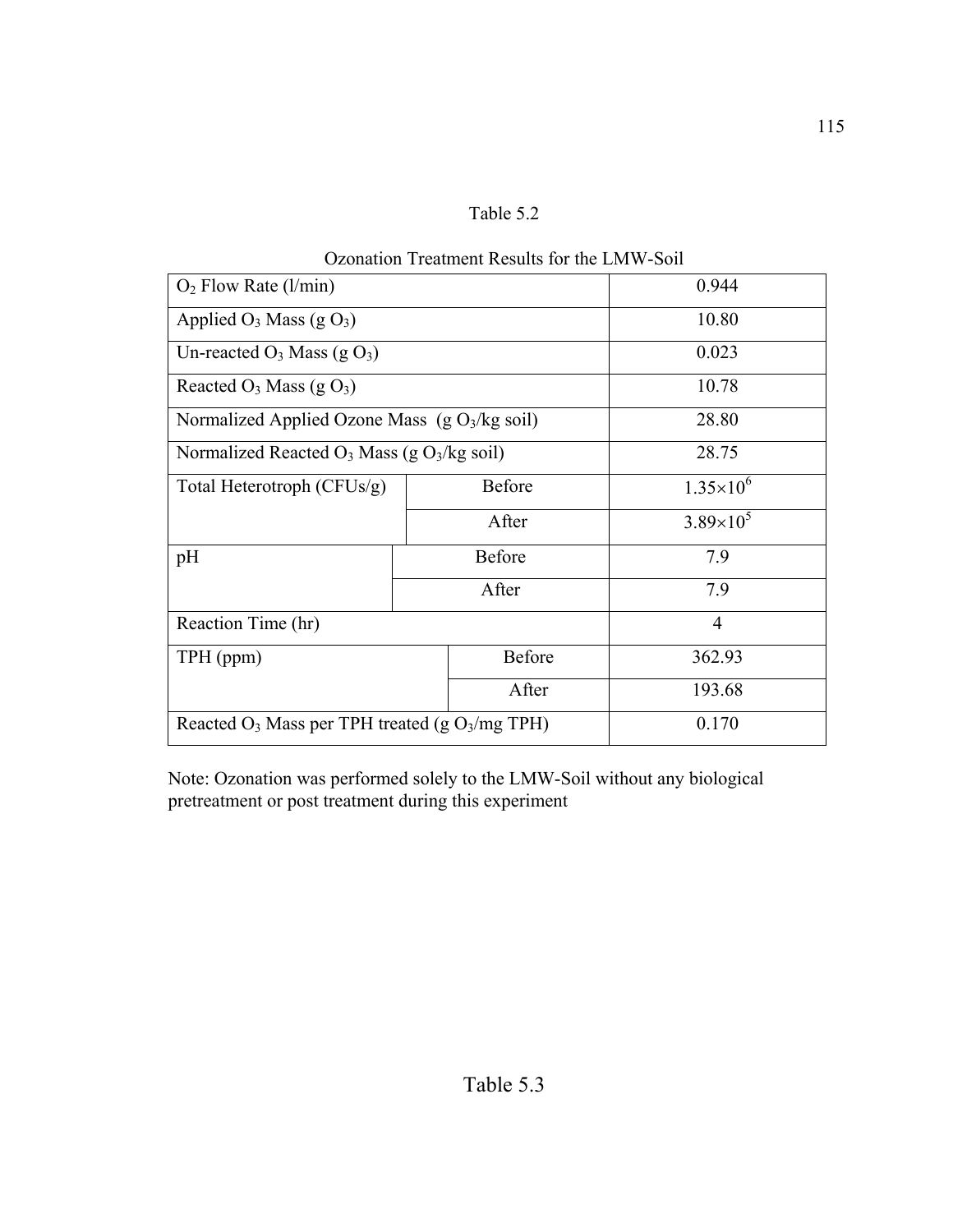Table 5.2

Ozonation Treatment Results for the LMW-Soil

| | | |
|---|---|---|
| $O_2$ Flow Rate (l/min) | | 0.944 |
| Applied $O_3$ Mass (g $O_3$) | | 10.80 |
| Un-reacted $O_3$ Mass (g $O_3$) | | 0.023 |
| Reacted $O_3$ Mass (g $O_3$) | | 10.78 |
| Normalized Applied Ozone Mass (g $O_3$/kg soil) | | 28.80 |
| Normalized Reacted $O_3$ Mass (g $O_3$/kg soil) | | 28.75 |
| Total Heterotroph (CFUs/g) | Before | $1.35\times10^6$ |
| | After | $3.89\times10^5$ |
| pH | Before | 7.9 |
| | After | 7.9 |
| Reaction Time (hr) | | 4 |
| TPH (ppm) | Before | 362.93 |
| | After | 193.68 |
| Reacted $O_3$ Mass per TPH treated (g $O_3$/mg TPH) | | 0.170 |

Note: Ozonation was performed solely to the LMW-Soil without any biological pretreatment or post treatment during this experiment

Table 5.3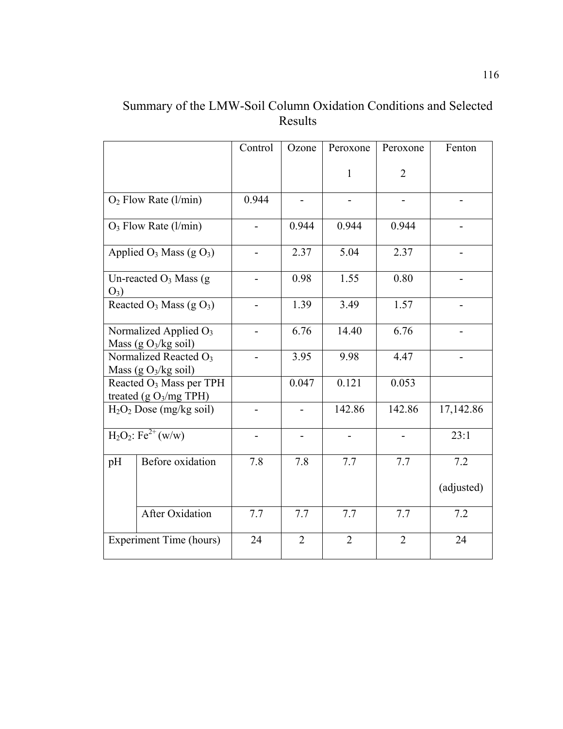Summary of the LMW-Soil Column Oxidation Conditions and Selected Results

| | | Control | Ozone | Peroxone 1 | Peroxone 2 | Fenton |
|---|---|---|---|---|---|---|
| $O_2$ Flow Rate (l/min) | | 0.944 | - | - | - | - |
| $O_3$ Flow Rate (l/min) | | - | 0.944 | 0.944 | 0.944 | - |
| Applied $O_3$ Mass (g $O_3$) | | - | 2.37 | 5.04 | 2.37 | - |
| Un-reacted $O_3$ Mass (g $O_3$) | | - | 0.98 | 1.55 | 0.80 | - |
| Reacted $O_3$ Mass (g $O_3$) | | - | 1.39 | 3.49 | 1.57 | - |
| Normalized Applied $O_3$ Mass (g $O_3$/kg soil) | | - | 6.76 | 14.40 | 6.76 | - |
| Normalized Reacted $O_3$ Mass (g $O_3$/kg soil) | | - | 3.95 | 9.98 | 4.47 | - |
| Reacted $O_3$ Mass per TPH treated (g $O_3$/mg TPH) | | | 0.047 | 0.121 | 0.053 | |
| $H_2O_2$ Dose (mg/kg soil) | | - | - | 142.86 | 142.86 | 17,142.86 |
| $H_2O_2$: $Fe^{2+}$ (w/w) | | - | - | - | - | 23:1 |
| pH | Before oxidation | 7.8 | 7.8 | 7.7 | 7.7 | 7.2 (adjusted) |
| | After Oxidation | 7.7 | 7.7 | 7.7 | 7.7 | 7.2 |
| Experiment Time (hours) | | 24 | 2 | 2 | 2 | 24 |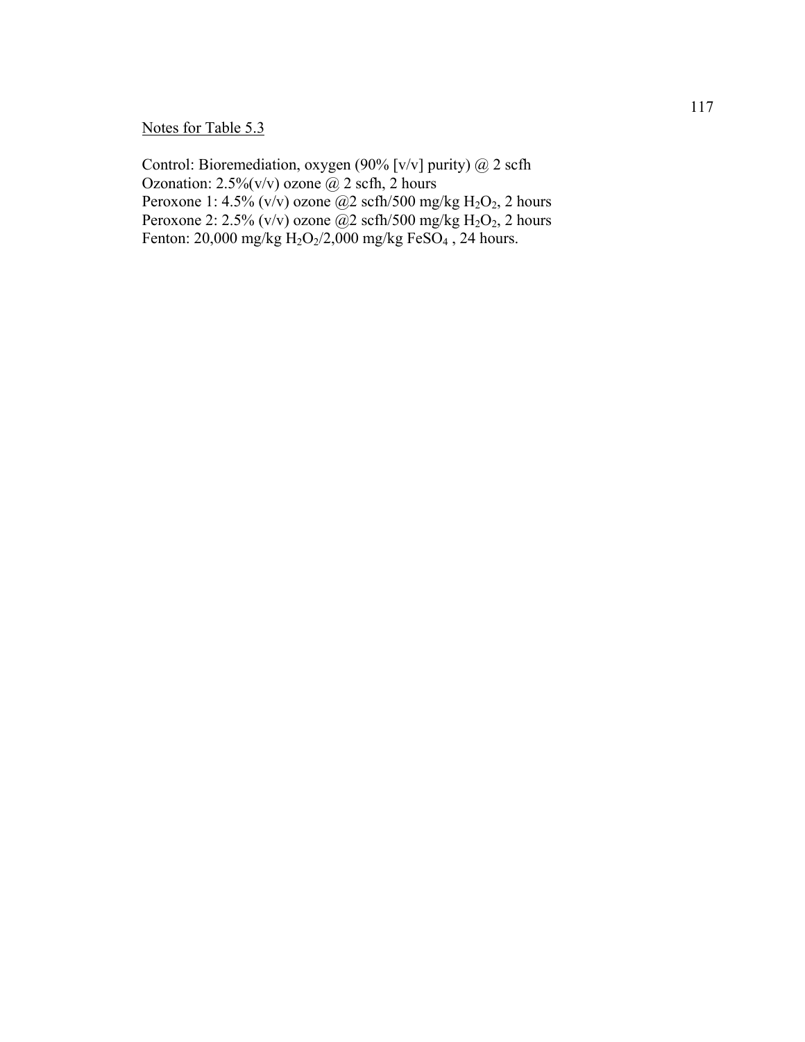Notes for Table 5.3

Control: Bioremediation, oxygen (90% [v/v] purity) @ 2 scfh  
Ozonation: 2.5%(v/v) ozone @ 2 scfh, 2 hours  
Peroxone 1: 4.5% (v/v) ozone @2 scfh/500 mg/kg $H_2O_2$, 2 hours  
Peroxone 2: 2.5% (v/v) ozone @2 scfh/500 mg/kg $H_2O_2$, 2 hours  
Fenton: 20,000 mg/kg $H_2O_2$/2,000 mg/kg $FeSO_4$ , 24 hours.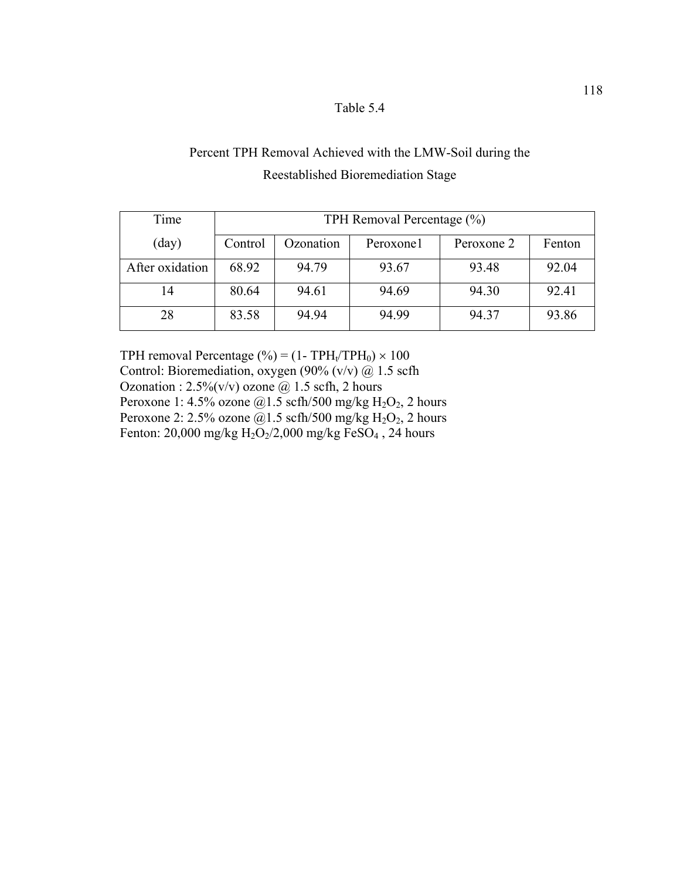Table 5.4

Percent TPH Removal Achieved with the LMW-Soil during the Reestablished Bioremediation Stage

| Time | TPH Removal Percentage (%) | | | | |
|---|---|---|---|---|---|
| (day) | Control | Ozonation | Peroxone1 | Peroxone 2 | Fenton |
| After oxidation | 68.92 | 94.79 | 93.67 | 93.48 | 92.04 |
| 14 | 80.64 | 94.61 | 94.69 | 94.30 | 92.41 |
| 28 | 83.58 | 94.94 | 94.99 | 94.37 | 93.86 |

TPH removal Percentage (%) = $(1 - TPH_t/TPH_0) \times 100$
Control: Bioremediation, oxygen (90% (v/v) @ 1.5 scfh
Ozonation : 2.5%(v/v) ozone @ 1.5 scfh, 2 hours
Peroxone 1: 4.5% ozone @1.5 scfh/500 mg/kg $H_2O_2$, 2 hours
Peroxone 2: 2.5% ozone @1.5 scfh/500 mg/kg $H_2O_2$, 2 hours
Fenton: 20,000 mg/kg $H_2O_2$/2,000 mg/kg $FeSO_4$ , 24 hours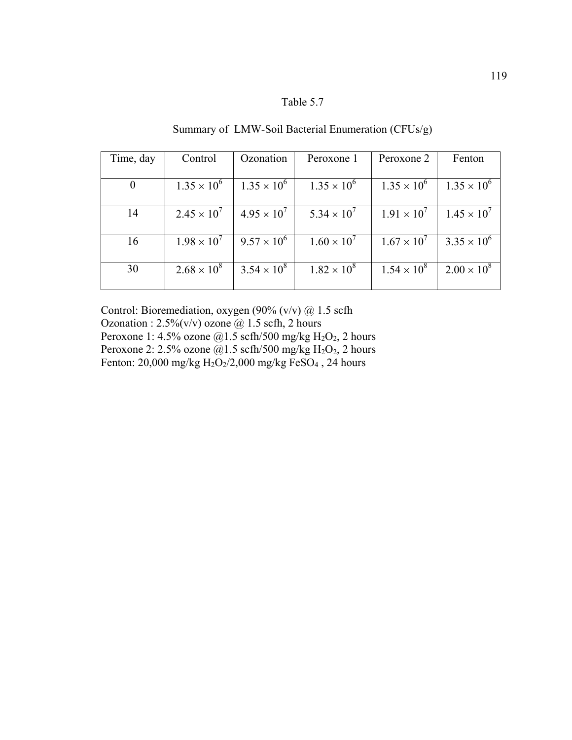Table 5.7

Summary of LMW-Soil Bacterial Enumeration (CFUs/g)

| Time, day | Control | Ozonation | Peroxone 1 | Peroxone 2 | Fenton |
|---|---|---|---|---|---|
| 0 | $1.35 \times 10^6$ | $1.35 \times 10^6$ | $1.35 \times 10^6$ | $1.35 \times 10^6$ | $1.35 \times 10^6$ |
| 14 | $2.45 \times 10^7$ | $4.95 \times 10^7$ | $5.34 \times 10^7$ | $1.91 \times 10^7$ | $1.45 \times 10^7$ |
| 16 | $1.98 \times 10^7$ | $9.57 \times 10^6$ | $1.60 \times 10^7$ | $1.67 \times 10^7$ | $3.35 \times 10^6$ |
| 30 | $2.68 \times 10^8$ | $3.54 \times 10^8$ | $1.82 \times 10^8$ | $1.54 \times 10^8$ | $2.00 \times 10^8$ |

Control: Bioremediation, oxygen (90% (v/v) @ 1.5 scfh
Ozonation : 2.5%(v/v) ozone @ 1.5 scfh, 2 hours
Peroxone 1: 4.5% ozone @1.5 scfh/500 mg/kg $H_2O_2$, 2 hours
Peroxone 2: 2.5% ozone @1.5 scfh/500 mg/kg $H_2O_2$, 2 hours
Fenton: 20,000 mg/kg $H_2O_2$/2,000 mg/kg $FeSO_4$ , 24 hours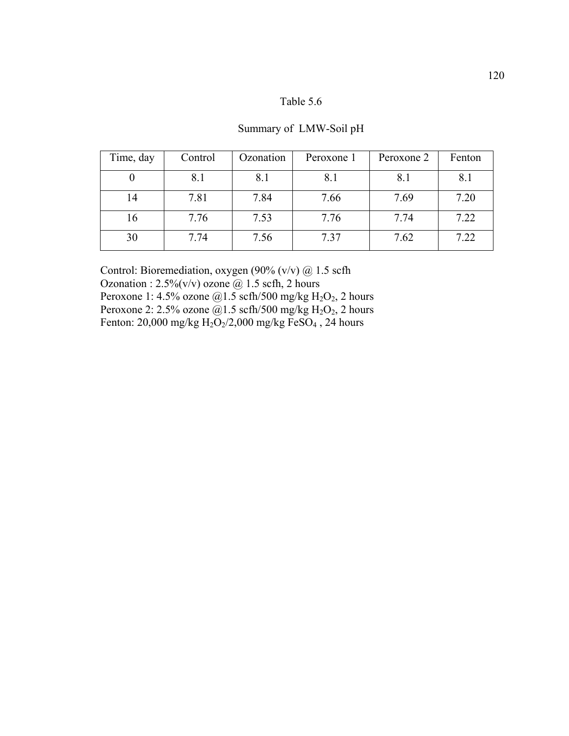Table 5.6

Summary of LMW-Soil pH

| Time, day | Control | Ozonation | Peroxone 1 | Peroxone 2 | Fenton |
|---|---|---|---|---|---|
| 0 | 8.1 | 8.1 | 8.1 | 8.1 | 8.1 |
| 14 | 7.81 | 7.84 | 7.66 | 7.69 | 7.20 |
| 16 | 7.76 | 7.53 | 7.76 | 7.74 | 7.22 |
| 30 | 7.74 | 7.56 | 7.37 | 7.62 | 7.22 |

Control: Bioremediation, oxygen (90% (v/v) @ 1.5 scfh
Ozonation : 2.5%(v/v) ozone @ 1.5 scfh, 2 hours
Peroxone 1: 4.5% ozone @1.5 scfh/500 mg/kg $H_2O_2$, 2 hours
Peroxone 2: 2.5% ozone @1.5 scfh/500 mg/kg $H_2O_2$, 2 hours
Fenton: 20,000 mg/kg $H_2O_2$/2,000 mg/kg $FeSO_4$ , 24 hours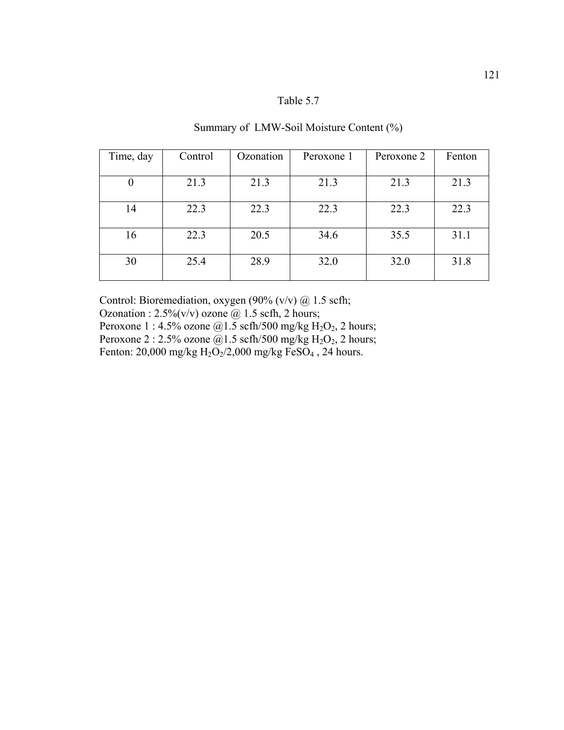Table 5.7

Summary of LMW-Soil Moisture Content (%)

| Time, day | Control | Ozonation | Peroxone 1 | Peroxone 2 | Fenton |
|---|---|---|---|---|---|
| 0 | 21.3 | 21.3 | 21.3 | 21.3 | 21.3 |
| 14 | 22.3 | 22.3 | 22.3 | 22.3 | 22.3 |
| 16 | 22.3 | 20.5 | 34.6 | 35.5 | 31.1 |
| 30 | 25.4 | 28.9 | 32.0 | 32.0 | 31.8 |

Control: Bioremediation, oxygen (90% (v/v) @ 1.5 scfh;
Ozonation : 2.5%(v/v) ozone @ 1.5 scfh, 2 hours;
Peroxone 1 : 4.5% ozone @1.5 scfh/500 mg/kg $H_2O_2$, 2 hours;
Peroxone 2 : 2.5% ozone @1.5 scfh/500 mg/kg $H_2O_2$, 2 hours;
Fenton: 20,000 mg/kg $H_2O_2$/2,000 mg/kg $FeSO_4$ , 24 hours.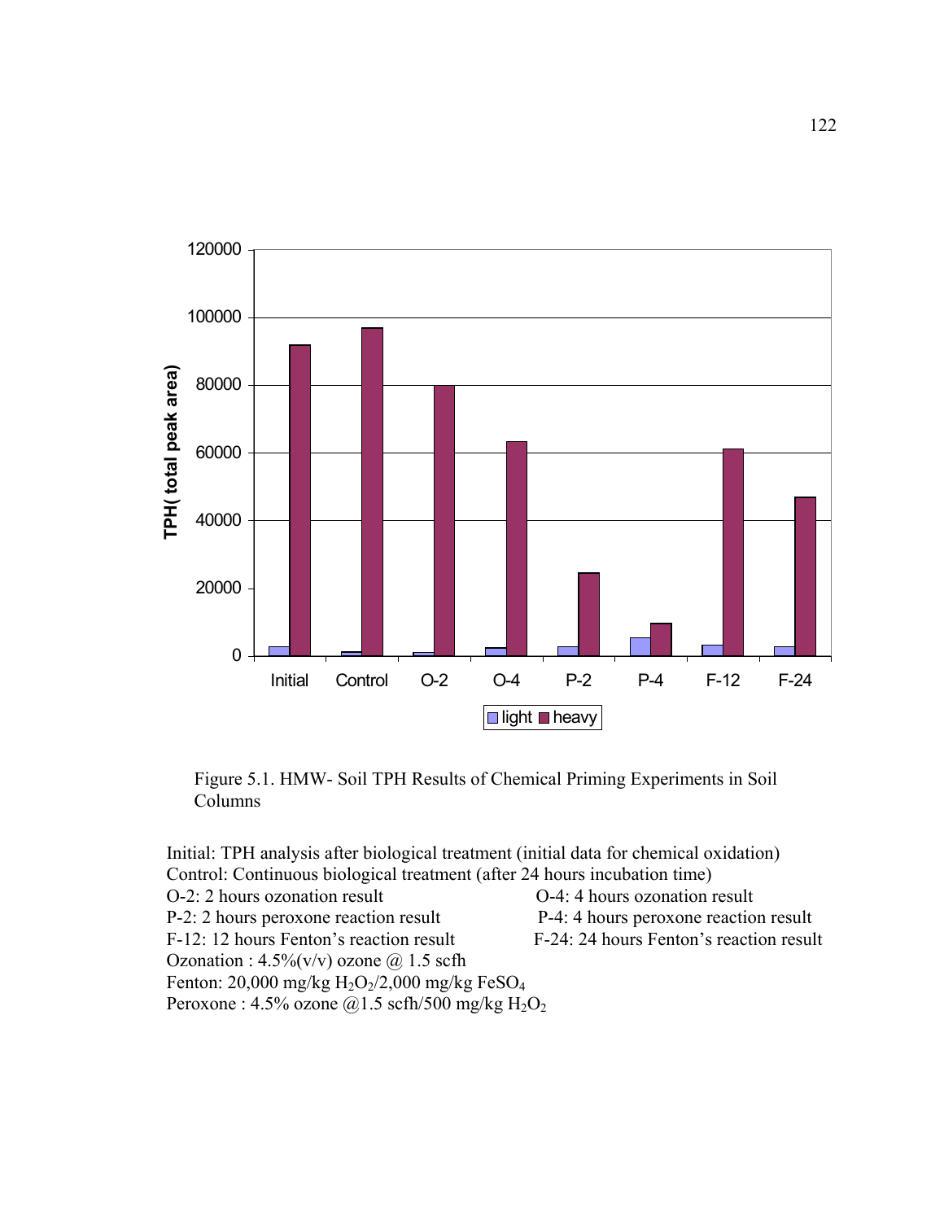Figure 5.1. HMW- Soil TPH Results of Chemical Priming Experiments in Soil Columns

Initial: TPH analysis after biological treatment (initial data for chemical oxidation)
Control: Continuous biological treatment (after 24 hours incubation time)
O-2: 2 hours ozonation result                O-4: 4 hours ozonation result
P-2: 2 hours peroxone reaction result        P-4: 4 hours peroxone reaction result
F-12: 12 hours Fenton's reaction result      F-24: 24 hours Fenton's reaction result
Ozonation : 4.5%(v/v) ozone @ 1.5 scfh
Fenton: 20,000 mg/kg $H_2O_2$/2,000 mg/kg $FeSO_4$
Peroxone : 4.5% ozone @1.5 scfh/500 mg/kg $H_2O_2$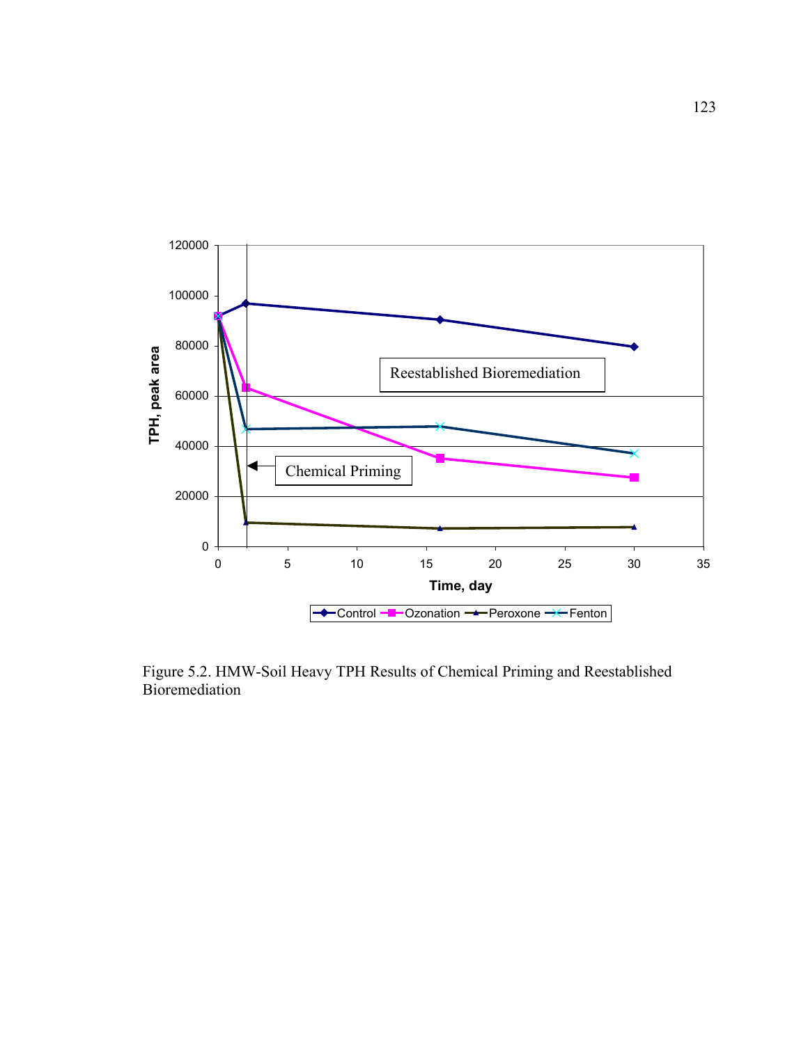Figure 5.2. HMW-Soil Heavy TPH Results of Chemical Priming and Reestablished Bioremediation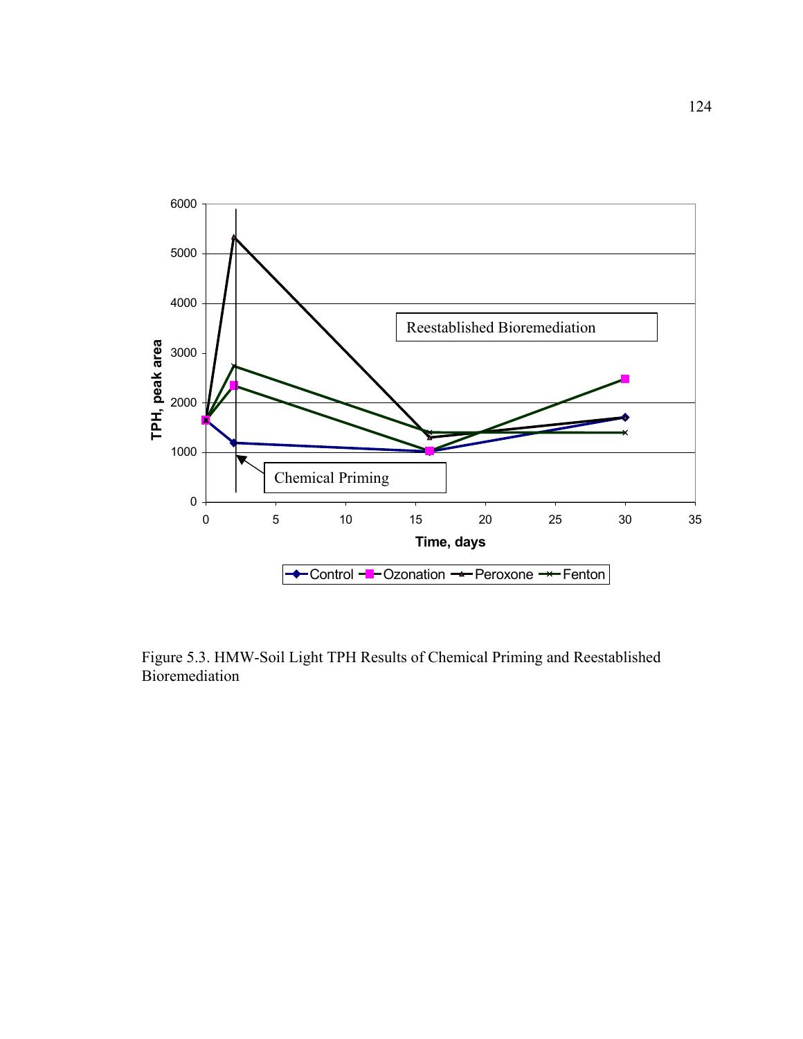Figure 5.3. HMW-Soil Light TPH Results of Chemical Priming and Reestablished Bioremediation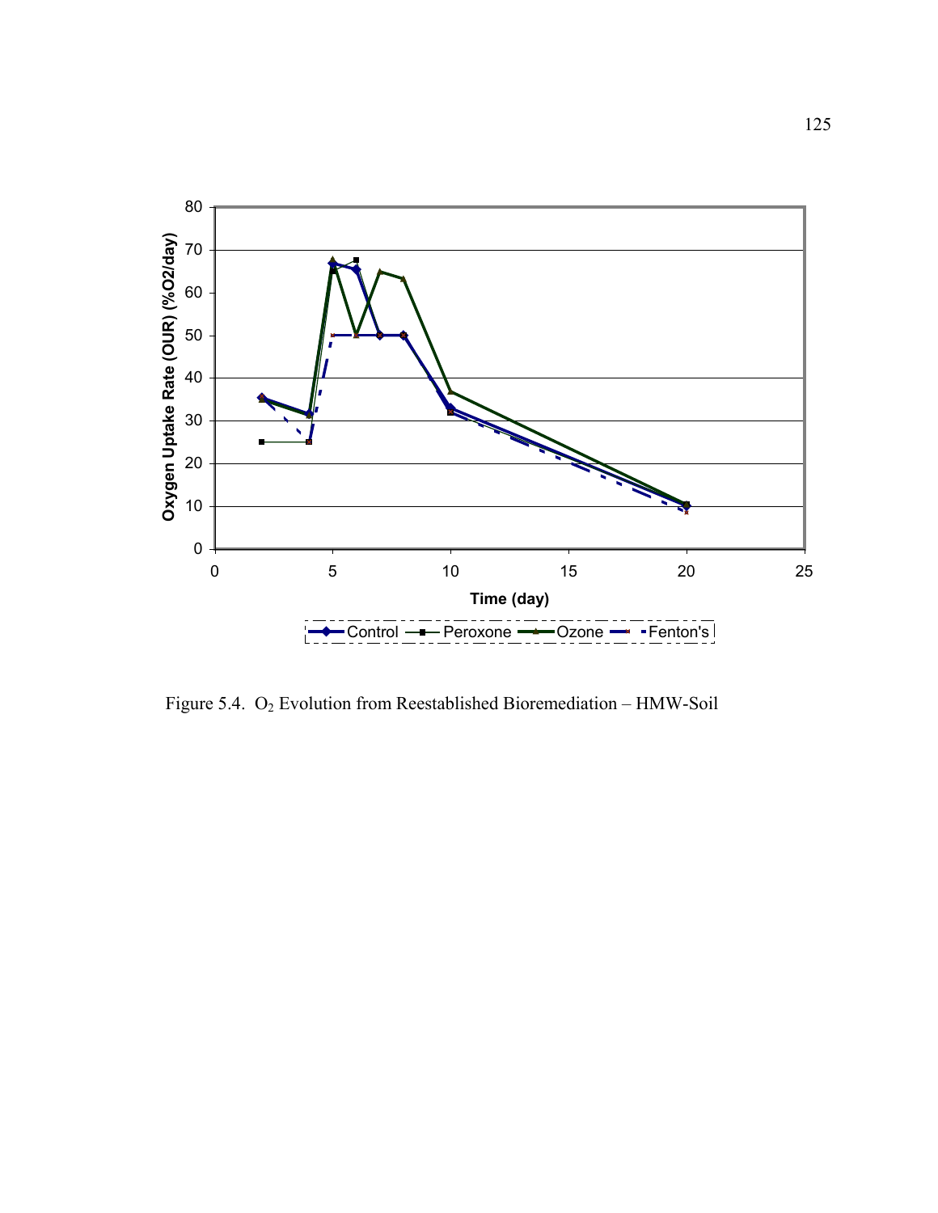Figure 5.4. $O_2$ Evolution from Reestablished Bioremediation – HMW-Soil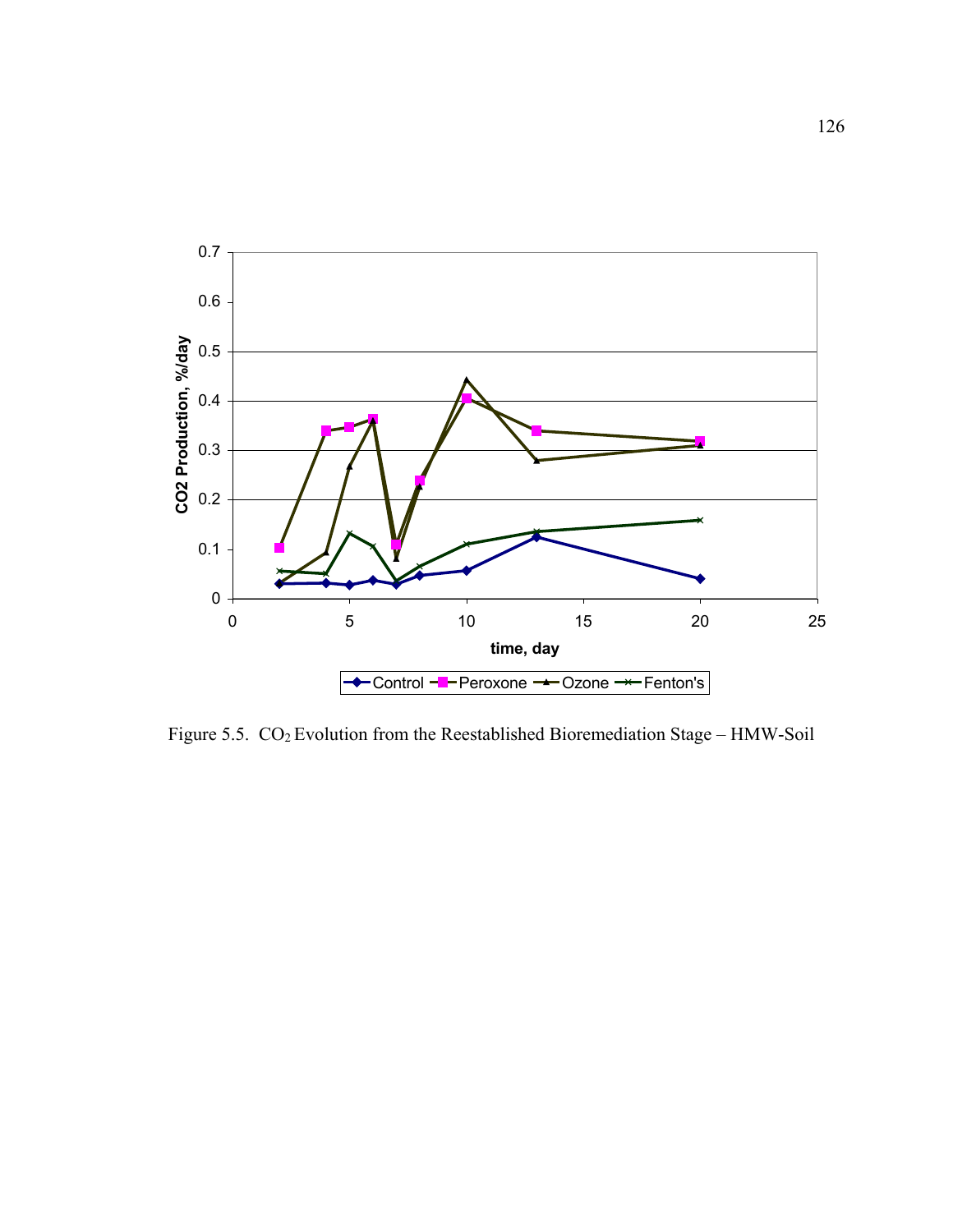Figure 5.5. $CO_2$ Evolution from the Reestablished Bioremediation Stage – HMW-Soil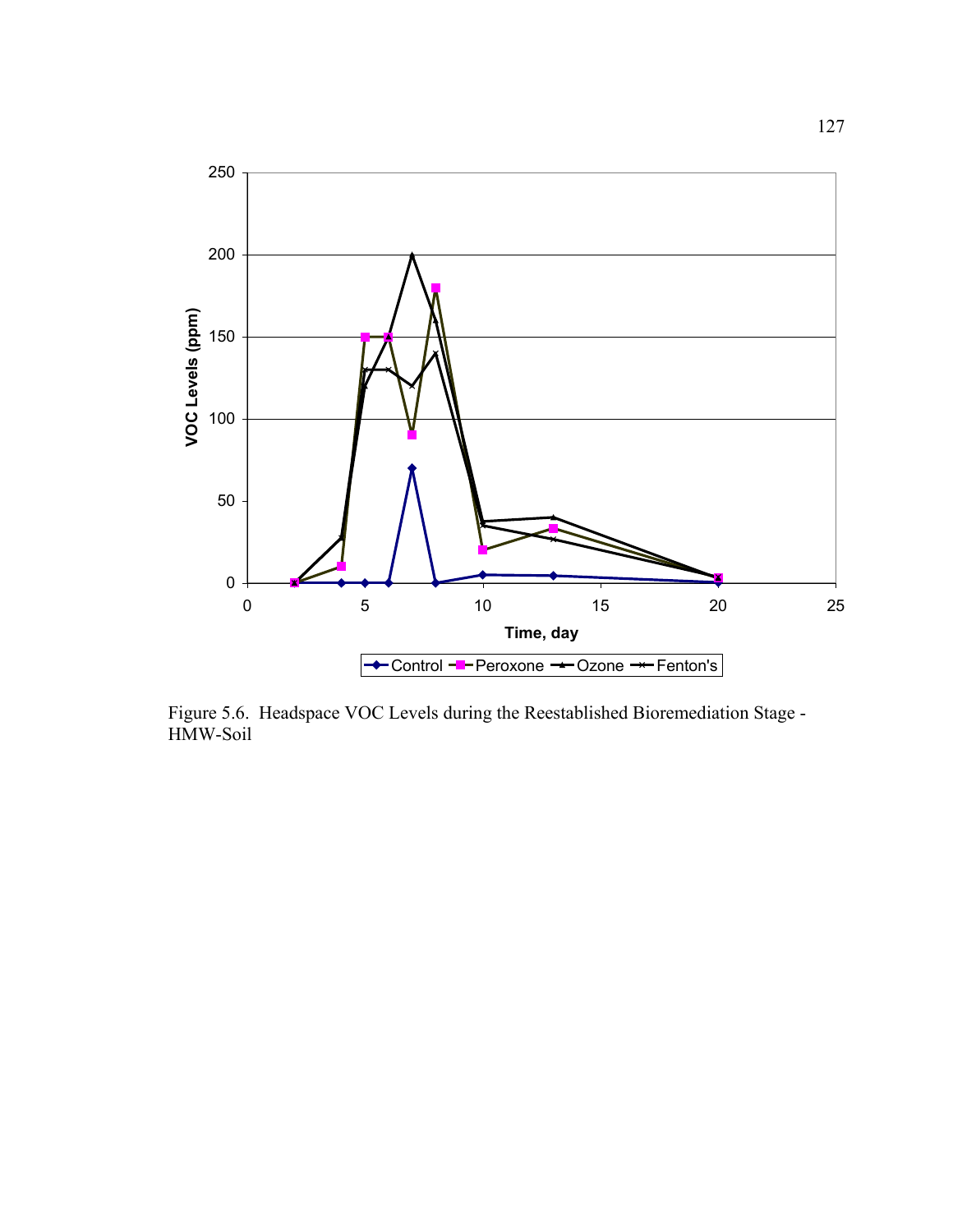Figure 5.6. Headspace VOC Levels during the Reestablished Bioremediation Stage - HMW-Soil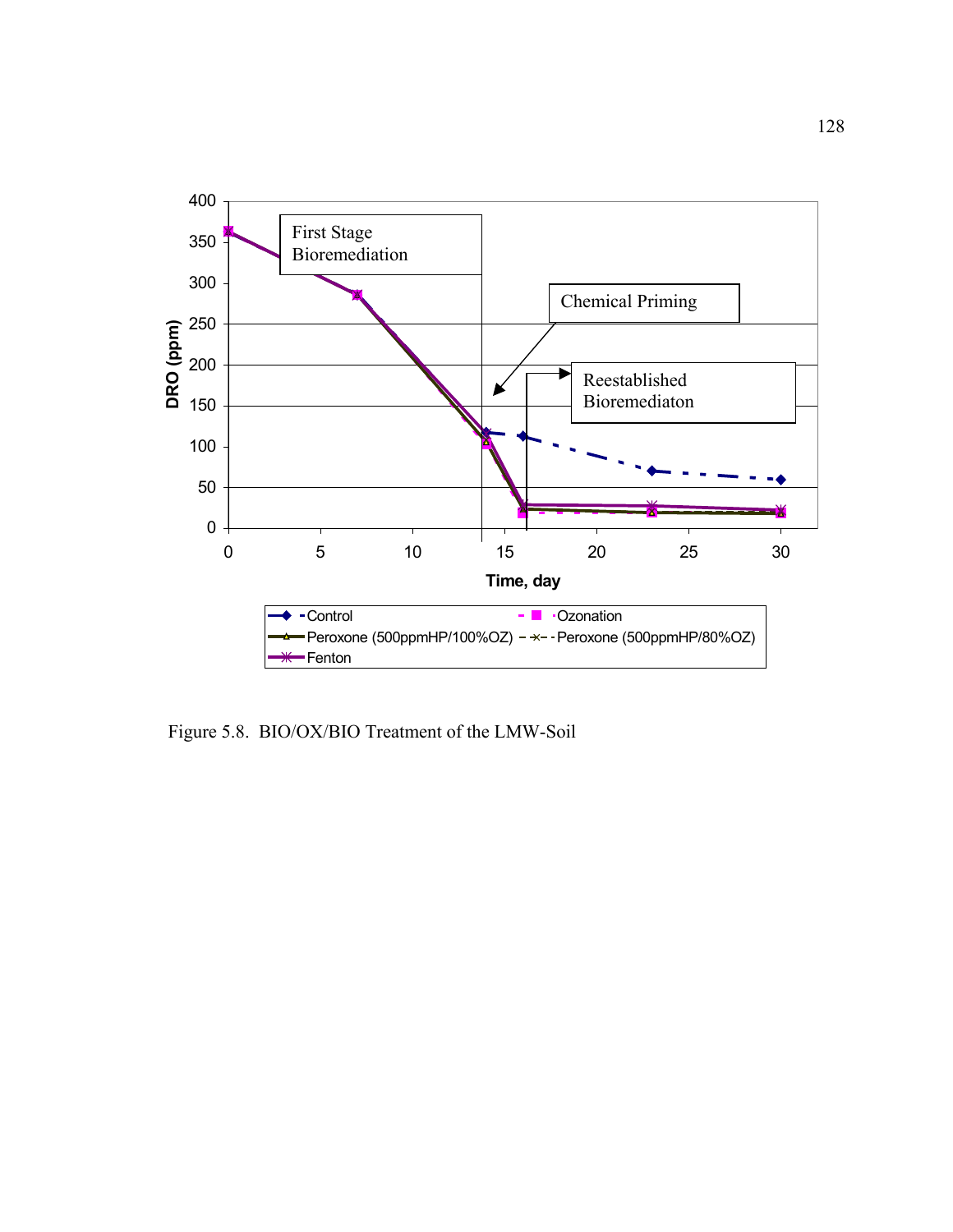Figure 5.8. BIO/OX/BIO Treatment of the LMW-Soil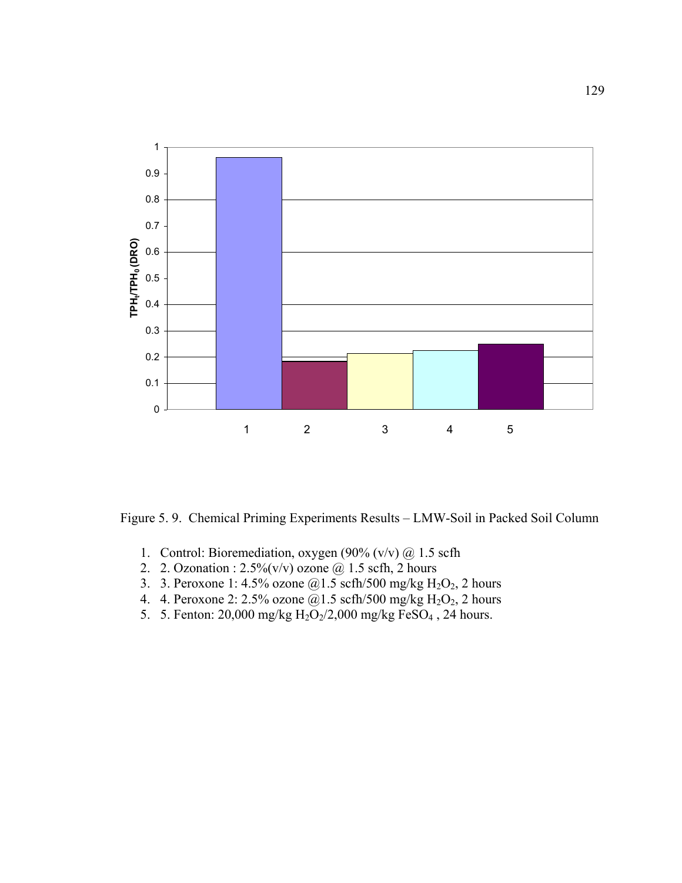Figure 5. 9. Chemical Priming Experiments Results – LMW-Soil in Packed Soil Column

1. Control: Bioremediation, oxygen (90% (v/v) @ 1.5 scfh
2. 2. Ozonation : 2.5%(v/v) ozone @ 1.5 scfh, 2 hours
3. 3. Peroxone 1: 4.5% ozone @1.5 scfh/500 mg/kg $H_2O_2$, 2 hours
4. 4. Peroxone 2: 2.5% ozone @1.5 scfh/500 mg/kg $H_2O_2$, 2 hours
5. 5. Fenton: 20,000 mg/kg $H_2O_2$/2,000 mg/kg $FeSO_4$ , 24 hours.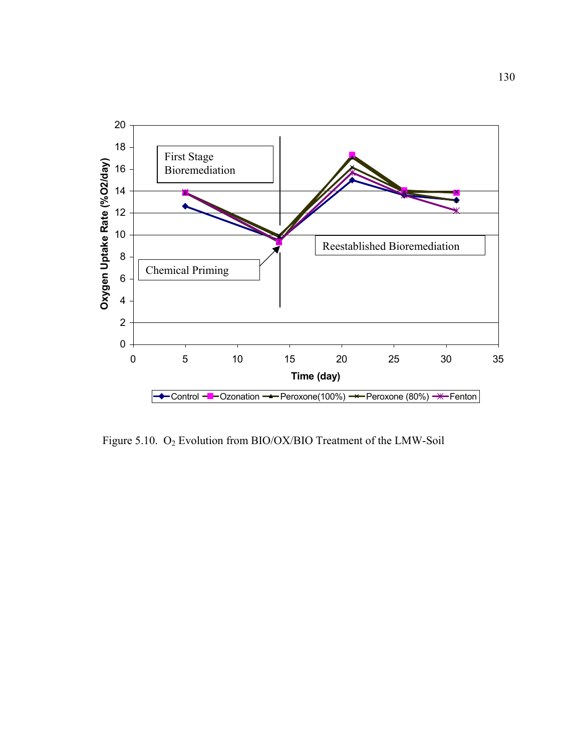Figure 5.10. $O_2$ Evolution from BIO/OX/BIO Treatment of the LMW-Soil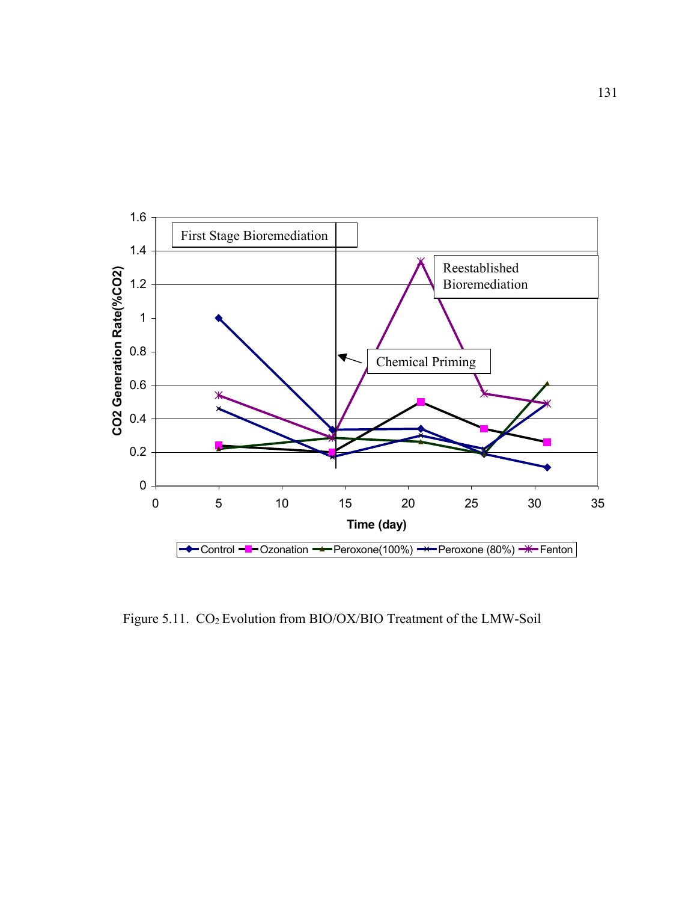Figure 5.11. $CO_2$ Evolution from BIO/OX/BIO Treatment of the LMW-Soil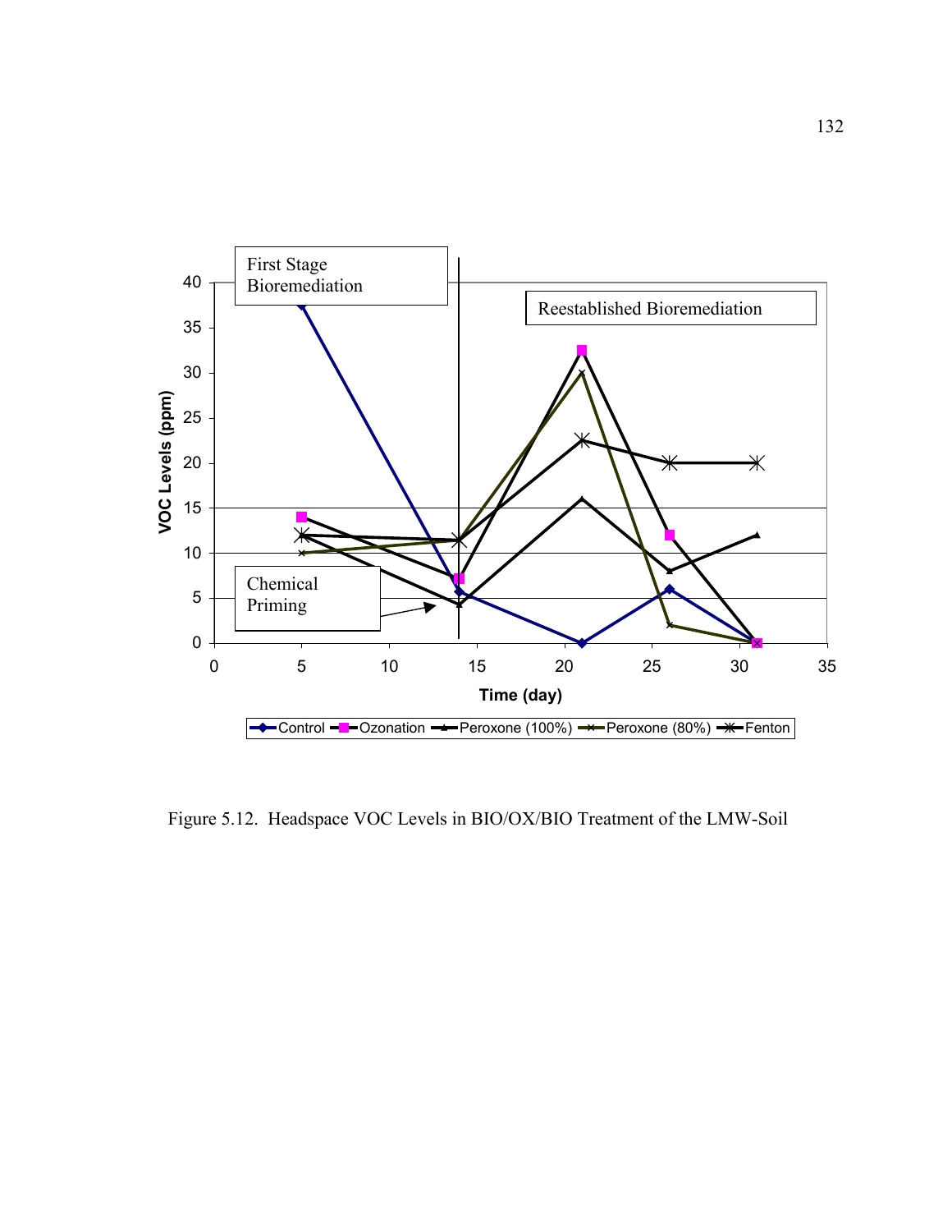Figure 5.12. Headspace VOC Levels in BIO/OX/BIO Treatment of the LMW-Soil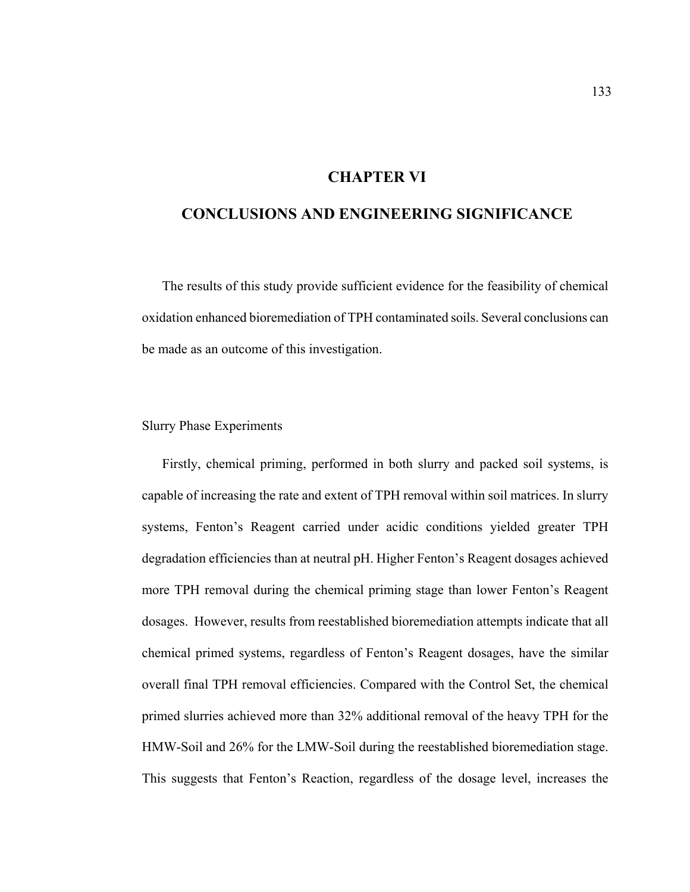# CHAPTER VI

# CONCLUSIONS AND ENGINEERING SIGNIFICANCE

The results of this study provide sufficient evidence for the feasibility of chemical oxidation enhanced bioremediation of TPH contaminated soils. Several conclusions can be made as an outcome of this investigation.

## Slurry Phase Experiments

Firstly, chemical priming, performed in both slurry and packed soil systems, is capable of increasing the rate and extent of TPH removal within soil matrices. In slurry systems, Fenton's Reagent carried under acidic conditions yielded greater TPH degradation efficiencies than at neutral pH. Higher Fenton's Reagent dosages achieved more TPH removal during the chemical priming stage than lower Fenton's Reagent dosages. However, results from reestablished bioremediation attempts indicate that all chemical primed systems, regardless of Fenton's Reagent dosages, have the similar overall final TPH removal efficiencies. Compared with the Control Set, the chemical primed slurries achieved more than 32% additional removal of the heavy TPH for the HMW-Soil and 26% for the LMW-Soil during the reestablished bioremediation stage. This suggests that Fenton's Reaction, regardless of the dosage level, increases the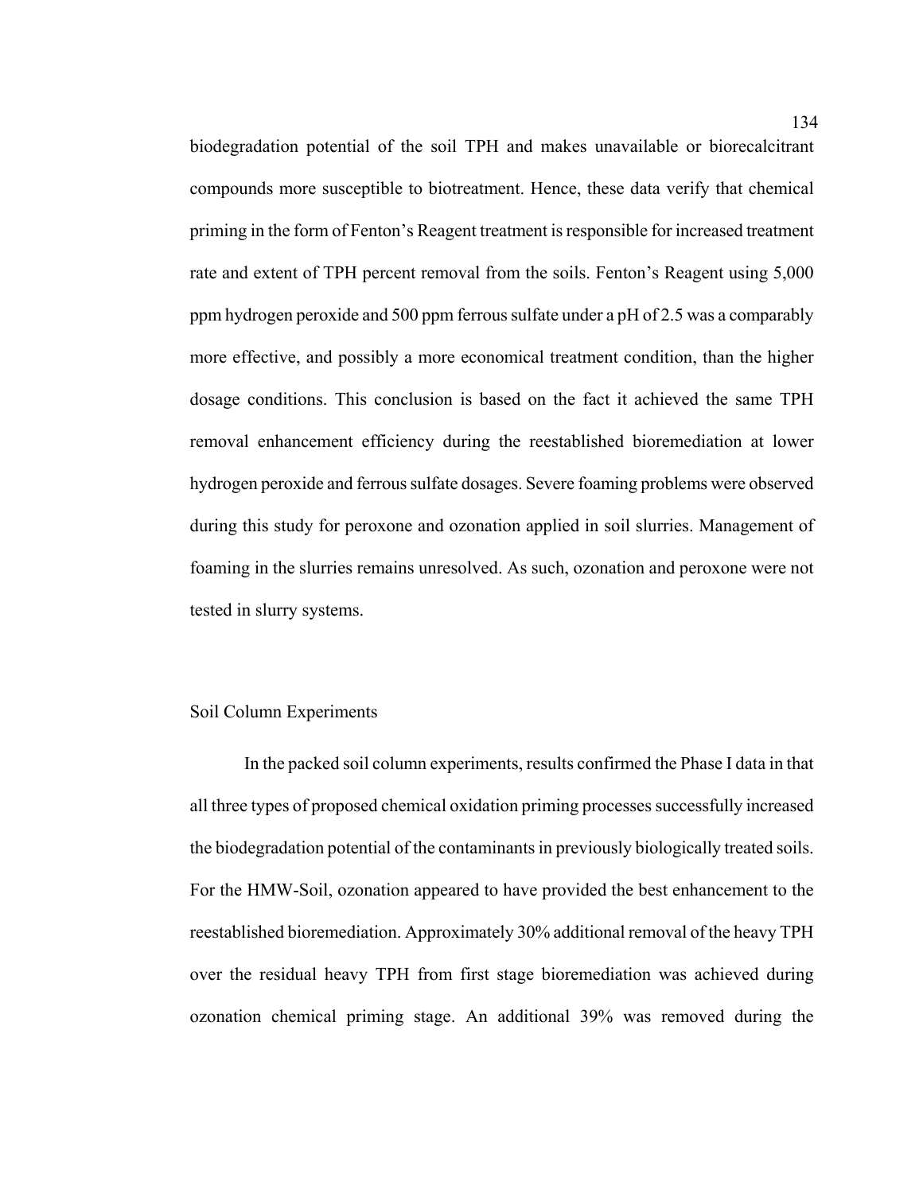biodegradation potential of the soil TPH and makes unavailable or biorecalcitrant compounds more susceptible to biotreatment. Hence, these data verify that chemical priming in the form of Fenton's Reagent treatment is responsible for increased treatment rate and extent of TPH percent removal from the soils. Fenton's Reagent using 5,000 ppm hydrogen peroxide and 500 ppm ferrous sulfate under a pH of 2.5 was a comparably more effective, and possibly a more economical treatment condition, than the higher dosage conditions. This conclusion is based on the fact it achieved the same TPH removal enhancement efficiency during the reestablished bioremediation at lower hydrogen peroxide and ferrous sulfate dosages. Severe foaming problems were observed during this study for peroxone and ozonation applied in soil slurries. Management of foaming in the slurries remains unresolved. As such, ozonation and peroxone were not tested in slurry systems.

## Soil Column Experiments

In the packed soil column experiments, results confirmed the Phase I data in that all three types of proposed chemical oxidation priming processes successfully increased the biodegradation potential of the contaminants in previously biologically treated soils. For the HMW-Soil, ozonation appeared to have provided the best enhancement to the reestablished bioremediation. Approximately 30% additional removal of the heavy TPH over the residual heavy TPH from first stage bioremediation was achieved during ozonation chemical priming stage. An additional 39% was removed during the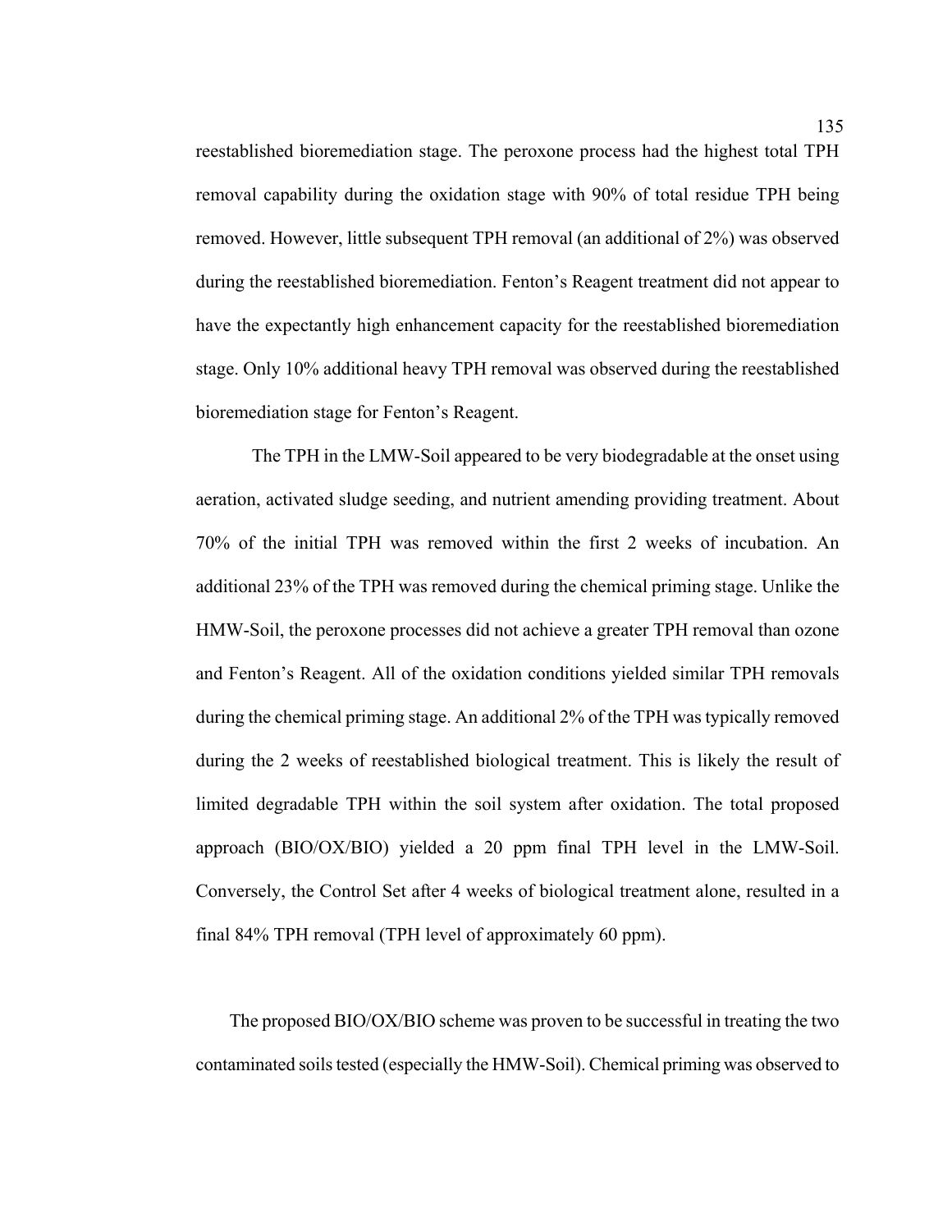reestablished bioremediation stage. The peroxone process had the highest total TPH removal capability during the oxidation stage with 90% of total residue TPH being removed. However, little subsequent TPH removal (an additional of 2%) was observed during the reestablished bioremediation. Fenton's Reagent treatment did not appear to have the expectantly high enhancement capacity for the reestablished bioremediation stage. Only 10% additional heavy TPH removal was observed during the reestablished bioremediation stage for Fenton's Reagent.

The TPH in the LMW-Soil appeared to be very biodegradable at the onset using aeration, activated sludge seeding, and nutrient amending providing treatment. About 70% of the initial TPH was removed within the first 2 weeks of incubation. An additional 23% of the TPH was removed during the chemical priming stage. Unlike the HMW-Soil, the peroxone processes did not achieve a greater TPH removal than ozone and Fenton's Reagent. All of the oxidation conditions yielded similar TPH removals during the chemical priming stage. An additional 2% of the TPH was typically removed during the 2 weeks of reestablished biological treatment. This is likely the result of limited degradable TPH within the soil system after oxidation. The total proposed approach (BIO/OX/BIO) yielded a 20 ppm final TPH level in the LMW-Soil. Conversely, the Control Set after 4 weeks of biological treatment alone, resulted in a final 84% TPH removal (TPH level of approximately 60 ppm).

The proposed BIO/OX/BIO scheme was proven to be successful in treating the two contaminated soils tested (especially the HMW-Soil). Chemical priming was observed to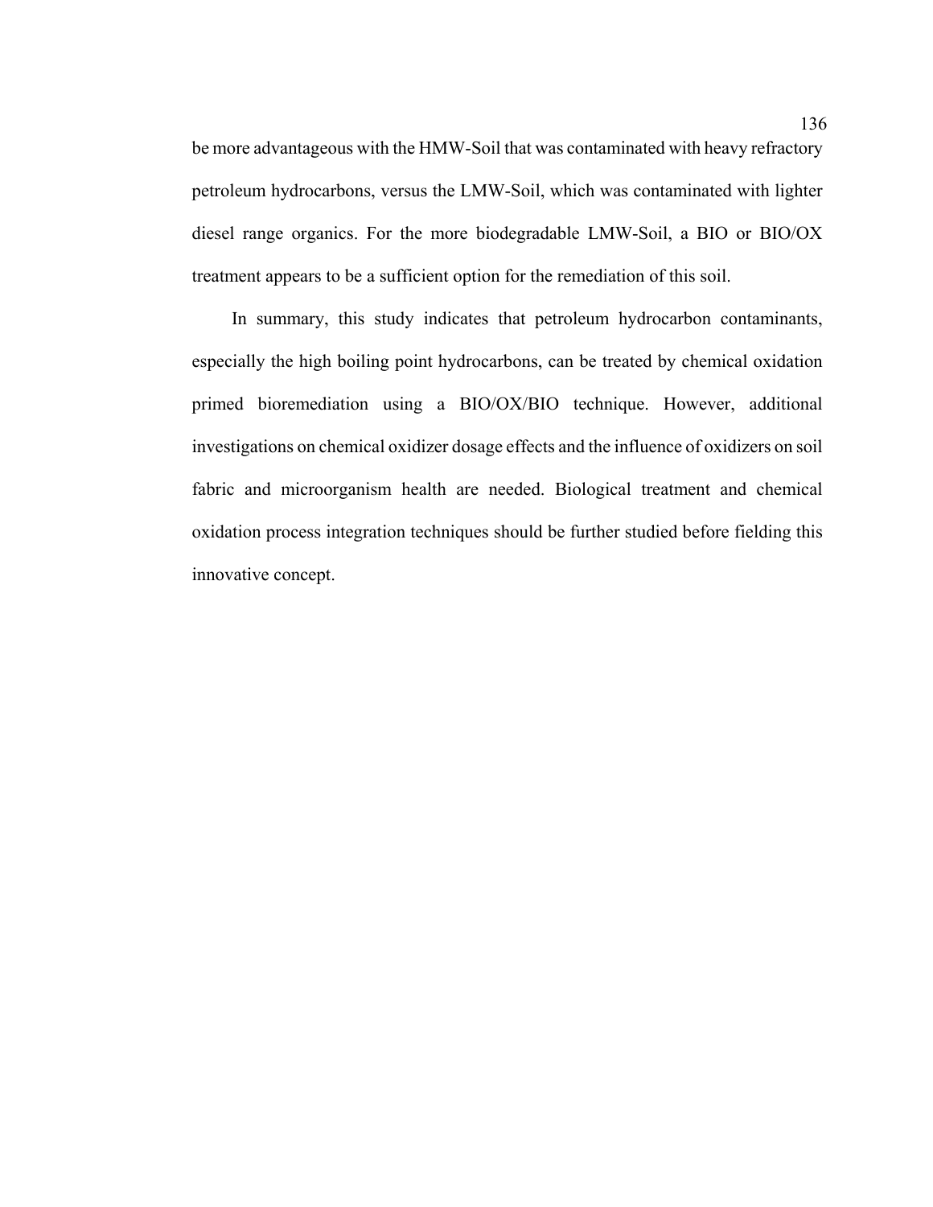be more advantageous with the HMW-Soil that was contaminated with heavy refractory petroleum hydrocarbons, versus the LMW-Soil, which was contaminated with lighter diesel range organics. For the more biodegradable LMW-Soil, a BIO or BIO/OX treatment appears to be a sufficient option for the remediation of this soil.

In summary, this study indicates that petroleum hydrocarbon contaminants, especially the high boiling point hydrocarbons, can be treated by chemical oxidation primed bioremediation using a BIO/OX/BIO technique. However, additional investigations on chemical oxidizer dosage effects and the influence of oxidizers on soil fabric and microorganism health are needed. Biological treatment and chemical oxidation process integration techniques should be further studied before fielding this innovative concept.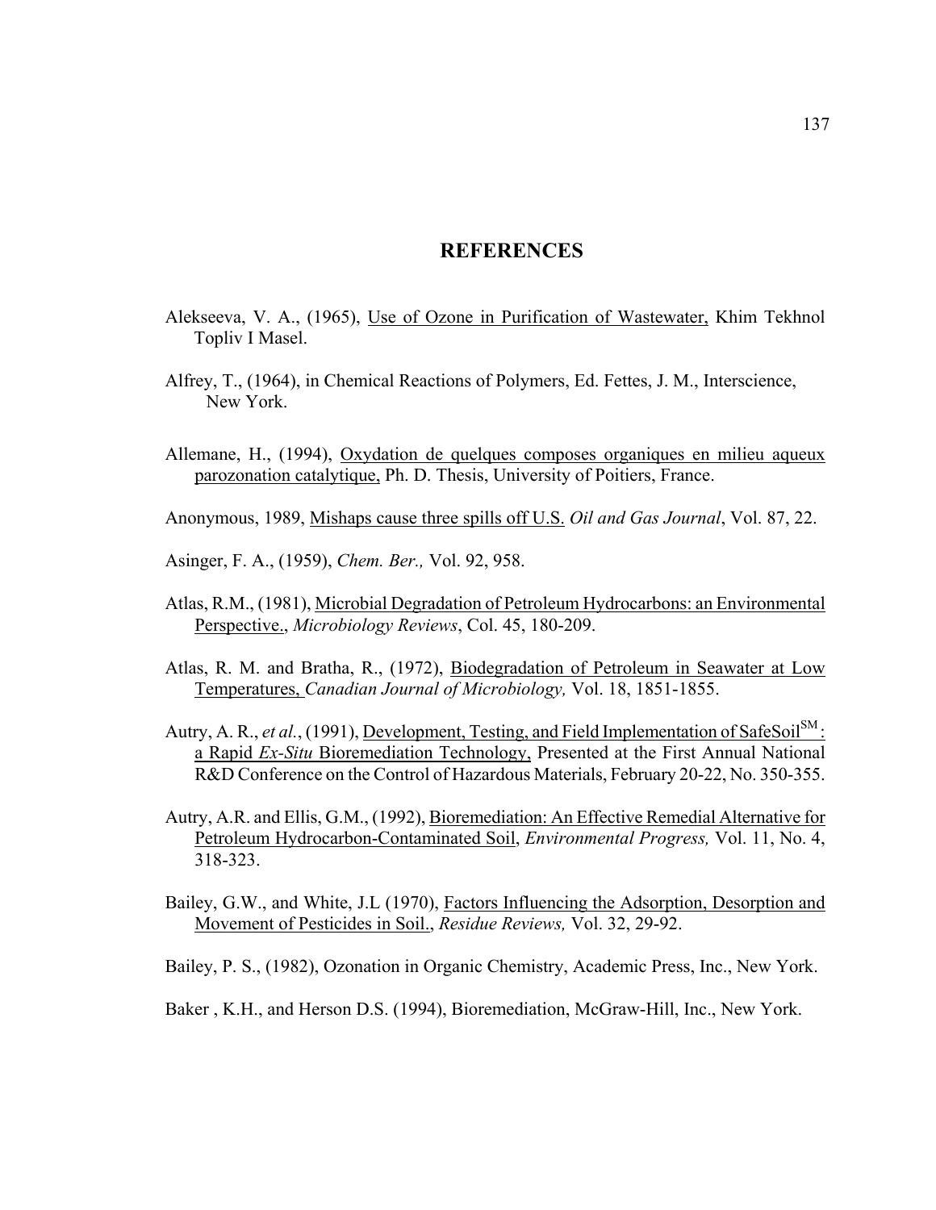# REFERENCES

Alekseeva, V. A., (1965), Use of Ozone in Purification of Wastewater, Khim Tekhnol Topliv I Masel.

Alfrey, T., (1964), in Chemical Reactions of Polymers, Ed. Fettes, J. M., Interscience, New York.

Allemane, H., (1994), Oxydation de quelques composes organiques en milieu aqueux parozonation catalytique, Ph. D. Thesis, University of Poitiers, France.

Anonymous, 1989, Mishaps cause three spills off U.S. *Oil and Gas Journal*, Vol. 87, 22.

Asinger, F. A., (1959), *Chem. Ber.,* Vol. 92, 958.

Atlas, R.M., (1981), Microbial Degradation of Petroleum Hydrocarbons: an Environmental Perspective., *Microbiology Reviews*, Col. 45, 180-209.

Atlas, R. M. and Bratha, R., (1972), Biodegradation of Petroleum in Seawater at Low Temperatures, *Canadian Journal of Microbiology,* Vol. 18, 1851-1855.

Autry, A. R., *et al.*, (1991), Development, Testing, and Field Implementation of SafeSoil$^{SM}$: a Rapid *Ex-Situ* Bioremediation Technology, Presented at the First Annual National R&D Conference on the Control of Hazardous Materials, February 20-22, No. 350-355.

Autry, A.R. and Ellis, G.M., (1992), Bioremediation: An Effective Remedial Alternative for Petroleum Hydrocarbon-Contaminated Soil, *Environmental Progress,* Vol. 11, No. 4, 318-323.

Bailey, G.W., and White, J.L (1970), Factors Influencing the Adsorption, Desorption and Movement of Pesticides in Soil., *Residue Reviews,* Vol. 32, 29-92.

Bailey, P. S., (1982), Ozonation in Organic Chemistry, Academic Press, Inc., New York.

Baker , K.H., and Herson D.S. (1994), Bioremediation, McGraw-Hill, Inc., New York.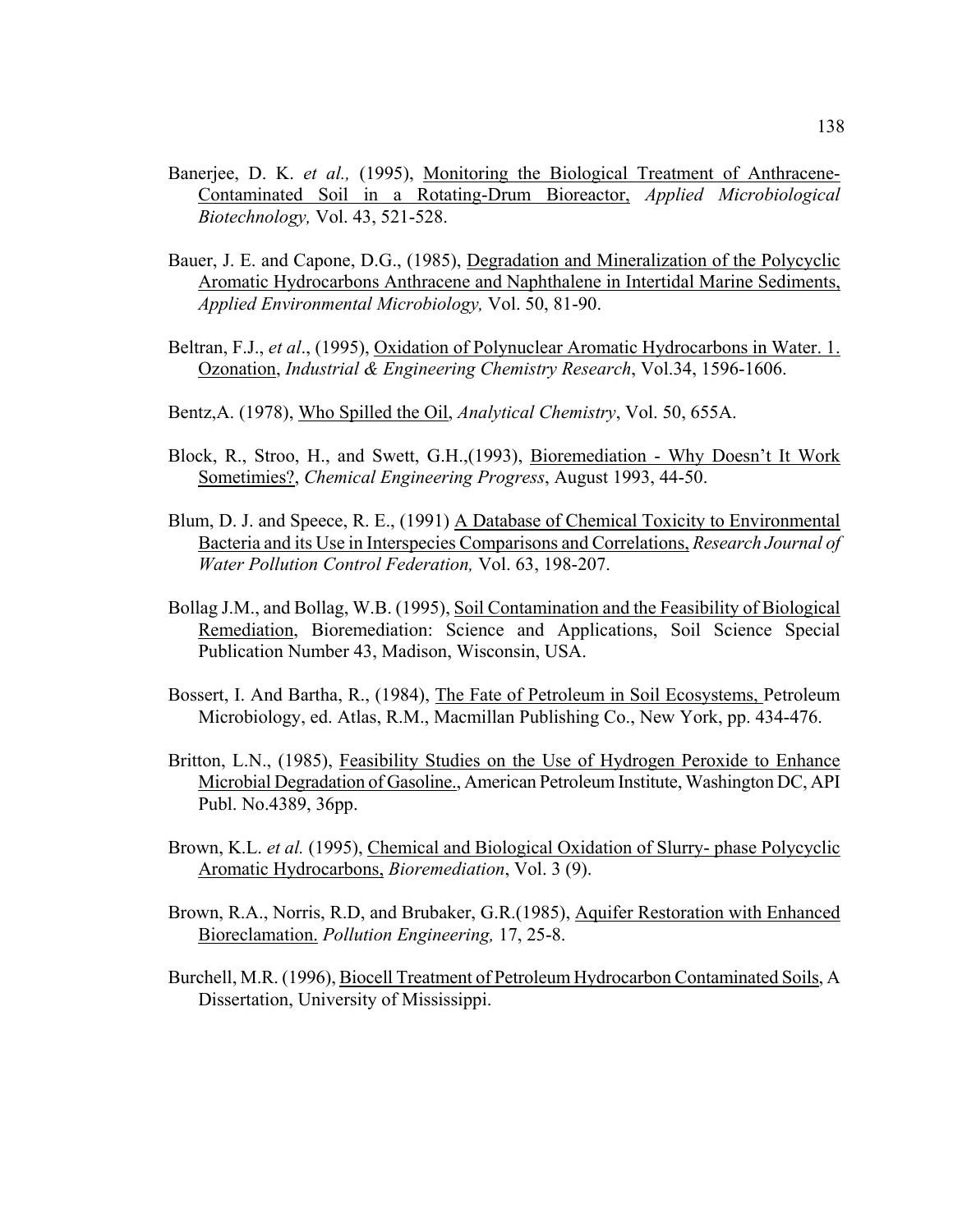Banerjee, D. K. *et al.,* (1995), Monitoring the Biological Treatment of Anthracene-Contaminated Soil in a Rotating-Drum Bioreactor, *Applied Microbiological Biotechnology,* Vol. 43, 521-528.

Bauer, J. E. and Capone, D.G., (1985), Degradation and Mineralization of the Polycyclic Aromatic Hydrocarbons Anthracene and Naphthalene in Intertidal Marine Sediments, *Applied Environmental Microbiology,* Vol. 50, 81-90.

Beltran, F.J., *et al*., (1995), Oxidation of Polynuclear Aromatic Hydrocarbons in Water. 1. Ozonation, *Industrial & Engineering Chemistry Research*, Vol.34, 1596-1606.

Bentz,A. (1978), Who Spilled the Oil, *Analytical Chemistry*, Vol. 50, 655A.

Block, R., Stroo, H., and Swett, G.H.,(1993), Bioremediation - Why Doesn't It Work Sometimies?, *Chemical Engineering Progress*, August 1993, 44-50.

Blum, D. J. and Speece, R. E., (1991) A Database of Chemical Toxicity to Environmental Bacteria and its Use in Interspecies Comparisons and Correlations, *Research Journal of Water Pollution Control Federation,* Vol. 63, 198-207.

Bollag J.M., and Bollag, W.B. (1995), Soil Contamination and the Feasibility of Biological Remediation, Bioremediation: Science and Applications, Soil Science Special Publication Number 43, Madison, Wisconsin, USA.

Bossert, I. And Bartha, R., (1984), The Fate of Petroleum in Soil Ecosystems, Petroleum Microbiology, ed. Atlas, R.M., Macmillan Publishing Co., New York, pp. 434-476.

Britton, L.N., (1985), Feasibility Studies on the Use of Hydrogen Peroxide to Enhance Microbial Degradation of Gasoline., American Petroleum Institute, Washington DC, API Publ. No.4389, 36pp.

Brown, K.L. *et al.* (1995), Chemical and Biological Oxidation of Slurry- phase Polycyclic Aromatic Hydrocarbons, *Bioremediation*, Vol. 3 (9).

Brown, R.A., Norris, R.D, and Brubaker, G.R.(1985), Aquifer Restoration with Enhanced Bioreclamation. *Pollution Engineering,* 17, 25-8.

Burchell, M.R. (1996), Biocell Treatment of Petroleum Hydrocarbon Contaminated Soils, A Dissertation, University of Mississippi.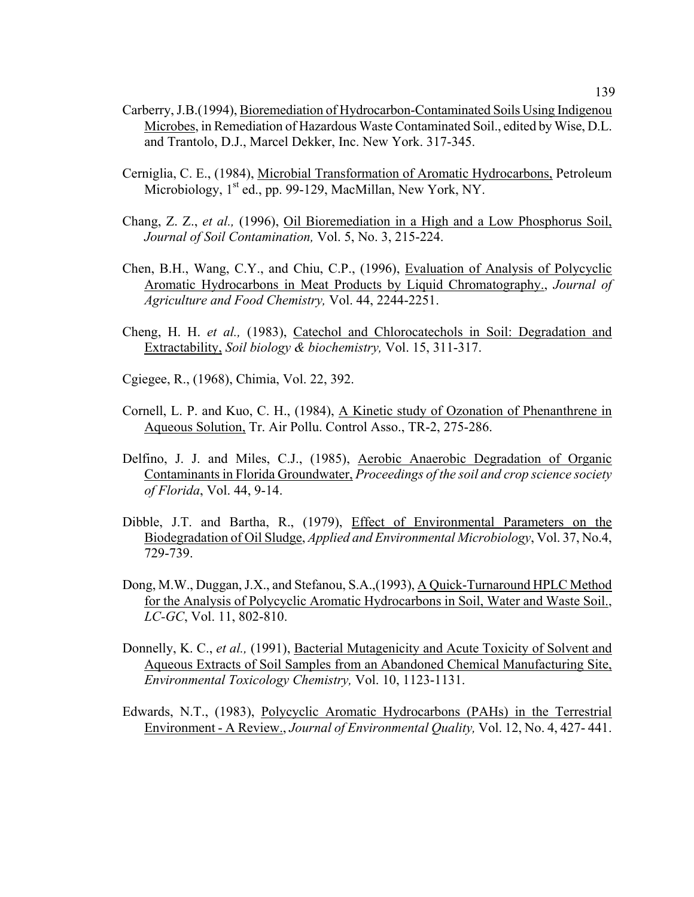Carberry, J.B.(1994), Bioremediation of Hydrocarbon-Contaminated Soils Using Indigenou Microbes, in Remediation of Hazardous Waste Contaminated Soil., edited by Wise, D.L. and Trantolo, D.J., Marcel Dekker, Inc. New York. 317-345.

Cerniglia, C. E., (1984), Microbial Transformation of Aromatic Hydrocarbons, Petroleum Microbiology, 1st ed., pp. 99-129, MacMillan, New York, NY.

Chang, Z. Z., *et al.,* (1996), Oil Bioremediation in a High and a Low Phosphorus Soil, *Journal of Soil Contamination,* Vol. 5, No. 3, 215-224.

Chen, B.H., Wang, C.Y., and Chiu, C.P., (1996), Evaluation of Analysis of Polycyclic Aromatic Hydrocarbons in Meat Products by Liquid Chromatography., *Journal of Agriculture and Food Chemistry,* Vol. 44, 2244-2251.

Cheng, H. H. *et al.,* (1983), Catechol and Chlorocatechols in Soil: Degradation and Extractability, *Soil biology & biochemistry,* Vol. 15, 311-317.

Cgiegee, R., (1968), Chimia, Vol. 22, 392.

Cornell, L. P. and Kuo, C. H., (1984), A Kinetic study of Ozonation of Phenanthrene in Aqueous Solution, Tr. Air Pollu. Control Asso., TR-2, 275-286.

Delfino, J. J. and Miles, C.J., (1985), Aerobic Anaerobic Degradation of Organic Contaminants in Florida Groundwater, *Proceedings of the soil and crop science society of Florida*, Vol. 44, 9-14.

Dibble, J.T. and Bartha, R., (1979), Effect of Environmental Parameters on the Biodegradation of Oil Sludge, *Applied and Environmental Microbiology*, Vol. 37, No.4, 729-739.

Dong, M.W., Duggan, J.X., and Stefanou, S.A.,(1993), A Quick-Turnaround HPLC Method for the Analysis of Polycyclic Aromatic Hydrocarbons in Soil, Water and Waste Soil., *LC-GC*, Vol. 11, 802-810.

Donnelly, K. C., *et al.,* (1991), Bacterial Mutagenicity and Acute Toxicity of Solvent and Aqueous Extracts of Soil Samples from an Abandoned Chemical Manufacturing Site, *Environmental Toxicology Chemistry,* Vol. 10, 1123-1131.

Edwards, N.T., (1983), Polycyclic Aromatic Hydrocarbons (PAHs) in the Terrestrial Environment - A Review., *Journal of Environmental Quality,* Vol. 12, No. 4, 427- 441.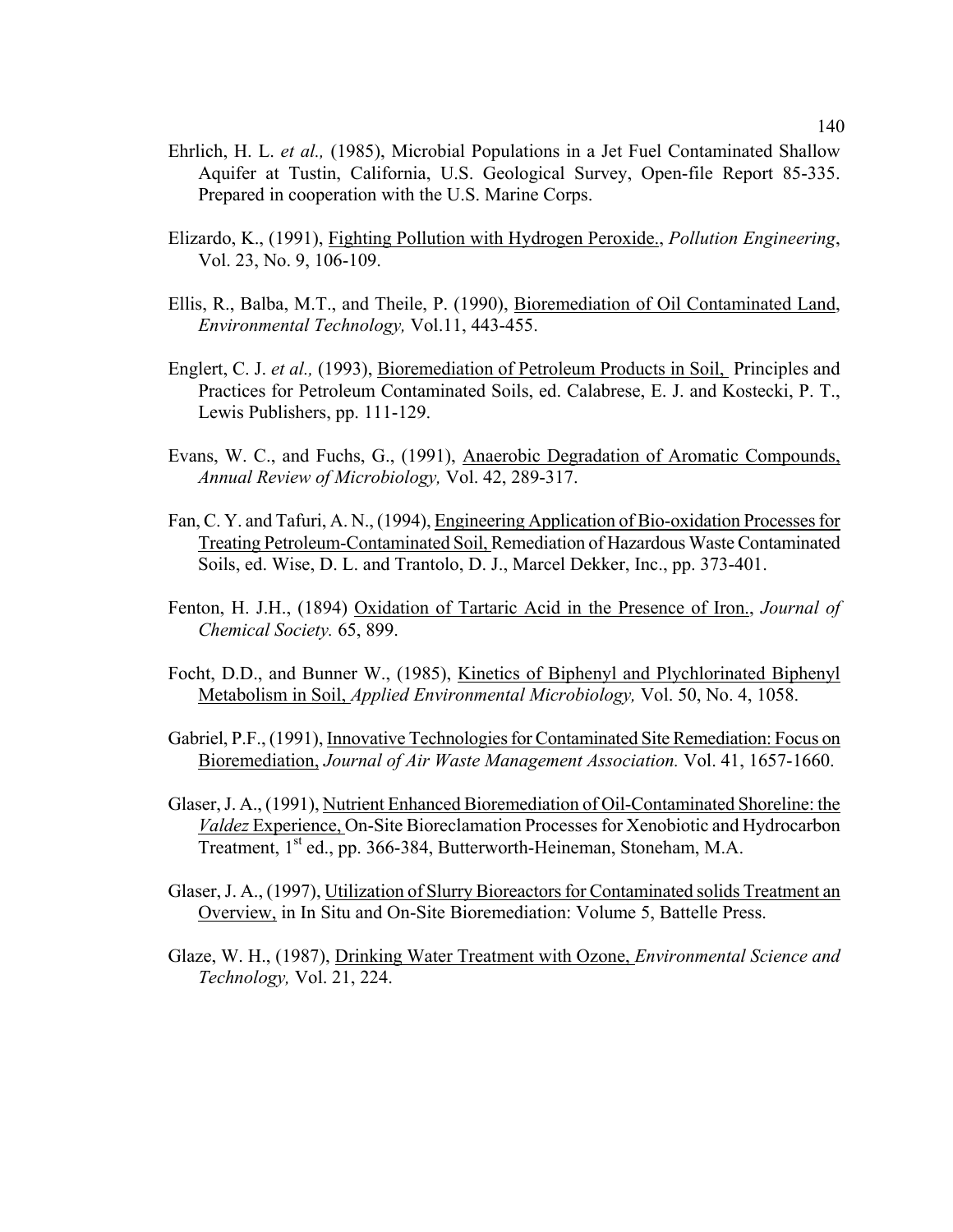Ehrlich, H. L. *et al.,* (1985), Microbial Populations in a Jet Fuel Contaminated Shallow Aquifer at Tustin, California, U.S. Geological Survey, Open-file Report 85-335. Prepared in cooperation with the U.S. Marine Corps.

Elizardo, K., (1991), <u>Fighting Pollution with Hydrogen Peroxide.</u>, *Pollution Engineering*, Vol. 23, No. 9, 106-109.

Ellis, R., Balba, M.T., and Theile, P. (1990), <u>Bioremediation of Oil Contaminated Land</u>, *Environmental Technology,* Vol.11, 443-455.

Englert, C. J. *et al.,* (1993), <u>Bioremediation of Petroleum Products in Soil,</u> Principles and Practices for Petroleum Contaminated Soils, ed. Calabrese, E. J. and Kostecki, P. T., Lewis Publishers, pp. 111-129.

Evans, W. C., and Fuchs, G., (1991), <u>Anaerobic Degradation of Aromatic Compounds,</u> *Annual Review of Microbiology,* Vol. 42, 289-317.

Fan, C. Y. and Tafuri, A. N., (1994), <u>Engineering Application of Bio-oxidation Processes for Treating Petroleum-Contaminated Soil,</u> Remediation of Hazardous Waste Contaminated Soils, ed. Wise, D. L. and Trantolo, D. J., Marcel Dekker, Inc., pp. 373-401.

Fenton, H. J.H., (1894) <u>Oxidation of Tartaric Acid in the Presence of Iron.</u>, *Journal of Chemical Society.* 65, 899.

Focht, D.D., and Bunner W., (1985), <u>Kinetics of Biphenyl and Plychlorinated Biphenyl Metabolism in Soil,</u> *Applied Environmental Microbiology,* Vol. 50, No. 4, 1058.

Gabriel, P.F., (1991), <u>Innovative Technologies for Contaminated Site Remediation: Focus on Bioremediation,</u> *Journal of Air Waste Management Association.* Vol. 41, 1657-1660.

Glaser, J. A., (1991), <u>Nutrient Enhanced Bioremediation of Oil-Contaminated Shoreline: the *Valdez* Experience,</u> On-Site Bioreclamation Processes for Xenobiotic and Hydrocarbon Treatment, 1st ed., pp. 366-384, Butterworth-Heineman, Stoneham, M.A.

Glaser, J. A., (1997), <u>Utilization of Slurry Bioreactors for Contaminated solids Treatment an Overview,</u> in In Situ and On-Site Bioremediation: Volume 5, Battelle Press.

Glaze, W. H., (1987), <u>Drinking Water Treatment with Ozone,</u> *Environmental Science and Technology,* Vol. 21, 224.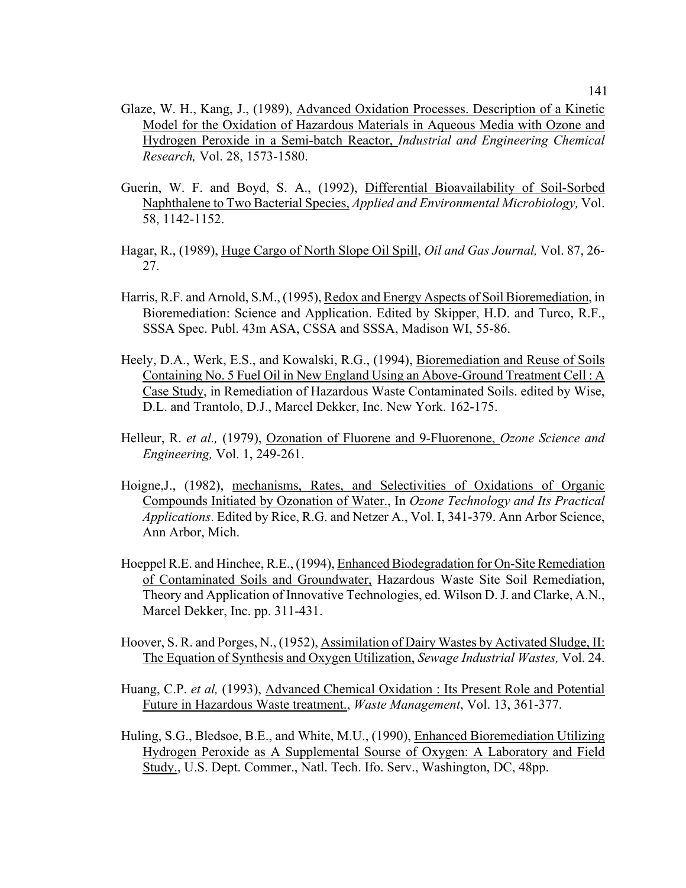Glaze, W. H., Kang, J., (1989), Advanced Oxidation Processes. Description of a Kinetic Model for the Oxidation of Hazardous Materials in Aqueous Media with Ozone and Hydrogen Peroxide in a Semi-batch Reactor, *Industrial and Engineering Chemical Research,* Vol. 28, 1573-1580.

Guerin, W. F. and Boyd, S. A., (1992), Differential Bioavailability of Soil-Sorbed Naphthalene to Two Bacterial Species, *Applied and Environmental Microbiology,* Vol. 58, 1142-1152.

Hagar, R., (1989), Huge Cargo of North Slope Oil Spill, *Oil and Gas Journal,* Vol. 87, 26-27.

Harris, R.F. and Arnold, S.M., (1995), Redox and Energy Aspects of Soil Bioremediation, in Bioremediation: Science and Application. Edited by Skipper, H.D. and Turco, R.F., SSSA Spec. Publ. 43m ASA, CSSA and SSSA, Madison WI, 55-86.

Heely, D.A., Werk, E.S., and Kowalski, R.G., (1994), Bioremediation and Reuse of Soils Containing No. 5 Fuel Oil in New England Using an Above-Ground Treatment Cell : A Case Study, in Remediation of Hazardous Waste Contaminated Soils. edited by Wise, D.L. and Trantolo, D.J., Marcel Dekker, Inc. New York. 162-175.

Helleur, R. *et al.,* (1979), Ozonation of Fluorene and 9-Fluorenone, *Ozone Science and Engineering,* Vol. 1, 249-261.

Hoigne,J., (1982), mechanisms, Rates, and Selectivities of Oxidations of Organic Compounds Initiated by Ozonation of Water., In *Ozone Technology and Its Practical Applications*. Edited by Rice, R.G. and Netzer A., Vol. I, 341-379. Ann Arbor Science, Ann Arbor, Mich.

Hoeppel R.E. and Hinchee, R.E., (1994), Enhanced Biodegradation for On-Site Remediation of Contaminated Soils and Groundwater, Hazardous Waste Site Soil Remediation, Theory and Application of Innovative Technologies, ed. Wilson D. J. and Clarke, A.N., Marcel Dekker, Inc. pp. 311-431.

Hoover, S. R. and Porges, N., (1952), Assimilation of Dairy Wastes by Activated Sludge, II: The Equation of Synthesis and Oxygen Utilization, *Sewage Industrial Wastes,* Vol. 24.

Huang, C.P. *et al,* (1993), Advanced Chemical Oxidation : Its Present Role and Potential Future in Hazardous Waste treatment., *Waste Management*, Vol. 13, 361-377.

Huling, S.G., Bledsoe, B.E., and White, M.U., (1990), Enhanced Bioremediation Utilizing Hydrogen Peroxide as A Supplemental Sourse of Oxygen: A Laboratory and Field Study., U.S. Dept. Commer., Natl. Tech. Ifo. Serv., Washington, DC, 48pp.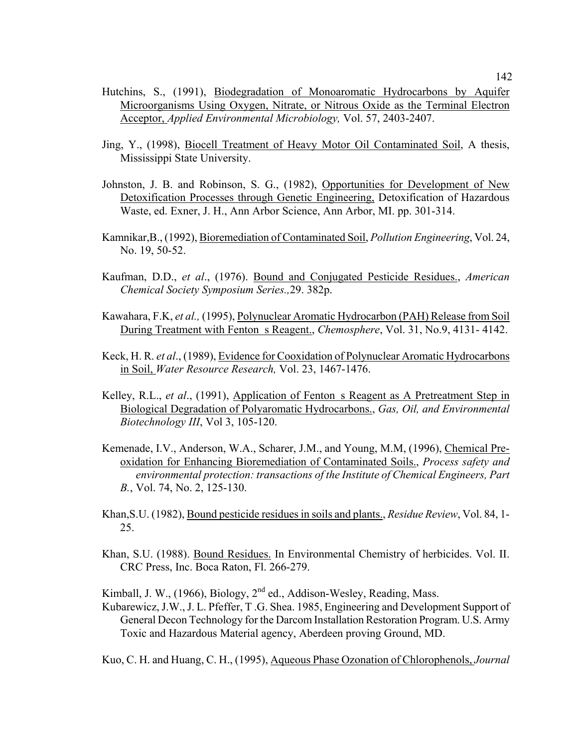Hutchins, S., (1991), Biodegradation of Monoaromatic Hydrocarbons by Aquifer Microorganisms Using Oxygen, Nitrate, or Nitrous Oxide as the Terminal Electron Acceptor, *Applied Environmental Microbiology,* Vol. 57, 2403-2407.

Jing, Y., (1998), Biocell Treatment of Heavy Motor Oil Contaminated Soil, A thesis, Mississippi State University.

Johnston, J. B. and Robinson, S. G., (1982), Opportunities for Development of New Detoxification Processes through Genetic Engineering, Detoxification of Hazardous Waste, ed. Exner, J. H., Ann Arbor Science, Ann Arbor, MI. pp. 301-314.

Kamnikar,B., (1992), Bioremediation of Contaminated Soil, *Pollution Engineering*, Vol. 24, No. 19, 50-52.

Kaufman, D.D., *et al*., (1976). Bound and Conjugated Pesticide Residues., *American Chemical Society Symposium Series.,*29. 382p.

Kawahara, F.K, *et al.,* (1995), Polynuclear Aromatic Hydrocarbon (PAH) Release from Soil During Treatment with Fenton s Reagent., *Chemosphere*, Vol. 31, No.9, 4131- 4142.

Keck, H. R. *et al*., (1989), Evidence for Cooxidation of Polynuclear Aromatic Hydrocarbons in Soil, *Water Resource Research,* Vol. 23, 1467-1476.

Kelley, R.L., *et al*., (1991), Application of Fenton s Reagent as A Pretreatment Step in Biological Degradation of Polyaromatic Hydrocarbons., *Gas, Oil, and Environmental Biotechnology III*, Vol 3, 105-120.

Kemenade, I.V., Anderson, W.A., Scharer, J.M., and Young, M.M, (1996), Chemical Pre-oxidation for Enhancing Bioremediation of Contaminated Soils., *Process safety and environmental protection: transactions of the Institute of Chemical Engineers, Part B.*, Vol. 74, No. 2, 125-130.

Khan,S.U. (1982), Bound pesticide residues in soils and plants., *Residue Review*, Vol. 84, 1-25.

Khan, S.U. (1988). Bound Residues. In Environmental Chemistry of herbicides. Vol. II. CRC Press, Inc. Boca Raton, Fl. 266-279.

Kimball, J. W., (1966), Biology, 2nd ed., Addison-Wesley, Reading, Mass.

Kubarewicz, J.W., J. L. Pfeffer, T .G. Shea. 1985, Engineering and Development Support of General Decon Technology for the Darcom Installation Restoration Program. U.S. Army Toxic and Hazardous Material agency, Aberdeen proving Ground, MD.

Kuo, C. H. and Huang, C. H., (1995), Aqueous Phase Ozonation of Chlorophenols, *Journal*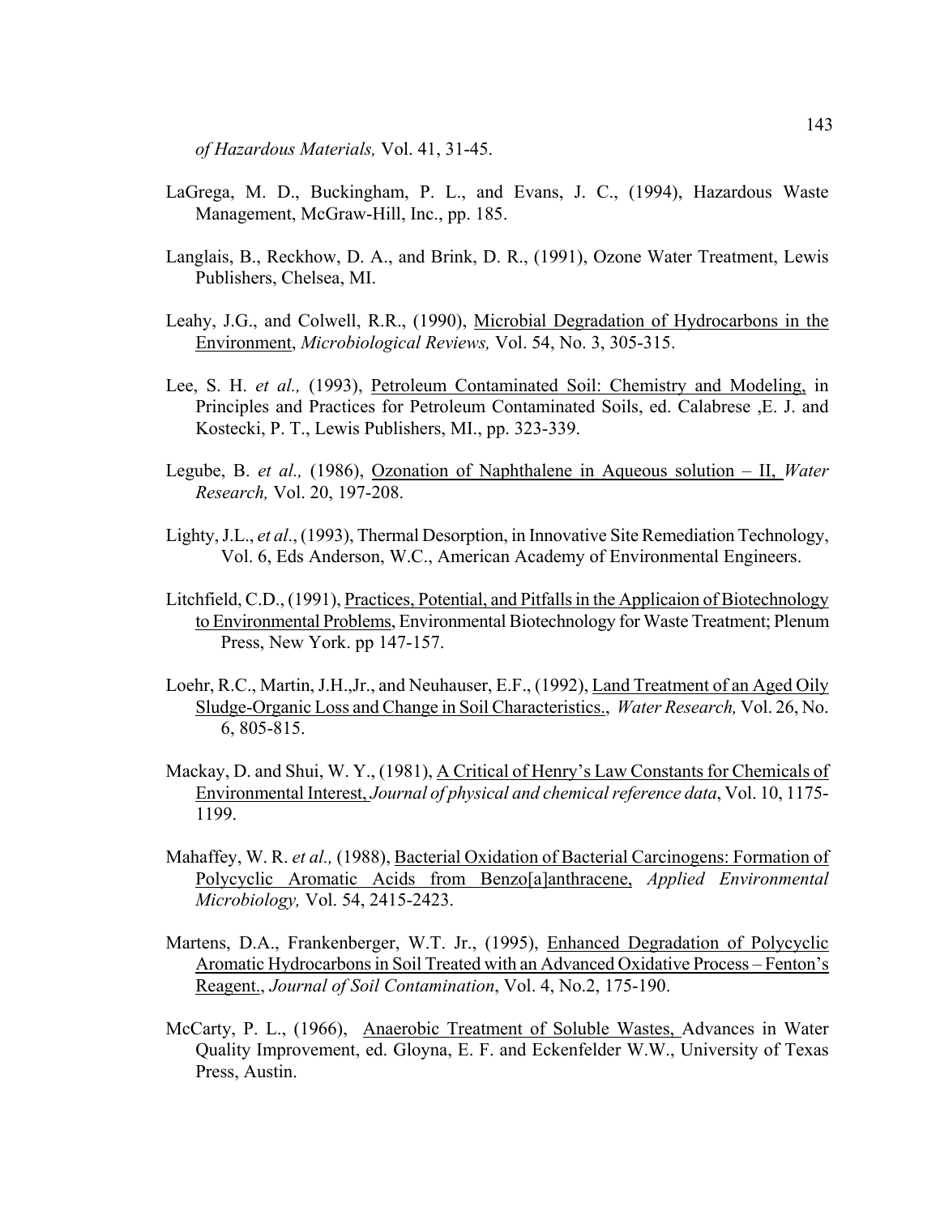*of Hazardous Materials,* Vol. 41, 31-45.

LaGrega, M. D., Buckingham, P. L., and Evans, J. C., (1994), Hazardous Waste Management, McGraw-Hill, Inc., pp. 185.

Langlais, B., Reckhow, D. A., and Brink, D. R., (1991), Ozone Water Treatment, Lewis Publishers, Chelsea, MI.

Leahy, J.G., and Colwell, R.R., (1990), Microbial Degradation of Hydrocarbons in the Environment, *Microbiological Reviews,* Vol. 54, No. 3, 305-315.

Lee, S. H. *et al.,* (1993), Petroleum Contaminated Soil: Chemistry and Modeling, in Principles and Practices for Petroleum Contaminated Soils, ed. Calabrese ,E. J. and Kostecki, P. T., Lewis Publishers, MI., pp. 323-339.

Legube, B. *et al.,* (1986), Ozonation of Naphthalene in Aqueous solution – II, *Water Research,* Vol. 20, 197-208.

Lighty, J.L., *et al*., (1993), Thermal Desorption, in Innovative Site Remediation Technology, Vol. 6, Eds Anderson, W.C., American Academy of Environmental Engineers.

Litchfield, C.D., (1991), Practices, Potential, and Pitfalls in the Applicaion of Biotechnology to Environmental Problems, Environmental Biotechnology for Waste Treatment; Plenum Press, New York. pp 147-157.

Loehr, R.C., Martin, J.H.,Jr., and Neuhauser, E.F., (1992), Land Treatment of an Aged Oily Sludge-Organic Loss and Change in Soil Characteristics., *Water Research,* Vol. 26, No. 6, 805-815.

Mackay, D. and Shui, W. Y., (1981), A Critical of Henry's Law Constants for Chemicals of Environmental Interest, *Journal of physical and chemical reference data*, Vol. 10, 1175-1199.

Mahaffey, W. R. *et al.,* (1988), Bacterial Oxidation of Bacterial Carcinogens: Formation of Polycyclic Aromatic Acids from Benzo[a]anthracene, *Applied Environmental Microbiology,* Vol. 54, 2415-2423.

Martens, D.A., Frankenberger, W.T. Jr., (1995), Enhanced Degradation of Polycyclic Aromatic Hydrocarbons in Soil Treated with an Advanced Oxidative Process – Fenton's Reagent., *Journal of Soil Contamination*, Vol. 4, No.2, 175-190.

McCarty, P. L., (1966), Anaerobic Treatment of Soluble Wastes, Advances in Water Quality Improvement, ed. Gloyna, E. F. and Eckenfelder W.W., University of Texas Press, Austin.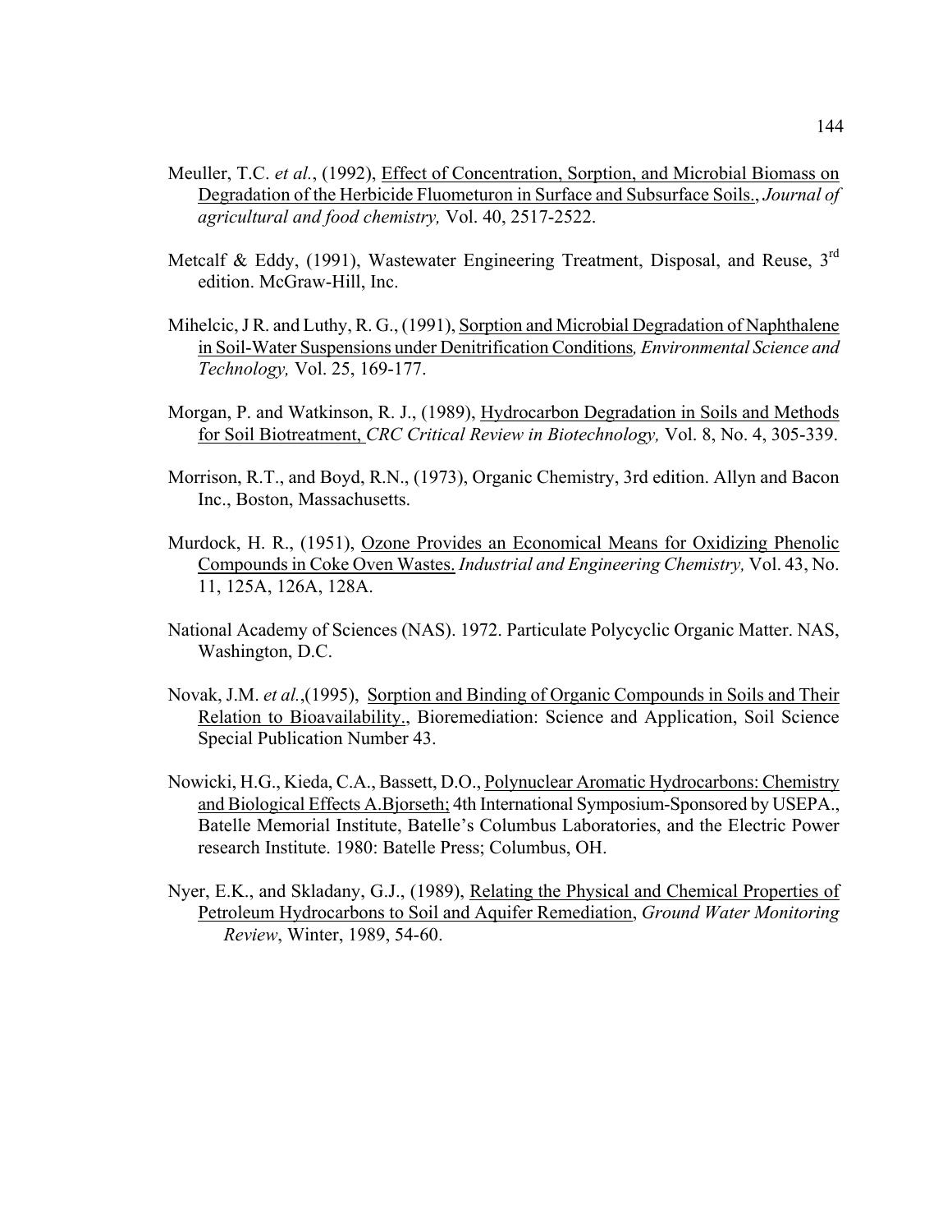Meuller, T.C. *et al.*, (1992), Effect of Concentration, Sorption, and Microbial Biomass on Degradation of the Herbicide Fluometuron in Surface and Subsurface Soils., *Journal of agricultural and food chemistry,* Vol. 40, 2517-2522.

Metcalf & Eddy, (1991), Wastewater Engineering Treatment, Disposal, and Reuse, 3rd edition. McGraw-Hill, Inc.

Mihelcic, J R. and Luthy, R. G., (1991), Sorption and Microbial Degradation of Naphthalene in Soil-Water Suspensions under Denitrification Conditions*, Environmental Science and Technology,* Vol. 25, 169-177.

Morgan, P. and Watkinson, R. J., (1989), Hydrocarbon Degradation in Soils and Methods for Soil Biotreatment, *CRC Critical Review in Biotechnology,* Vol. 8, No. 4, 305-339.

Morrison, R.T., and Boyd, R.N., (1973), Organic Chemistry, 3rd edition. Allyn and Bacon Inc., Boston, Massachusetts.

Murdock, H. R., (1951), Ozone Provides an Economical Means for Oxidizing Phenolic Compounds in Coke Oven Wastes. *Industrial and Engineering Chemistry,* Vol. 43, No. 11, 125A, 126A, 128A.

National Academy of Sciences (NAS). 1972. Particulate Polycyclic Organic Matter. NAS, Washington, D.C.

Novak, J.M. *et al.*,(1995), Sorption and Binding of Organic Compounds in Soils and Their Relation to Bioavailability., Bioremediation: Science and Application, Soil Science Special Publication Number 43.

Nowicki, H.G., Kieda, C.A., Bassett, D.O., Polynuclear Aromatic Hydrocarbons: Chemistry and Biological Effects A.Bjorseth; 4th International Symposium-Sponsored by USEPA., Batelle Memorial Institute, Batelle's Columbus Laboratories, and the Electric Power research Institute. 1980: Batelle Press; Columbus, OH.

Nyer, E.K., and Skladany, G.J., (1989), Relating the Physical and Chemical Properties of Petroleum Hydrocarbons to Soil and Aquifer Remediation, *Ground Water Monitoring Review*, Winter, 1989, 54-60.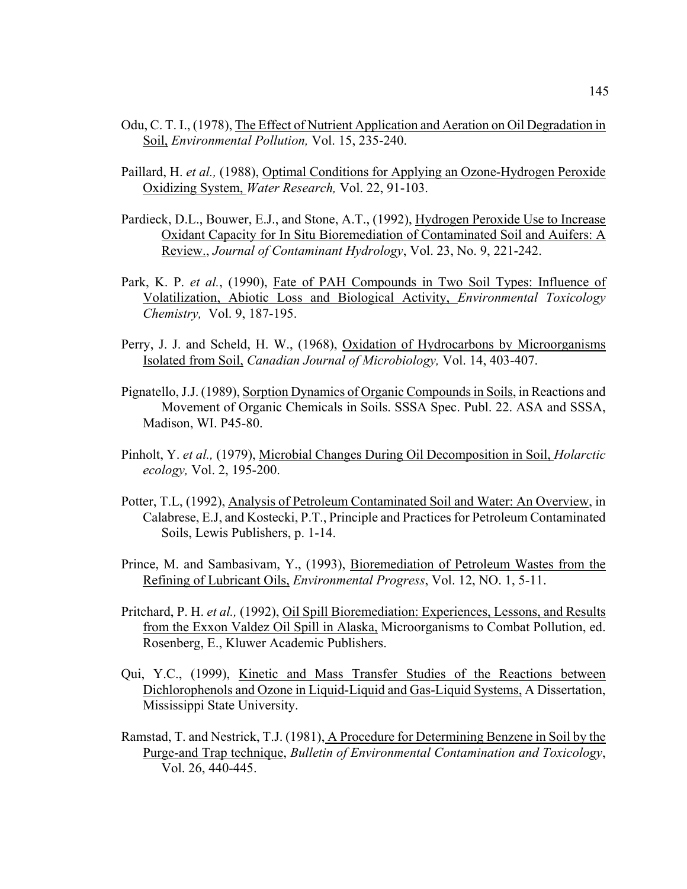Odu, C. T. I., (1978), The Effect of Nutrient Application and Aeration on Oil Degradation in Soil, *Environmental Pollution,* Vol. 15, 235-240.

Paillard, H. *et al.,* (1988), Optimal Conditions for Applying an Ozone-Hydrogen Peroxide Oxidizing System, *Water Research,* Vol. 22, 91-103.

Pardieck, D.L., Bouwer, E.J., and Stone, A.T., (1992), Hydrogen Peroxide Use to Increase Oxidant Capacity for In Situ Bioremediation of Contaminated Soil and Auifers: A Review., *Journal of Contaminant Hydrology*, Vol. 23, No. 9, 221-242.

Park, K. P. *et al.*, (1990), Fate of PAH Compounds in Two Soil Types: Influence of Volatilization, Abiotic Loss and Biological Activity, *Environmental Toxicology Chemistry,* Vol. 9, 187-195.

Perry, J. J. and Scheld, H. W., (1968), Oxidation of Hydrocarbons by Microorganisms Isolated from Soil, *Canadian Journal of Microbiology,* Vol. 14, 403-407.

Pignatello, J.J. (1989), Sorption Dynamics of Organic Compounds in Soils, in Reactions and Movement of Organic Chemicals in Soils. SSSA Spec. Publ. 22. ASA and SSSA, Madison, WI. P45-80.

Pinholt, Y. *et al.,* (1979), Microbial Changes During Oil Decomposition in Soil, *Holarctic ecology,* Vol. 2, 195-200.

Potter, T.L, (1992), Analysis of Petroleum Contaminated Soil and Water: An Overview, in Calabrese, E.J, and Kostecki, P.T., Principle and Practices for Petroleum Contaminated Soils, Lewis Publishers, p. 1-14.

Prince, M. and Sambasivam, Y., (1993), Bioremediation of Petroleum Wastes from the Refining of Lubricant Oils, *Environmental Progress*, Vol. 12, NO. 1, 5-11.

Pritchard, P. H. *et al.,* (1992), Oil Spill Bioremediation: Experiences, Lessons, and Results from the Exxon Valdez Oil Spill in Alaska, Microorganisms to Combat Pollution, ed. Rosenberg, E., Kluwer Academic Publishers.

Qui, Y.C., (1999), Kinetic and Mass Transfer Studies of the Reactions between Dichlorophenols and Ozone in Liquid-Liquid and Gas-Liquid Systems, A Dissertation, Mississippi State University.

Ramstad, T. and Nestrick, T.J. (1981), A Procedure for Determining Benzene in Soil by the Purge-and Trap technique, *Bulletin of Environmental Contamination and Toxicology*, Vol. 26, 440-445.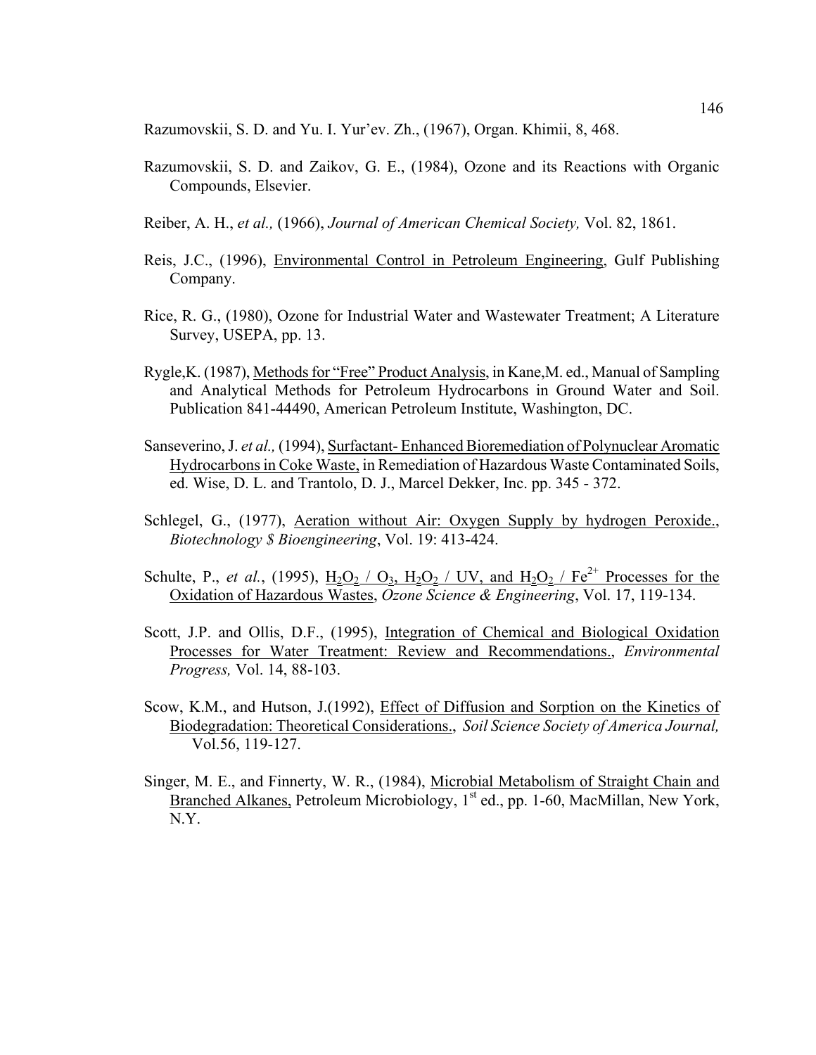Razumovskii, S. D. and Yu. I. Yur'ev. Zh., (1967), Organ. Khimii, 8, 468.

Razumovskii, S. D. and Zaikov, G. E., (1984), Ozone and its Reactions with Organic Compounds, Elsevier.

Reiber, A. H., *et al.,* (1966), *Journal of American Chemical Society,* Vol. 82, 1861.

Reis, J.C., (1996), Environmental Control in Petroleum Engineering, Gulf Publishing Company.

Rice, R. G., (1980), Ozone for Industrial Water and Wastewater Treatment; A Literature Survey, USEPA, pp. 13.

Rygle,K. (1987), Methods for "Free" Product Analysis, in Kane,M. ed., Manual of Sampling and Analytical Methods for Petroleum Hydrocarbons in Ground Water and Soil. Publication 841-44490, American Petroleum Institute, Washington, DC.

Sanseverino, J. *et al.,* (1994), Surfactant- Enhanced Bioremediation of Polynuclear Aromatic Hydrocarbons in Coke Waste, in Remediation of Hazardous Waste Contaminated Soils, ed. Wise, D. L. and Trantolo, D. J., Marcel Dekker, Inc. pp. 345 - 372.

Schlegel, G., (1977), Aeration without Air: Oxygen Supply by hydrogen Peroxide., *Biotechnology $ Bioengineering*, Vol. 19: 413-424.

Schulte, P., *et al.*, (1995), $H_2O_2$ / $O_3$, $H_2O_2$ / UV, and $H_2O_2$ / $Fe^{2+}$ Processes for the Oxidation of Hazardous Wastes, *Ozone Science & Engineering*, Vol. 17, 119-134.

Scott, J.P. and Ollis, D.F., (1995), Integration of Chemical and Biological Oxidation Processes for Water Treatment: Review and Recommendations., *Environmental Progress,* Vol. 14, 88-103.

Scow, K.M., and Hutson, J.(1992), Effect of Diffusion and Sorption on the Kinetics of Biodegradation: Theoretical Considerations., *Soil Science Society of America Journal,* Vol.56, 119-127.

Singer, M. E., and Finnerty, W. R., (1984), Microbial Metabolism of Straight Chain and Branched Alkanes, Petroleum Microbiology, 1st ed., pp. 1-60, MacMillan, New York, N.Y.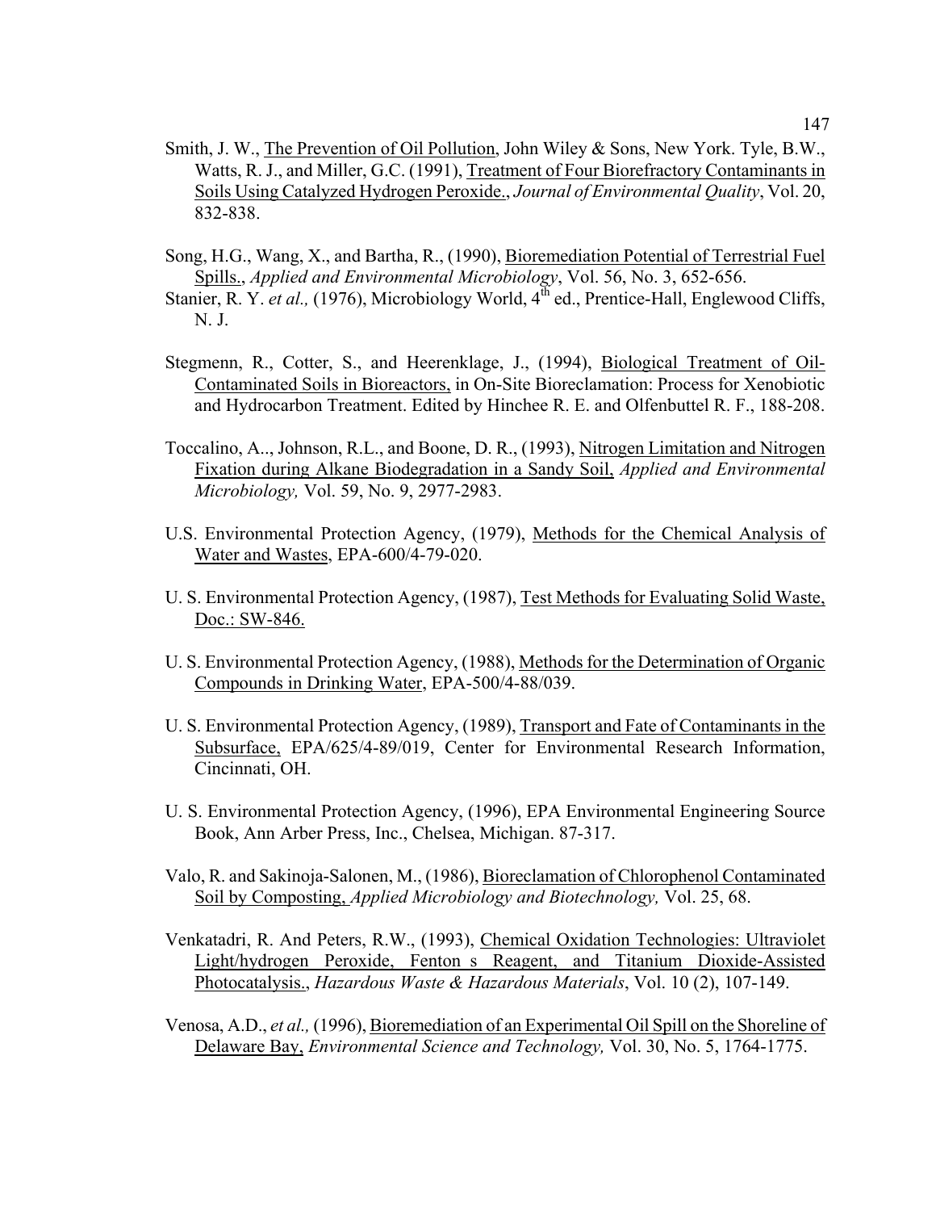Smith, J. W., The Prevention of Oil Pollution, John Wiley & Sons, New York. Tyle, B.W., Watts, R. J., and Miller, G.C. (1991), Treatment of Four Biorefractory Contaminants in Soils Using Catalyzed Hydrogen Peroxide., *Journal of Environmental Quality*, Vol. 20, 832-838.

Song, H.G., Wang, X., and Bartha, R., (1990), Bioremediation Potential of Terrestrial Fuel Spills., *Applied and Environmental Microbiology*, Vol. 56, No. 3, 652-656.

Stanier, R. Y. *et al.,* (1976), Microbiology World, $4^{th}$ ed., Prentice-Hall, Englewood Cliffs, N. J.

Stegmenn, R., Cotter, S., and Heerenklage, J., (1994), Biological Treatment of Oil-Contaminated Soils in Bioreactors, in On-Site Bioreclamation: Process for Xenobiotic and Hydrocarbon Treatment. Edited by Hinchee R. E. and Olfenbuttel R. F., 188-208.

Toccalino, A.., Johnson, R.L., and Boone, D. R., (1993), Nitrogen Limitation and Nitrogen Fixation during Alkane Biodegradation in a Sandy Soil, *Applied and Environmental Microbiology,* Vol. 59, No. 9, 2977-2983.

U.S. Environmental Protection Agency, (1979), Methods for the Chemical Analysis of Water and Wastes, EPA-600/4-79-020.

U. S. Environmental Protection Agency, (1987), Test Methods for Evaluating Solid Waste, Doc.: SW-846.

U. S. Environmental Protection Agency, (1988), Methods for the Determination of Organic Compounds in Drinking Water, EPA-500/4-88/039.

U. S. Environmental Protection Agency, (1989), Transport and Fate of Contaminants in the Subsurface, EPA/625/4-89/019, Center for Environmental Research Information, Cincinnati, OH.

U. S. Environmental Protection Agency, (1996), EPA Environmental Engineering Source Book, Ann Arber Press, Inc., Chelsea, Michigan. 87-317.

Valo, R. and Sakinoja-Salonen, M., (1986), Bioreclamation of Chlorophenol Contaminated Soil by Composting, *Applied Microbiology and Biotechnology,* Vol. 25, 68.

Venkatadri, R. And Peters, R.W., (1993), Chemical Oxidation Technologies: Ultraviolet Light/hydrogen Peroxide, Fenton s Reagent, and Titanium Dioxide-Assisted Photocatalysis., *Hazardous Waste & Hazardous Materials*, Vol. 10 (2), 107-149.

Venosa, A.D., *et al.,* (1996), Bioremediation of an Experimental Oil Spill on the Shoreline of Delaware Bay, *Environmental Science and Technology,* Vol. 30, No. 5, 1764-1775.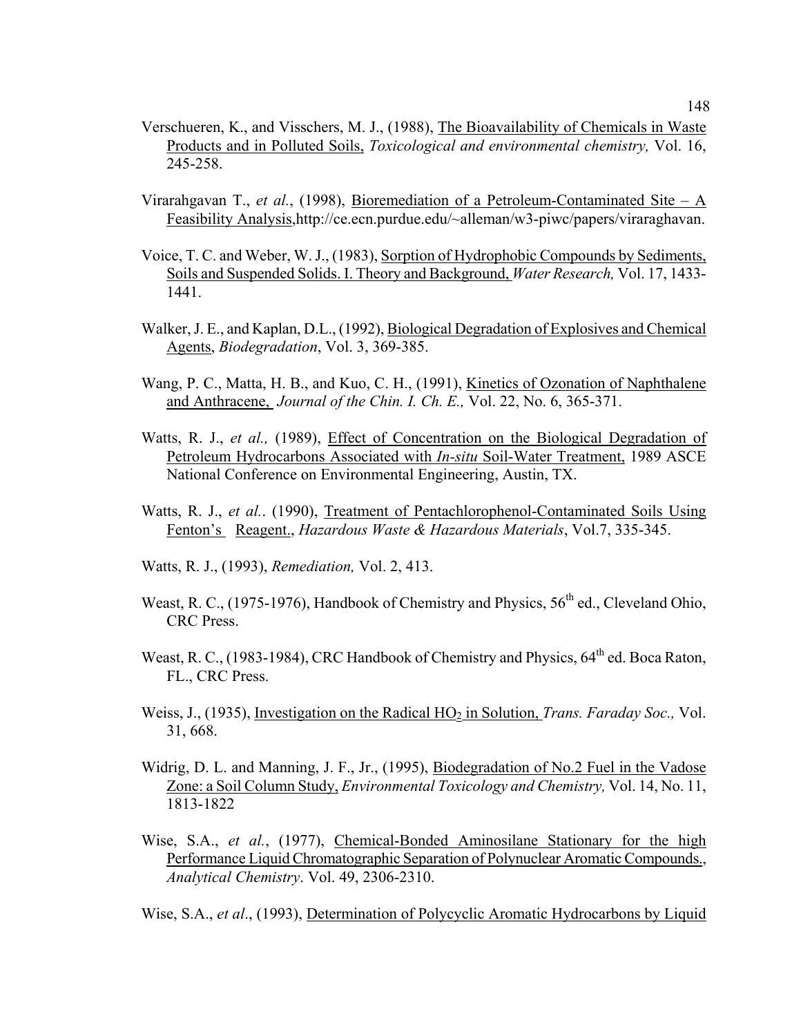Verschueren, K., and Visschers, M. J., (1988), The Bioavailability of Chemicals in Waste Products and in Polluted Soils, *Toxicological and environmental chemistry,* Vol. 16, 245-258.

Virarahgavan T., *et al.*, (1998), Bioremediation of a Petroleum-Contaminated Site – A Feasibility Analysis,http://ce.ecn.purdue.edu/~alleman/w3-piwc/papers/viraraghavan.

Voice, T. C. and Weber, W. J., (1983), Sorption of Hydrophobic Compounds by Sediments, Soils and Suspended Solids. I. Theory and Background, *Water Research,* Vol. 17, 1433-1441.

Walker, J. E., and Kaplan, D.L., (1992), Biological Degradation of Explosives and Chemical Agents, *Biodegradation*, Vol. 3, 369-385.

Wang, P. C., Matta, H. B., and Kuo, C. H., (1991), Kinetics of Ozonation of Naphthalene and Anthracene, *Journal of the Chin. I. Ch. E.,* Vol. 22, No. 6, 365-371.

Watts, R. J., *et al.,* (1989), Effect of Concentration on the Biological Degradation of Petroleum Hydrocarbons Associated with *In-situ* Soil-Water Treatment, 1989 ASCE National Conference on Environmental Engineering, Austin, TX.

Watts, R. J., *et al.*. (1990), Treatment of Pentachlorophenol-Contaminated Soils Using Fenton's Reagent., *Hazardous Waste & Hazardous Materials*, Vol.7, 335-345.

Watts, R. J., (1993), *Remediation,* Vol. 2, 413.

Weast, R. C., (1975-1976), Handbook of Chemistry and Physics, 56th ed., Cleveland Ohio, CRC Press.

Weast, R. C., (1983-1984), CRC Handbook of Chemistry and Physics, 64th ed. Boca Raton, FL., CRC Press.

Weiss, J., (1935), Investigation on the Radical $HO_2$ in Solution, *Trans. Faraday Soc.,* Vol. 31, 668.

Widrig, D. L. and Manning, J. F., Jr., (1995), Biodegradation of No.2 Fuel in the Vadose Zone: a Soil Column Study, *Environmental Toxicology and Chemistry,* Vol. 14, No. 11, 1813-1822

Wise, S.A., *et al.*, (1977), Chemical-Bonded Aminosilane Stationary for the high Performance Liquid Chromatographic Separation of Polynuclear Aromatic Compounds., *Analytical Chemistry*. Vol. 49, 2306-2310.

Wise, S.A., *et al*., (1993), Determination of Polycyclic Aromatic Hydrocarbons by Liquid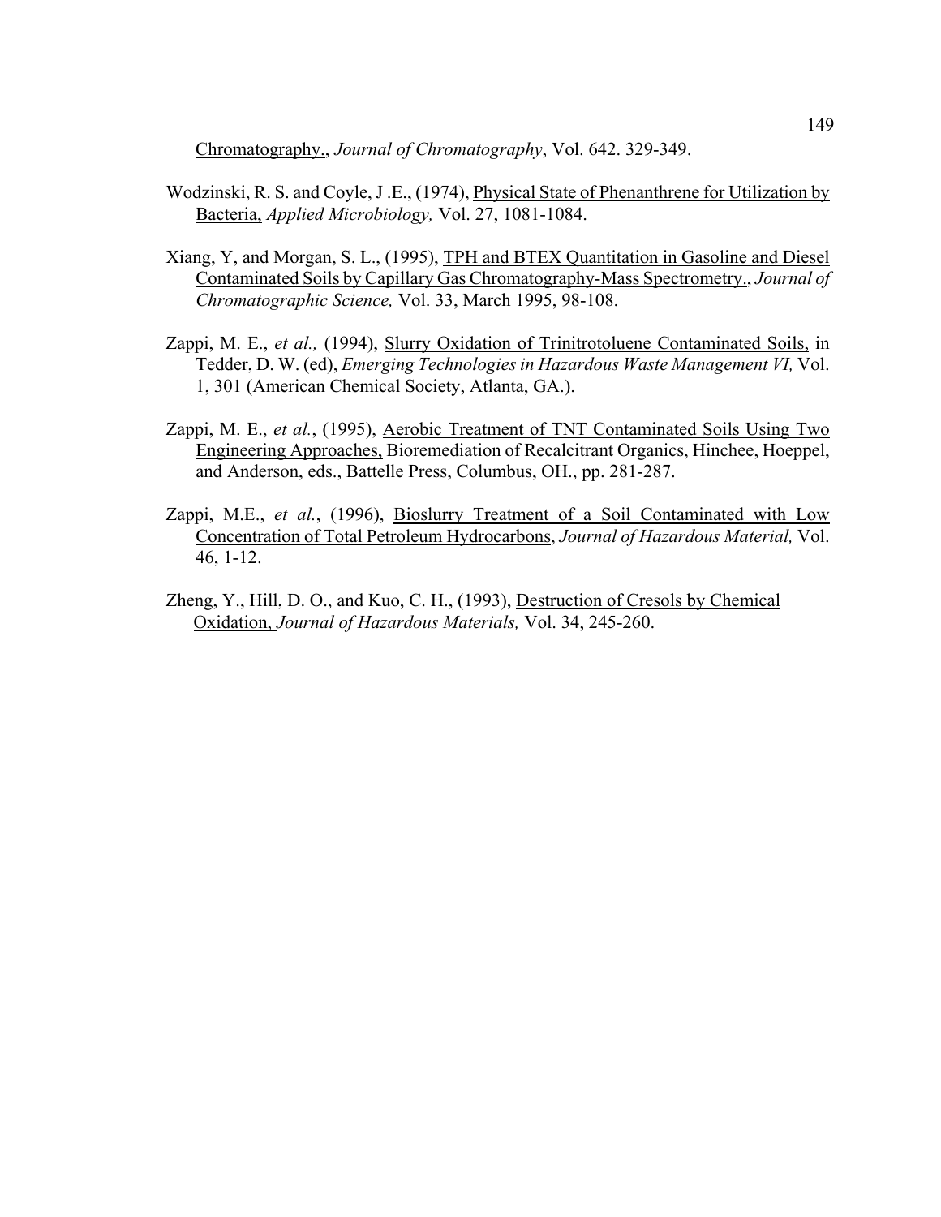Chromatography., *Journal of Chromatography*, Vol. 642. 329-349.

Wodzinski, R. S. and Coyle, J .E., (1974), Physical State of Phenanthrene for Utilization by Bacteria, *Applied Microbiology,* Vol. 27, 1081-1084.

Xiang, Y, and Morgan, S. L., (1995), TPH and BTEX Quantitation in Gasoline and Diesel Contaminated Soils by Capillary Gas Chromatography-Mass Spectrometry., *Journal of Chromatographic Science,* Vol. 33, March 1995, 98-108.

Zappi, M. E., *et al.,* (1994), Slurry Oxidation of Trinitrotoluene Contaminated Soils, in Tedder, D. W. (ed), *Emerging Technologies in Hazardous Waste Management VI,* Vol. 1, 301 (American Chemical Society, Atlanta, GA.).

Zappi, M. E., *et al.*, (1995), Aerobic Treatment of TNT Contaminated Soils Using Two Engineering Approaches, Bioremediation of Recalcitrant Organics, Hinchee, Hoeppel, and Anderson, eds., Battelle Press, Columbus, OH., pp. 281-287.

Zappi, M.E., *et al.*, (1996), Bioslurry Treatment of a Soil Contaminated with Low Concentration of Total Petroleum Hydrocarbons, *Journal of Hazardous Material,* Vol. 46, 1-12.

Zheng, Y., Hill, D. O., and Kuo, C. H., (1993), Destruction of Cresols by Chemical Oxidation, *Journal of Hazardous Materials,* Vol. 34, 245-260.